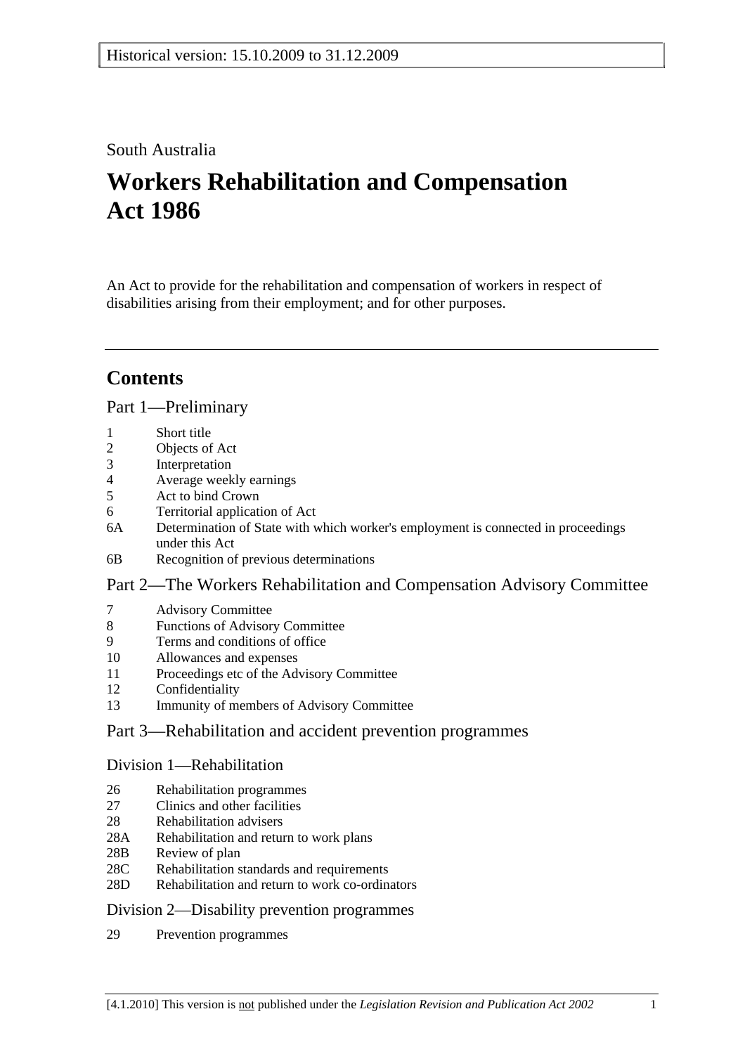South Australia

# Workers Rehabilitation and Compensation Act 1986

An Act to provide for the rehabilitation and compensation of workers in respect of disabilities arising from their employment; and for other purposes.

---

## Contents

### Part 1—Preliminary

1 Short title
2 Objects of Act
3 Interpretation
4 Average weekly earnings
5 Act to bind Crown
6 Territorial application of Act
6A Determination of State with which worker's employment is connected in proceedings under this Act
6B Recognition of previous determinations

### Part 2—The Workers Rehabilitation and Compensation Advisory Committee

7 Advisory Committee
8 Functions of Advisory Committee
9 Terms and conditions of office
10 Allowances and expenses
11 Proceedings etc of the Advisory Committee
12 Confidentiality
13 Immunity of members of Advisory Committee

### Part 3—Rehabilitation and accident prevention programmes

#### Division 1—Rehabilitation

26 Rehabilitation programmes
27 Clinics and other facilities
28 Rehabilitation advisers
28A Rehabilitation and return to work plans
28B Review of plan
28C Rehabilitation standards and requirements
28D Rehabilitation and return to work co-ordinators

#### Division 2—Disability prevention programmes

29 Prevention programmes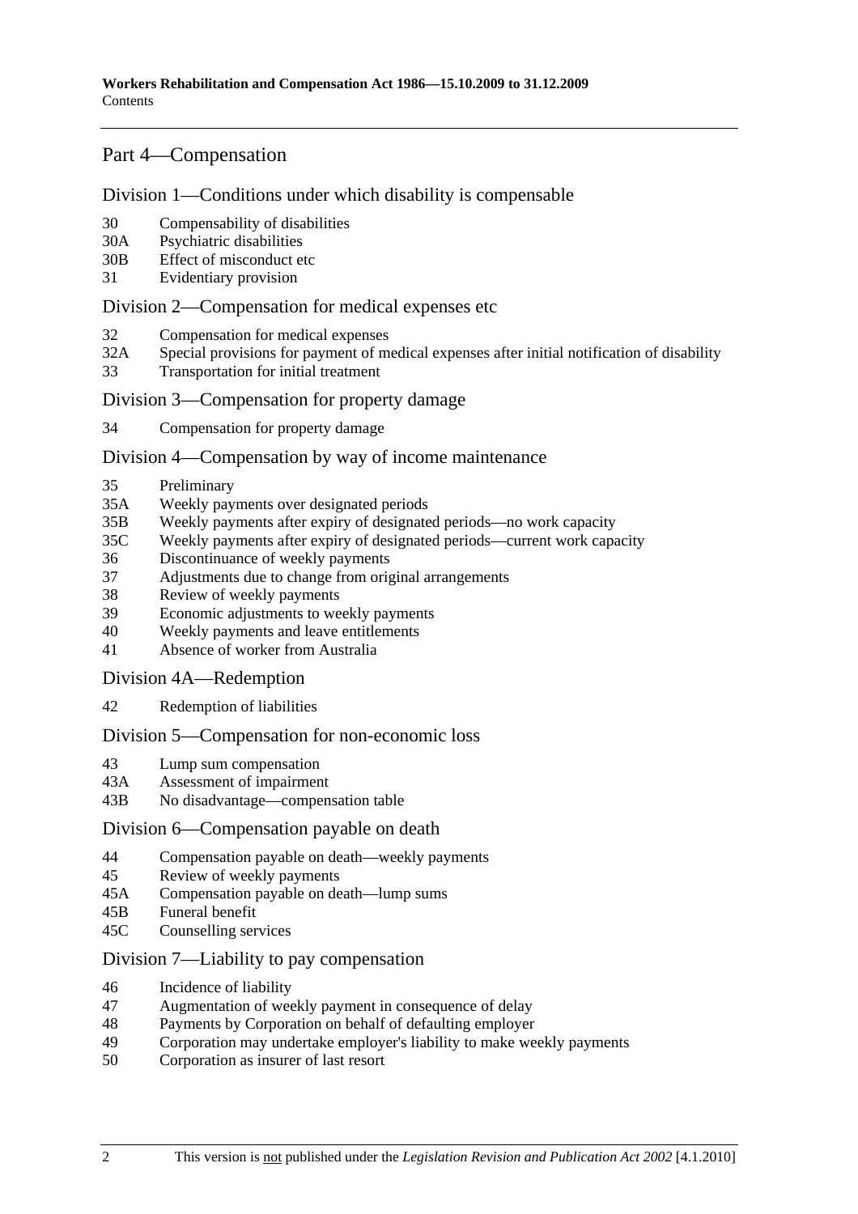## Part 4—Compensation

### Division 1—Conditions under which disability is compensable

30 Compensability of disabilities
30A Psychiatric disabilities
30B Effect of misconduct etc
31 Evidentiary provision

### Division 2—Compensation for medical expenses etc

32 Compensation for medical expenses
32A Special provisions for payment of medical expenses after initial notification of disability
33 Transportation for initial treatment

### Division 3—Compensation for property damage

34 Compensation for property damage

### Division 4—Compensation by way of income maintenance

35 Preliminary
35A Weekly payments over designated periods
35B Weekly payments after expiry of designated periods—no work capacity
35C Weekly payments after expiry of designated periods—current work capacity
36 Discontinuance of weekly payments
37 Adjustments due to change from original arrangements
38 Review of weekly payments
39 Economic adjustments to weekly payments
40 Weekly payments and leave entitlements
41 Absence of worker from Australia

### Division 4A—Redemption

42 Redemption of liabilities

### Division 5—Compensation for non-economic loss

43 Lump sum compensation
43A Assessment of impairment
43B No disadvantage—compensation table

### Division 6—Compensation payable on death

44 Compensation payable on death—weekly payments
45 Review of weekly payments
45A Compensation payable on death—lump sums
45B Funeral benefit
45C Counselling services

### Division 7—Liability to pay compensation

46 Incidence of liability
47 Augmentation of weekly payment in consequence of delay
48 Payments by Corporation on behalf of defaulting employer
49 Corporation may undertake employer's liability to make weekly payments
50 Corporation as insurer of last resort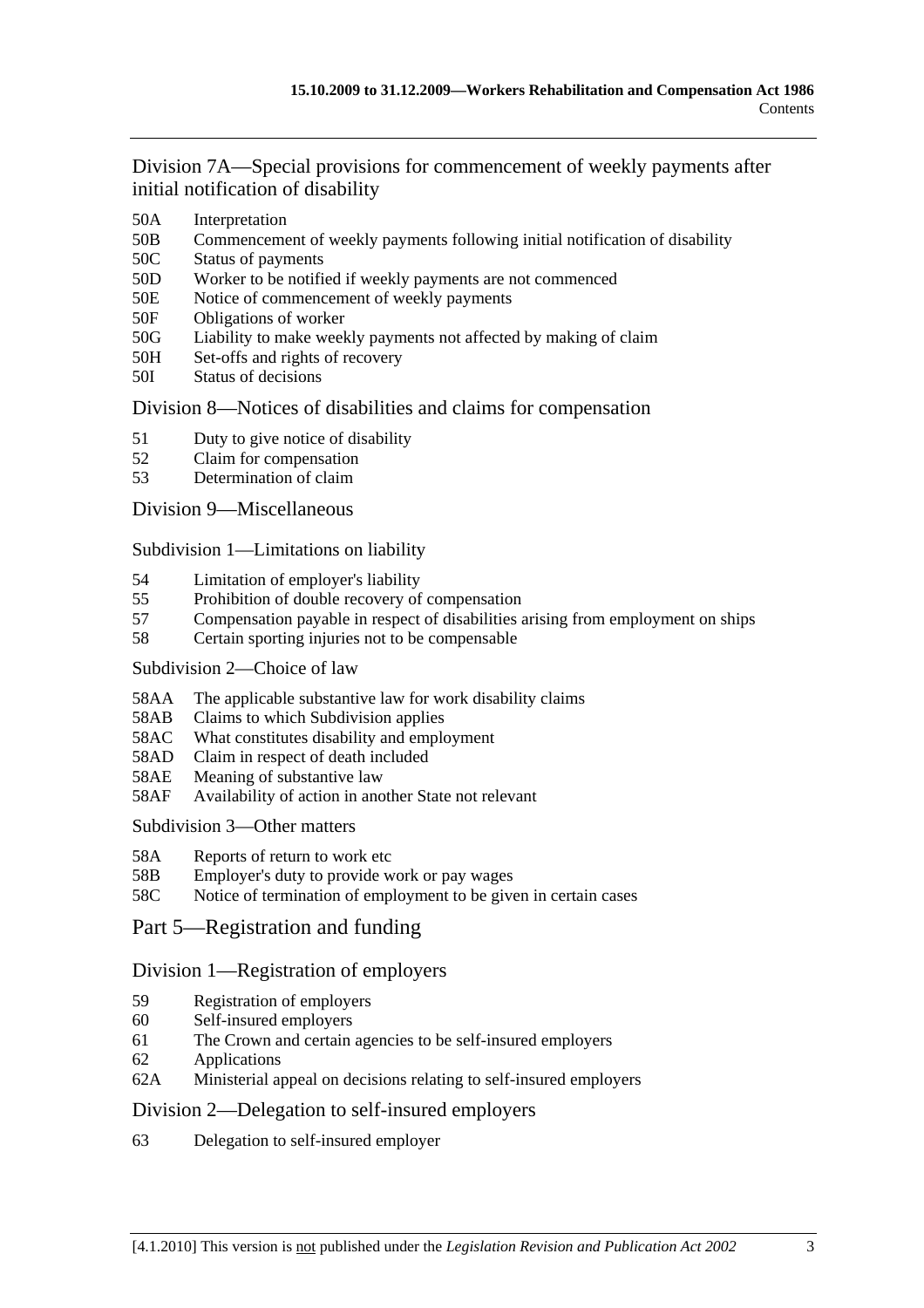## Division 7A—Special provisions for commencement of weekly payments after initial notification of disability

50A Interpretation
50B Commencement of weekly payments following initial notification of disability
50C Status of payments
50D Worker to be notified if weekly payments are not commenced
50E Notice of commencement of weekly payments
50F Obligations of worker
50G Liability to make weekly payments not affected by making of claim
50H Set-offs and rights of recovery
50I Status of decisions

## Division 8—Notices of disabilities and claims for compensation

51 Duty to give notice of disability
52 Claim for compensation
53 Determination of claim

## Division 9—Miscellaneous

### Subdivision 1—Limitations on liability

54 Limitation of employer's liability
55 Prohibition of double recovery of compensation
57 Compensation payable in respect of disabilities arising from employment on ships
58 Certain sporting injuries not to be compensable

### Subdivision 2—Choice of law

58AA The applicable substantive law for work disability claims
58AB Claims to which Subdivision applies
58AC What constitutes disability and employment
58AD Claim in respect of death included
58AE Meaning of substantive law
58AF Availability of action in another State not relevant

### Subdivision 3—Other matters

58A Reports of return to work etc
58B Employer's duty to provide work or pay wages
58C Notice of termination of employment to be given in certain cases

# Part 5—Registration and funding

## Division 1—Registration of employers

59 Registration of employers
60 Self-insured employers
61 The Crown and certain agencies to be self-insured employers
62 Applications
62A Ministerial appeal on decisions relating to self-insured employers

## Division 2—Delegation to self-insured employers

63 Delegation to self-insured employer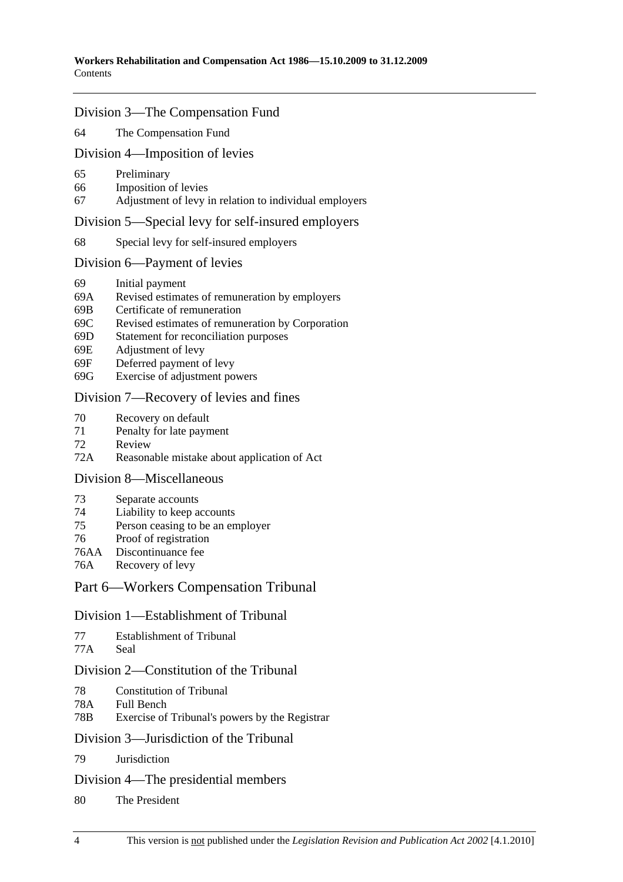### Division 3—The Compensation Fund

64 The Compensation Fund

### Division 4—Imposition of levies

65 Preliminary
66 Imposition of levies
67 Adjustment of levy in relation to individual employers

### Division 5—Special levy for self-insured employers

68 Special levy for self-insured employers

### Division 6—Payment of levies

69 Initial payment
69A Revised estimates of remuneration by employers
69B Certificate of remuneration
69C Revised estimates of remuneration by Corporation
69D Statement for reconciliation purposes
69E Adjustment of levy
69F Deferred payment of levy
69G Exercise of adjustment powers

### Division 7—Recovery of levies and fines

70 Recovery on default
71 Penalty for late payment
72 Review
72A Reasonable mistake about application of Act

### Division 8—Miscellaneous

73 Separate accounts
74 Liability to keep accounts
75 Person ceasing to be an employer
76 Proof of registration
76AA Discontinuance fee
76A Recovery of levy

## Part 6—Workers Compensation Tribunal

### Division 1—Establishment of Tribunal

77 Establishment of Tribunal
77A Seal

### Division 2—Constitution of the Tribunal

78 Constitution of Tribunal
78A Full Bench
78B Exercise of Tribunal's powers by the Registrar

### Division 3—Jurisdiction of the Tribunal

79 Jurisdiction

### Division 4—The presidential members

80 The President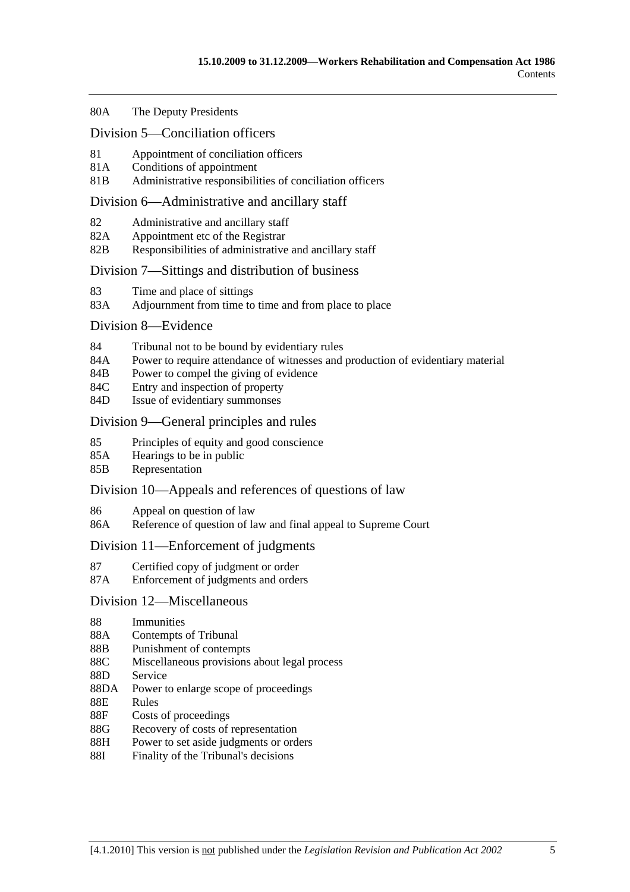80A The Deputy Presidents

Division 5—Conciliation officers

81 Appointment of conciliation officers
81A Conditions of appointment
81B Administrative responsibilities of conciliation officers

Division 6—Administrative and ancillary staff

82 Administrative and ancillary staff
82A Appointment etc of the Registrar
82B Responsibilities of administrative and ancillary staff

Division 7—Sittings and distribution of business

83 Time and place of sittings
83A Adjournment from time to time and from place to place

Division 8—Evidence

84 Tribunal not to be bound by evidentiary rules
84A Power to require attendance of witnesses and production of evidentiary material
84B Power to compel the giving of evidence
84C Entry and inspection of property
84D Issue of evidentiary summonses

Division 9—General principles and rules

85 Principles of equity and good conscience
85A Hearings to be in public
85B Representation

Division 10—Appeals and references of questions of law

86 Appeal on question of law
86A Reference of question of law and final appeal to Supreme Court

Division 11—Enforcement of judgments

87 Certified copy of judgment or order
87A Enforcement of judgments and orders

Division 12—Miscellaneous

88 Immunities
88A Contempts of Tribunal
88B Punishment of contempts
88C Miscellaneous provisions about legal process
88D Service
88DA Power to enlarge scope of proceedings
88E Rules
88F Costs of proceedings
88G Recovery of costs of representation
88H Power to set aside judgments or orders
88I Finality of the Tribunal's decisions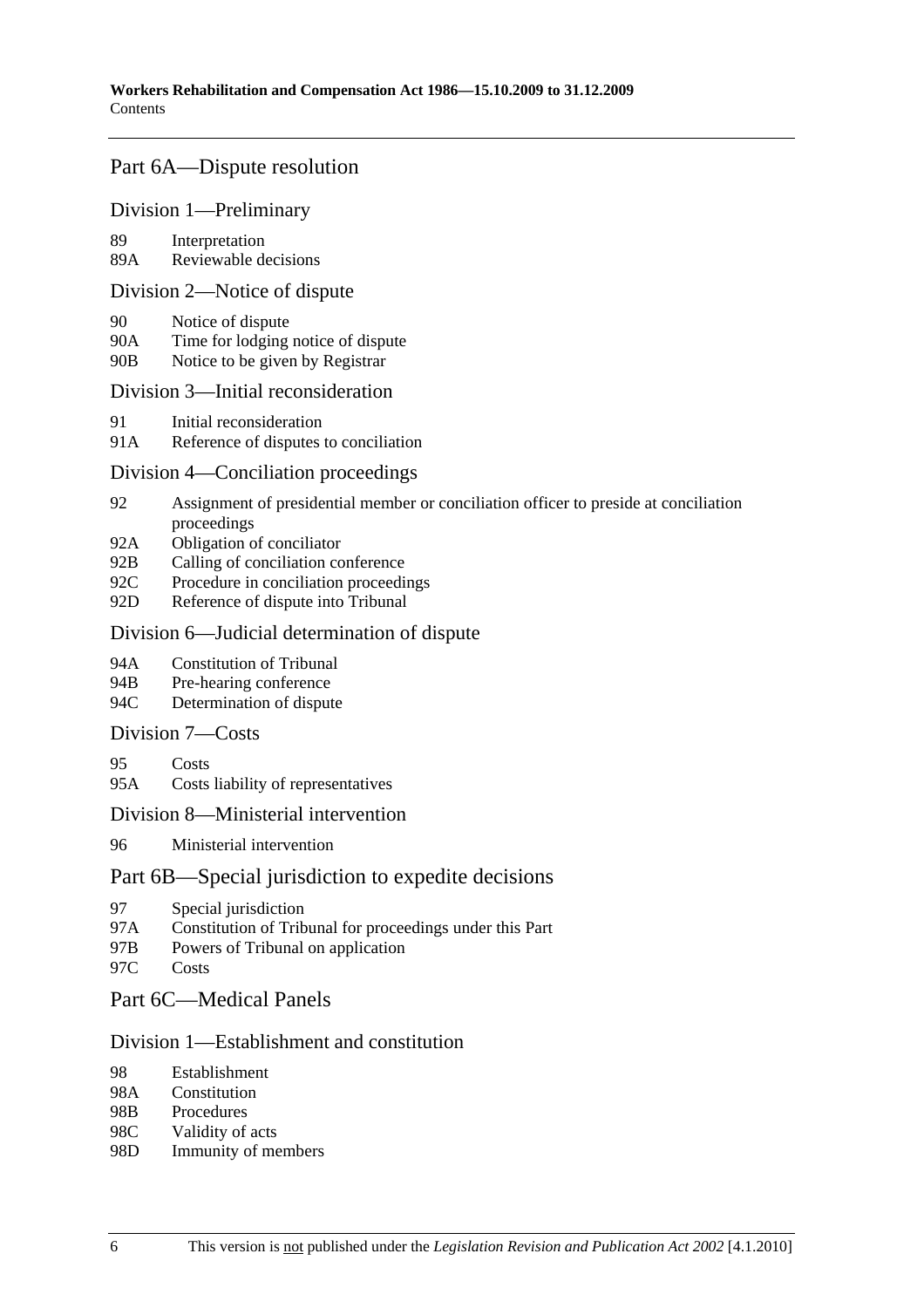## Part 6A—Dispute resolution

### Division 1—Preliminary

89 Interpretation
89A Reviewable decisions

### Division 2—Notice of dispute

90 Notice of dispute
90A Time for lodging notice of dispute
90B Notice to be given by Registrar

### Division 3—Initial reconsideration

91 Initial reconsideration
91A Reference of disputes to conciliation

### Division 4—Conciliation proceedings

92 Assignment of presidential member or conciliation officer to preside at conciliation proceedings
92A Obligation of conciliator
92B Calling of conciliation conference
92C Procedure in conciliation proceedings
92D Reference of dispute into Tribunal

### Division 6—Judicial determination of dispute

94A Constitution of Tribunal
94B Pre-hearing conference
94C Determination of dispute

### Division 7—Costs

95 Costs
95A Costs liability of representatives

### Division 8—Ministerial intervention

96 Ministerial intervention

## Part 6B—Special jurisdiction to expedite decisions

97 Special jurisdiction
97A Constitution of Tribunal for proceedings under this Part
97B Powers of Tribunal on application
97C Costs

## Part 6C—Medical Panels

### Division 1—Establishment and constitution

98 Establishment
98A Constitution
98B Procedures
98C Validity of acts
98D Immunity of members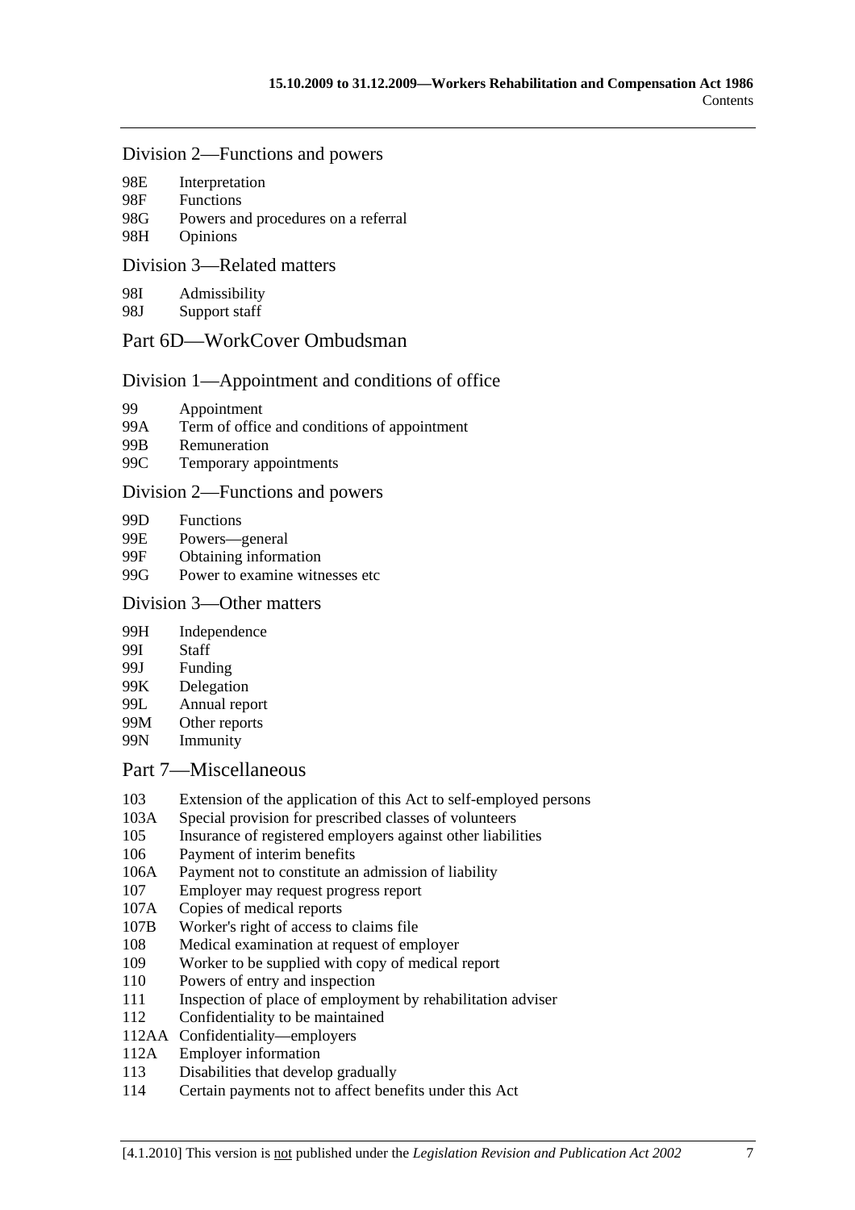### Division 2—Functions and powers

98E Interpretation
98F Functions
98G Powers and procedures on a referral
98H Opinions

### Division 3—Related matters

98I Admissibility
98J Support staff

## Part 6D—WorkCover Ombudsman

### Division 1—Appointment and conditions of office

99 Appointment
99A Term of office and conditions of appointment
99B Remuneration
99C Temporary appointments

### Division 2—Functions and powers

99D Functions
99E Powers—general
99F Obtaining information
99G Power to examine witnesses etc

### Division 3—Other matters

99H Independence
99I Staff
99J Funding
99K Delegation
99L Annual report
99M Other reports
99N Immunity

## Part 7—Miscellaneous

103 Extension of the application of this Act to self-employed persons
103A Special provision for prescribed classes of volunteers
105 Insurance of registered employers against other liabilities
106 Payment of interim benefits
106A Payment not to constitute an admission of liability
107 Employer may request progress report
107A Copies of medical reports
107B Worker's right of access to claims file
108 Medical examination at request of employer
109 Worker to be supplied with copy of medical report
110 Powers of entry and inspection
111 Inspection of place of employment by rehabilitation adviser
112 Confidentiality to be maintained
112AA Confidentiality—employers
112A Employer information
113 Disabilities that develop gradually
114 Certain payments not to affect benefits under this Act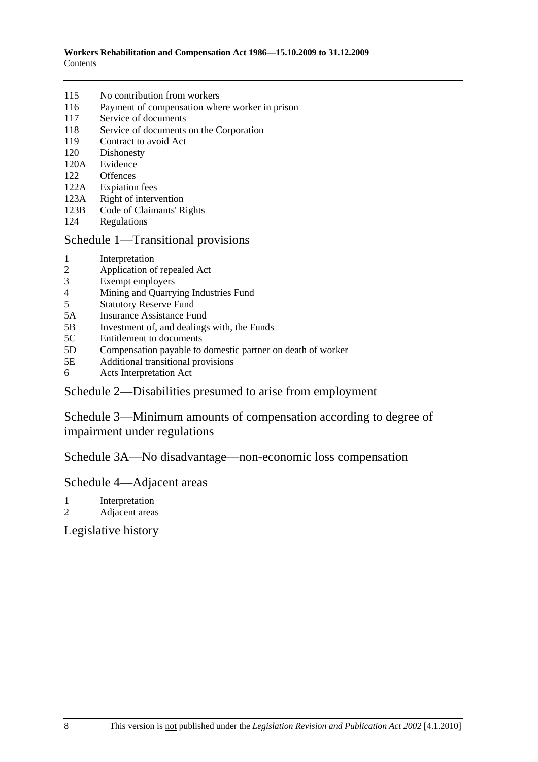115 No contribution from workers
116 Payment of compensation where worker in prison
117 Service of documents
118 Service of documents on the Corporation
119 Contract to avoid Act
120 Dishonesty
120A Evidence
122 Offences
122A Expiation fees
123A Right of intervention
123B Code of Claimants' Rights
124 Regulations

## Schedule 1—Transitional provisions

1 Interpretation
2 Application of repealed Act
3 Exempt employers
4 Mining and Quarrying Industries Fund
5 Statutory Reserve Fund
5A Insurance Assistance Fund
5B Investment of, and dealings with, the Funds
5C Entitlement to documents
5D Compensation payable to domestic partner on death of worker
5E Additional transitional provisions
6 Acts Interpretation Act

## Schedule 2—Disabilities presumed to arise from employment

## Schedule 3—Minimum amounts of compensation according to degree of impairment under regulations

## Schedule 3A—No disadvantage—non-economic loss compensation

## Schedule 4—Adjacent areas

1 Interpretation
2 Adjacent areas

## Legislative history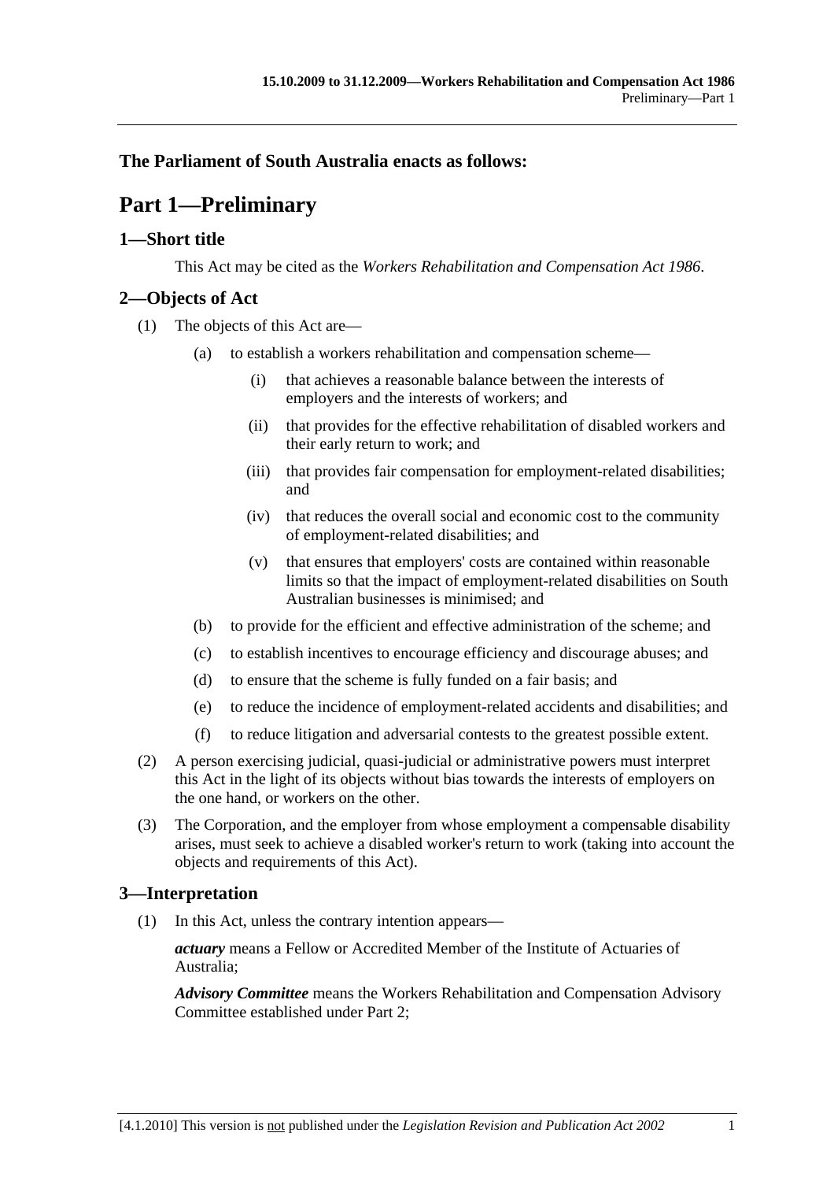**The Parliament of South Australia enacts as follows:**

# Part 1—Preliminary

## 1—Short title

This Act may be cited as the *Workers Rehabilitation and Compensation Act 1986*.

## 2—Objects of Act

(1) The objects of this Act are—

(a) to establish a workers rehabilitation and compensation scheme—

(i) that achieves a reasonable balance between the interests of employers and the interests of workers; and

(ii) that provides for the effective rehabilitation of disabled workers and their early return to work; and

(iii) that provides fair compensation for employment-related disabilities; and

(iv) that reduces the overall social and economic cost to the community of employment-related disabilities; and

(v) that ensures that employers' costs are contained within reasonable limits so that the impact of employment-related disabilities on South Australian businesses is minimised; and

(b) to provide for the efficient and effective administration of the scheme; and

(c) to establish incentives to encourage efficiency and discourage abuses; and

(d) to ensure that the scheme is fully funded on a fair basis; and

(e) to reduce the incidence of employment-related accidents and disabilities; and

(f) to reduce litigation and adversarial contests to the greatest possible extent.

(2) A person exercising judicial, quasi-judicial or administrative powers must interpret this Act in the light of its objects without bias towards the interests of employers on the one hand, or workers on the other.

(3) The Corporation, and the employer from whose employment a compensable disability arises, must seek to achieve a disabled worker's return to work (taking into account the objects and requirements of this Act).

## 3—Interpretation

(1) In this Act, unless the contrary intention appears—

***actuary*** means a Fellow or Accredited Member of the Institute of Actuaries of Australia;

***Advisory Committee*** means the Workers Rehabilitation and Compensation Advisory Committee established under Part 2;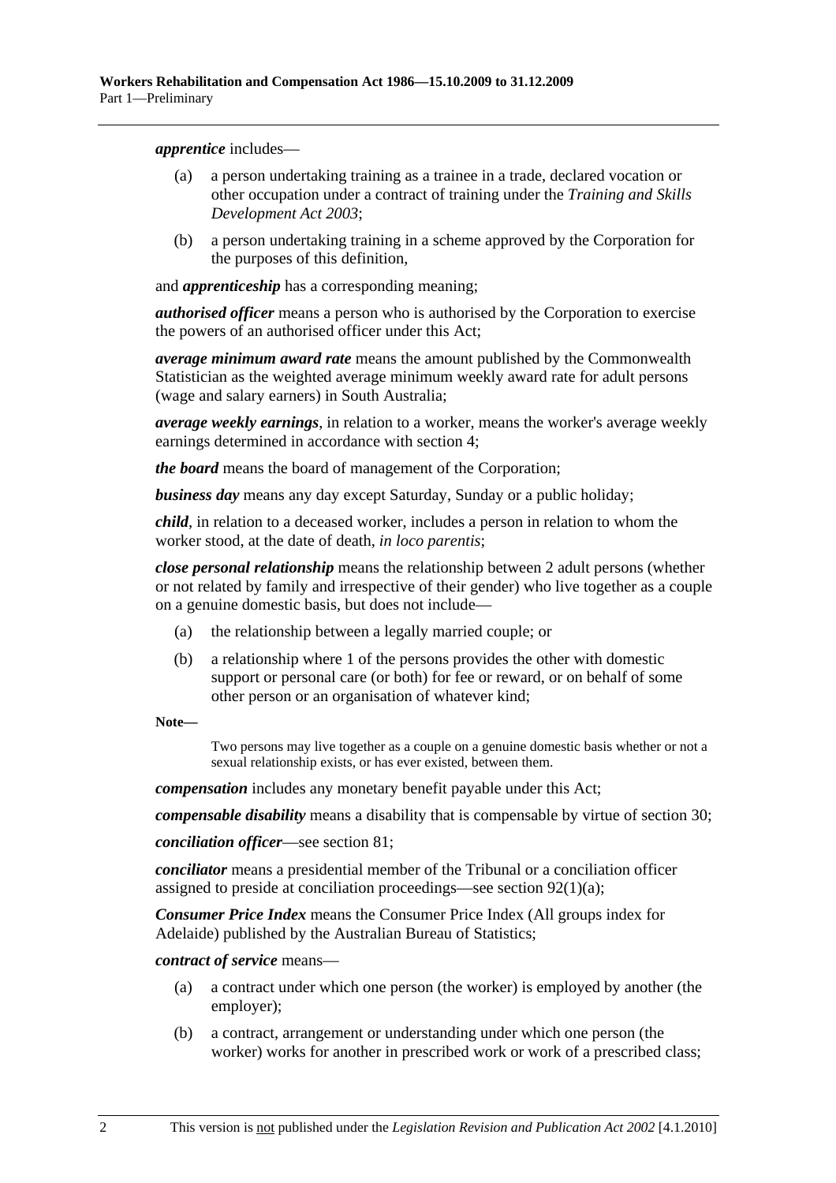***apprentice*** includes—

- (a) a person undertaking training as a trainee in a trade, declared vocation or other occupation under a contract of training under the *Training and Skills Development Act 2003*;
- (b) a person undertaking training in a scheme approved by the Corporation for the purposes of this definition,

and ***apprenticeship*** has a corresponding meaning;

***authorised officer*** means a person who is authorised by the Corporation to exercise the powers of an authorised officer under this Act;

***average minimum award rate*** means the amount published by the Commonwealth Statistician as the weighted average minimum weekly award rate for adult persons (wage and salary earners) in South Australia;

***average weekly earnings***, in relation to a worker, means the worker's average weekly earnings determined in accordance with section 4;

***the board*** means the board of management of the Corporation;

***business day*** means any day except Saturday, Sunday or a public holiday;

***child***, in relation to a deceased worker, includes a person in relation to whom the worker stood, at the date of death, *in loco parentis*;

***close personal relationship*** means the relationship between 2 adult persons (whether or not related by family and irrespective of their gender) who live together as a couple on a genuine domestic basis, but does not include—

- (a) the relationship between a legally married couple; or
- (b) a relationship where 1 of the persons provides the other with domestic support or personal care (or both) for fee or reward, or on behalf of some other person or an organisation of whatever kind;

**Note—**

Two persons may live together as a couple on a genuine domestic basis whether or not a sexual relationship exists, or has ever existed, between them.

***compensation*** includes any monetary benefit payable under this Act;

***compensable disability*** means a disability that is compensable by virtue of section 30;

***conciliation officer***—see section 81;

***conciliator*** means a presidential member of the Tribunal or a conciliation officer assigned to preside at conciliation proceedings—see section 92(1)(a);

***Consumer Price Index*** means the Consumer Price Index (All groups index for Adelaide) published by the Australian Bureau of Statistics;

***contract of service*** means—

- (a) a contract under which one person (the worker) is employed by another (the employer);
- (b) a contract, arrangement or understanding under which one person (the worker) works for another in prescribed work or work of a prescribed class;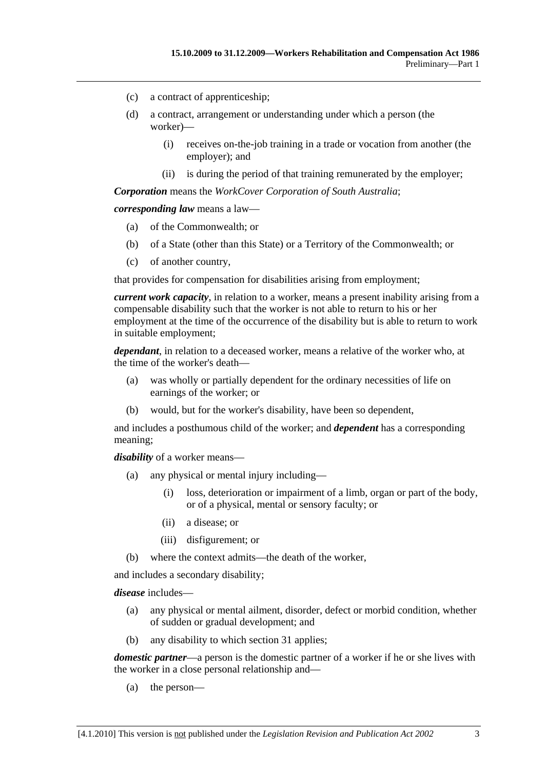(c) a contract of apprenticeship;

(d) a contract, arrangement or understanding under which a person (the worker)—

  (i) receives on-the-job training in a trade or vocation from another (the employer); and

  (ii) is during the period of that training remunerated by the employer;

***Corporation*** means the *WorkCover Corporation of South Australia*;

***corresponding law*** means a law—

(a) of the Commonwealth; or

(b) of a State (other than this State) or a Territory of the Commonwealth; or

(c) of another country,

that provides for compensation for disabilities arising from employment;

***current work capacity***, in relation to a worker, means a present inability arising from a compensable disability such that the worker is not able to return to his or her employment at the time of the occurrence of the disability but is able to return to work in suitable employment;

***dependant***, in relation to a deceased worker, means a relative of the worker who, at the time of the worker's death—

(a) was wholly or partially dependent for the ordinary necessities of life on earnings of the worker; or

(b) would, but for the worker's disability, have been so dependent,

and includes a posthumous child of the worker; and ***dependent*** has a corresponding meaning;

***disability*** of a worker means—

(a) any physical or mental injury including—

  (i) loss, deterioration or impairment of a limb, organ or part of the body, or of a physical, mental or sensory faculty; or

  (ii) a disease; or

  (iii) disfigurement; or

(b) where the context admits—the death of the worker,

and includes a secondary disability;

***disease*** includes—

(a) any physical or mental ailment, disorder, defect or morbid condition, whether of sudden or gradual development; and

(b) any disability to which section 31 applies;

***domestic partner***—a person is the domestic partner of a worker if he or she lives with the worker in a close personal relationship and—

(a) the person—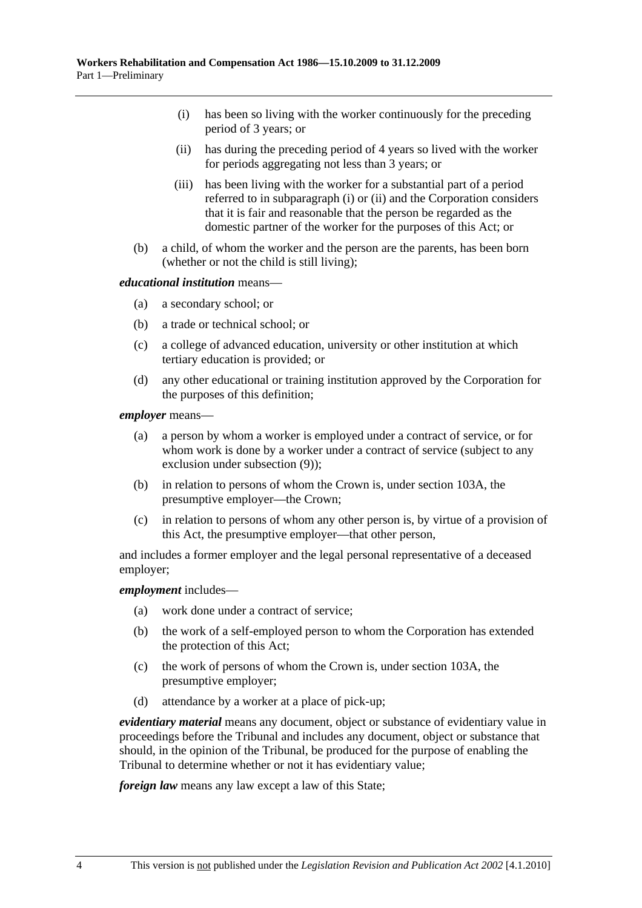(i) has been so living with the worker continuously for the preceding period of 3 years; or

(ii) has during the preceding period of 4 years so lived with the worker for periods aggregating not less than 3 years; or

(iii) has been living with the worker for a substantial part of a period referred to in subparagraph (i) or (ii) and the Corporation considers that it is fair and reasonable that the person be regarded as the domestic partner of the worker for the purposes of this Act; or

(b) a child, of whom the worker and the person are the parents, has been born (whether or not the child is still living);

***educational institution*** means—

(a) a secondary school; or

(b) a trade or technical school; or

(c) a college of advanced education, university or other institution at which tertiary education is provided; or

(d) any other educational or training institution approved by the Corporation for the purposes of this definition;

***employer*** means—

(a) a person by whom a worker is employed under a contract of service, or for whom work is done by a worker under a contract of service (subject to any exclusion under subsection (9));

(b) in relation to persons of whom the Crown is, under section 103A, the presumptive employer—the Crown;

(c) in relation to persons of whom any other person is, by virtue of a provision of this Act, the presumptive employer—that other person,

and includes a former employer and the legal personal representative of a deceased employer;

***employment*** includes—

(a) work done under a contract of service;

(b) the work of a self-employed person to whom the Corporation has extended the protection of this Act;

(c) the work of persons of whom the Crown is, under section 103A, the presumptive employer;

(d) attendance by a worker at a place of pick-up;

***evidentiary material*** means any document, object or substance of evidentiary value in proceedings before the Tribunal and includes any document, object or substance that should, in the opinion of the Tribunal, be produced for the purpose of enabling the Tribunal to determine whether or not it has evidentiary value;

***foreign law*** means any law except a law of this State;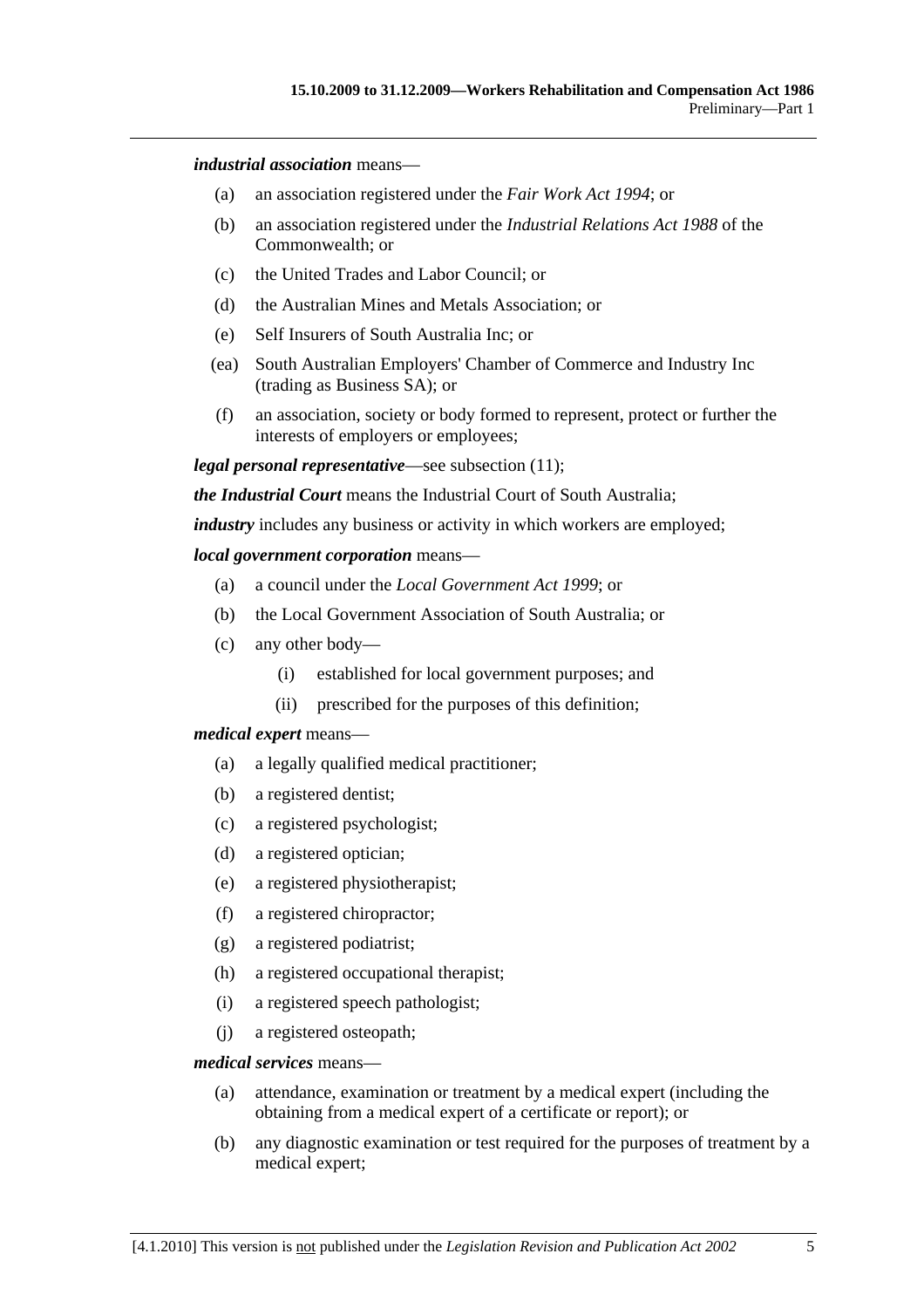***industrial association*** means—

- (a) an association registered under the *Fair Work Act 1994*; or
- (b) an association registered under the *Industrial Relations Act 1988* of the Commonwealth; or
- (c) the United Trades and Labor Council; or
- (d) the Australian Mines and Metals Association; or
- (e) Self Insurers of South Australia Inc; or
- (ea) South Australian Employers' Chamber of Commerce and Industry Inc (trading as Business SA); or
- (f) an association, society or body formed to represent, protect or further the interests of employers or employees;

***legal personal representative***—see subsection (11);

***the Industrial Court*** means the Industrial Court of South Australia;

***industry*** includes any business or activity in which workers are employed;

***local government corporation*** means—

- (a) a council under the *Local Government Act 1999*; or
- (b) the Local Government Association of South Australia; or
- (c) any other body—
  - (i) established for local government purposes; and
  - (ii) prescribed for the purposes of this definition;

***medical expert*** means—

- (a) a legally qualified medical practitioner;
- (b) a registered dentist;
- (c) a registered psychologist;
- (d) a registered optician;
- (e) a registered physiotherapist;
- (f) a registered chiropractor;
- (g) a registered podiatrist;
- (h) a registered occupational therapist;
- (i) a registered speech pathologist;
- (j) a registered osteopath;

***medical services*** means—

- (a) attendance, examination or treatment by a medical expert (including the obtaining from a medical expert of a certificate or report); or
- (b) any diagnostic examination or test required for the purposes of treatment by a medical expert;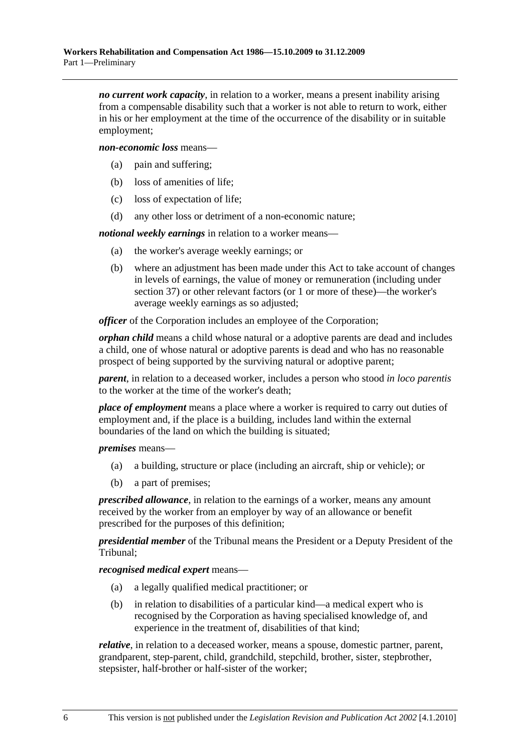***no current work capacity***, in relation to a worker, means a present inability arising from a compensable disability such that a worker is not able to return to work, either in his or her employment at the time of the occurrence of the disability or in suitable employment;

***non-economic loss*** means—

(a) pain and suffering;

(b) loss of amenities of life;

(c) loss of expectation of life;

(d) any other loss or detriment of a non-economic nature;

***notional weekly earnings*** in relation to a worker means—

(a) the worker's average weekly earnings; or

(b) where an adjustment has been made under this Act to take account of changes in levels of earnings, the value of money or remuneration (including under section 37) or other relevant factors (or 1 or more of these)—the worker's average weekly earnings as so adjusted;

***officer*** of the Corporation includes an employee of the Corporation;

***orphan child*** means a child whose natural or a adoptive parents are dead and includes a child, one of whose natural or adoptive parents is dead and who has no reasonable prospect of being supported by the surviving natural or adoptive parent;

***parent***, in relation to a deceased worker, includes a person who stood *in loco parentis* to the worker at the time of the worker's death;

***place of employment*** means a place where a worker is required to carry out duties of employment and, if the place is a building, includes land within the external boundaries of the land on which the building is situated;

***premises*** means—

(a) a building, structure or place (including an aircraft, ship or vehicle); or

(b) a part of premises;

***prescribed allowance***, in relation to the earnings of a worker, means any amount received by the worker from an employer by way of an allowance or benefit prescribed for the purposes of this definition;

***presidential member*** of the Tribunal means the President or a Deputy President of the Tribunal;

***recognised medical expert*** means—

(a) a legally qualified medical practitioner; or

(b) in relation to disabilities of a particular kind—a medical expert who is recognised by the Corporation as having specialised knowledge of, and experience in the treatment of, disabilities of that kind;

***relative***, in relation to a deceased worker, means a spouse, domestic partner, parent, grandparent, step-parent, child, grandchild, stepchild, brother, sister, stepbrother, stepsister, half-brother or half-sister of the worker;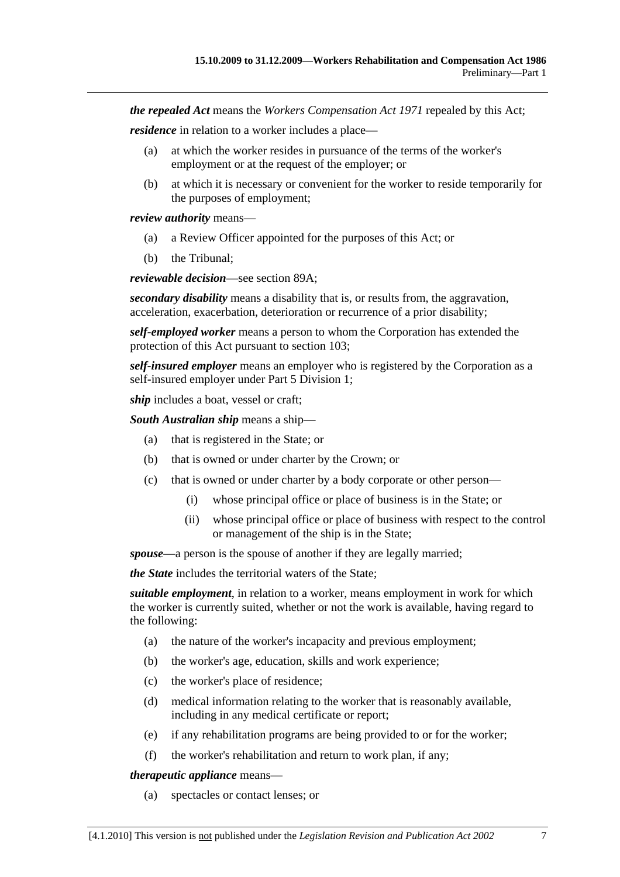***the repealed Act*** means the *Workers Compensation Act 1971* repealed by this Act;

***residence*** in relation to a worker includes a place—

- (a) at which the worker resides in pursuance of the terms of the worker's employment or at the request of the employer; or
- (b) at which it is necessary or convenient for the worker to reside temporarily for the purposes of employment;

***review authority*** means—

- (a) a Review Officer appointed for the purposes of this Act; or
- (b) the Tribunal;

***reviewable decision***—see section 89A;

***secondary disability*** means a disability that is, or results from, the aggravation, acceleration, exacerbation, deterioration or recurrence of a prior disability;

***self-employed worker*** means a person to whom the Corporation has extended the protection of this Act pursuant to section 103;

***self-insured employer*** means an employer who is registered by the Corporation as a self-insured employer under Part 5 Division 1;

***ship*** includes a boat, vessel or craft;

***South Australian ship*** means a ship—

- (a) that is registered in the State; or
- (b) that is owned or under charter by the Crown; or
- (c) that is owned or under charter by a body corporate or other person—
  - (i) whose principal office or place of business is in the State; or
  - (ii) whose principal office or place of business with respect to the control or management of the ship is in the State;

***spouse***—a person is the spouse of another if they are legally married;

***the State*** includes the territorial waters of the State;

***suitable employment***, in relation to a worker, means employment in work for which the worker is currently suited, whether or not the work is available, having regard to the following:

- (a) the nature of the worker's incapacity and previous employment;
- (b) the worker's age, education, skills and work experience;
- (c) the worker's place of residence;
- (d) medical information relating to the worker that is reasonably available, including in any medical certificate or report;
- (e) if any rehabilitation programs are being provided to or for the worker;
- (f) the worker's rehabilitation and return to work plan, if any;

***therapeutic appliance*** means—

- (a) spectacles or contact lenses; or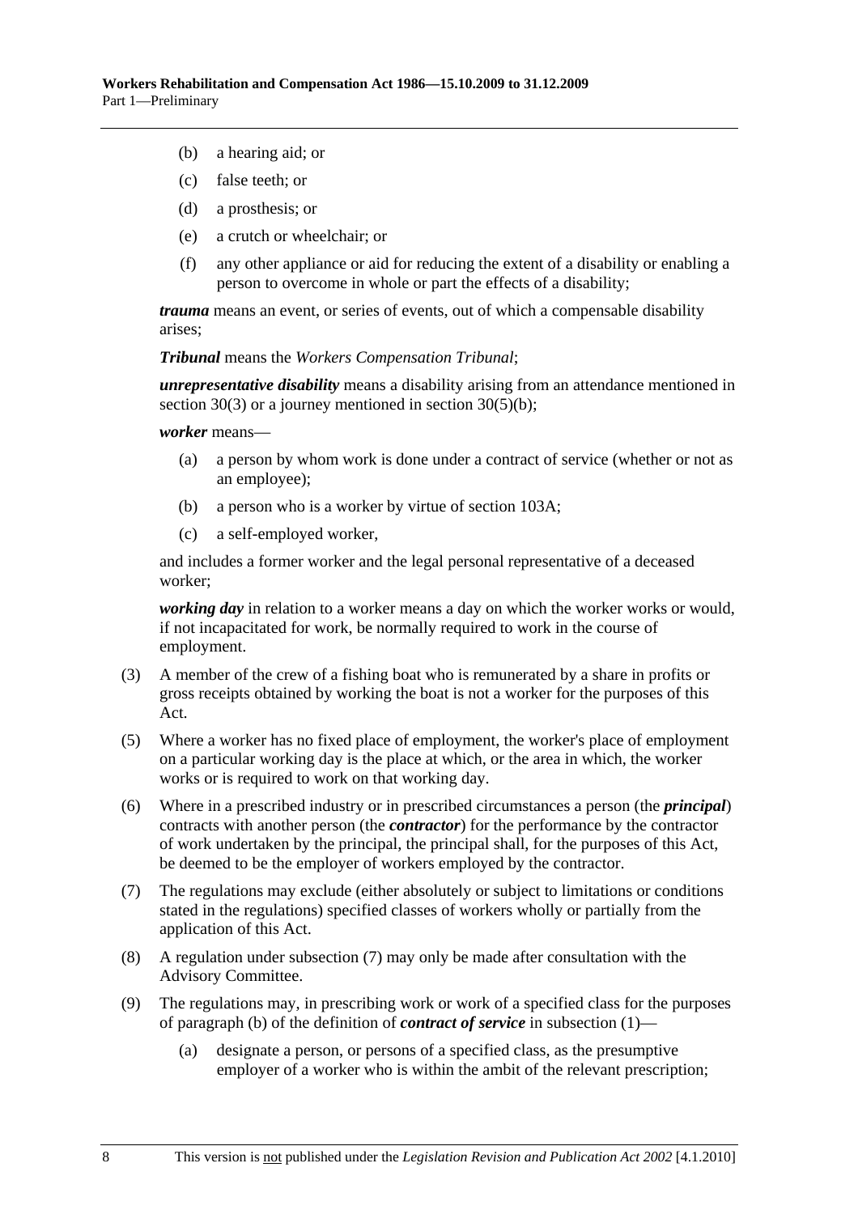(b) a hearing aid; or

(c) false teeth; or

(d) a prosthesis; or

(e) a crutch or wheelchair; or

(f) any other appliance or aid for reducing the extent of a disability or enabling a person to overcome in whole or part the effects of a disability;

***trauma*** means an event, or series of events, out of which a compensable disability arises;

***Tribunal*** means the *Workers Compensation Tribunal*;

***unrepresentative disability*** means a disability arising from an attendance mentioned in section 30(3) or a journey mentioned in section 30(5)(b);

***worker*** means—

(a) a person by whom work is done under a contract of service (whether or not as an employee);

(b) a person who is a worker by virtue of section 103A;

(c) a self-employed worker,

and includes a former worker and the legal personal representative of a deceased worker;

***working day*** in relation to a worker means a day on which the worker works or would, if not incapacitated for work, be normally required to work in the course of employment.

(3) A member of the crew of a fishing boat who is remunerated by a share in profits or gross receipts obtained by working the boat is not a worker for the purposes of this Act.

(5) Where a worker has no fixed place of employment, the worker's place of employment on a particular working day is the place at which, or the area in which, the worker works or is required to work on that working day.

(6) Where in a prescribed industry or in prescribed circumstances a person (the ***principal***) contracts with another person (the ***contractor***) for the performance by the contractor of work undertaken by the principal, the principal shall, for the purposes of this Act, be deemed to be the employer of workers employed by the contractor.

(7) The regulations may exclude (either absolutely or subject to limitations or conditions stated in the regulations) specified classes of workers wholly or partially from the application of this Act.

(8) A regulation under subsection (7) may only be made after consultation with the Advisory Committee.

(9) The regulations may, in prescribing work or work of a specified class for the purposes of paragraph (b) of the definition of ***contract of service*** in subsection (1)—

(a) designate a person, or persons of a specified class, as the presumptive employer of a worker who is within the ambit of the relevant prescription;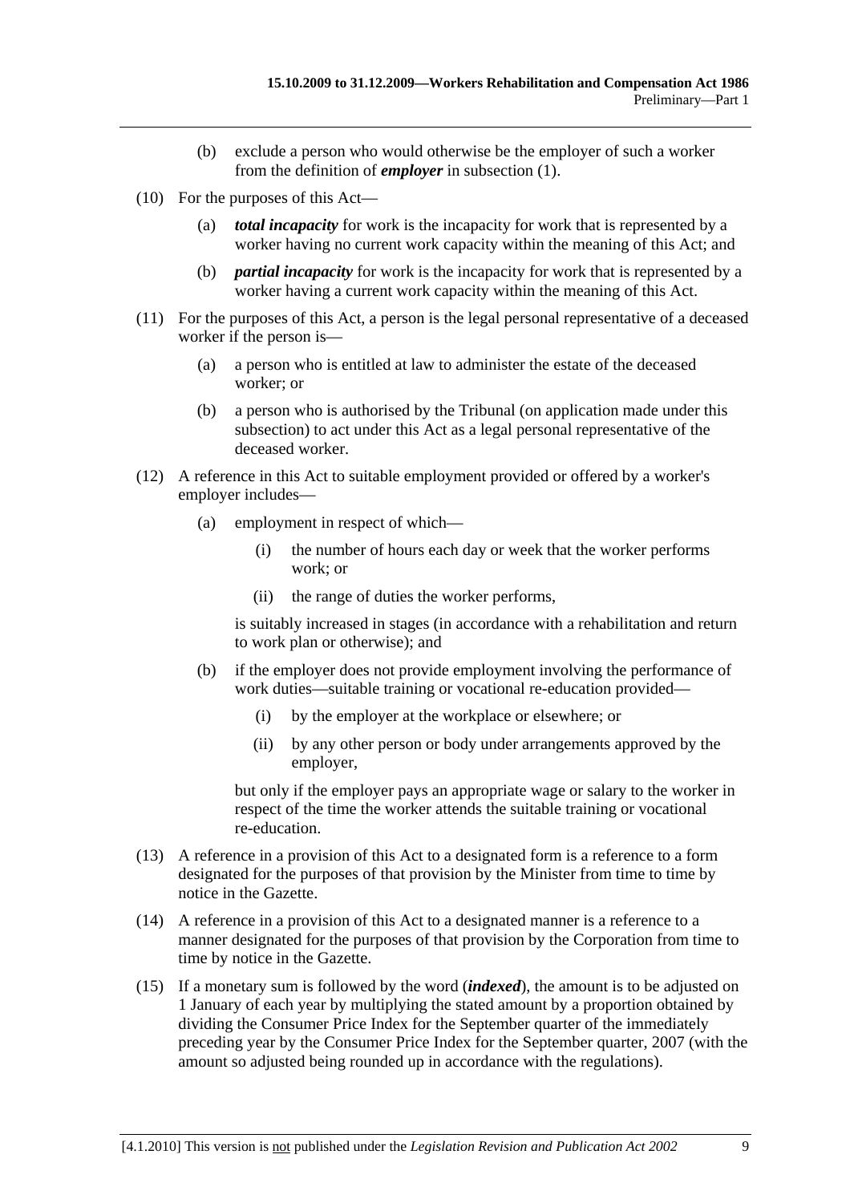(b) exclude a person who would otherwise be the employer of such a worker from the definition of ***employer*** in subsection (1).

(10) For the purposes of this Act—

(a) ***total incapacity*** for work is the incapacity for work that is represented by a worker having no current work capacity within the meaning of this Act; and

(b) ***partial incapacity*** for work is the incapacity for work that is represented by a worker having a current work capacity within the meaning of this Act.

(11) For the purposes of this Act, a person is the legal personal representative of a deceased worker if the person is—

(a) a person who is entitled at law to administer the estate of the deceased worker; or

(b) a person who is authorised by the Tribunal (on application made under this subsection) to act under this Act as a legal personal representative of the deceased worker.

(12) A reference in this Act to suitable employment provided or offered by a worker's employer includes—

(a) employment in respect of which—

(i) the number of hours each day or week that the worker performs work; or

(ii) the range of duties the worker performs,

is suitably increased in stages (in accordance with a rehabilitation and return to work plan or otherwise); and

(b) if the employer does not provide employment involving the performance of work duties—suitable training or vocational re-education provided—

(i) by the employer at the workplace or elsewhere; or

(ii) by any other person or body under arrangements approved by the employer,

but only if the employer pays an appropriate wage or salary to the worker in respect of the time the worker attends the suitable training or vocational re-education.

(13) A reference in a provision of this Act to a designated form is a reference to a form designated for the purposes of that provision by the Minister from time to time by notice in the Gazette.

(14) A reference in a provision of this Act to a designated manner is a reference to a manner designated for the purposes of that provision by the Corporation from time to time by notice in the Gazette.

(15) If a monetary sum is followed by the word (***indexed***), the amount is to be adjusted on 1 January of each year by multiplying the stated amount by a proportion obtained by dividing the Consumer Price Index for the September quarter of the immediately preceding year by the Consumer Price Index for the September quarter, 2007 (with the amount so adjusted being rounded up in accordance with the regulations).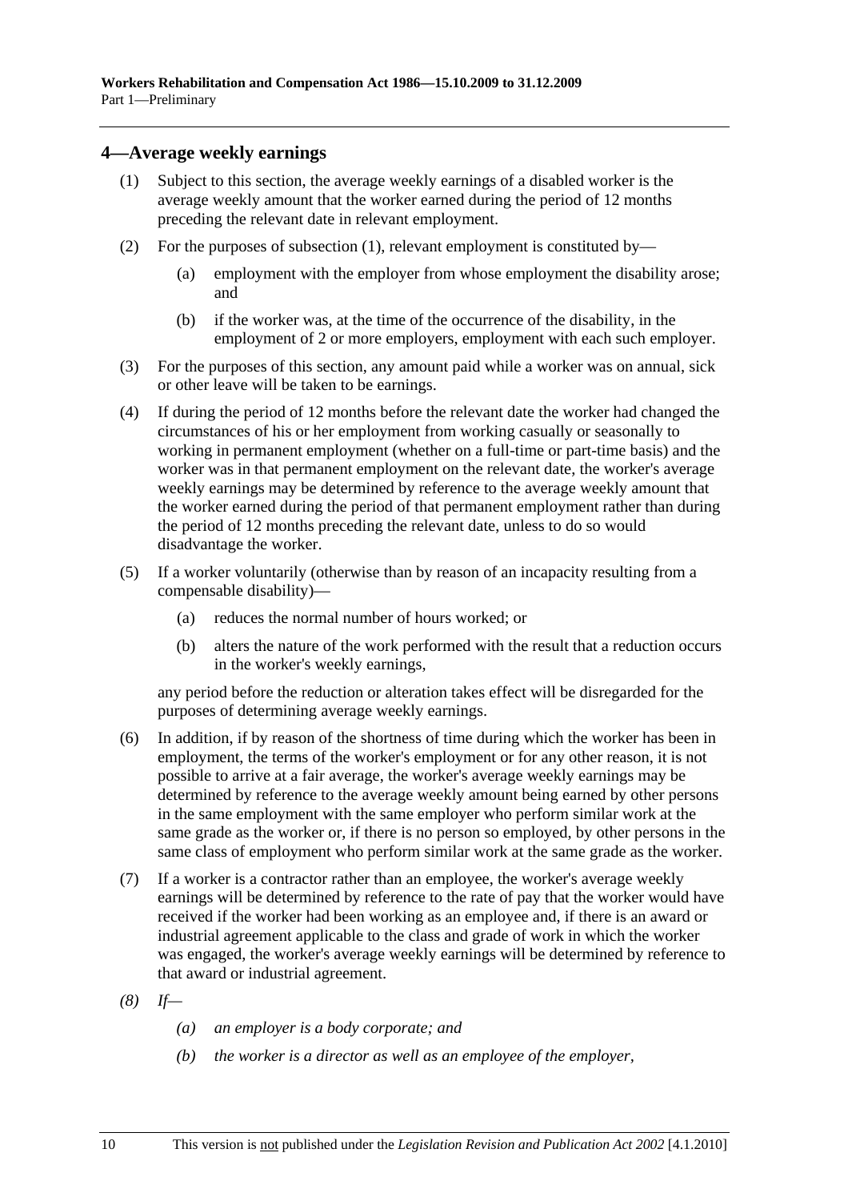## 4—Average weekly earnings

(1) Subject to this section, the average weekly earnings of a disabled worker is the average weekly amount that the worker earned during the period of 12 months preceding the relevant date in relevant employment.

(2) For the purposes of subsection (1), relevant employment is constituted by—

(a) employment with the employer from whose employment the disability arose; and

(b) if the worker was, at the time of the occurrence of the disability, in the employment of 2 or more employers, employment with each such employer.

(3) For the purposes of this section, any amount paid while a worker was on annual, sick or other leave will be taken to be earnings.

(4) If during the period of 12 months before the relevant date the worker had changed the circumstances of his or her employment from working casually or seasonally to working in permanent employment (whether on a full-time or part-time basis) and the worker was in that permanent employment on the relevant date, the worker's average weekly earnings may be determined by reference to the average weekly amount that the worker earned during the period of that permanent employment rather than during the period of 12 months preceding the relevant date, unless to do so would disadvantage the worker.

(5) If a worker voluntarily (otherwise than by reason of an incapacity resulting from a compensable disability)—

(a) reduces the normal number of hours worked; or

(b) alters the nature of the work performed with the result that a reduction occurs in the worker's weekly earnings,

any period before the reduction or alteration takes effect will be disregarded for the purposes of determining average weekly earnings.

(6) In addition, if by reason of the shortness of time during which the worker has been in employment, the terms of the worker's employment or for any other reason, it is not possible to arrive at a fair average, the worker's average weekly earnings may be determined by reference to the average weekly amount being earned by other persons in the same employment with the same employer who perform similar work at the same grade as the worker or, if there is no person so employed, by other persons in the same class of employment who perform similar work at the same grade as the worker.

(7) If a worker is a contractor rather than an employee, the worker's average weekly earnings will be determined by reference to the rate of pay that the worker would have received if the worker had been working as an employee and, if there is an award or industrial agreement applicable to the class and grade of work in which the worker was engaged, the worker's average weekly earnings will be determined by reference to that award or industrial agreement.

*(8) If—*

*(a) an employer is a body corporate; and*

*(b) the worker is a director as well as an employee of the employer,*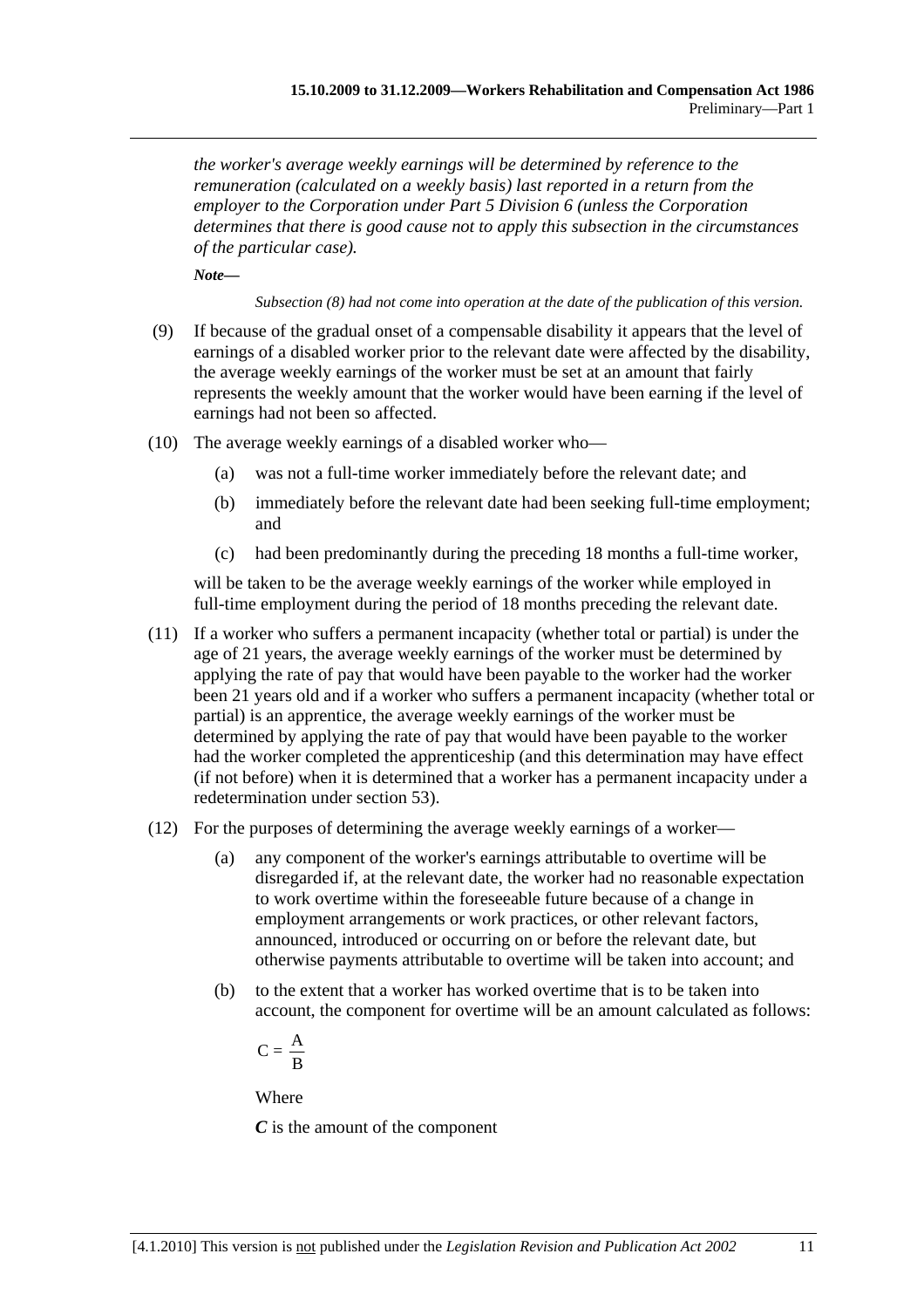*the worker's average weekly earnings will be determined by reference to the remuneration (calculated on a weekly basis) last reported in a return from the employer to the Corporation under Part 5 Division 6 (unless the Corporation determines that there is good cause not to apply this subsection in the circumstances of the particular case).*

***Note—***

*Subsection (8) had not come into operation at the date of the publication of this version.*

(9) If because of the gradual onset of a compensable disability it appears that the level of earnings of a disabled worker prior to the relevant date were affected by the disability, the average weekly earnings of the worker must be set at an amount that fairly represents the weekly amount that the worker would have been earning if the level of earnings had not been so affected.

(10) The average weekly earnings of a disabled worker who—

(a) was not a full-time worker immediately before the relevant date; and

(b) immediately before the relevant date had been seeking full-time employment; and

(c) had been predominantly during the preceding 18 months a full-time worker,

will be taken to be the average weekly earnings of the worker while employed in full-time employment during the period of 18 months preceding the relevant date.

(11) If a worker who suffers a permanent incapacity (whether total or partial) is under the age of 21 years, the average weekly earnings of the worker must be determined by applying the rate of pay that would have been payable to the worker had the worker been 21 years old and if a worker who suffers a permanent incapacity (whether total or partial) is an apprentice, the average weekly earnings of the worker must be determined by applying the rate of pay that would have been payable to the worker had the worker completed the apprenticeship (and this determination may have effect (if not before) when it is determined that a worker has a permanent incapacity under a redetermination under section 53).

(12) For the purposes of determining the average weekly earnings of a worker—

(a) any component of the worker's earnings attributable to overtime will be disregarded if, at the relevant date, the worker had no reasonable expectation to work overtime within the foreseeable future because of a change in employment arrangements or work practices, or other relevant factors, announced, introduced or occurring on or before the relevant date, but otherwise payments attributable to overtime will be taken into account; and

(b) to the extent that a worker has worked overtime that is to be taken into account, the component for overtime will be an amount calculated as follows:

$$C = \frac{A}{B}$$

Where

***C*** is the amount of the component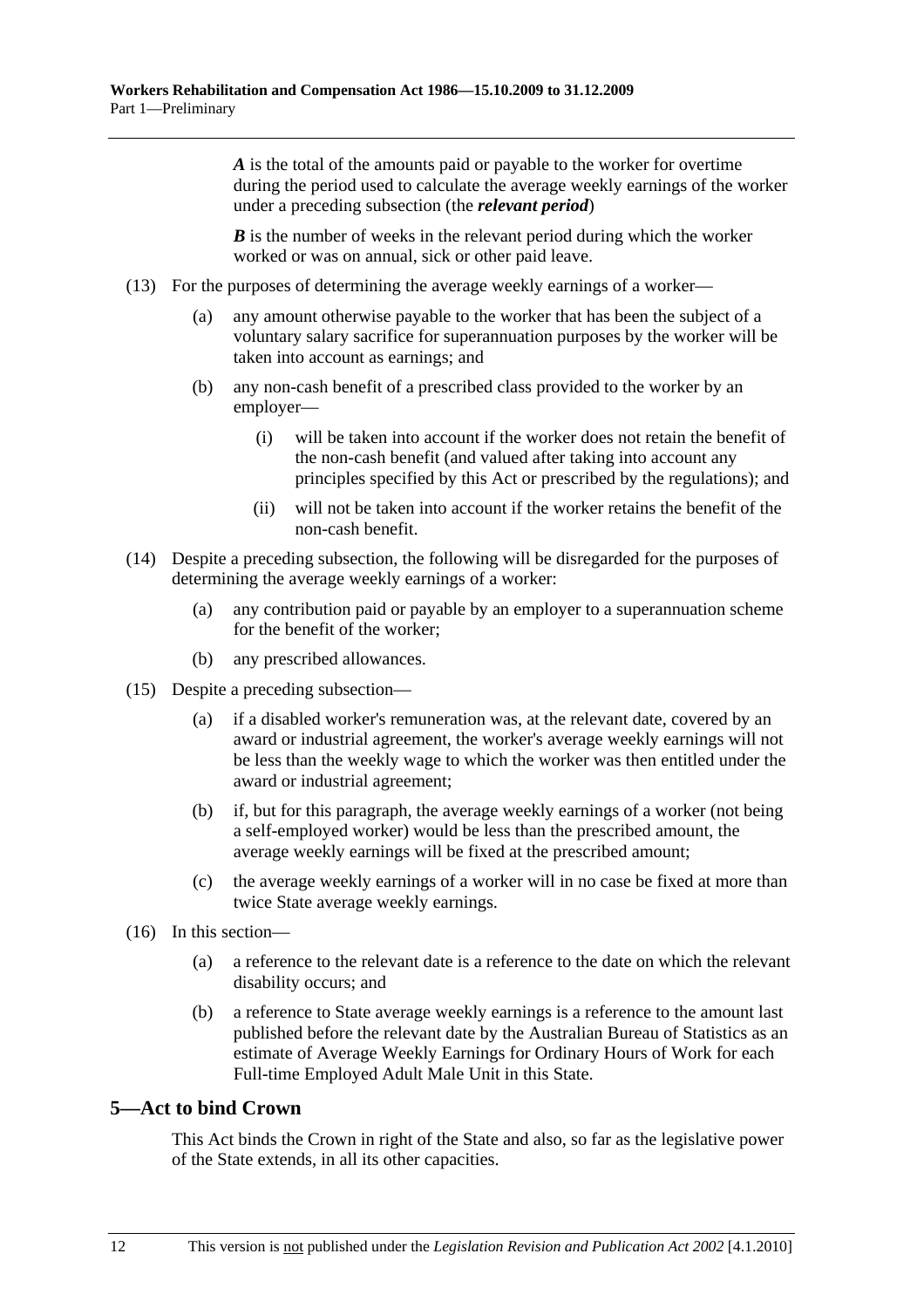***A*** is the total of the amounts paid or payable to the worker for overtime during the period used to calculate the average weekly earnings of the worker under a preceding subsection (the ***relevant period***)

***B*** is the number of weeks in the relevant period during which the worker worked or was on annual, sick or other paid leave.

(13) For the purposes of determining the average weekly earnings of a worker—

(a) any amount otherwise payable to the worker that has been the subject of a voluntary salary sacrifice for superannuation purposes by the worker will be taken into account as earnings; and

(b) any non-cash benefit of a prescribed class provided to the worker by an employer—

(i) will be taken into account if the worker does not retain the benefit of the non-cash benefit (and valued after taking into account any principles specified by this Act or prescribed by the regulations); and

(ii) will not be taken into account if the worker retains the benefit of the non-cash benefit.

(14) Despite a preceding subsection, the following will be disregarded for the purposes of determining the average weekly earnings of a worker:

(a) any contribution paid or payable by an employer to a superannuation scheme for the benefit of the worker;

(b) any prescribed allowances.

(15) Despite a preceding subsection—

(a) if a disabled worker's remuneration was, at the relevant date, covered by an award or industrial agreement, the worker's average weekly earnings will not be less than the weekly wage to which the worker was then entitled under the award or industrial agreement;

(b) if, but for this paragraph, the average weekly earnings of a worker (not being a self-employed worker) would be less than the prescribed amount, the average weekly earnings will be fixed at the prescribed amount;

(c) the average weekly earnings of a worker will in no case be fixed at more than twice State average weekly earnings.

(16) In this section—

(a) a reference to the relevant date is a reference to the date on which the relevant disability occurs; and

(b) a reference to State average weekly earnings is a reference to the amount last published before the relevant date by the Australian Bureau of Statistics as an estimate of Average Weekly Earnings for Ordinary Hours of Work for each Full-time Employed Adult Male Unit in this State.

## 5—Act to bind Crown

This Act binds the Crown in right of the State and also, so far as the legislative power of the State extends, in all its other capacities.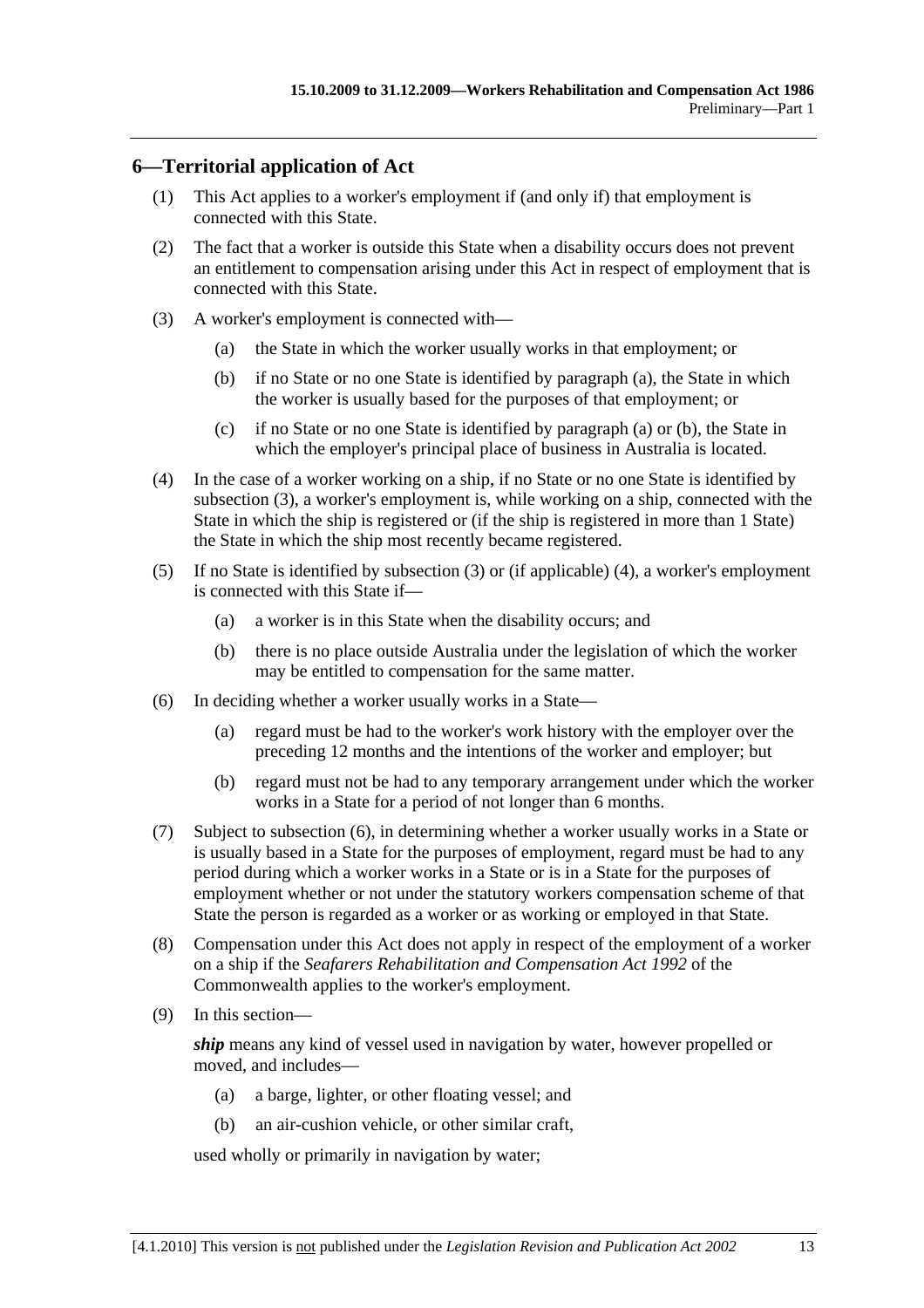## 6—Territorial application of Act

(1) This Act applies to a worker's employment if (and only if) that employment is connected with this State.

(2) The fact that a worker is outside this State when a disability occurs does not prevent an entitlement to compensation arising under this Act in respect of employment that is connected with this State.

(3) A worker's employment is connected with—

(a) the State in which the worker usually works in that employment; or

(b) if no State or no one State is identified by paragraph (a), the State in which the worker is usually based for the purposes of that employment; or

(c) if no State or no one State is identified by paragraph (a) or (b), the State in which the employer's principal place of business in Australia is located.

(4) In the case of a worker working on a ship, if no State or no one State is identified by subsection (3), a worker's employment is, while working on a ship, connected with the State in which the ship is registered or (if the ship is registered in more than 1 State) the State in which the ship most recently became registered.

(5) If no State is identified by subsection (3) or (if applicable) (4), a worker's employment is connected with this State if—

(a) a worker is in this State when the disability occurs; and

(b) there is no place outside Australia under the legislation of which the worker may be entitled to compensation for the same matter.

(6) In deciding whether a worker usually works in a State—

(a) regard must be had to the worker's work history with the employer over the preceding 12 months and the intentions of the worker and employer; but

(b) regard must not be had to any temporary arrangement under which the worker works in a State for a period of not longer than 6 months.

(7) Subject to subsection (6), in determining whether a worker usually works in a State or is usually based in a State for the purposes of employment, regard must be had to any period during which a worker works in a State or is in a State for the purposes of employment whether or not under the statutory workers compensation scheme of that State the person is regarded as a worker or as working or employed in that State.

(8) Compensation under this Act does not apply in respect of the employment of a worker on a ship if the *Seafarers Rehabilitation and Compensation Act 1992* of the Commonwealth applies to the worker's employment.

(9) In this section—

***ship*** means any kind of vessel used in navigation by water, however propelled or moved, and includes—

(a) a barge, lighter, or other floating vessel; and

(b) an air-cushion vehicle, or other similar craft,

used wholly or primarily in navigation by water;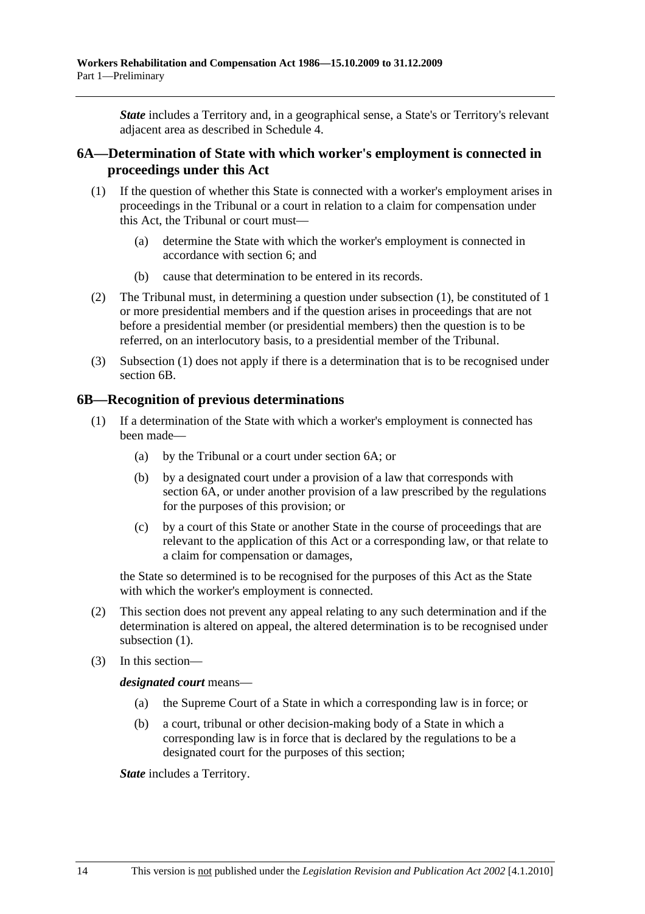***State*** includes a Territory and, in a geographical sense, a State's or Territory's relevant adjacent area as described in Schedule 4.

## 6A—Determination of State with which worker's employment is connected in proceedings under this Act

(1) If the question of whether this State is connected with a worker's employment arises in proceedings in the Tribunal or a court in relation to a claim for compensation under this Act, the Tribunal or court must—

(a) determine the State with which the worker's employment is connected in accordance with section 6; and

(b) cause that determination to be entered in its records.

(2) The Tribunal must, in determining a question under subsection (1), be constituted of 1 or more presidential members and if the question arises in proceedings that are not before a presidential member (or presidential members) then the question is to be referred, on an interlocutory basis, to a presidential member of the Tribunal.

(3) Subsection (1) does not apply if there is a determination that is to be recognised under section 6B.

## 6B—Recognition of previous determinations

(1) If a determination of the State with which a worker's employment is connected has been made—

(a) by the Tribunal or a court under section 6A; or

(b) by a designated court under a provision of a law that corresponds with section 6A, or under another provision of a law prescribed by the regulations for the purposes of this provision; or

(c) by a court of this State or another State in the course of proceedings that are relevant to the application of this Act or a corresponding law, or that relate to a claim for compensation or damages,

the State so determined is to be recognised for the purposes of this Act as the State with which the worker's employment is connected.

(2) This section does not prevent any appeal relating to any such determination and if the determination is altered on appeal, the altered determination is to be recognised under subsection (1).

(3) In this section—

***designated court*** means—

(a) the Supreme Court of a State in which a corresponding law is in force; or

(b) a court, tribunal or other decision-making body of a State in which a corresponding law is in force that is declared by the regulations to be a designated court for the purposes of this section;

***State*** includes a Territory.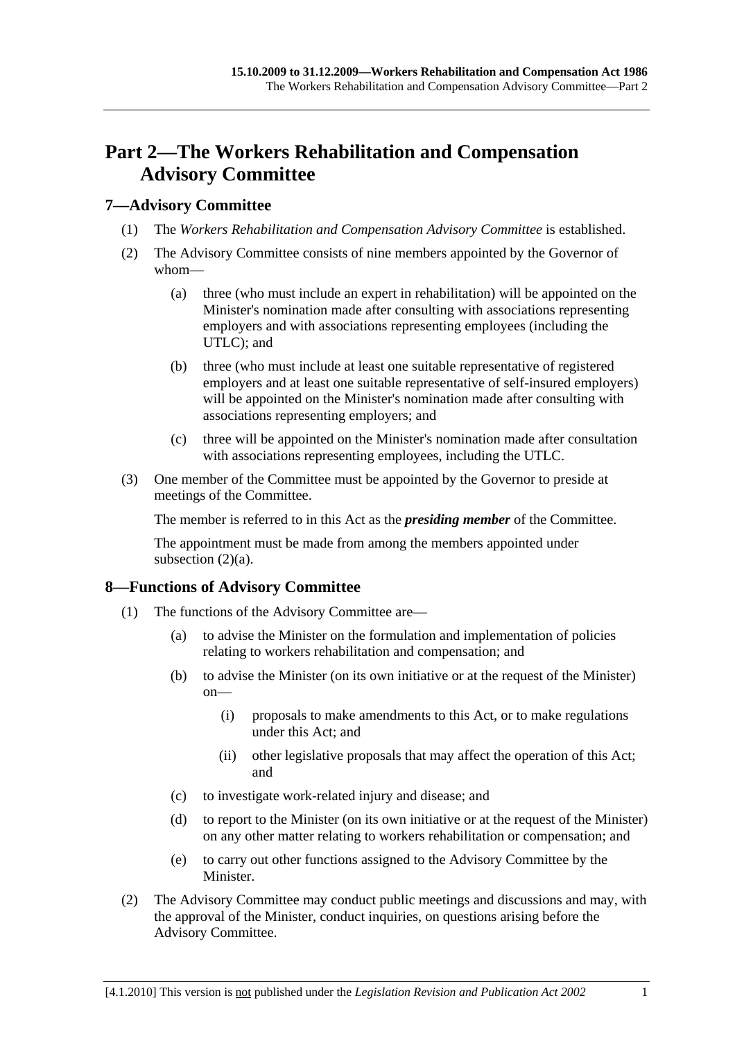# Part 2—The Workers Rehabilitation and Compensation Advisory Committee

## 7—Advisory Committee

(1) The *Workers Rehabilitation and Compensation Advisory Committee* is established.

(2) The Advisory Committee consists of nine members appointed by the Governor of whom—

  (a) three (who must include an expert in rehabilitation) will be appointed on the Minister's nomination made after consulting with associations representing employers and with associations representing employees (including the UTLC); and

  (b) three (who must include at least one suitable representative of registered employers and at least one suitable representative of self-insured employers) will be appointed on the Minister's nomination made after consulting with associations representing employers; and

  (c) three will be appointed on the Minister's nomination made after consultation with associations representing employees, including the UTLC.

(3) One member of the Committee must be appointed by the Governor to preside at meetings of the Committee.

The member is referred to in this Act as the ***presiding member*** of the Committee.

The appointment must be made from among the members appointed under subsection (2)(a).

## 8—Functions of Advisory Committee

(1) The functions of the Advisory Committee are—

  (a) to advise the Minister on the formulation and implementation of policies relating to workers rehabilitation and compensation; and

  (b) to advise the Minister (on its own initiative or at the request of the Minister) on—

    (i) proposals to make amendments to this Act, or to make regulations under this Act; and

    (ii) other legislative proposals that may affect the operation of this Act; and

  (c) to investigate work-related injury and disease; and

  (d) to report to the Minister (on its own initiative or at the request of the Minister) on any other matter relating to workers rehabilitation or compensation; and

  (e) to carry out other functions assigned to the Advisory Committee by the Minister.

(2) The Advisory Committee may conduct public meetings and discussions and may, with the approval of the Minister, conduct inquiries, on questions arising before the Advisory Committee.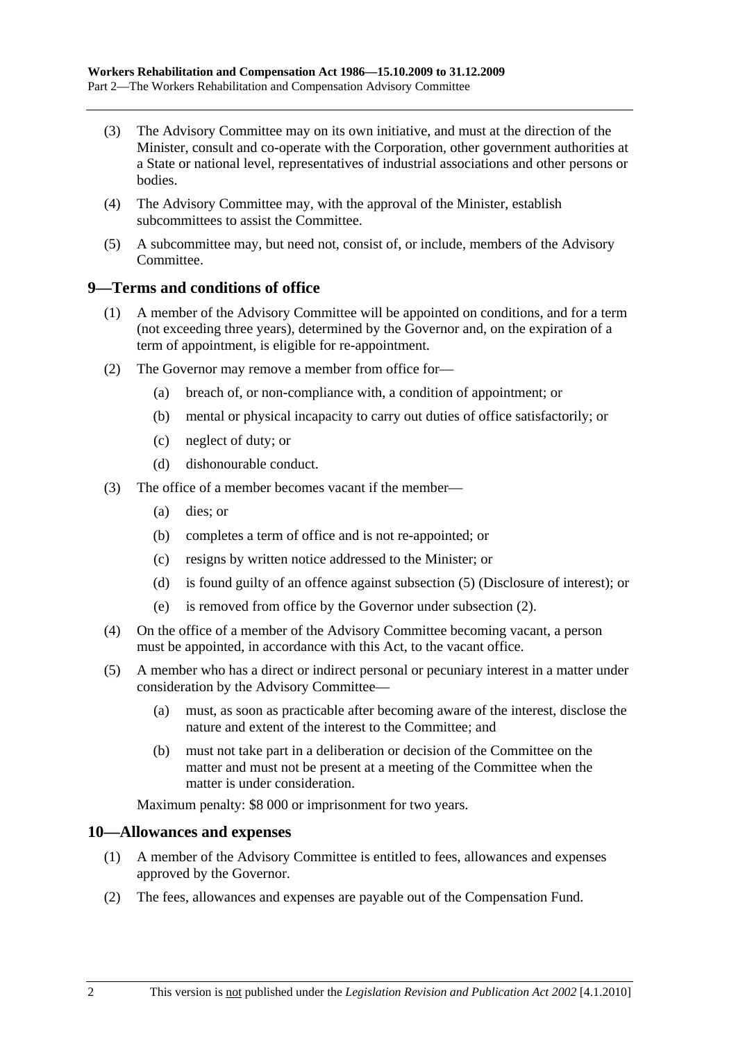(3) The Advisory Committee may on its own initiative, and must at the direction of the Minister, consult and co-operate with the Corporation, other government authorities at a State or national level, representatives of industrial associations and other persons or bodies.

(4) The Advisory Committee may, with the approval of the Minister, establish subcommittees to assist the Committee.

(5) A subcommittee may, but need not, consist of, or include, members of the Advisory Committee.

## 9—Terms and conditions of office

(1) A member of the Advisory Committee will be appointed on conditions, and for a term (not exceeding three years), determined by the Governor and, on the expiration of a term of appointment, is eligible for re-appointment.

(2) The Governor may remove a member from office for—

(a) breach of, or non-compliance with, a condition of appointment; or

(b) mental or physical incapacity to carry out duties of office satisfactorily; or

(c) neglect of duty; or

(d) dishonourable conduct.

(3) The office of a member becomes vacant if the member—

(a) dies; or

(b) completes a term of office and is not re-appointed; or

(c) resigns by written notice addressed to the Minister; or

(d) is found guilty of an offence against subsection (5) (Disclosure of interest); or

(e) is removed from office by the Governor under subsection (2).

(4) On the office of a member of the Advisory Committee becoming vacant, a person must be appointed, in accordance with this Act, to the vacant office.

(5) A member who has a direct or indirect personal or pecuniary interest in a matter under consideration by the Advisory Committee—

(a) must, as soon as practicable after becoming aware of the interest, disclose the nature and extent of the interest to the Committee; and

(b) must not take part in a deliberation or decision of the Committee on the matter and must not be present at a meeting of the Committee when the matter is under consideration.

Maximum penalty: $8 000 or imprisonment for two years.

## 10—Allowances and expenses

(1) A member of the Advisory Committee is entitled to fees, allowances and expenses approved by the Governor.

(2) The fees, allowances and expenses are payable out of the Compensation Fund.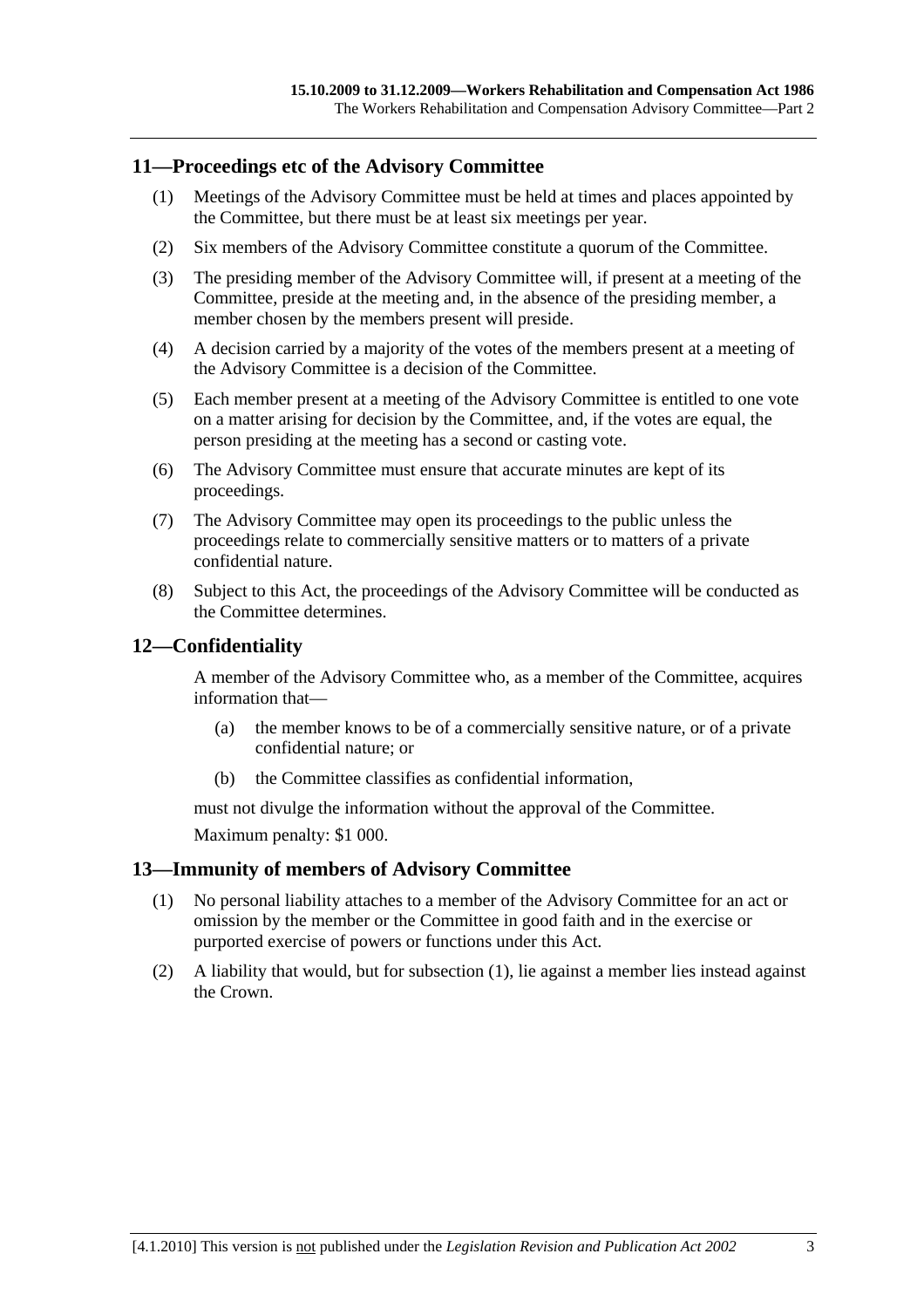## 11—Proceedings etc of the Advisory Committee

(1) Meetings of the Advisory Committee must be held at times and places appointed by the Committee, but there must be at least six meetings per year.

(2) Six members of the Advisory Committee constitute a quorum of the Committee.

(3) The presiding member of the Advisory Committee will, if present at a meeting of the Committee, preside at the meeting and, in the absence of the presiding member, a member chosen by the members present will preside.

(4) A decision carried by a majority of the votes of the members present at a meeting of the Advisory Committee is a decision of the Committee.

(5) Each member present at a meeting of the Advisory Committee is entitled to one vote on a matter arising for decision by the Committee, and, if the votes are equal, the person presiding at the meeting has a second or casting vote.

(6) The Advisory Committee must ensure that accurate minutes are kept of its proceedings.

(7) The Advisory Committee may open its proceedings to the public unless the proceedings relate to commercially sensitive matters or to matters of a private confidential nature.

(8) Subject to this Act, the proceedings of the Advisory Committee will be conducted as the Committee determines.

## 12—Confidentiality

A member of the Advisory Committee who, as a member of the Committee, acquires information that—

(a) the member knows to be of a commercially sensitive nature, or of a private confidential nature; or

(b) the Committee classifies as confidential information,

must not divulge the information without the approval of the Committee.

Maximum penalty: $1 000.

## 13—Immunity of members of Advisory Committee

(1) No personal liability attaches to a member of the Advisory Committee for an act or omission by the member or the Committee in good faith and in the exercise or purported exercise of powers or functions under this Act.

(2) A liability that would, but for subsection (1), lie against a member lies instead against the Crown.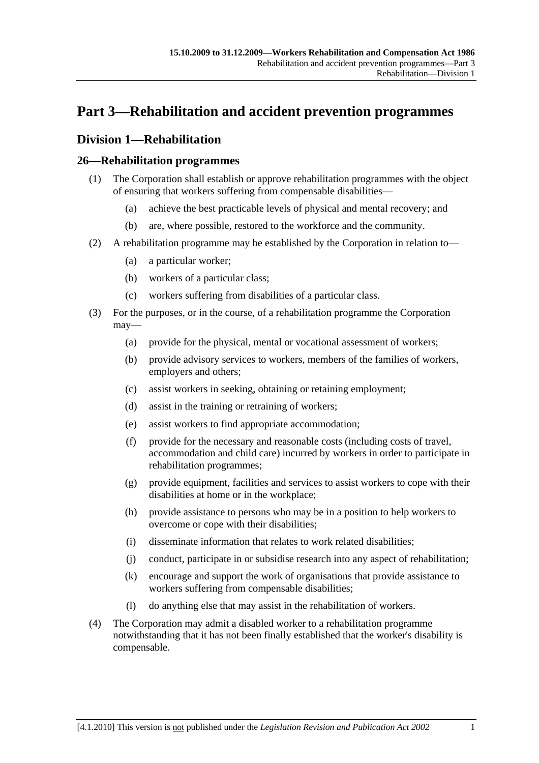# Part 3—Rehabilitation and accident prevention programmes

## Division 1—Rehabilitation

### 26—Rehabilitation programmes

(1) The Corporation shall establish or approve rehabilitation programmes with the object of ensuring that workers suffering from compensable disabilities—

(a) achieve the best practicable levels of physical and mental recovery; and

(b) are, where possible, restored to the workforce and the community.

(2) A rehabilitation programme may be established by the Corporation in relation to—

(a) a particular worker;

(b) workers of a particular class;

(c) workers suffering from disabilities of a particular class.

(3) For the purposes, or in the course, of a rehabilitation programme the Corporation may—

(a) provide for the physical, mental or vocational assessment of workers;

(b) provide advisory services to workers, members of the families of workers, employers and others;

(c) assist workers in seeking, obtaining or retaining employment;

(d) assist in the training or retraining of workers;

(e) assist workers to find appropriate accommodation;

(f) provide for the necessary and reasonable costs (including costs of travel, accommodation and child care) incurred by workers in order to participate in rehabilitation programmes;

(g) provide equipment, facilities and services to assist workers to cope with their disabilities at home or in the workplace;

(h) provide assistance to persons who may be in a position to help workers to overcome or cope with their disabilities;

(i) disseminate information that relates to work related disabilities;

(j) conduct, participate in or subsidise research into any aspect of rehabilitation;

(k) encourage and support the work of organisations that provide assistance to workers suffering from compensable disabilities;

(l) do anything else that may assist in the rehabilitation of workers.

(4) The Corporation may admit a disabled worker to a rehabilitation programme notwithstanding that it has not been finally established that the worker's disability is compensable.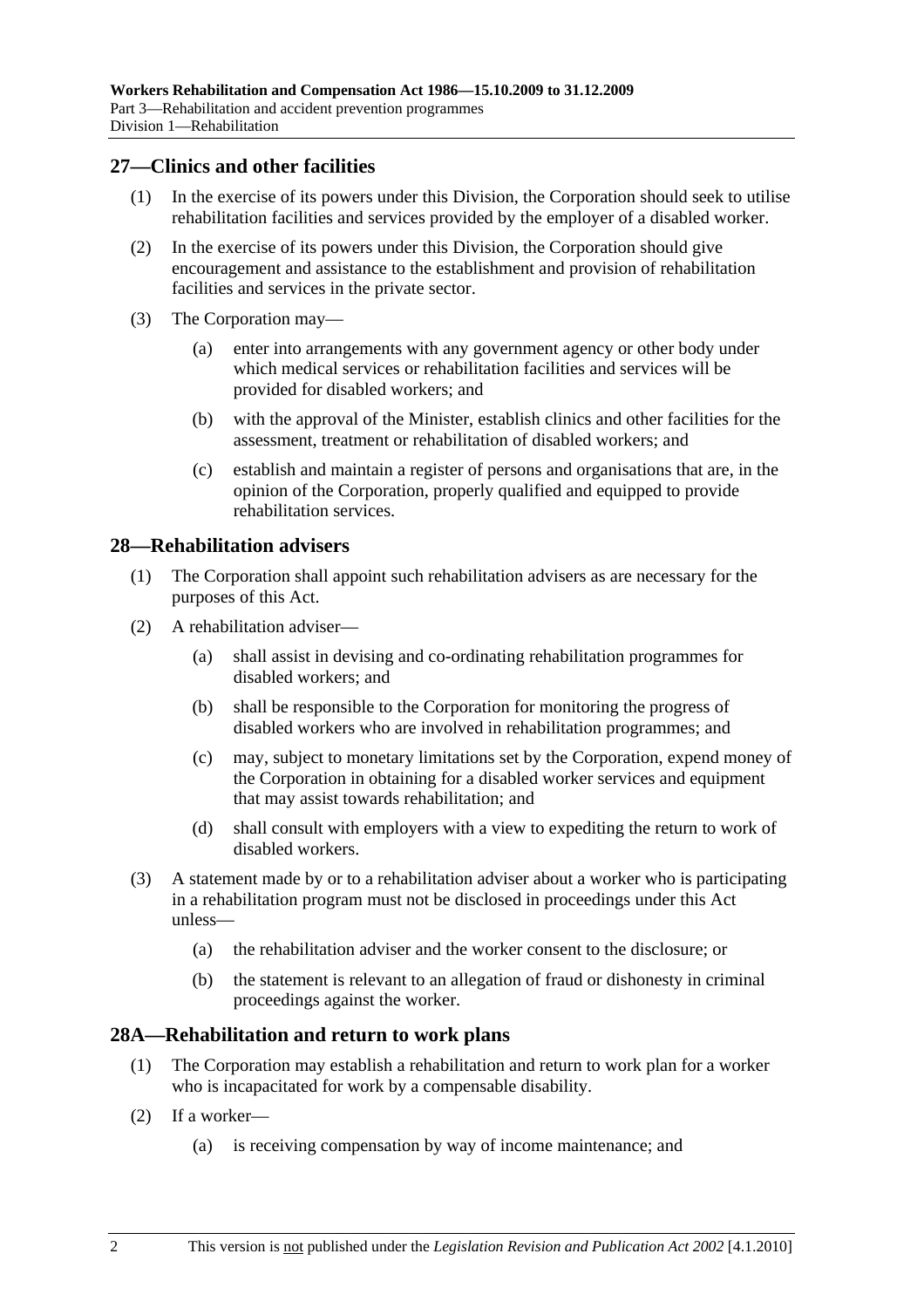## 27—Clinics and other facilities

(1) In the exercise of its powers under this Division, the Corporation should seek to utilise rehabilitation facilities and services provided by the employer of a disabled worker.

(2) In the exercise of its powers under this Division, the Corporation should give encouragement and assistance to the establishment and provision of rehabilitation facilities and services in the private sector.

(3) The Corporation may—

(a) enter into arrangements with any government agency or other body under which medical services or rehabilitation facilities and services will be provided for disabled workers; and

(b) with the approval of the Minister, establish clinics and other facilities for the assessment, treatment or rehabilitation of disabled workers; and

(c) establish and maintain a register of persons and organisations that are, in the opinion of the Corporation, properly qualified and equipped to provide rehabilitation services.

## 28—Rehabilitation advisers

(1) The Corporation shall appoint such rehabilitation advisers as are necessary for the purposes of this Act.

(2) A rehabilitation adviser—

(a) shall assist in devising and co-ordinating rehabilitation programmes for disabled workers; and

(b) shall be responsible to the Corporation for monitoring the progress of disabled workers who are involved in rehabilitation programmes; and

(c) may, subject to monetary limitations set by the Corporation, expend money of the Corporation in obtaining for a disabled worker services and equipment that may assist towards rehabilitation; and

(d) shall consult with employers with a view to expediting the return to work of disabled workers.

(3) A statement made by or to a rehabilitation adviser about a worker who is participating in a rehabilitation program must not be disclosed in proceedings under this Act unless—

(a) the rehabilitation adviser and the worker consent to the disclosure; or

(b) the statement is relevant to an allegation of fraud or dishonesty in criminal proceedings against the worker.

## 28A—Rehabilitation and return to work plans

(1) The Corporation may establish a rehabilitation and return to work plan for a worker who is incapacitated for work by a compensable disability.

(2) If a worker—

(a) is receiving compensation by way of income maintenance; and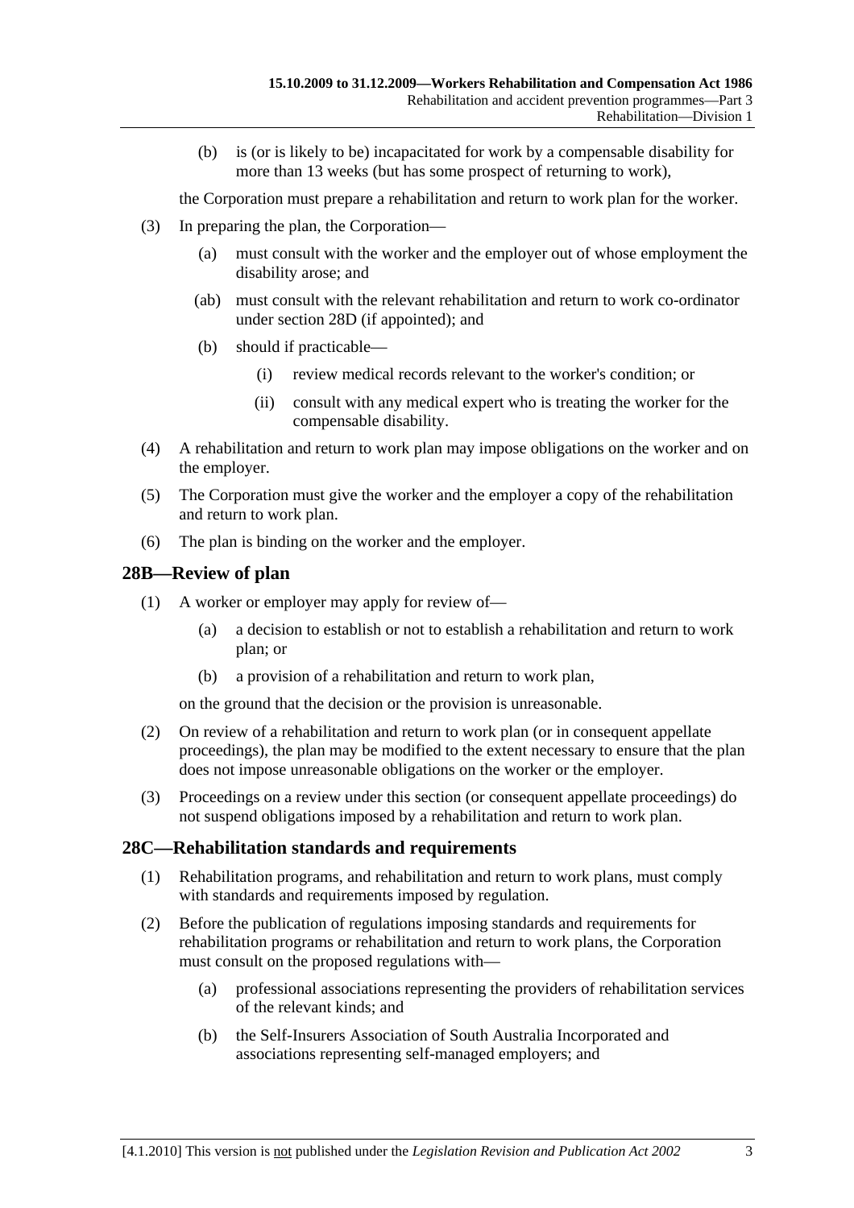(b) is (or is likely to be) incapacitated for work by a compensable disability for more than 13 weeks (but has some prospect of returning to work),

the Corporation must prepare a rehabilitation and return to work plan for the worker.

(3) In preparing the plan, the Corporation—

(a) must consult with the worker and the employer out of whose employment the disability arose; and

(ab) must consult with the relevant rehabilitation and return to work co-ordinator under section 28D (if appointed); and

(b) should if practicable—

(i) review medical records relevant to the worker's condition; or

(ii) consult with any medical expert who is treating the worker for the compensable disability.

(4) A rehabilitation and return to work plan may impose obligations on the worker and on the employer.

(5) The Corporation must give the worker and the employer a copy of the rehabilitation and return to work plan.

(6) The plan is binding on the worker and the employer.

## 28B—Review of plan

(1) A worker or employer may apply for review of—

(a) a decision to establish or not to establish a rehabilitation and return to work plan; or

(b) a provision of a rehabilitation and return to work plan,

on the ground that the decision or the provision is unreasonable.

(2) On review of a rehabilitation and return to work plan (or in consequent appellate proceedings), the plan may be modified to the extent necessary to ensure that the plan does not impose unreasonable obligations on the worker or the employer.

(3) Proceedings on a review under this section (or consequent appellate proceedings) do not suspend obligations imposed by a rehabilitation and return to work plan.

## 28C—Rehabilitation standards and requirements

(1) Rehabilitation programs, and rehabilitation and return to work plans, must comply with standards and requirements imposed by regulation.

(2) Before the publication of regulations imposing standards and requirements for rehabilitation programs or rehabilitation and return to work plans, the Corporation must consult on the proposed regulations with—

(a) professional associations representing the providers of rehabilitation services of the relevant kinds; and

(b) the Self-Insurers Association of South Australia Incorporated and associations representing self-managed employers; and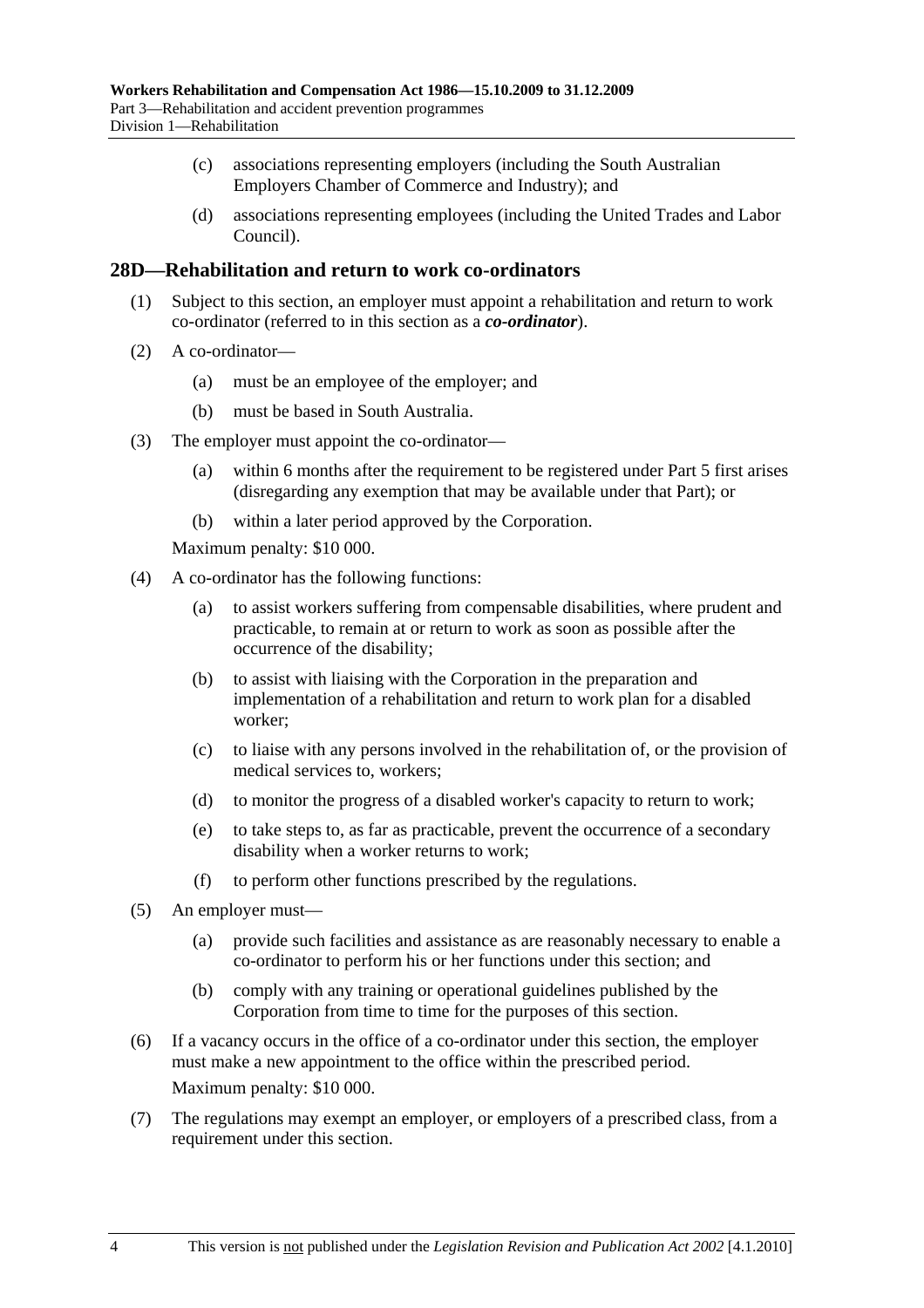(c) associations representing employers (including the South Australian Employers Chamber of Commerce and Industry); and

(d) associations representing employees (including the United Trades and Labor Council).

## 28D—Rehabilitation and return to work co-ordinators

(1) Subject to this section, an employer must appoint a rehabilitation and return to work co-ordinator (referred to in this section as a ***co-ordinator***).

(2) A co-ordinator—

(a) must be an employee of the employer; and

(b) must be based in South Australia.

(3) The employer must appoint the co-ordinator—

(a) within 6 months after the requirement to be registered under Part 5 first arises (disregarding any exemption that may be available under that Part); or

(b) within a later period approved by the Corporation.

Maximum penalty: $10 000.

(4) A co-ordinator has the following functions:

(a) to assist workers suffering from compensable disabilities, where prudent and practicable, to remain at or return to work as soon as possible after the occurrence of the disability;

(b) to assist with liaising with the Corporation in the preparation and implementation of a rehabilitation and return to work plan for a disabled worker;

(c) to liaise with any persons involved in the rehabilitation of, or the provision of medical services to, workers;

(d) to monitor the progress of a disabled worker's capacity to return to work;

(e) to take steps to, as far as practicable, prevent the occurrence of a secondary disability when a worker returns to work;

(f) to perform other functions prescribed by the regulations.

(5) An employer must—

(a) provide such facilities and assistance as are reasonably necessary to enable a co-ordinator to perform his or her functions under this section; and

(b) comply with any training or operational guidelines published by the Corporation from time to time for the purposes of this section.

(6) If a vacancy occurs in the office of a co-ordinator under this section, the employer must make a new appointment to the office within the prescribed period.

Maximum penalty: $10 000.

(7) The regulations may exempt an employer, or employers of a prescribed class, from a requirement under this section.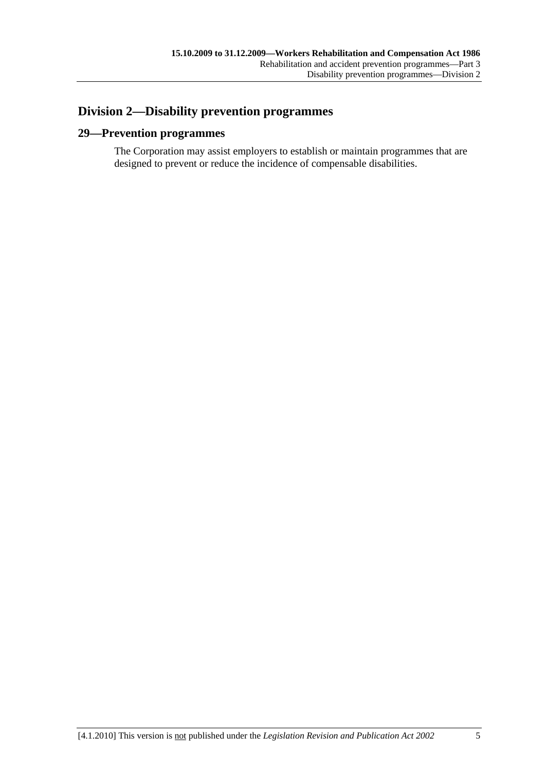## Division 2—Disability prevention programmes

### 29—Prevention programmes

The Corporation may assist employers to establish or maintain programmes that are designed to prevent or reduce the incidence of compensable disabilities.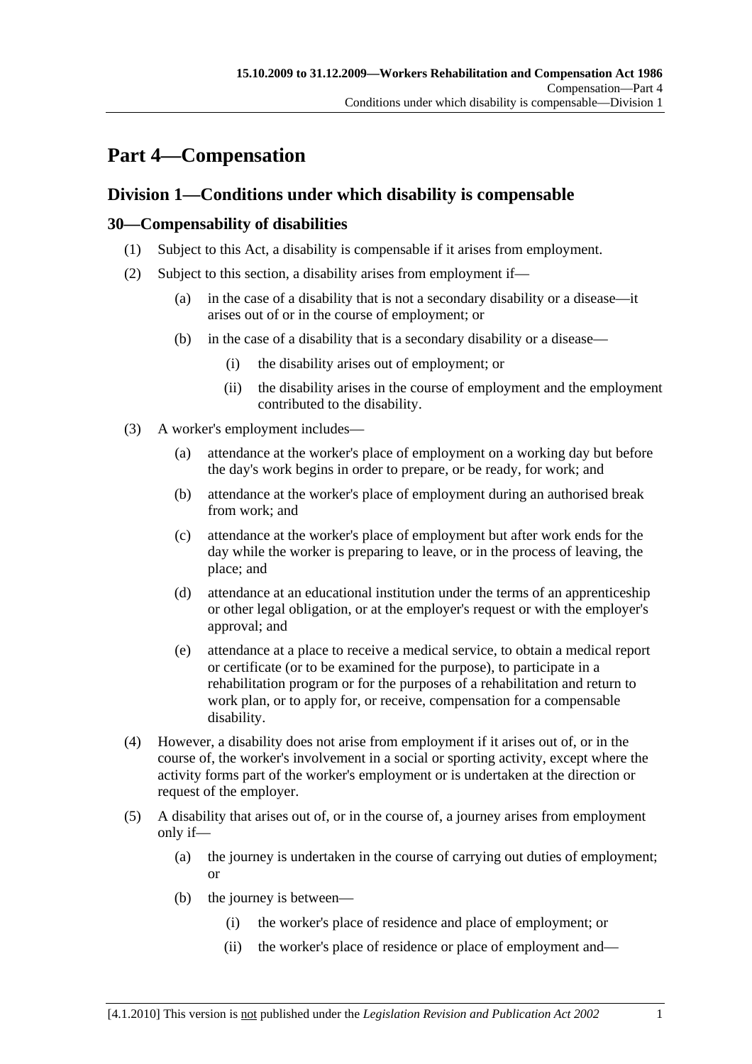# Part 4—Compensation

## Division 1—Conditions under which disability is compensable

### 30—Compensability of disabilities

(1) Subject to this Act, a disability is compensable if it arises from employment.

(2) Subject to this section, a disability arises from employment if—

- (a) in the case of a disability that is not a secondary disability or a disease—it arises out of or in the course of employment; or
- (b) in the case of a disability that is a secondary disability or a disease—
  - (i) the disability arises out of employment; or
  - (ii) the disability arises in the course of employment and the employment contributed to the disability.

(3) A worker's employment includes—

- (a) attendance at the worker's place of employment on a working day but before the day's work begins in order to prepare, or be ready, for work; and
- (b) attendance at the worker's place of employment during an authorised break from work; and
- (c) attendance at the worker's place of employment but after work ends for the day while the worker is preparing to leave, or in the process of leaving, the place; and
- (d) attendance at an educational institution under the terms of an apprenticeship or other legal obligation, or at the employer's request or with the employer's approval; and
- (e) attendance at a place to receive a medical service, to obtain a medical report or certificate (or to be examined for the purpose), to participate in a rehabilitation program or for the purposes of a rehabilitation and return to work plan, or to apply for, or receive, compensation for a compensable disability.

(4) However, a disability does not arise from employment if it arises out of, or in the course of, the worker's involvement in a social or sporting activity, except where the activity forms part of the worker's employment or is undertaken at the direction or request of the employer.

(5) A disability that arises out of, or in the course of, a journey arises from employment only if—

- (a) the journey is undertaken in the course of carrying out duties of employment; or
- (b) the journey is between—
  - (i) the worker's place of residence and place of employment; or
  - (ii) the worker's place of residence or place of employment and—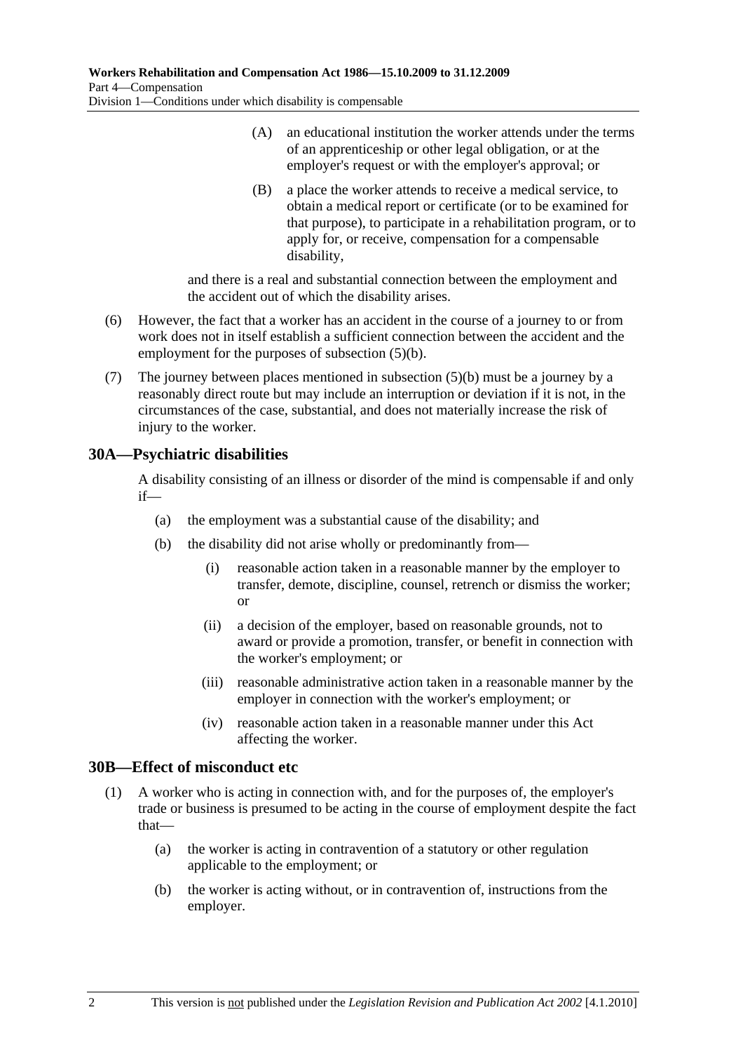(A) an educational institution the worker attends under the terms of an apprenticeship or other legal obligation, or at the employer's request or with the employer's approval; or

(B) a place the worker attends to receive a medical service, to obtain a medical report or certificate (or to be examined for that purpose), to participate in a rehabilitation program, or to apply for, or receive, compensation for a compensable disability,

and there is a real and substantial connection between the employment and the accident out of which the disability arises.

(6) However, the fact that a worker has an accident in the course of a journey to or from work does not in itself establish a sufficient connection between the accident and the employment for the purposes of subsection (5)(b).

(7) The journey between places mentioned in subsection (5)(b) must be a journey by a reasonably direct route but may include an interruption or deviation if it is not, in the circumstances of the case, substantial, and does not materially increase the risk of injury to the worker.

## 30A—Psychiatric disabilities

A disability consisting of an illness or disorder of the mind is compensable if and only if—

(a) the employment was a substantial cause of the disability; and

(b) the disability did not arise wholly or predominantly from—

(i) reasonable action taken in a reasonable manner by the employer to transfer, demote, discipline, counsel, retrench or dismiss the worker; or

(ii) a decision of the employer, based on reasonable grounds, not to award or provide a promotion, transfer, or benefit in connection with the worker's employment; or

(iii) reasonable administrative action taken in a reasonable manner by the employer in connection with the worker's employment; or

(iv) reasonable action taken in a reasonable manner under this Act affecting the worker.

## 30B—Effect of misconduct etc

(1) A worker who is acting in connection with, and for the purposes of, the employer's trade or business is presumed to be acting in the course of employment despite the fact that—

(a) the worker is acting in contravention of a statutory or other regulation applicable to the employment; or

(b) the worker is acting without, or in contravention of, instructions from the employer.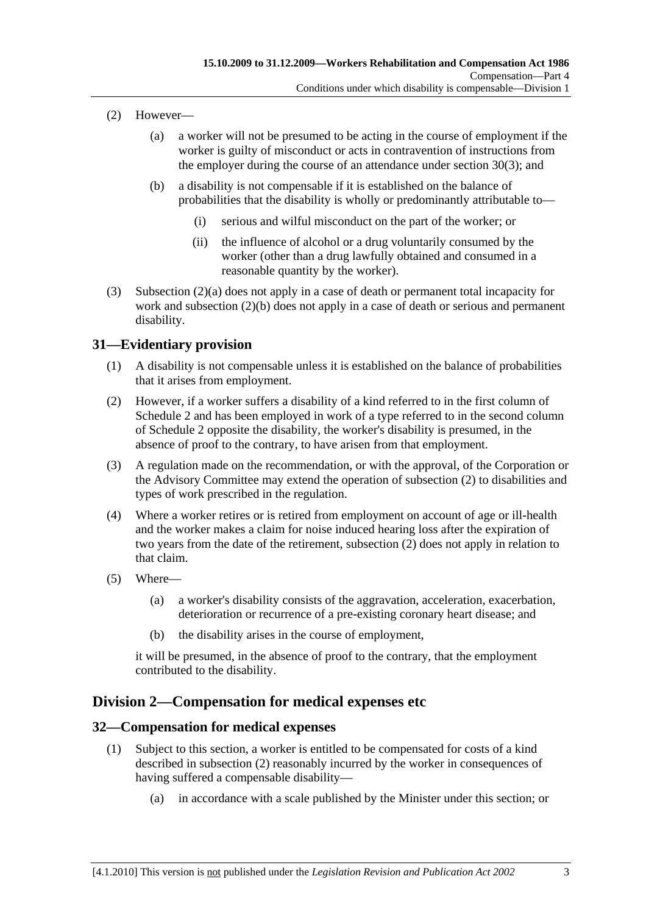(2) However—

(a) a worker will not be presumed to be acting in the course of employment if the worker is guilty of misconduct or acts in contravention of instructions from the employer during the course of an attendance under section 30(3); and

(b) a disability is not compensable if it is established on the balance of probabilities that the disability is wholly or predominantly attributable to—

(i) serious and wilful misconduct on the part of the worker; or

(ii) the influence of alcohol or a drug voluntarily consumed by the worker (other than a drug lawfully obtained and consumed in a reasonable quantity by the worker).

(3) Subsection (2)(a) does not apply in a case of death or permanent total incapacity for work and subsection (2)(b) does not apply in a case of death or serious and permanent disability.

## 31—Evidentiary provision

(1) A disability is not compensable unless it is established on the balance of probabilities that it arises from employment.

(2) However, if a worker suffers a disability of a kind referred to in the first column of Schedule 2 and has been employed in work of a type referred to in the second column of Schedule 2 opposite the disability, the worker's disability is presumed, in the absence of proof to the contrary, to have arisen from that employment.

(3) A regulation made on the recommendation, or with the approval, of the Corporation or the Advisory Committee may extend the operation of subsection (2) to disabilities and types of work prescribed in the regulation.

(4) Where a worker retires or is retired from employment on account of age or ill-health and the worker makes a claim for noise induced hearing loss after the expiration of two years from the date of the retirement, subsection (2) does not apply in relation to that claim.

(5) Where—

(a) a worker's disability consists of the aggravation, acceleration, exacerbation, deterioration or recurrence of a pre-existing coronary heart disease; and

(b) the disability arises in the course of employment,

it will be presumed, in the absence of proof to the contrary, that the employment contributed to the disability.

# Division 2—Compensation for medical expenses etc

## 32—Compensation for medical expenses

(1) Subject to this section, a worker is entitled to be compensated for costs of a kind described in subsection (2) reasonably incurred by the worker in consequences of having suffered a compensable disability—

(a) in accordance with a scale published by the Minister under this section; or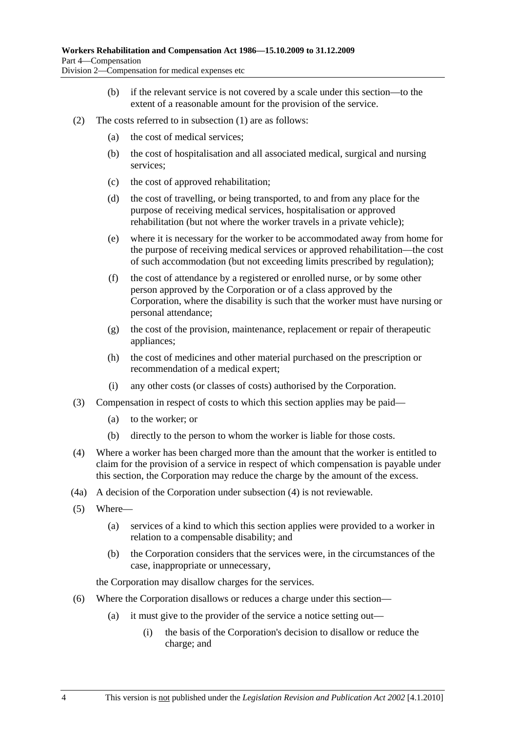(b) if the relevant service is not covered by a scale under this section—to the extent of a reasonable amount for the provision of the service.

(2) The costs referred to in subsection (1) are as follows:

(a) the cost of medical services;

(b) the cost of hospitalisation and all associated medical, surgical and nursing services;

(c) the cost of approved rehabilitation;

(d) the cost of travelling, or being transported, to and from any place for the purpose of receiving medical services, hospitalisation or approved rehabilitation (but not where the worker travels in a private vehicle);

(e) where it is necessary for the worker to be accommodated away from home for the purpose of receiving medical services or approved rehabilitation—the cost of such accommodation (but not exceeding limits prescribed by regulation);

(f) the cost of attendance by a registered or enrolled nurse, or by some other person approved by the Corporation or of a class approved by the Corporation, where the disability is such that the worker must have nursing or personal attendance;

(g) the cost of the provision, maintenance, replacement or repair of therapeutic appliances;

(h) the cost of medicines and other material purchased on the prescription or recommendation of a medical expert;

(i) any other costs (or classes of costs) authorised by the Corporation.

(3) Compensation in respect of costs to which this section applies may be paid—

(a) to the worker; or

(b) directly to the person to whom the worker is liable for those costs.

(4) Where a worker has been charged more than the amount that the worker is entitled to claim for the provision of a service in respect of which compensation is payable under this section, the Corporation may reduce the charge by the amount of the excess.

(4a) A decision of the Corporation under subsection (4) is not reviewable.

(5) Where—

(a) services of a kind to which this section applies were provided to a worker in relation to a compensable disability; and

(b) the Corporation considers that the services were, in the circumstances of the case, inappropriate or unnecessary,

the Corporation may disallow charges for the services.

(6) Where the Corporation disallows or reduces a charge under this section—

(a) it must give to the provider of the service a notice setting out—

(i) the basis of the Corporation's decision to disallow or reduce the charge; and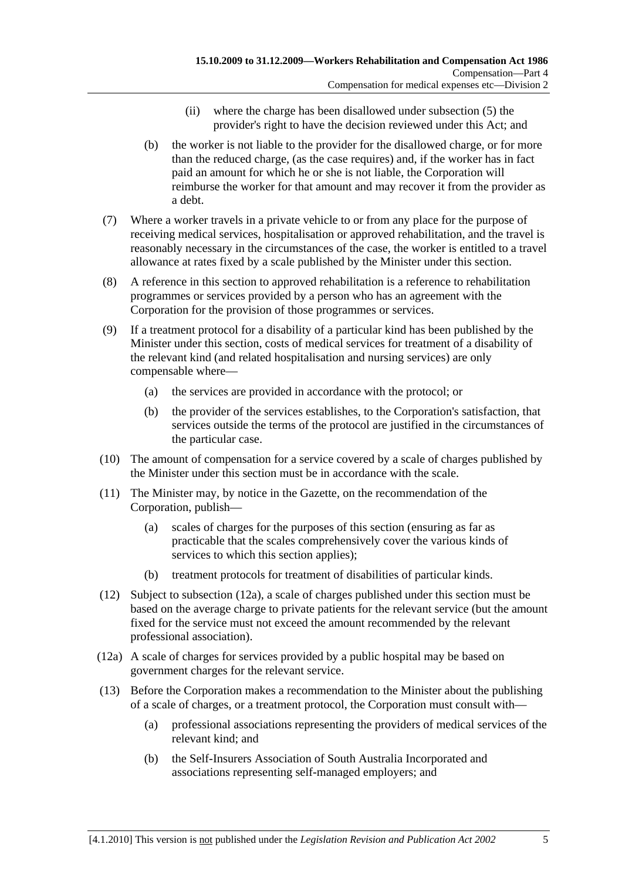(ii) where the charge has been disallowed under subsection (5) the provider's right to have the decision reviewed under this Act; and

(b) the worker is not liable to the provider for the disallowed charge, or for more than the reduced charge, (as the case requires) and, if the worker has in fact paid an amount for which he or she is not liable, the Corporation will reimburse the worker for that amount and may recover it from the provider as a debt.

(7) Where a worker travels in a private vehicle to or from any place for the purpose of receiving medical services, hospitalisation or approved rehabilitation, and the travel is reasonably necessary in the circumstances of the case, the worker is entitled to a travel allowance at rates fixed by a scale published by the Minister under this section.

(8) A reference in this section to approved rehabilitation is a reference to rehabilitation programmes or services provided by a person who has an agreement with the Corporation for the provision of those programmes or services.

(9) If a treatment protocol for a disability of a particular kind has been published by the Minister under this section, costs of medical services for treatment of a disability of the relevant kind (and related hospitalisation and nursing services) are only compensable where—

(a) the services are provided in accordance with the protocol; or

(b) the provider of the services establishes, to the Corporation's satisfaction, that services outside the terms of the protocol are justified in the circumstances of the particular case.

(10) The amount of compensation for a service covered by a scale of charges published by the Minister under this section must be in accordance with the scale.

(11) The Minister may, by notice in the Gazette, on the recommendation of the Corporation, publish—

(a) scales of charges for the purposes of this section (ensuring as far as practicable that the scales comprehensively cover the various kinds of services to which this section applies);

(b) treatment protocols for treatment of disabilities of particular kinds.

(12) Subject to subsection (12a), a scale of charges published under this section must be based on the average charge to private patients for the relevant service (but the amount fixed for the service must not exceed the amount recommended by the relevant professional association).

(12a) A scale of charges for services provided by a public hospital may be based on government charges for the relevant service.

(13) Before the Corporation makes a recommendation to the Minister about the publishing of a scale of charges, or a treatment protocol, the Corporation must consult with—

(a) professional associations representing the providers of medical services of the relevant kind; and

(b) the Self-Insurers Association of South Australia Incorporated and associations representing self-managed employers; and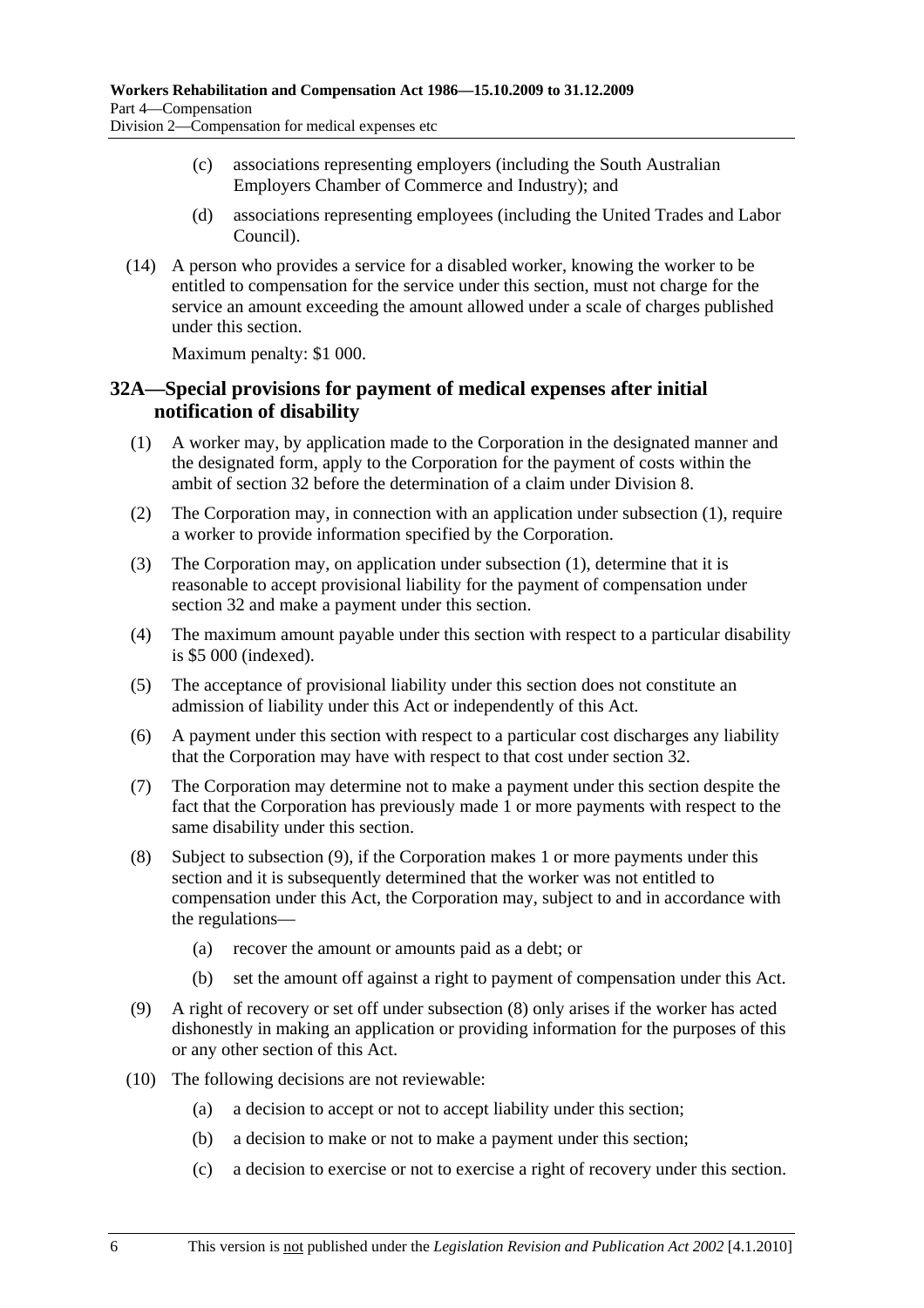(c) associations representing employers (including the South Australian Employers Chamber of Commerce and Industry); and

(d) associations representing employees (including the United Trades and Labor Council).

(14) A person who provides a service for a disabled worker, knowing the worker to be entitled to compensation for the service under this section, must not charge for the service an amount exceeding the amount allowed under a scale of charges published under this section.

Maximum penalty: $1 000.

## 32A—Special provisions for payment of medical expenses after initial notification of disability

(1) A worker may, by application made to the Corporation in the designated manner and the designated form, apply to the Corporation for the payment of costs within the ambit of section 32 before the determination of a claim under Division 8.

(2) The Corporation may, in connection with an application under subsection (1), require a worker to provide information specified by the Corporation.

(3) The Corporation may, on application under subsection (1), determine that it is reasonable to accept provisional liability for the payment of compensation under section 32 and make a payment under this section.

(4) The maximum amount payable under this section with respect to a particular disability is $5 000 (indexed).

(5) The acceptance of provisional liability under this section does not constitute an admission of liability under this Act or independently of this Act.

(6) A payment under this section with respect to a particular cost discharges any liability that the Corporation may have with respect to that cost under section 32.

(7) The Corporation may determine not to make a payment under this section despite the fact that the Corporation has previously made 1 or more payments with respect to the same disability under this section.

(8) Subject to subsection (9), if the Corporation makes 1 or more payments under this section and it is subsequently determined that the worker was not entitled to compensation under this Act, the Corporation may, subject to and in accordance with the regulations—

(a) recover the amount or amounts paid as a debt; or

(b) set the amount off against a right to payment of compensation under this Act.

(9) A right of recovery or set off under subsection (8) only arises if the worker has acted dishonestly in making an application or providing information for the purposes of this or any other section of this Act.

(10) The following decisions are not reviewable:

(a) a decision to accept or not to accept liability under this section;

(b) a decision to make or not to make a payment under this section;

(c) a decision to exercise or not to exercise a right of recovery under this section.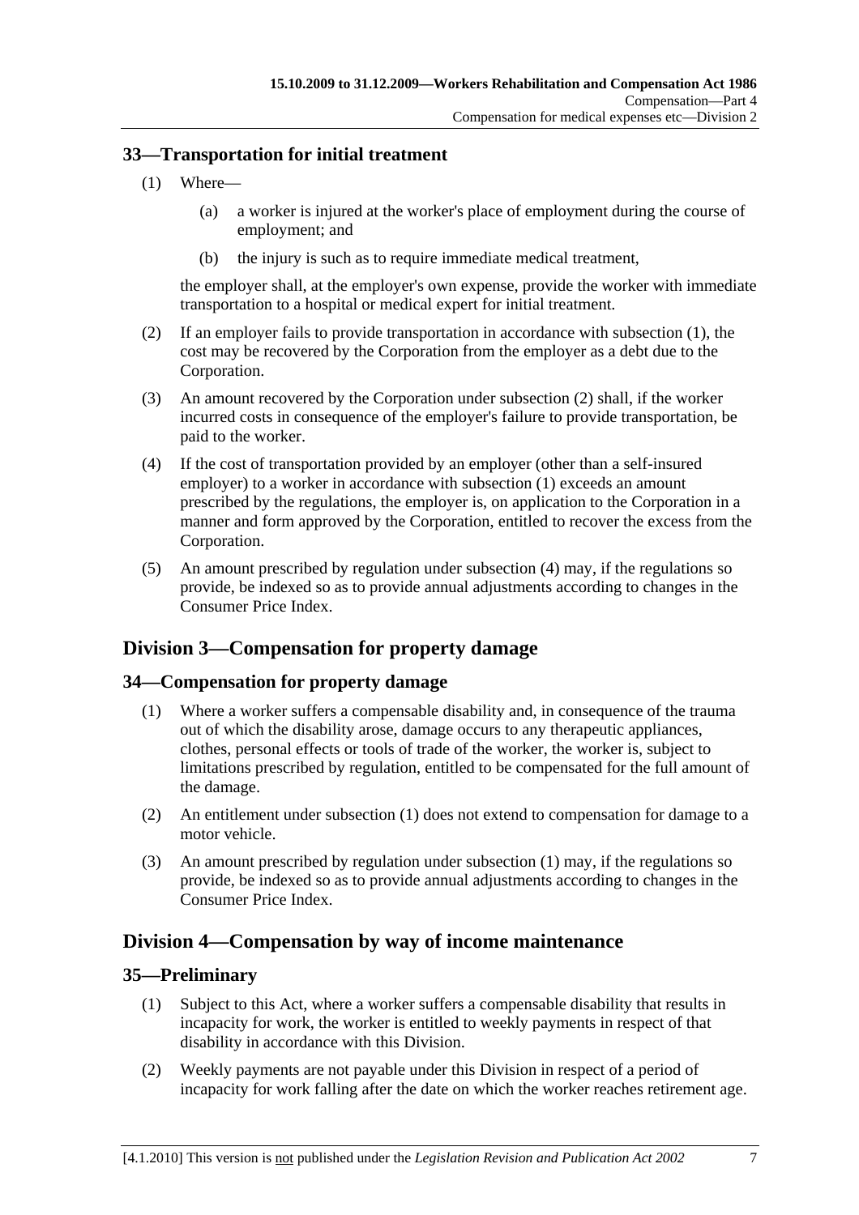## 33—Transportation for initial treatment

(1) Where—

(a) a worker is injured at the worker's place of employment during the course of employment; and

(b) the injury is such as to require immediate medical treatment,

the employer shall, at the employer's own expense, provide the worker with immediate transportation to a hospital or medical expert for initial treatment.

(2) If an employer fails to provide transportation in accordance with subsection (1), the cost may be recovered by the Corporation from the employer as a debt due to the Corporation.

(3) An amount recovered by the Corporation under subsection (2) shall, if the worker incurred costs in consequence of the employer's failure to provide transportation, be paid to the worker.

(4) If the cost of transportation provided by an employer (other than a self-insured employer) to a worker in accordance with subsection (1) exceeds an amount prescribed by the regulations, the employer is, on application to the Corporation in a manner and form approved by the Corporation, entitled to recover the excess from the Corporation.

(5) An amount prescribed by regulation under subsection (4) may, if the regulations so provide, be indexed so as to provide annual adjustments according to changes in the Consumer Price Index.

# Division 3—Compensation for property damage

## 34—Compensation for property damage

(1) Where a worker suffers a compensable disability and, in consequence of the trauma out of which the disability arose, damage occurs to any therapeutic appliances, clothes, personal effects or tools of trade of the worker, the worker is, subject to limitations prescribed by regulation, entitled to be compensated for the full amount of the damage.

(2) An entitlement under subsection (1) does not extend to compensation for damage to a motor vehicle.

(3) An amount prescribed by regulation under subsection (1) may, if the regulations so provide, be indexed so as to provide annual adjustments according to changes in the Consumer Price Index.

# Division 4—Compensation by way of income maintenance

## 35—Preliminary

(1) Subject to this Act, where a worker suffers a compensable disability that results in incapacity for work, the worker is entitled to weekly payments in respect of that disability in accordance with this Division.

(2) Weekly payments are not payable under this Division in respect of a period of incapacity for work falling after the date on which the worker reaches retirement age.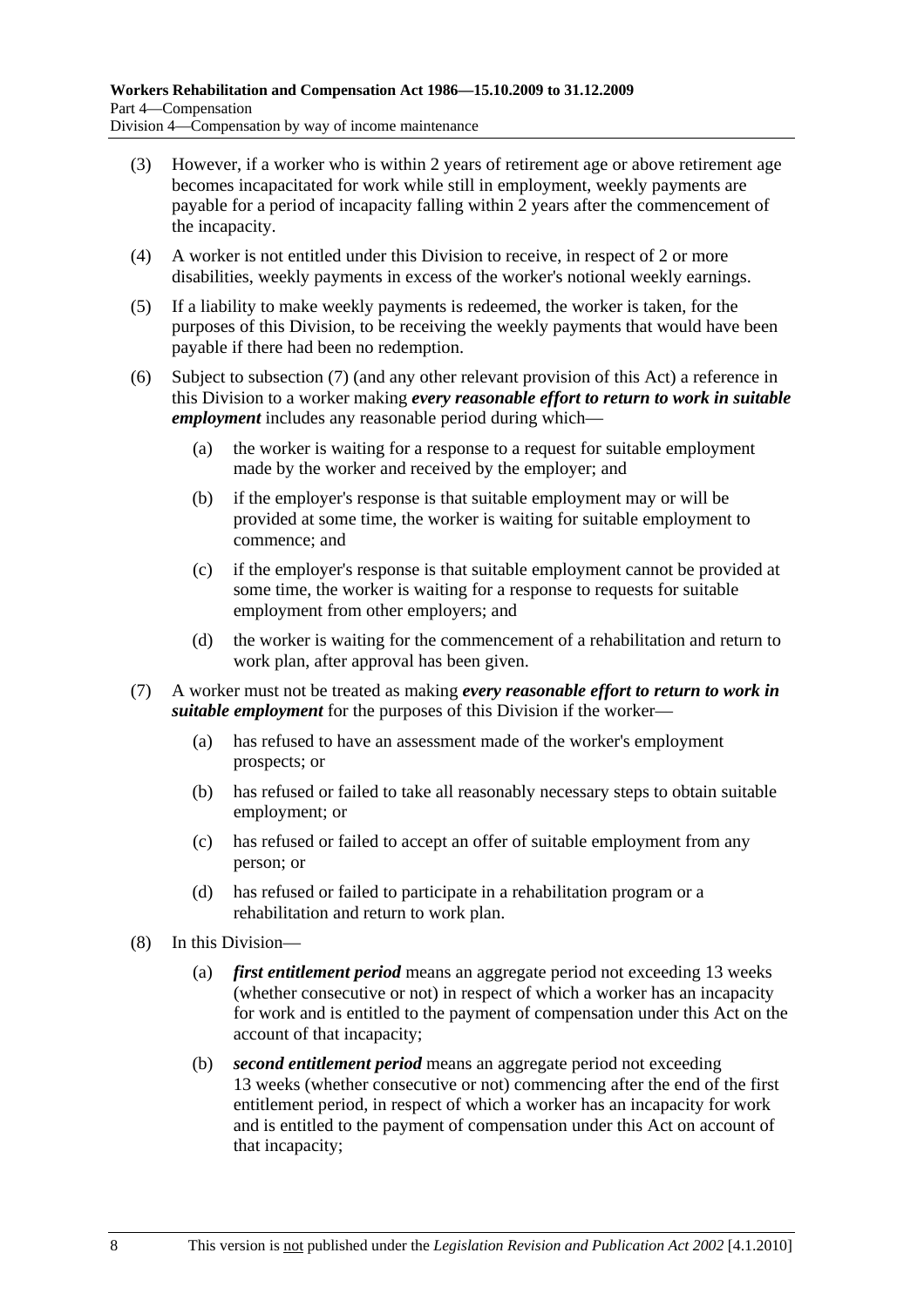(3) However, if a worker who is within 2 years of retirement age or above retirement age becomes incapacitated for work while still in employment, weekly payments are payable for a period of incapacity falling within 2 years after the commencement of the incapacity.

(4) A worker is not entitled under this Division to receive, in respect of 2 or more disabilities, weekly payments in excess of the worker's notional weekly earnings.

(5) If a liability to make weekly payments is redeemed, the worker is taken, for the purposes of this Division, to be receiving the weekly payments that would have been payable if there had been no redemption.

(6) Subject to subsection (7) (and any other relevant provision of this Act) a reference in this Division to a worker making ***every reasonable effort to return to work in suitable employment*** includes any reasonable period during which—

(a) the worker is waiting for a response to a request for suitable employment made by the worker and received by the employer; and

(b) if the employer's response is that suitable employment may or will be provided at some time, the worker is waiting for suitable employment to commence; and

(c) if the employer's response is that suitable employment cannot be provided at some time, the worker is waiting for a response to requests for suitable employment from other employers; and

(d) the worker is waiting for the commencement of a rehabilitation and return to work plan, after approval has been given.

(7) A worker must not be treated as making ***every reasonable effort to return to work in suitable employment*** for the purposes of this Division if the worker—

(a) has refused to have an assessment made of the worker's employment prospects; or

(b) has refused or failed to take all reasonably necessary steps to obtain suitable employment; or

(c) has refused or failed to accept an offer of suitable employment from any person; or

(d) has refused or failed to participate in a rehabilitation program or a rehabilitation and return to work plan.

(8) In this Division—

(a) ***first entitlement period*** means an aggregate period not exceeding 13 weeks (whether consecutive or not) in respect of which a worker has an incapacity for work and is entitled to the payment of compensation under this Act on the account of that incapacity;

(b) ***second entitlement period*** means an aggregate period not exceeding 13 weeks (whether consecutive or not) commencing after the end of the first entitlement period, in respect of which a worker has an incapacity for work and is entitled to the payment of compensation under this Act on account of that incapacity;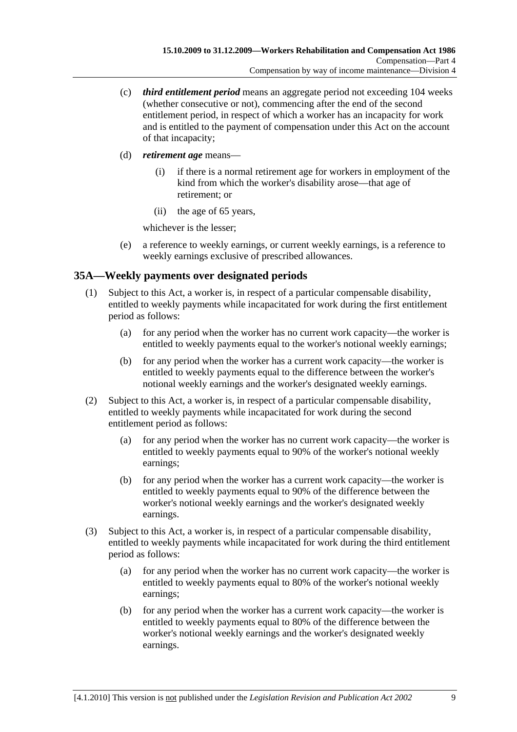(c) ***third entitlement period*** means an aggregate period not exceeding 104 weeks (whether consecutive or not), commencing after the end of the second entitlement period, in respect of which a worker has an incapacity for work and is entitled to the payment of compensation under this Act on the account of that incapacity;

(d) ***retirement age*** means—

(i) if there is a normal retirement age for workers in employment of the kind from which the worker's disability arose—that age of retirement; or

(ii) the age of 65 years,

whichever is the lesser;

(e) a reference to weekly earnings, or current weekly earnings, is a reference to weekly earnings exclusive of prescribed allowances.

## 35A—Weekly payments over designated periods

(1) Subject to this Act, a worker is, in respect of a particular compensable disability, entitled to weekly payments while incapacitated for work during the first entitlement period as follows:

(a) for any period when the worker has no current work capacity—the worker is entitled to weekly payments equal to the worker's notional weekly earnings;

(b) for any period when the worker has a current work capacity—the worker is entitled to weekly payments equal to the difference between the worker's notional weekly earnings and the worker's designated weekly earnings.

(2) Subject to this Act, a worker is, in respect of a particular compensable disability, entitled to weekly payments while incapacitated for work during the second entitlement period as follows:

(a) for any period when the worker has no current work capacity—the worker is entitled to weekly payments equal to 90% of the worker's notional weekly earnings;

(b) for any period when the worker has a current work capacity—the worker is entitled to weekly payments equal to 90% of the difference between the worker's notional weekly earnings and the worker's designated weekly earnings.

(3) Subject to this Act, a worker is, in respect of a particular compensable disability, entitled to weekly payments while incapacitated for work during the third entitlement period as follows:

(a) for any period when the worker has no current work capacity—the worker is entitled to weekly payments equal to 80% of the worker's notional weekly earnings;

(b) for any period when the worker has a current work capacity—the worker is entitled to weekly payments equal to 80% of the difference between the worker's notional weekly earnings and the worker's designated weekly earnings.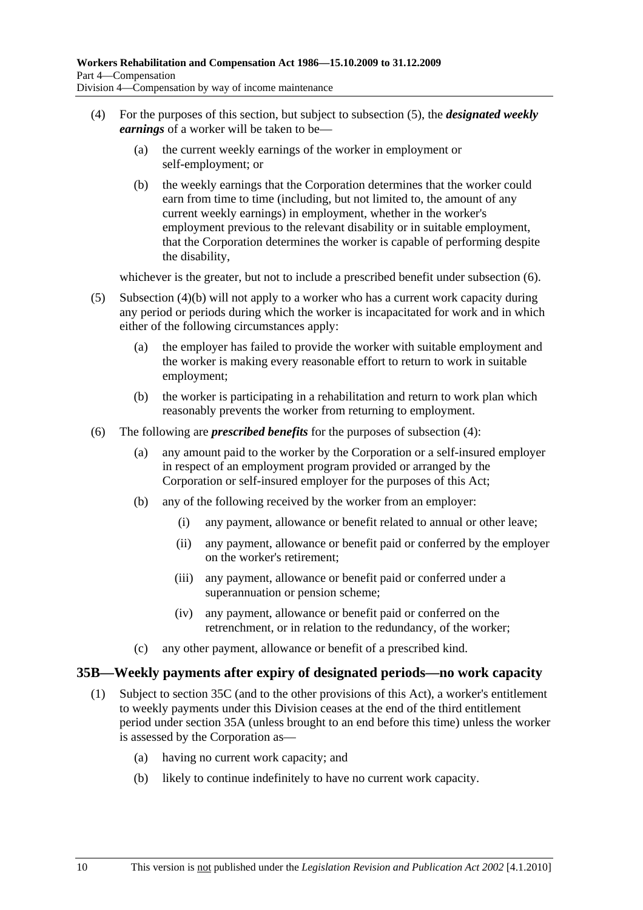(4) For the purposes of this section, but subject to subsection (5), the ***designated weekly earnings*** of a worker will be taken to be—

(a) the current weekly earnings of the worker in employment or self-employment; or

(b) the weekly earnings that the Corporation determines that the worker could earn from time to time (including, but not limited to, the amount of any current weekly earnings) in employment, whether in the worker's employment previous to the relevant disability or in suitable employment, that the Corporation determines the worker is capable of performing despite the disability,

whichever is the greater, but not to include a prescribed benefit under subsection (6).

(5) Subsection (4)(b) will not apply to a worker who has a current work capacity during any period or periods during which the worker is incapacitated for work and in which either of the following circumstances apply:

(a) the employer has failed to provide the worker with suitable employment and the worker is making every reasonable effort to return to work in suitable employment;

(b) the worker is participating in a rehabilitation and return to work plan which reasonably prevents the worker from returning to employment.

(6) The following are ***prescribed benefits*** for the purposes of subsection (4):

(a) any amount paid to the worker by the Corporation or a self-insured employer in respect of an employment program provided or arranged by the Corporation or self-insured employer for the purposes of this Act;

(b) any of the following received by the worker from an employer:

(i) any payment, allowance or benefit related to annual or other leave;

(ii) any payment, allowance or benefit paid or conferred by the employer on the worker's retirement;

(iii) any payment, allowance or benefit paid or conferred under a superannuation or pension scheme;

(iv) any payment, allowance or benefit paid or conferred on the retrenchment, or in relation to the redundancy, of the worker;

(c) any other payment, allowance or benefit of a prescribed kind.

## 35B—Weekly payments after expiry of designated periods—no work capacity

(1) Subject to section 35C (and to the other provisions of this Act), a worker's entitlement to weekly payments under this Division ceases at the end of the third entitlement period under section 35A (unless brought to an end before this time) unless the worker is assessed by the Corporation as—

(a) having no current work capacity; and

(b) likely to continue indefinitely to have no current work capacity.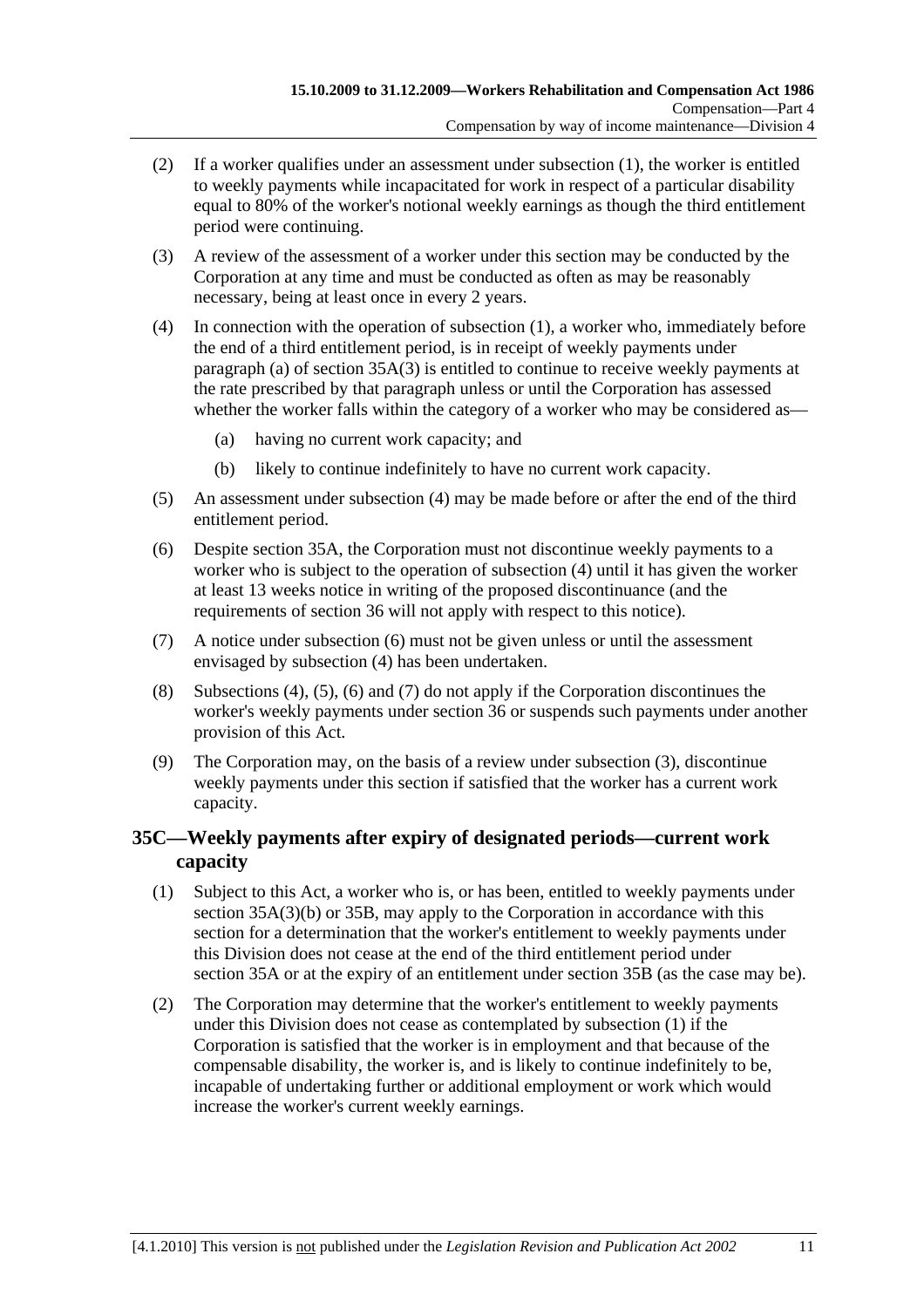(2) If a worker qualifies under an assessment under subsection (1), the worker is entitled to weekly payments while incapacitated for work in respect of a particular disability equal to 80% of the worker's notional weekly earnings as though the third entitlement period were continuing.

(3) A review of the assessment of a worker under this section may be conducted by the Corporation at any time and must be conducted as often as may be reasonably necessary, being at least once in every 2 years.

(4) In connection with the operation of subsection (1), a worker who, immediately before the end of a third entitlement period, is in receipt of weekly payments under paragraph (a) of section 35A(3) is entitled to continue to receive weekly payments at the rate prescribed by that paragraph unless or until the Corporation has assessed whether the worker falls within the category of a worker who may be considered as—

- (a) having no current work capacity; and
- (b) likely to continue indefinitely to have no current work capacity.

(5) An assessment under subsection (4) may be made before or after the end of the third entitlement period.

(6) Despite section 35A, the Corporation must not discontinue weekly payments to a worker who is subject to the operation of subsection (4) until it has given the worker at least 13 weeks notice in writing of the proposed discontinuance (and the requirements of section 36 will not apply with respect to this notice).

(7) A notice under subsection (6) must not be given unless or until the assessment envisaged by subsection (4) has been undertaken.

(8) Subsections (4), (5), (6) and (7) do not apply if the Corporation discontinues the worker's weekly payments under section 36 or suspends such payments under another provision of this Act.

(9) The Corporation may, on the basis of a review under subsection (3), discontinue weekly payments under this section if satisfied that the worker has a current work capacity.

## 35C—Weekly payments after expiry of designated periods—current work capacity

(1) Subject to this Act, a worker who is, or has been, entitled to weekly payments under section 35A(3)(b) or 35B, may apply to the Corporation in accordance with this section for a determination that the worker's entitlement to weekly payments under this Division does not cease at the end of the third entitlement period under section 35A or at the expiry of an entitlement under section 35B (as the case may be).

(2) The Corporation may determine that the worker's entitlement to weekly payments under this Division does not cease as contemplated by subsection (1) if the Corporation is satisfied that the worker is in employment and that because of the compensable disability, the worker is, and is likely to continue indefinitely to be, incapable of undertaking further or additional employment or work which would increase the worker's current weekly earnings.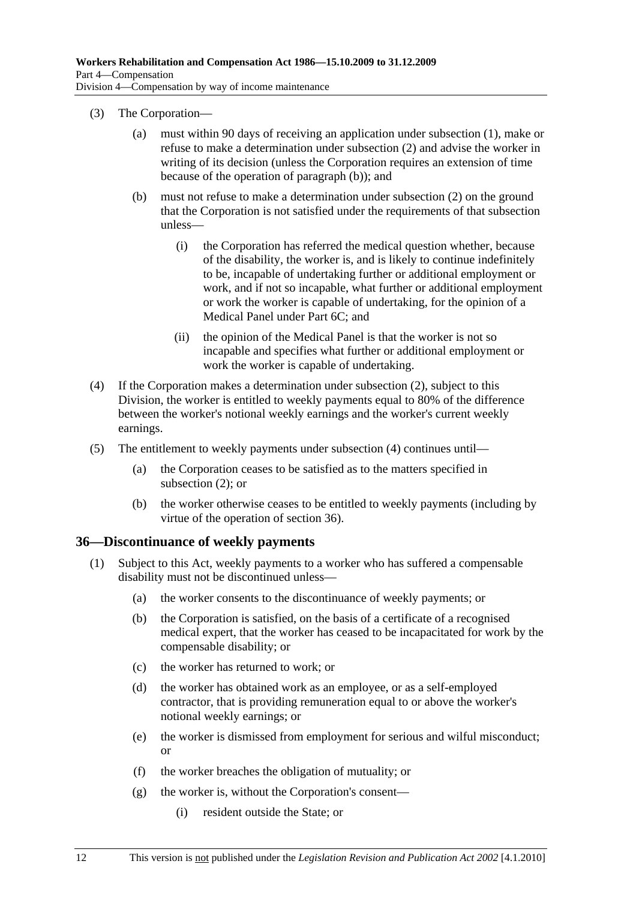(3) The Corporation—

(a) must within 90 days of receiving an application under subsection (1), make or refuse to make a determination under subsection (2) and advise the worker in writing of its decision (unless the Corporation requires an extension of time because of the operation of paragraph (b)); and

(b) must not refuse to make a determination under subsection (2) on the ground that the Corporation is not satisfied under the requirements of that subsection unless—

(i) the Corporation has referred the medical question whether, because of the disability, the worker is, and is likely to continue indefinitely to be, incapable of undertaking further or additional employment or work, and if not so incapable, what further or additional employment or work the worker is capable of undertaking, for the opinion of a Medical Panel under Part 6C; and

(ii) the opinion of the Medical Panel is that the worker is not so incapable and specifies what further or additional employment or work the worker is capable of undertaking.

(4) If the Corporation makes a determination under subsection (2), subject to this Division, the worker is entitled to weekly payments equal to 80% of the difference between the worker's notional weekly earnings and the worker's current weekly earnings.

(5) The entitlement to weekly payments under subsection (4) continues until—

(a) the Corporation ceases to be satisfied as to the matters specified in subsection (2); or

(b) the worker otherwise ceases to be entitled to weekly payments (including by virtue of the operation of section 36).

## 36—Discontinuance of weekly payments

(1) Subject to this Act, weekly payments to a worker who has suffered a compensable disability must not be discontinued unless—

(a) the worker consents to the discontinuance of weekly payments; or

(b) the Corporation is satisfied, on the basis of a certificate of a recognised medical expert, that the worker has ceased to be incapacitated for work by the compensable disability; or

(c) the worker has returned to work; or

(d) the worker has obtained work as an employee, or as a self-employed contractor, that is providing remuneration equal to or above the worker's notional weekly earnings; or

(e) the worker is dismissed from employment for serious and wilful misconduct; or

(f) the worker breaches the obligation of mutuality; or

(g) the worker is, without the Corporation's consent—

(i) resident outside the State; or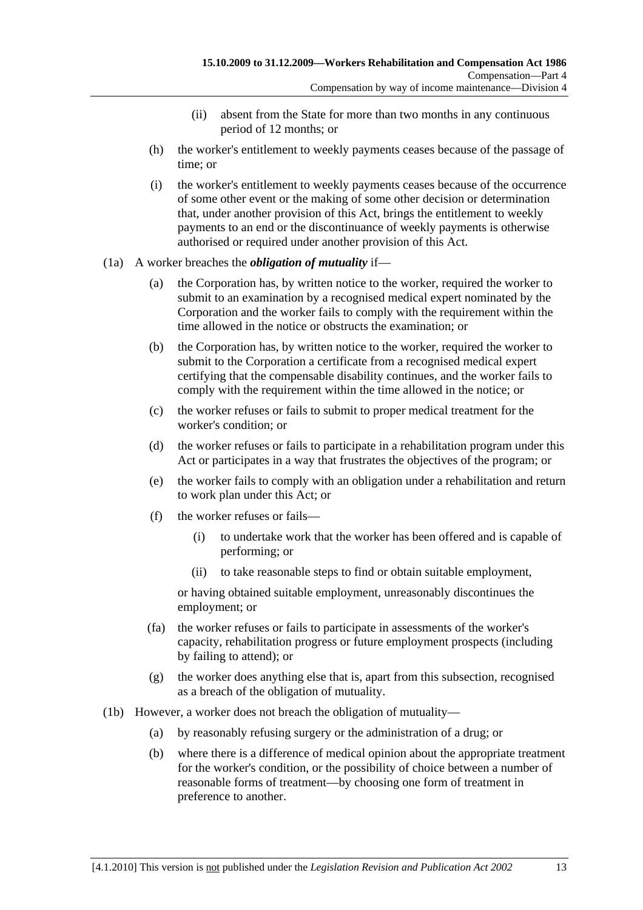(ii) absent from the State for more than two months in any continuous period of 12 months; or

(h) the worker's entitlement to weekly payments ceases because of the passage of time; or

(i) the worker's entitlement to weekly payments ceases because of the occurrence of some other event or the making of some other decision or determination that, under another provision of this Act, brings the entitlement to weekly payments to an end or the discontinuance of weekly payments is otherwise authorised or required under another provision of this Act.

(1a) A worker breaches the ***obligation of mutuality*** if—

(a) the Corporation has, by written notice to the worker, required the worker to submit to an examination by a recognised medical expert nominated by the Corporation and the worker fails to comply with the requirement within the time allowed in the notice or obstructs the examination; or

(b) the Corporation has, by written notice to the worker, required the worker to submit to the Corporation a certificate from a recognised medical expert certifying that the compensable disability continues, and the worker fails to comply with the requirement within the time allowed in the notice; or

(c) the worker refuses or fails to submit to proper medical treatment for the worker's condition; or

(d) the worker refuses or fails to participate in a rehabilitation program under this Act or participates in a way that frustrates the objectives of the program; or

(e) the worker fails to comply with an obligation under a rehabilitation and return to work plan under this Act; or

(f) the worker refuses or fails—

(i) to undertake work that the worker has been offered and is capable of performing; or

(ii) to take reasonable steps to find or obtain suitable employment,

or having obtained suitable employment, unreasonably discontinues the employment; or

(fa) the worker refuses or fails to participate in assessments of the worker's capacity, rehabilitation progress or future employment prospects (including by failing to attend); or

(g) the worker does anything else that is, apart from this subsection, recognised as a breach of the obligation of mutuality.

(1b) However, a worker does not breach the obligation of mutuality—

(a) by reasonably refusing surgery or the administration of a drug; or

(b) where there is a difference of medical opinion about the appropriate treatment for the worker's condition, or the possibility of choice between a number of reasonable forms of treatment—by choosing one form of treatment in preference to another.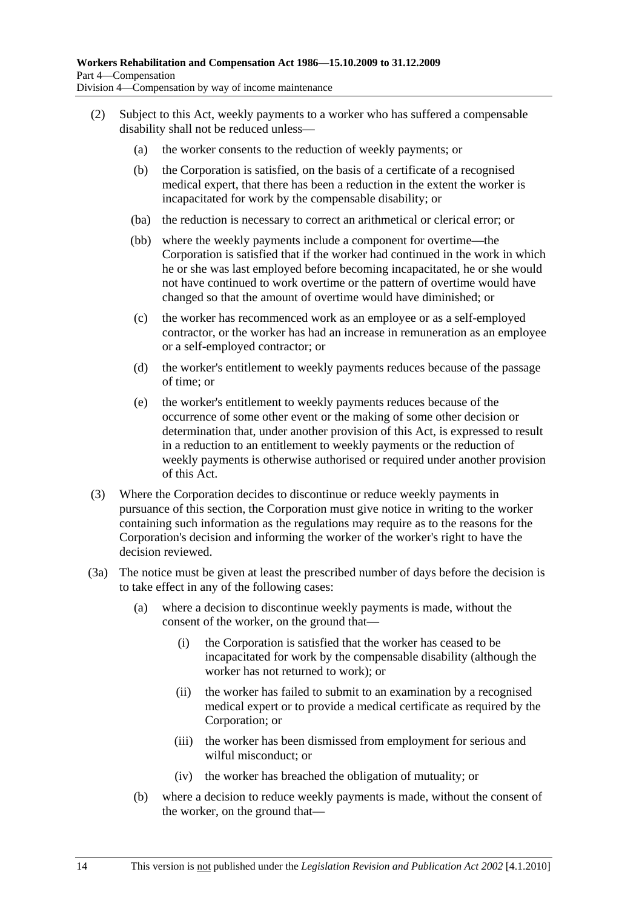(2) Subject to this Act, weekly payments to a worker who has suffered a compensable disability shall not be reduced unless—

- (a) the worker consents to the reduction of weekly payments; or
- (b) the Corporation is satisfied, on the basis of a certificate of a recognised medical expert, that there has been a reduction in the extent the worker is incapacitated for work by the compensable disability; or
- (ba) the reduction is necessary to correct an arithmetical or clerical error; or
- (bb) where the weekly payments include a component for overtime—the Corporation is satisfied that if the worker had continued in the work in which he or she was last employed before becoming incapacitated, he or she would not have continued to work overtime or the pattern of overtime would have changed so that the amount of overtime would have diminished; or
- (c) the worker has recommenced work as an employee or as a self-employed contractor, or the worker has had an increase in remuneration as an employee or a self-employed contractor; or
- (d) the worker's entitlement to weekly payments reduces because of the passage of time; or
- (e) the worker's entitlement to weekly payments reduces because of the occurrence of some other event or the making of some other decision or determination that, under another provision of this Act, is expressed to result in a reduction to an entitlement to weekly payments or the reduction of weekly payments is otherwise authorised or required under another provision of this Act.

(3) Where the Corporation decides to discontinue or reduce weekly payments in pursuance of this section, the Corporation must give notice in writing to the worker containing such information as the regulations may require as to the reasons for the Corporation's decision and informing the worker of the worker's right to have the decision reviewed.

(3a) The notice must be given at least the prescribed number of days before the decision is to take effect in any of the following cases:

- (a) where a decision to discontinue weekly payments is made, without the consent of the worker, on the ground that—
  - (i) the Corporation is satisfied that the worker has ceased to be incapacitated for work by the compensable disability (although the worker has not returned to work); or
  - (ii) the worker has failed to submit to an examination by a recognised medical expert or to provide a medical certificate as required by the Corporation; or
  - (iii) the worker has been dismissed from employment for serious and wilful misconduct; or
  - (iv) the worker has breached the obligation of mutuality; or
- (b) where a decision to reduce weekly payments is made, without the consent of the worker, on the ground that—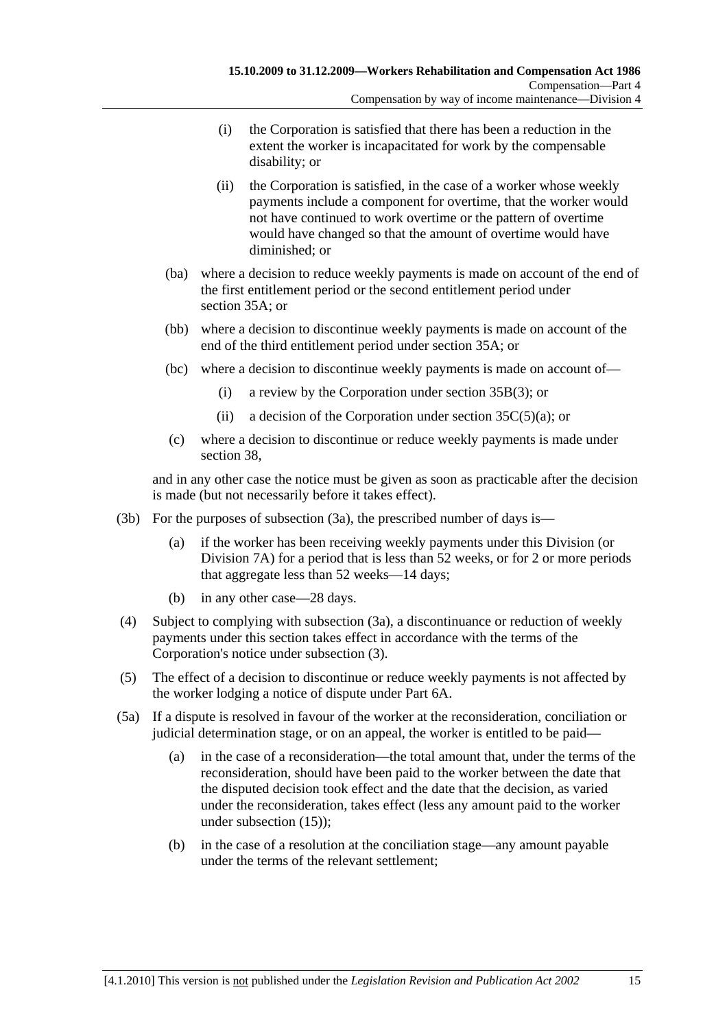(i) the Corporation is satisfied that there has been a reduction in the extent the worker is incapacitated for work by the compensable disability; or

(ii) the Corporation is satisfied, in the case of a worker whose weekly payments include a component for overtime, that the worker would not have continued to work overtime or the pattern of overtime would have changed so that the amount of overtime would have diminished; or

(ba) where a decision to reduce weekly payments is made on account of the end of the first entitlement period or the second entitlement period under section 35A; or

(bb) where a decision to discontinue weekly payments is made on account of the end of the third entitlement period under section 35A; or

(bc) where a decision to discontinue weekly payments is made on account of—

(i) a review by the Corporation under section 35B(3); or

(ii) a decision of the Corporation under section 35C(5)(a); or

(c) where a decision to discontinue or reduce weekly payments is made under section 38,

and in any other case the notice must be given as soon as practicable after the decision is made (but not necessarily before it takes effect).

(3b) For the purposes of subsection (3a), the prescribed number of days is—

(a) if the worker has been receiving weekly payments under this Division (or Division 7A) for a period that is less than 52 weeks, or for 2 or more periods that aggregate less than 52 weeks—14 days;

(b) in any other case—28 days.

(4) Subject to complying with subsection (3a), a discontinuance or reduction of weekly payments under this section takes effect in accordance with the terms of the Corporation's notice under subsection (3).

(5) The effect of a decision to discontinue or reduce weekly payments is not affected by the worker lodging a notice of dispute under Part 6A.

(5a) If a dispute is resolved in favour of the worker at the reconsideration, conciliation or judicial determination stage, or on an appeal, the worker is entitled to be paid—

(a) in the case of a reconsideration—the total amount that, under the terms of the reconsideration, should have been paid to the worker between the date that the disputed decision took effect and the date that the decision, as varied under the reconsideration, takes effect (less any amount paid to the worker under subsection (15));

(b) in the case of a resolution at the conciliation stage—any amount payable under the terms of the relevant settlement;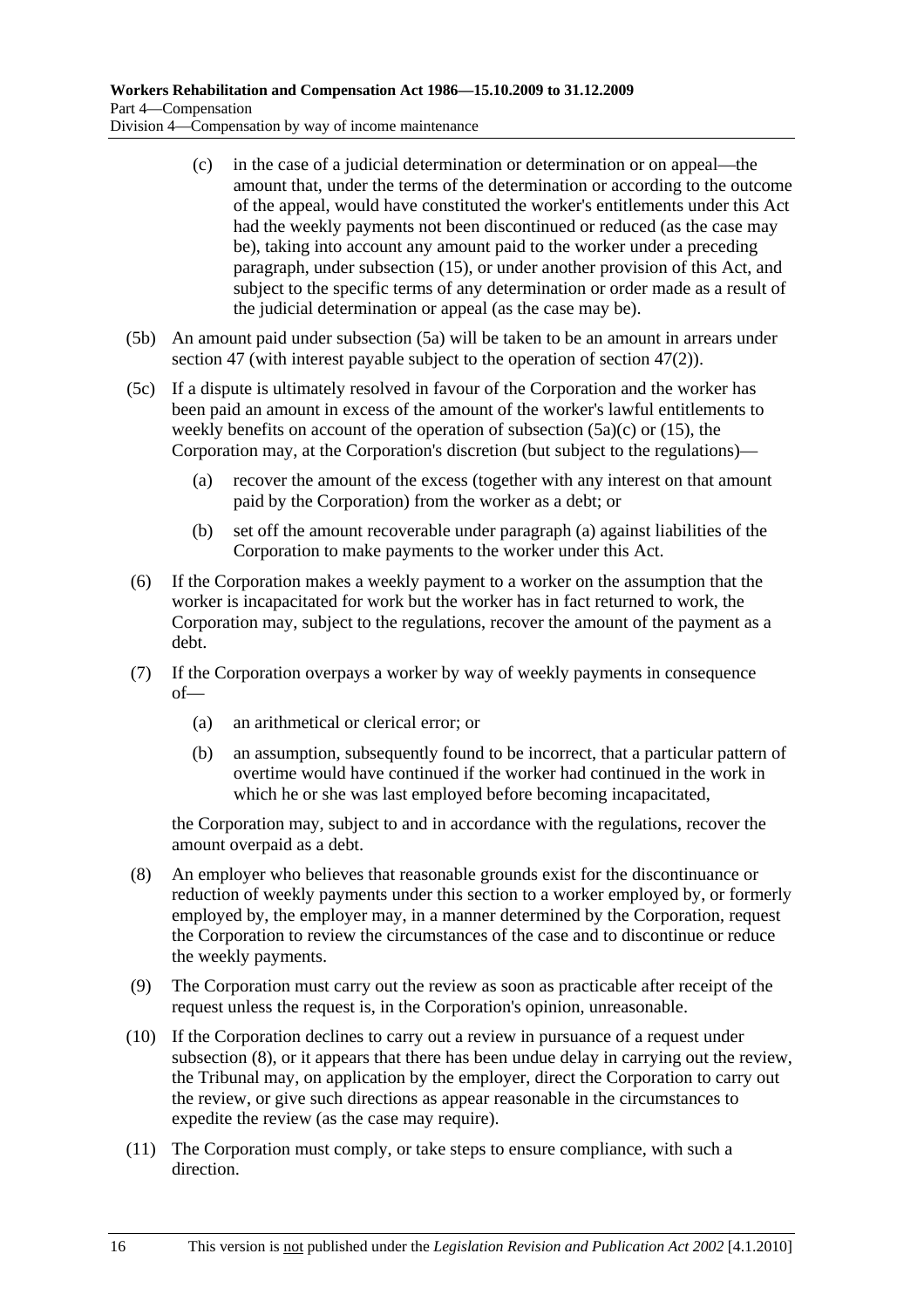(c) in the case of a judicial determination or determination or on appeal—the amount that, under the terms of the determination or according to the outcome of the appeal, would have constituted the worker's entitlements under this Act had the weekly payments not been discontinued or reduced (as the case may be), taking into account any amount paid to the worker under a preceding paragraph, under subsection (15), or under another provision of this Act, and subject to the specific terms of any determination or order made as a result of the judicial determination or appeal (as the case may be).

(5b) An amount paid under subsection (5a) will be taken to be an amount in arrears under section 47 (with interest payable subject to the operation of section 47(2)).

(5c) If a dispute is ultimately resolved in favour of the Corporation and the worker has been paid an amount in excess of the amount of the worker's lawful entitlements to weekly benefits on account of the operation of subsection (5a)(c) or (15), the Corporation may, at the Corporation's discretion (but subject to the regulations)—

(a) recover the amount of the excess (together with any interest on that amount paid by the Corporation) from the worker as a debt; or

(b) set off the amount recoverable under paragraph (a) against liabilities of the Corporation to make payments to the worker under this Act.

(6) If the Corporation makes a weekly payment to a worker on the assumption that the worker is incapacitated for work but the worker has in fact returned to work, the Corporation may, subject to the regulations, recover the amount of the payment as a debt.

(7) If the Corporation overpays a worker by way of weekly payments in consequence of—

(a) an arithmetical or clerical error; or

(b) an assumption, subsequently found to be incorrect, that a particular pattern of overtime would have continued if the worker had continued in the work in which he or she was last employed before becoming incapacitated,

the Corporation may, subject to and in accordance with the regulations, recover the amount overpaid as a debt.

(8) An employer who believes that reasonable grounds exist for the discontinuance or reduction of weekly payments under this section to a worker employed by, or formerly employed by, the employer may, in a manner determined by the Corporation, request the Corporation to review the circumstances of the case and to discontinue or reduce the weekly payments.

(9) The Corporation must carry out the review as soon as practicable after receipt of the request unless the request is, in the Corporation's opinion, unreasonable.

(10) If the Corporation declines to carry out a review in pursuance of a request under subsection (8), or it appears that there has been undue delay in carrying out the review, the Tribunal may, on application by the employer, direct the Corporation to carry out the review, or give such directions as appear reasonable in the circumstances to expedite the review (as the case may require).

(11) The Corporation must comply, or take steps to ensure compliance, with such a direction.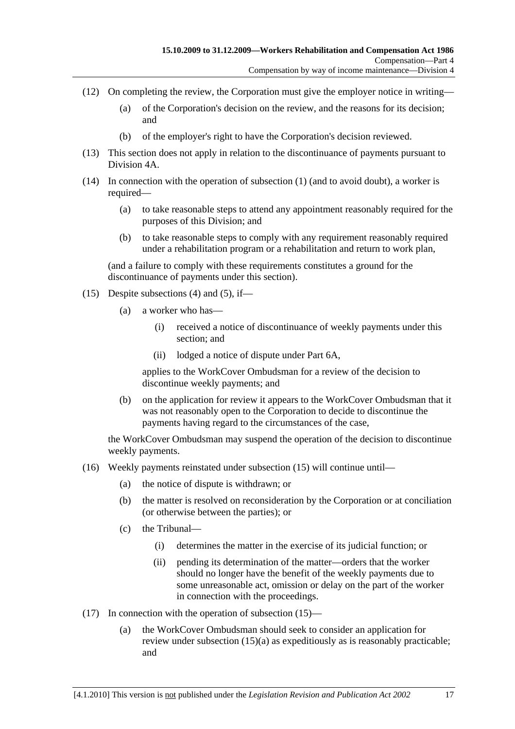(12) On completing the review, the Corporation must give the employer notice in writing—

(a) of the Corporation's decision on the review, and the reasons for its decision; and

(b) of the employer's right to have the Corporation's decision reviewed.

(13) This section does not apply in relation to the discontinuance of payments pursuant to Division 4A.

(14) In connection with the operation of subsection (1) (and to avoid doubt), a worker is required—

(a) to take reasonable steps to attend any appointment reasonably required for the purposes of this Division; and

(b) to take reasonable steps to comply with any requirement reasonably required under a rehabilitation program or a rehabilitation and return to work plan,

(and a failure to comply with these requirements constitutes a ground for the discontinuance of payments under this section).

(15) Despite subsections (4) and (5), if—

(a) a worker who has—

(i) received a notice of discontinuance of weekly payments under this section; and

(ii) lodged a notice of dispute under Part 6A,

applies to the WorkCover Ombudsman for a review of the decision to discontinue weekly payments; and

(b) on the application for review it appears to the WorkCover Ombudsman that it was not reasonably open to the Corporation to decide to discontinue the payments having regard to the circumstances of the case,

the WorkCover Ombudsman may suspend the operation of the decision to discontinue weekly payments.

(16) Weekly payments reinstated under subsection (15) will continue until—

(a) the notice of dispute is withdrawn; or

(b) the matter is resolved on reconsideration by the Corporation or at conciliation (or otherwise between the parties); or

(c) the Tribunal—

(i) determines the matter in the exercise of its judicial function; or

(ii) pending its determination of the matter—orders that the worker should no longer have the benefit of the weekly payments due to some unreasonable act, omission or delay on the part of the worker in connection with the proceedings.

(17) In connection with the operation of subsection (15)—

(a) the WorkCover Ombudsman should seek to consider an application for review under subsection (15)(a) as expeditiously as is reasonably practicable; and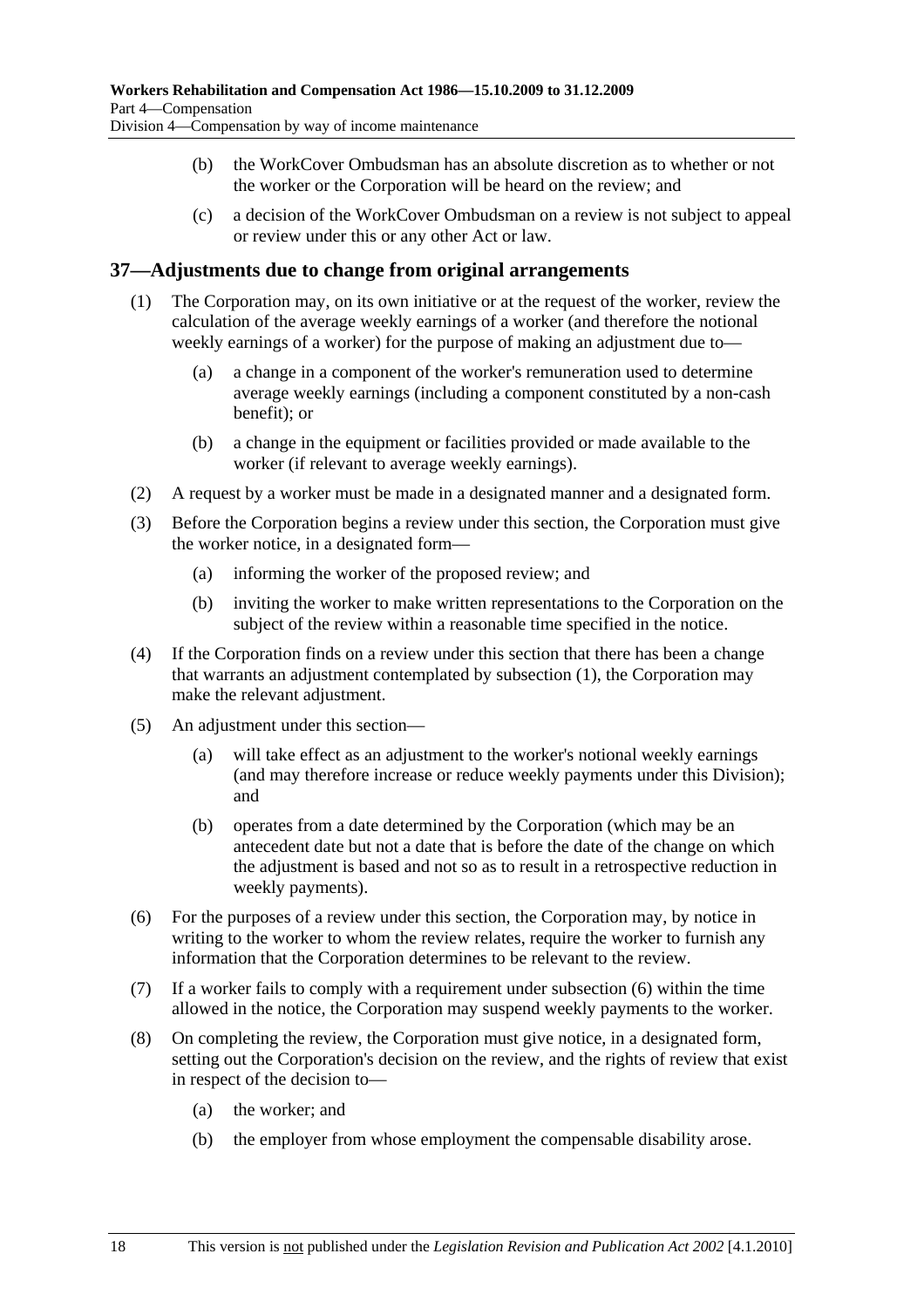(b) the WorkCover Ombudsman has an absolute discretion as to whether or not the worker or the Corporation will be heard on the review; and

(c) a decision of the WorkCover Ombudsman on a review is not subject to appeal or review under this or any other Act or law.

## 37—Adjustments due to change from original arrangements

(1) The Corporation may, on its own initiative or at the request of the worker, review the calculation of the average weekly earnings of a worker (and therefore the notional weekly earnings of a worker) for the purpose of making an adjustment due to—

(a) a change in a component of the worker's remuneration used to determine average weekly earnings (including a component constituted by a non-cash benefit); or

(b) a change in the equipment or facilities provided or made available to the worker (if relevant to average weekly earnings).

(2) A request by a worker must be made in a designated manner and a designated form.

(3) Before the Corporation begins a review under this section, the Corporation must give the worker notice, in a designated form—

(a) informing the worker of the proposed review; and

(b) inviting the worker to make written representations to the Corporation on the subject of the review within a reasonable time specified in the notice.

(4) If the Corporation finds on a review under this section that there has been a change that warrants an adjustment contemplated by subsection (1), the Corporation may make the relevant adjustment.

(5) An adjustment under this section—

(a) will take effect as an adjustment to the worker's notional weekly earnings (and may therefore increase or reduce weekly payments under this Division); and

(b) operates from a date determined by the Corporation (which may be an antecedent date but not a date that is before the date of the change on which the adjustment is based and not so as to result in a retrospective reduction in weekly payments).

(6) For the purposes of a review under this section, the Corporation may, by notice in writing to the worker to whom the review relates, require the worker to furnish any information that the Corporation determines to be relevant to the review.

(7) If a worker fails to comply with a requirement under subsection (6) within the time allowed in the notice, the Corporation may suspend weekly payments to the worker.

(8) On completing the review, the Corporation must give notice, in a designated form, setting out the Corporation's decision on the review, and the rights of review that exist in respect of the decision to—

(a) the worker; and

(b) the employer from whose employment the compensable disability arose.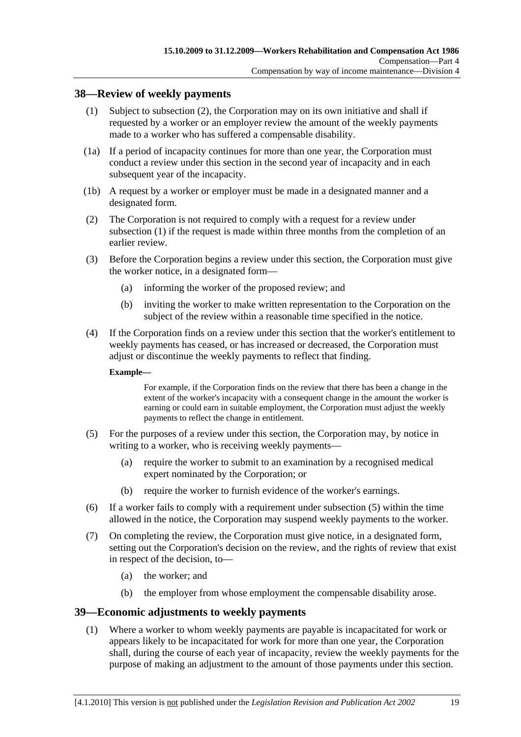## 38—Review of weekly payments

(1) Subject to subsection (2), the Corporation may on its own initiative and shall if requested by a worker or an employer review the amount of the weekly payments made to a worker who has suffered a compensable disability.

(1a) If a period of incapacity continues for more than one year, the Corporation must conduct a review under this section in the second year of incapacity and in each subsequent year of the incapacity.

(1b) A request by a worker or employer must be made in a designated manner and a designated form.

(2) The Corporation is not required to comply with a request for a review under subsection (1) if the request is made within three months from the completion of an earlier review.

(3) Before the Corporation begins a review under this section, the Corporation must give the worker notice, in a designated form—

- (a) informing the worker of the proposed review; and
- (b) inviting the worker to make written representation to the Corporation on the subject of the review within a reasonable time specified in the notice.

(4) If the Corporation finds on a review under this section that the worker's entitlement to weekly payments has ceased, or has increased or decreased, the Corporation must adjust or discontinue the weekly payments to reflect that finding.

**Example—**

> For example, if the Corporation finds on the review that there has been a change in the extent of the worker's incapacity with a consequent change in the amount the worker is earning or could earn in suitable employment, the Corporation must adjust the weekly payments to reflect the change in entitlement.

(5) For the purposes of a review under this section, the Corporation may, by notice in writing to a worker, who is receiving weekly payments—

- (a) require the worker to submit to an examination by a recognised medical expert nominated by the Corporation; or
- (b) require the worker to furnish evidence of the worker's earnings.

(6) If a worker fails to comply with a requirement under subsection (5) within the time allowed in the notice, the Corporation may suspend weekly payments to the worker.

(7) On completing the review, the Corporation must give notice, in a designated form, setting out the Corporation's decision on the review, and the rights of review that exist in respect of the decision, to—

- (a) the worker; and
- (b) the employer from whose employment the compensable disability arose.

## 39—Economic adjustments to weekly payments

(1) Where a worker to whom weekly payments are payable is incapacitated for work or appears likely to be incapacitated for work for more than one year, the Corporation shall, during the course of each year of incapacity, review the weekly payments for the purpose of making an adjustment to the amount of those payments under this section.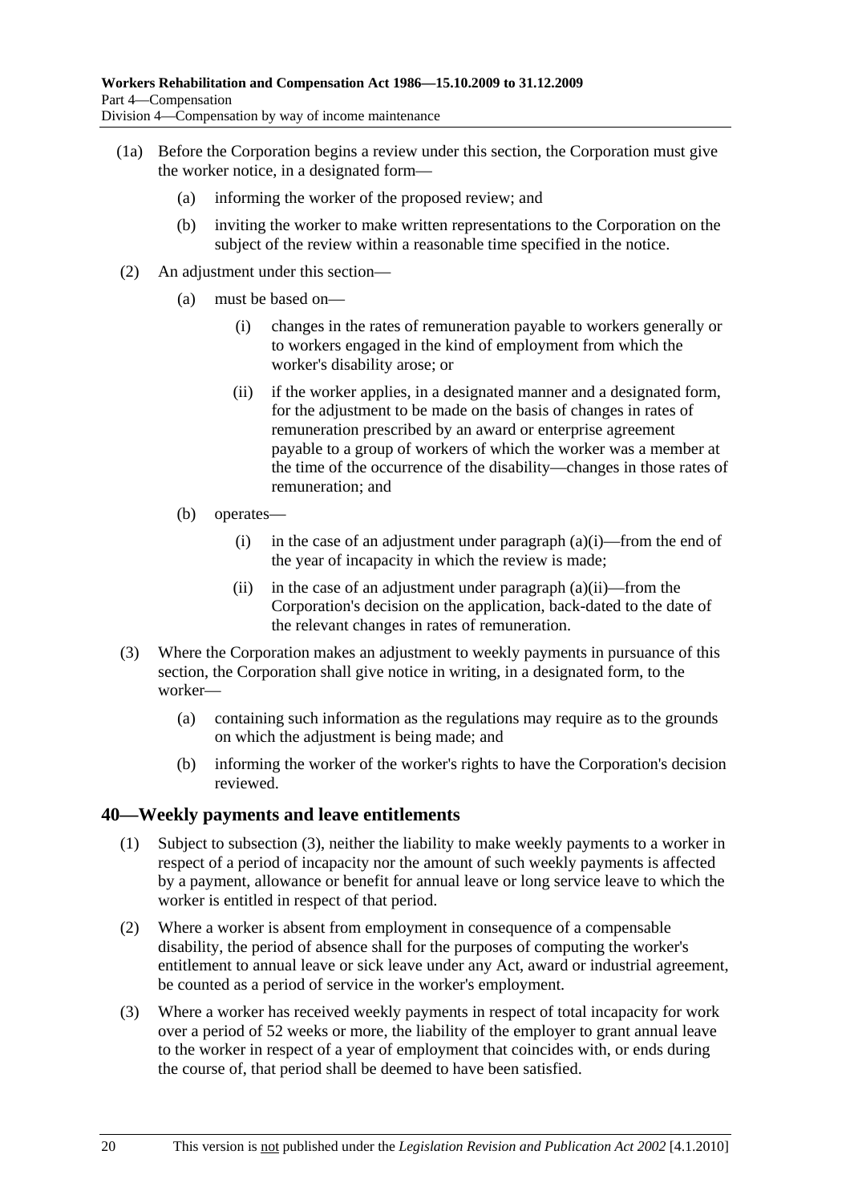(1a) Before the Corporation begins a review under this section, the Corporation must give the worker notice, in a designated form—

(a) informing the worker of the proposed review; and

(b) inviting the worker to make written representations to the Corporation on the subject of the review within a reasonable time specified in the notice.

(2) An adjustment under this section—

(a) must be based on—

(i) changes in the rates of remuneration payable to workers generally or to workers engaged in the kind of employment from which the worker's disability arose; or

(ii) if the worker applies, in a designated manner and a designated form, for the adjustment to be made on the basis of changes in rates of remuneration prescribed by an award or enterprise agreement payable to a group of workers of which the worker was a member at the time of the occurrence of the disability—changes in those rates of remuneration; and

(b) operates—

(i) in the case of an adjustment under paragraph (a)(i)—from the end of the year of incapacity in which the review is made;

(ii) in the case of an adjustment under paragraph (a)(ii)—from the Corporation's decision on the application, back-dated to the date of the relevant changes in rates of remuneration.

(3) Where the Corporation makes an adjustment to weekly payments in pursuance of this section, the Corporation shall give notice in writing, in a designated form, to the worker—

(a) containing such information as the regulations may require as to the grounds on which the adjustment is being made; and

(b) informing the worker of the worker's rights to have the Corporation's decision reviewed.

## 40—Weekly payments and leave entitlements

(1) Subject to subsection (3), neither the liability to make weekly payments to a worker in respect of a period of incapacity nor the amount of such weekly payments is affected by a payment, allowance or benefit for annual leave or long service leave to which the worker is entitled in respect of that period.

(2) Where a worker is absent from employment in consequence of a compensable disability, the period of absence shall for the purposes of computing the worker's entitlement to annual leave or sick leave under any Act, award or industrial agreement, be counted as a period of service in the worker's employment.

(3) Where a worker has received weekly payments in respect of total incapacity for work over a period of 52 weeks or more, the liability of the employer to grant annual leave to the worker in respect of a year of employment that coincides with, or ends during the course of, that period shall be deemed to have been satisfied.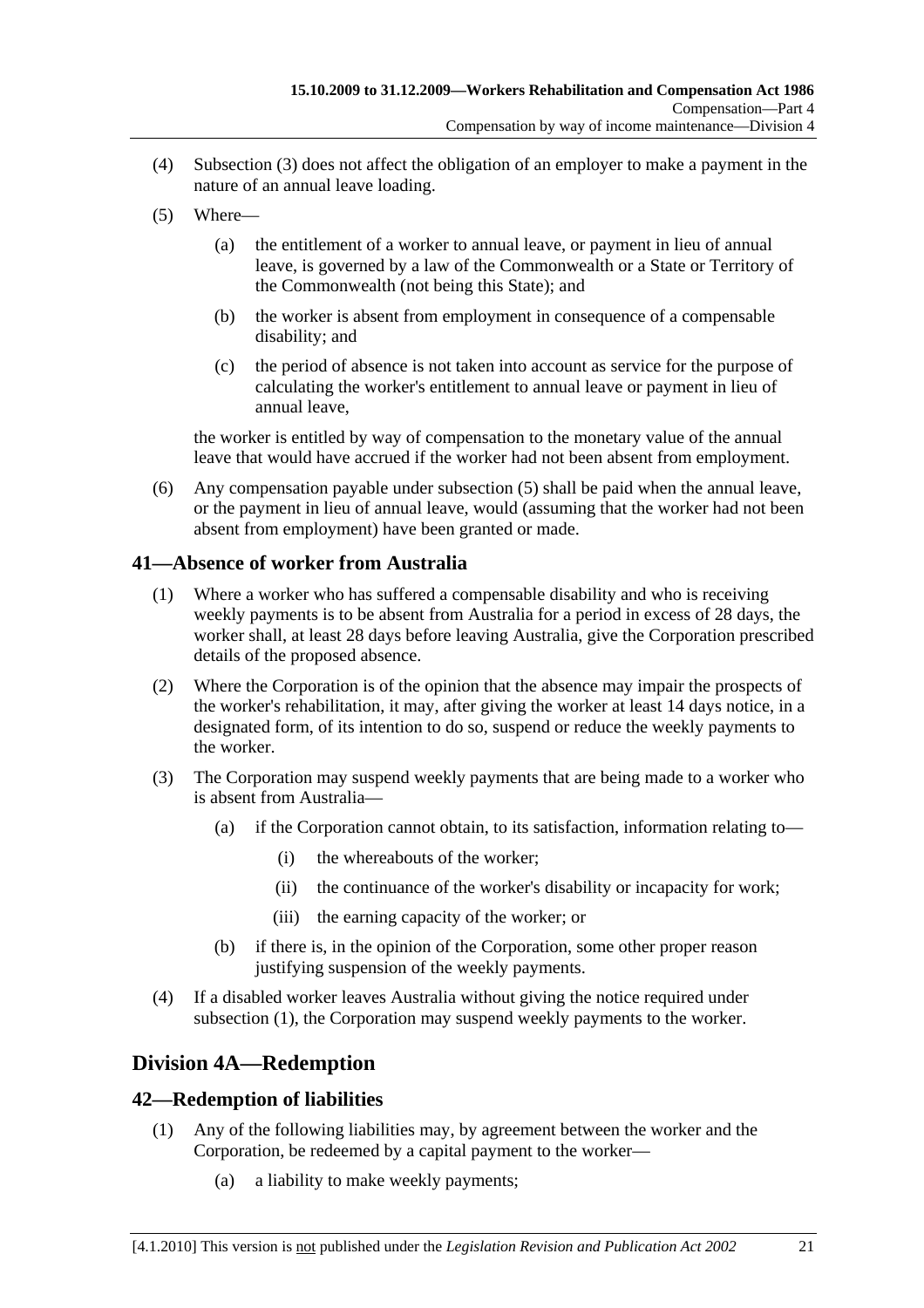(4) Subsection (3) does not affect the obligation of an employer to make a payment in the nature of an annual leave loading.

(5) Where—

(a) the entitlement of a worker to annual leave, or payment in lieu of annual leave, is governed by a law of the Commonwealth or a State or Territory of the Commonwealth (not being this State); and

(b) the worker is absent from employment in consequence of a compensable disability; and

(c) the period of absence is not taken into account as service for the purpose of calculating the worker's entitlement to annual leave or payment in lieu of annual leave,

the worker is entitled by way of compensation to the monetary value of the annual leave that would have accrued if the worker had not been absent from employment.

(6) Any compensation payable under subsection (5) shall be paid when the annual leave, or the payment in lieu of annual leave, would (assuming that the worker had not been absent from employment) have been granted or made.

## 41—Absence of worker from Australia

(1) Where a worker who has suffered a compensable disability and who is receiving weekly payments is to be absent from Australia for a period in excess of 28 days, the worker shall, at least 28 days before leaving Australia, give the Corporation prescribed details of the proposed absence.

(2) Where the Corporation is of the opinion that the absence may impair the prospects of the worker's rehabilitation, it may, after giving the worker at least 14 days notice, in a designated form, of its intention to do so, suspend or reduce the weekly payments to the worker.

(3) The Corporation may suspend weekly payments that are being made to a worker who is absent from Australia—

(a) if the Corporation cannot obtain, to its satisfaction, information relating to—

(i) the whereabouts of the worker;

(ii) the continuance of the worker's disability or incapacity for work;

(iii) the earning capacity of the worker; or

(b) if there is, in the opinion of the Corporation, some other proper reason justifying suspension of the weekly payments.

(4) If a disabled worker leaves Australia without giving the notice required under subsection (1), the Corporation may suspend weekly payments to the worker.

# Division 4A—Redemption

## 42—Redemption of liabilities

(1) Any of the following liabilities may, by agreement between the worker and the Corporation, be redeemed by a capital payment to the worker—

(a) a liability to make weekly payments;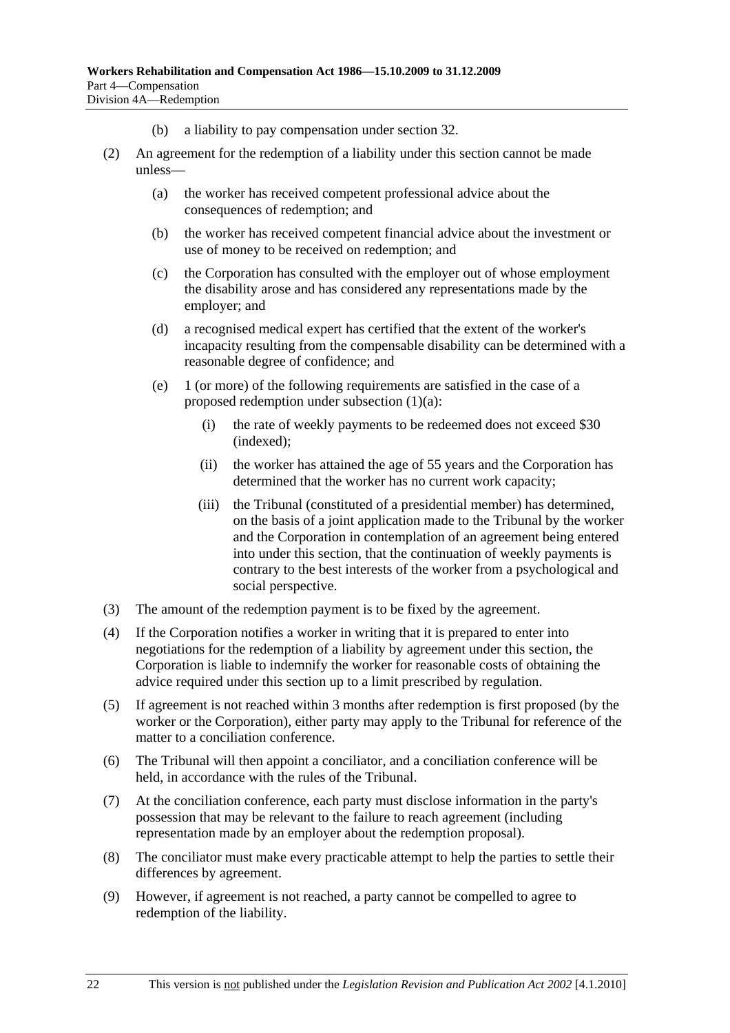(b) a liability to pay compensation under section 32.

(2) An agreement for the redemption of a liability under this section cannot be made unless—

(a) the worker has received competent professional advice about the consequences of redemption; and

(b) the worker has received competent financial advice about the investment or use of money to be received on redemption; and

(c) the Corporation has consulted with the employer out of whose employment the disability arose and has considered any representations made by the employer; and

(d) a recognised medical expert has certified that the extent of the worker's incapacity resulting from the compensable disability can be determined with a reasonable degree of confidence; and

(e) 1 (or more) of the following requirements are satisfied in the case of a proposed redemption under subsection (1)(a):

(i) the rate of weekly payments to be redeemed does not exceed $30 (indexed);

(ii) the worker has attained the age of 55 years and the Corporation has determined that the worker has no current work capacity;

(iii) the Tribunal (constituted of a presidential member) has determined, on the basis of a joint application made to the Tribunal by the worker and the Corporation in contemplation of an agreement being entered into under this section, that the continuation of weekly payments is contrary to the best interests of the worker from a psychological and social perspective.

(3) The amount of the redemption payment is to be fixed by the agreement.

(4) If the Corporation notifies a worker in writing that it is prepared to enter into negotiations for the redemption of a liability by agreement under this section, the Corporation is liable to indemnify the worker for reasonable costs of obtaining the advice required under this section up to a limit prescribed by regulation.

(5) If agreement is not reached within 3 months after redemption is first proposed (by the worker or the Corporation), either party may apply to the Tribunal for reference of the matter to a conciliation conference.

(6) The Tribunal will then appoint a conciliator, and a conciliation conference will be held, in accordance with the rules of the Tribunal.

(7) At the conciliation conference, each party must disclose information in the party's possession that may be relevant to the failure to reach agreement (including representation made by an employer about the redemption proposal).

(8) The conciliator must make every practicable attempt to help the parties to settle their differences by agreement.

(9) However, if agreement is not reached, a party cannot be compelled to agree to redemption of the liability.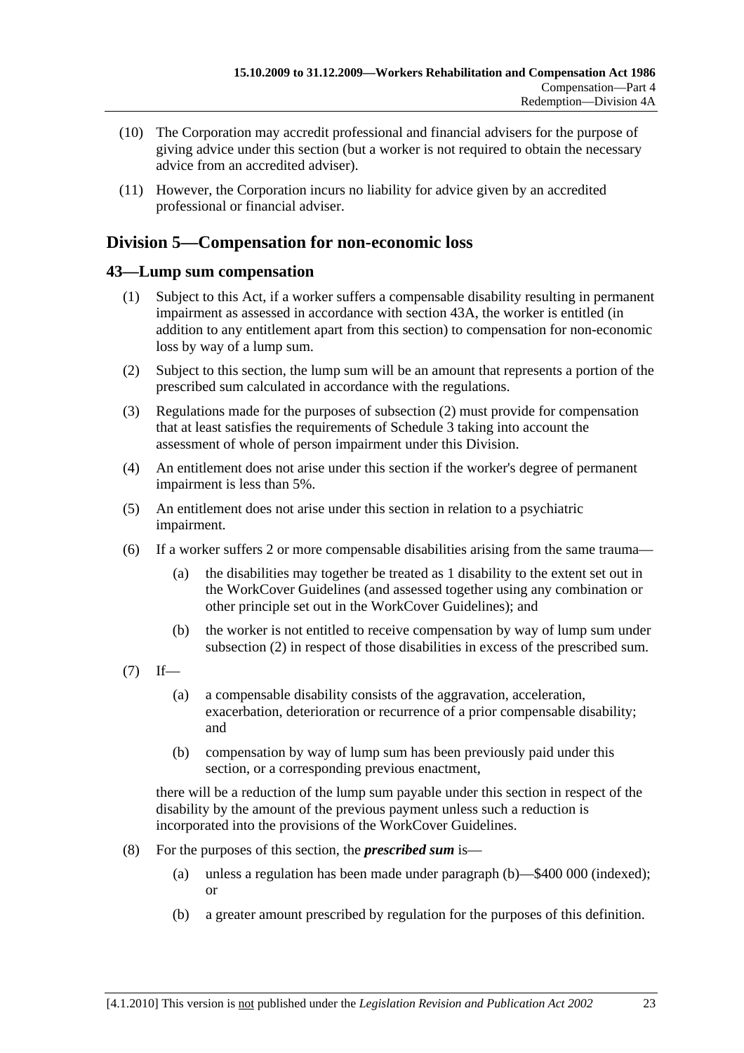(10) The Corporation may accredit professional and financial advisers for the purpose of giving advice under this section (but a worker is not required to obtain the necessary advice from an accredited adviser).

(11) However, the Corporation incurs no liability for advice given by an accredited professional or financial adviser.

## Division 5—Compensation for non-economic loss

### 43—Lump sum compensation

(1) Subject to this Act, if a worker suffers a compensable disability resulting in permanent impairment as assessed in accordance with section 43A, the worker is entitled (in addition to any entitlement apart from this section) to compensation for non-economic loss by way of a lump sum.

(2) Subject to this section, the lump sum will be an amount that represents a portion of the prescribed sum calculated in accordance with the regulations.

(3) Regulations made for the purposes of subsection (2) must provide for compensation that at least satisfies the requirements of Schedule 3 taking into account the assessment of whole of person impairment under this Division.

(4) An entitlement does not arise under this section if the worker's degree of permanent impairment is less than 5%.

(5) An entitlement does not arise under this section in relation to a psychiatric impairment.

(6) If a worker suffers 2 or more compensable disabilities arising from the same trauma—

(a) the disabilities may together be treated as 1 disability to the extent set out in the WorkCover Guidelines (and assessed together using any combination or other principle set out in the WorkCover Guidelines); and

(b) the worker is not entitled to receive compensation by way of lump sum under subsection (2) in respect of those disabilities in excess of the prescribed sum.

(7) If—

(a) a compensable disability consists of the aggravation, acceleration, exacerbation, deterioration or recurrence of a prior compensable disability; and

(b) compensation by way of lump sum has been previously paid under this section, or a corresponding previous enactment,

there will be a reduction of the lump sum payable under this section in respect of the disability by the amount of the previous payment unless such a reduction is incorporated into the provisions of the WorkCover Guidelines.

(8) For the purposes of this section, the ***prescribed sum*** is—

(a) unless a regulation has been made under paragraph (b)—$400 000 (indexed); or

(b) a greater amount prescribed by regulation for the purposes of this definition.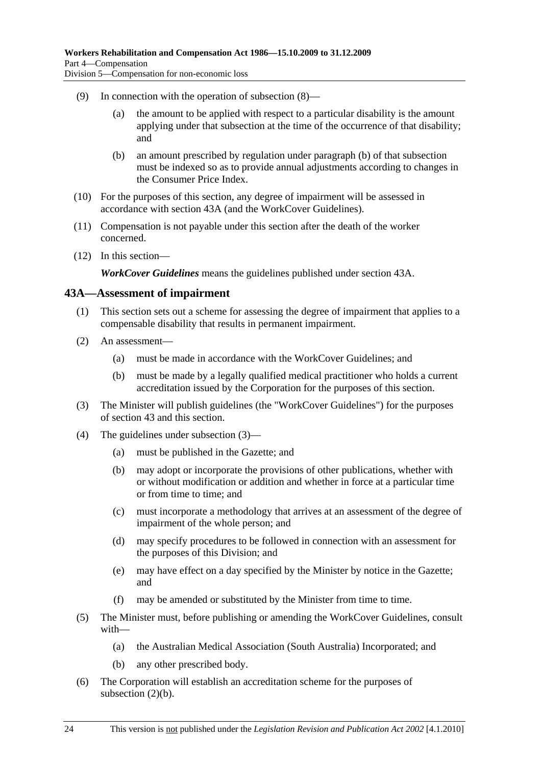(9) In connection with the operation of subsection (8)—

(a) the amount to be applied with respect to a particular disability is the amount applying under that subsection at the time of the occurrence of that disability; and

(b) an amount prescribed by regulation under paragraph (b) of that subsection must be indexed so as to provide annual adjustments according to changes in the Consumer Price Index.

(10) For the purposes of this section, any degree of impairment will be assessed in accordance with section 43A (and the WorkCover Guidelines).

(11) Compensation is not payable under this section after the death of the worker concerned.

(12) In this section—

***WorkCover Guidelines*** means the guidelines published under section 43A.

## 43A—Assessment of impairment

(1) This section sets out a scheme for assessing the degree of impairment that applies to a compensable disability that results in permanent impairment.

(2) An assessment—

(a) must be made in accordance with the WorkCover Guidelines; and

(b) must be made by a legally qualified medical practitioner who holds a current accreditation issued by the Corporation for the purposes of this section.

(3) The Minister will publish guidelines (the "WorkCover Guidelines") for the purposes of section 43 and this section.

(4) The guidelines under subsection (3)—

(a) must be published in the Gazette; and

(b) may adopt or incorporate the provisions of other publications, whether with or without modification or addition and whether in force at a particular time or from time to time; and

(c) must incorporate a methodology that arrives at an assessment of the degree of impairment of the whole person; and

(d) may specify procedures to be followed in connection with an assessment for the purposes of this Division; and

(e) may have effect on a day specified by the Minister by notice in the Gazette; and

(f) may be amended or substituted by the Minister from time to time.

(5) The Minister must, before publishing or amending the WorkCover Guidelines, consult with—

(a) the Australian Medical Association (South Australia) Incorporated; and

(b) any other prescribed body.

(6) The Corporation will establish an accreditation scheme for the purposes of subsection (2)(b).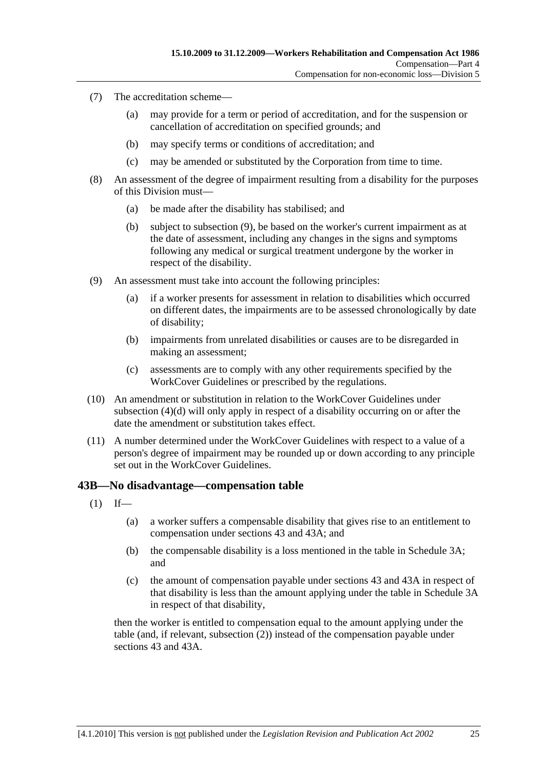(7) The accreditation scheme—

  (a) may provide for a term or period of accreditation, and for the suspension or cancellation of accreditation on specified grounds; and

  (b) may specify terms or conditions of accreditation; and

  (c) may be amended or substituted by the Corporation from time to time.

(8) An assessment of the degree of impairment resulting from a disability for the purposes of this Division must—

  (a) be made after the disability has stabilised; and

  (b) subject to subsection (9), be based on the worker's current impairment as at the date of assessment, including any changes in the signs and symptoms following any medical or surgical treatment undergone by the worker in respect of the disability.

(9) An assessment must take into account the following principles:

  (a) if a worker presents for assessment in relation to disabilities which occurred on different dates, the impairments are to be assessed chronologically by date of disability;

  (b) impairments from unrelated disabilities or causes are to be disregarded in making an assessment;

  (c) assessments are to comply with any other requirements specified by the WorkCover Guidelines or prescribed by the regulations.

(10) An amendment or substitution in relation to the WorkCover Guidelines under subsection (4)(d) will only apply in respect of a disability occurring on or after the date the amendment or substitution takes effect.

(11) A number determined under the WorkCover Guidelines with respect to a value of a person's degree of impairment may be rounded up or down according to any principle set out in the WorkCover Guidelines.

## 43B—No disadvantage—compensation table

(1) If—

  (a) a worker suffers a compensable disability that gives rise to an entitlement to compensation under sections 43 and 43A; and

  (b) the compensable disability is a loss mentioned in the table in Schedule 3A; and

  (c) the amount of compensation payable under sections 43 and 43A in respect of that disability is less than the amount applying under the table in Schedule 3A in respect of that disability,

then the worker is entitled to compensation equal to the amount applying under the table (and, if relevant, subsection (2)) instead of the compensation payable under sections 43 and 43A.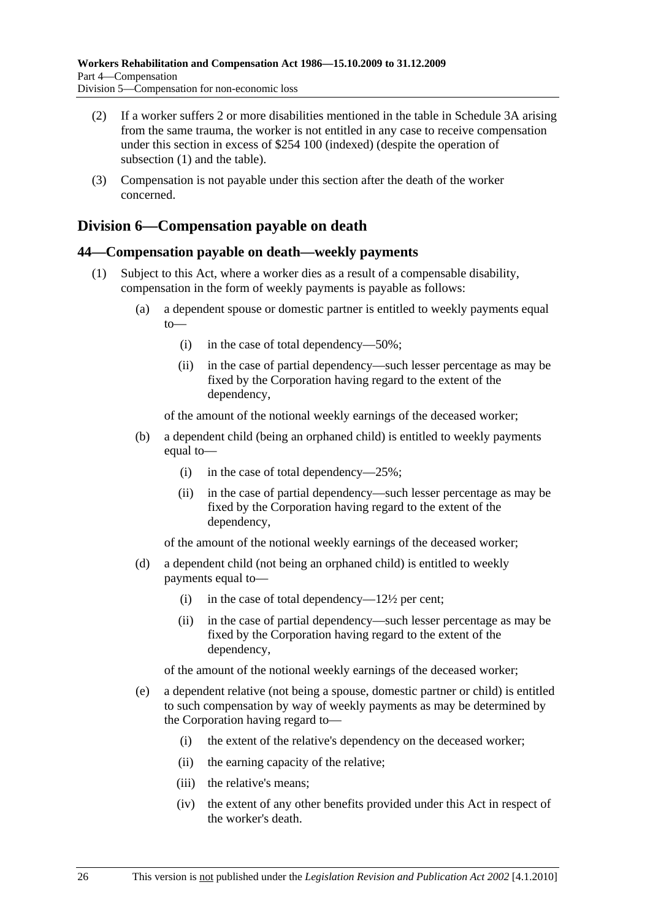(2) If a worker suffers 2 or more disabilities mentioned in the table in Schedule 3A arising from the same trauma, the worker is not entitled in any case to receive compensation under this section in excess of $254 100 (indexed) (despite the operation of subsection (1) and the table).

(3) Compensation is not payable under this section after the death of the worker concerned.

## Division 6—Compensation payable on death

### 44—Compensation payable on death—weekly payments

(1) Subject to this Act, where a worker dies as a result of a compensable disability, compensation in the form of weekly payments is payable as follows:

(a) a dependent spouse or domestic partner is entitled to weekly payments equal to—

(i) in the case of total dependency—50%;

(ii) in the case of partial dependency—such lesser percentage as may be fixed by the Corporation having regard to the extent of the dependency,

of the amount of the notional weekly earnings of the deceased worker;

(b) a dependent child (being an orphaned child) is entitled to weekly payments equal to—

(i) in the case of total dependency—25%;

(ii) in the case of partial dependency—such lesser percentage as may be fixed by the Corporation having regard to the extent of the dependency,

of the amount of the notional weekly earnings of the deceased worker;

(d) a dependent child (not being an orphaned child) is entitled to weekly payments equal to—

(i) in the case of total dependency—12½ per cent;

(ii) in the case of partial dependency—such lesser percentage as may be fixed by the Corporation having regard to the extent of the dependency,

of the amount of the notional weekly earnings of the deceased worker;

(e) a dependent relative (not being a spouse, domestic partner or child) is entitled to such compensation by way of weekly payments as may be determined by the Corporation having regard to—

(i) the extent of the relative's dependency on the deceased worker;

(ii) the earning capacity of the relative;

(iii) the relative's means;

(iv) the extent of any other benefits provided under this Act in respect of the worker's death.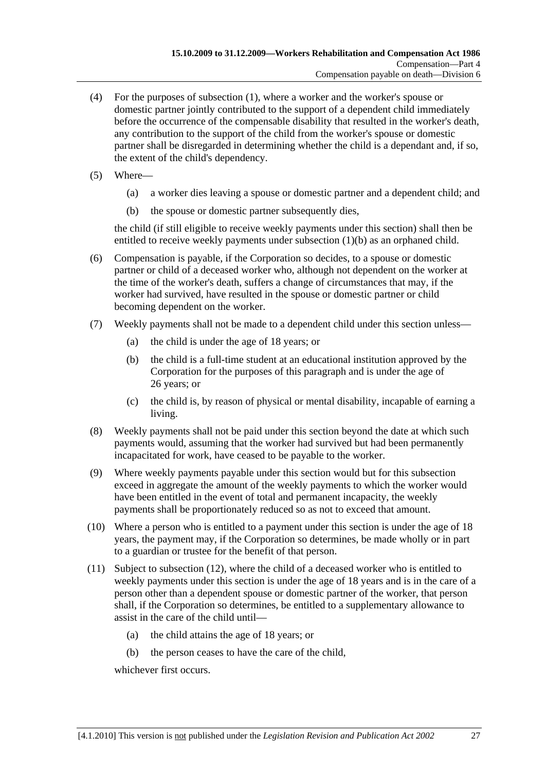(4) For the purposes of subsection (1), where a worker and the worker's spouse or domestic partner jointly contributed to the support of a dependent child immediately before the occurrence of the compensable disability that resulted in the worker's death, any contribution to the support of the child from the worker's spouse or domestic partner shall be disregarded in determining whether the child is a dependant and, if so, the extent of the child's dependency.

(5) Where—

(a) a worker dies leaving a spouse or domestic partner and a dependent child; and

(b) the spouse or domestic partner subsequently dies,

the child (if still eligible to receive weekly payments under this section) shall then be entitled to receive weekly payments under subsection (1)(b) as an orphaned child.

(6) Compensation is payable, if the Corporation so decides, to a spouse or domestic partner or child of a deceased worker who, although not dependent on the worker at the time of the worker's death, suffers a change of circumstances that may, if the worker had survived, have resulted in the spouse or domestic partner or child becoming dependent on the worker.

(7) Weekly payments shall not be made to a dependent child under this section unless—

(a) the child is under the age of 18 years; or

(b) the child is a full-time student at an educational institution approved by the Corporation for the purposes of this paragraph and is under the age of 26 years; or

(c) the child is, by reason of physical or mental disability, incapable of earning a living.

(8) Weekly payments shall not be paid under this section beyond the date at which such payments would, assuming that the worker had survived but had been permanently incapacitated for work, have ceased to be payable to the worker.

(9) Where weekly payments payable under this section would but for this subsection exceed in aggregate the amount of the weekly payments to which the worker would have been entitled in the event of total and permanent incapacity, the weekly payments shall be proportionately reduced so as not to exceed that amount.

(10) Where a person who is entitled to a payment under this section is under the age of 18 years, the payment may, if the Corporation so determines, be made wholly or in part to a guardian or trustee for the benefit of that person.

(11) Subject to subsection (12), where the child of a deceased worker who is entitled to weekly payments under this section is under the age of 18 years and is in the care of a person other than a dependent spouse or domestic partner of the worker, that person shall, if the Corporation so determines, be entitled to a supplementary allowance to assist in the care of the child until—

(a) the child attains the age of 18 years; or

(b) the person ceases to have the care of the child,

whichever first occurs.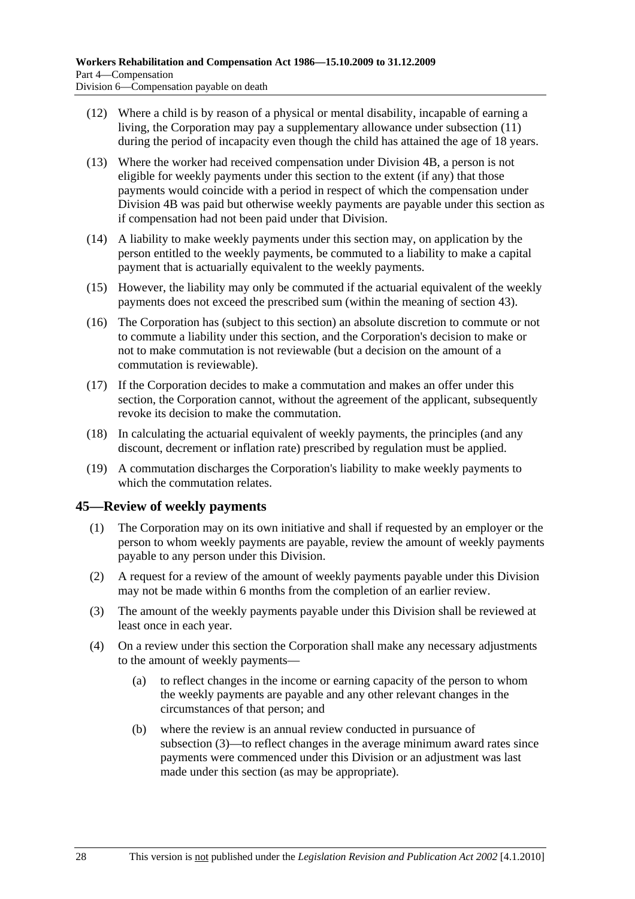(12) Where a child is by reason of a physical or mental disability, incapable of earning a living, the Corporation may pay a supplementary allowance under subsection (11) during the period of incapacity even though the child has attained the age of 18 years.

(13) Where the worker had received compensation under Division 4B, a person is not eligible for weekly payments under this section to the extent (if any) that those payments would coincide with a period in respect of which the compensation under Division 4B was paid but otherwise weekly payments are payable under this section as if compensation had not been paid under that Division.

(14) A liability to make weekly payments under this section may, on application by the person entitled to the weekly payments, be commuted to a liability to make a capital payment that is actuarially equivalent to the weekly payments.

(15) However, the liability may only be commuted if the actuarial equivalent of the weekly payments does not exceed the prescribed sum (within the meaning of section 43).

(16) The Corporation has (subject to this section) an absolute discretion to commute or not to commute a liability under this section, and the Corporation's decision to make or not to make commutation is not reviewable (but a decision on the amount of a commutation is reviewable).

(17) If the Corporation decides to make a commutation and makes an offer under this section, the Corporation cannot, without the agreement of the applicant, subsequently revoke its decision to make the commutation.

(18) In calculating the actuarial equivalent of weekly payments, the principles (and any discount, decrement or inflation rate) prescribed by regulation must be applied.

(19) A commutation discharges the Corporation's liability to make weekly payments to which the commutation relates.

## 45—Review of weekly payments

(1) The Corporation may on its own initiative and shall if requested by an employer or the person to whom weekly payments are payable, review the amount of weekly payments payable to any person under this Division.

(2) A request for a review of the amount of weekly payments payable under this Division may not be made within 6 months from the completion of an earlier review.

(3) The amount of the weekly payments payable under this Division shall be reviewed at least once in each year.

(4) On a review under this section the Corporation shall make any necessary adjustments to the amount of weekly payments—

  (a) to reflect changes in the income or earning capacity of the person to whom the weekly payments are payable and any other relevant changes in the circumstances of that person; and

  (b) where the review is an annual review conducted in pursuance of subsection (3)—to reflect changes in the average minimum award rates since payments were commenced under this Division or an adjustment was last made under this section (as may be appropriate).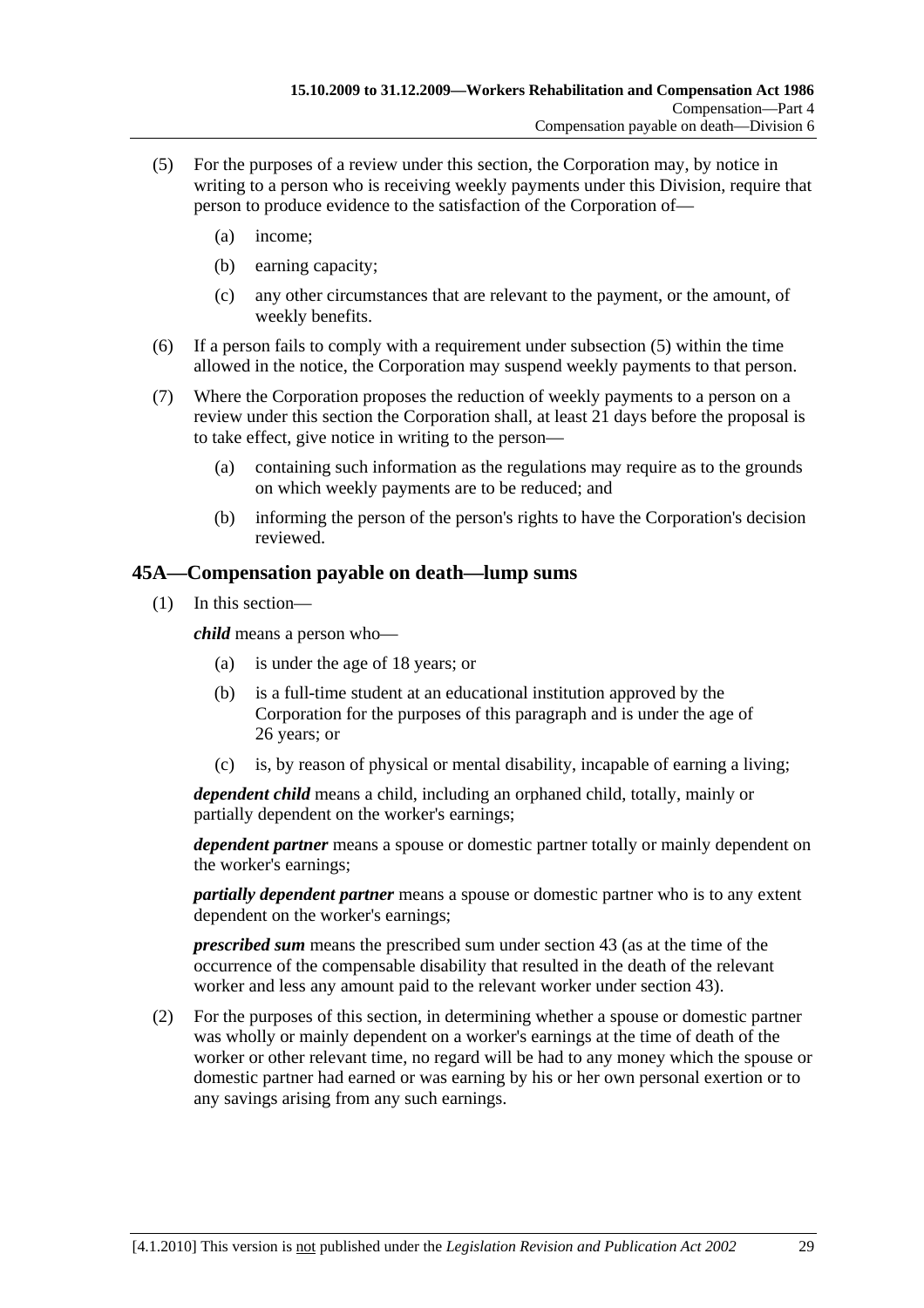(5) For the purposes of a review under this section, the Corporation may, by notice in writing to a person who is receiving weekly payments under this Division, require that person to produce evidence to the satisfaction of the Corporation of—

(a) income;

(b) earning capacity;

(c) any other circumstances that are relevant to the payment, or the amount, of weekly benefits.

(6) If a person fails to comply with a requirement under subsection (5) within the time allowed in the notice, the Corporation may suspend weekly payments to that person.

(7) Where the Corporation proposes the reduction of weekly payments to a person on a review under this section the Corporation shall, at least 21 days before the proposal is to take effect, give notice in writing to the person—

(a) containing such information as the regulations may require as to the grounds on which weekly payments are to be reduced; and

(b) informing the person of the person's rights to have the Corporation's decision reviewed.

## 45A—Compensation payable on death—lump sums

(1) In this section—

***child*** means a person who—

(a) is under the age of 18 years; or

(b) is a full-time student at an educational institution approved by the Corporation for the purposes of this paragraph and is under the age of 26 years; or

(c) is, by reason of physical or mental disability, incapable of earning a living;

***dependent child*** means a child, including an orphaned child, totally, mainly or partially dependent on the worker's earnings;

***dependent partner*** means a spouse or domestic partner totally or mainly dependent on the worker's earnings;

***partially dependent partner*** means a spouse or domestic partner who is to any extent dependent on the worker's earnings;

***prescribed sum*** means the prescribed sum under section 43 (as at the time of the occurrence of the compensable disability that resulted in the death of the relevant worker and less any amount paid to the relevant worker under section 43).

(2) For the purposes of this section, in determining whether a spouse or domestic partner was wholly or mainly dependent on a worker's earnings at the time of death of the worker or other relevant time, no regard will be had to any money which the spouse or domestic partner had earned or was earning by his or her own personal exertion or to any savings arising from any such earnings.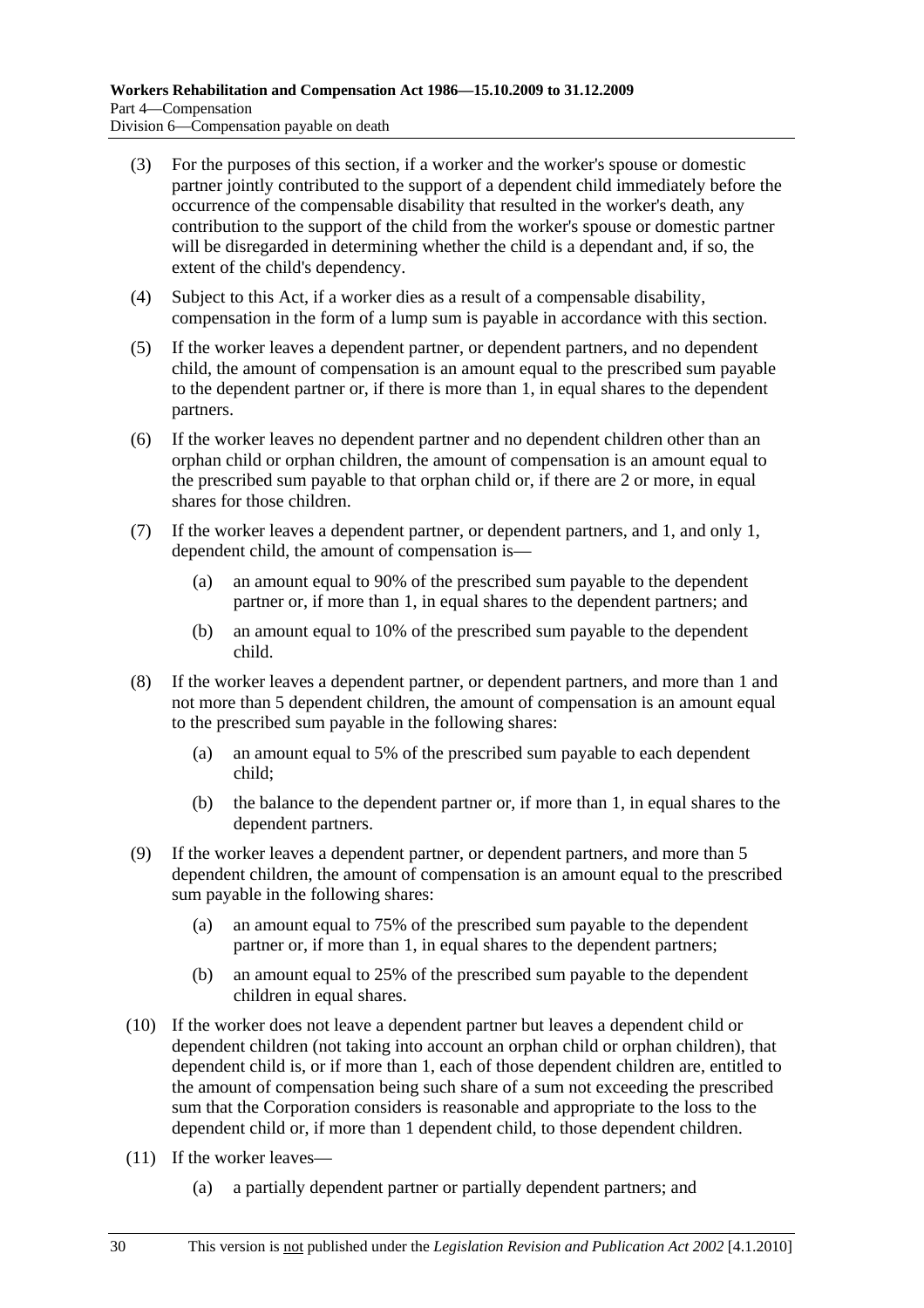(3) For the purposes of this section, if a worker and the worker's spouse or domestic partner jointly contributed to the support of a dependent child immediately before the occurrence of the compensable disability that resulted in the worker's death, any contribution to the support of the child from the worker's spouse or domestic partner will be disregarded in determining whether the child is a dependant and, if so, the extent of the child's dependency.

(4) Subject to this Act, if a worker dies as a result of a compensable disability, compensation in the form of a lump sum is payable in accordance with this section.

(5) If the worker leaves a dependent partner, or dependent partners, and no dependent child, the amount of compensation is an amount equal to the prescribed sum payable to the dependent partner or, if there is more than 1, in equal shares to the dependent partners.

(6) If the worker leaves no dependent partner and no dependent children other than an orphan child or orphan children, the amount of compensation is an amount equal to the prescribed sum payable to that orphan child or, if there are 2 or more, in equal shares for those children.

(7) If the worker leaves a dependent partner, or dependent partners, and 1, and only 1, dependent child, the amount of compensation is—

- (a) an amount equal to 90% of the prescribed sum payable to the dependent partner or, if more than 1, in equal shares to the dependent partners; and
- (b) an amount equal to 10% of the prescribed sum payable to the dependent child.

(8) If the worker leaves a dependent partner, or dependent partners, and more than 1 and not more than 5 dependent children, the amount of compensation is an amount equal to the prescribed sum payable in the following shares:

- (a) an amount equal to 5% of the prescribed sum payable to each dependent child;
- (b) the balance to the dependent partner or, if more than 1, in equal shares to the dependent partners.

(9) If the worker leaves a dependent partner, or dependent partners, and more than 5 dependent children, the amount of compensation is an amount equal to the prescribed sum payable in the following shares:

- (a) an amount equal to 75% of the prescribed sum payable to the dependent partner or, if more than 1, in equal shares to the dependent partners;
- (b) an amount equal to 25% of the prescribed sum payable to the dependent children in equal shares.

(10) If the worker does not leave a dependent partner but leaves a dependent child or dependent children (not taking into account an orphan child or orphan children), that dependent child is, or if more than 1, each of those dependent children are, entitled to the amount of compensation being such share of a sum not exceeding the prescribed sum that the Corporation considers is reasonable and appropriate to the loss to the dependent child or, if more than 1 dependent child, to those dependent children.

(11) If the worker leaves—

- (a) a partially dependent partner or partially dependent partners; and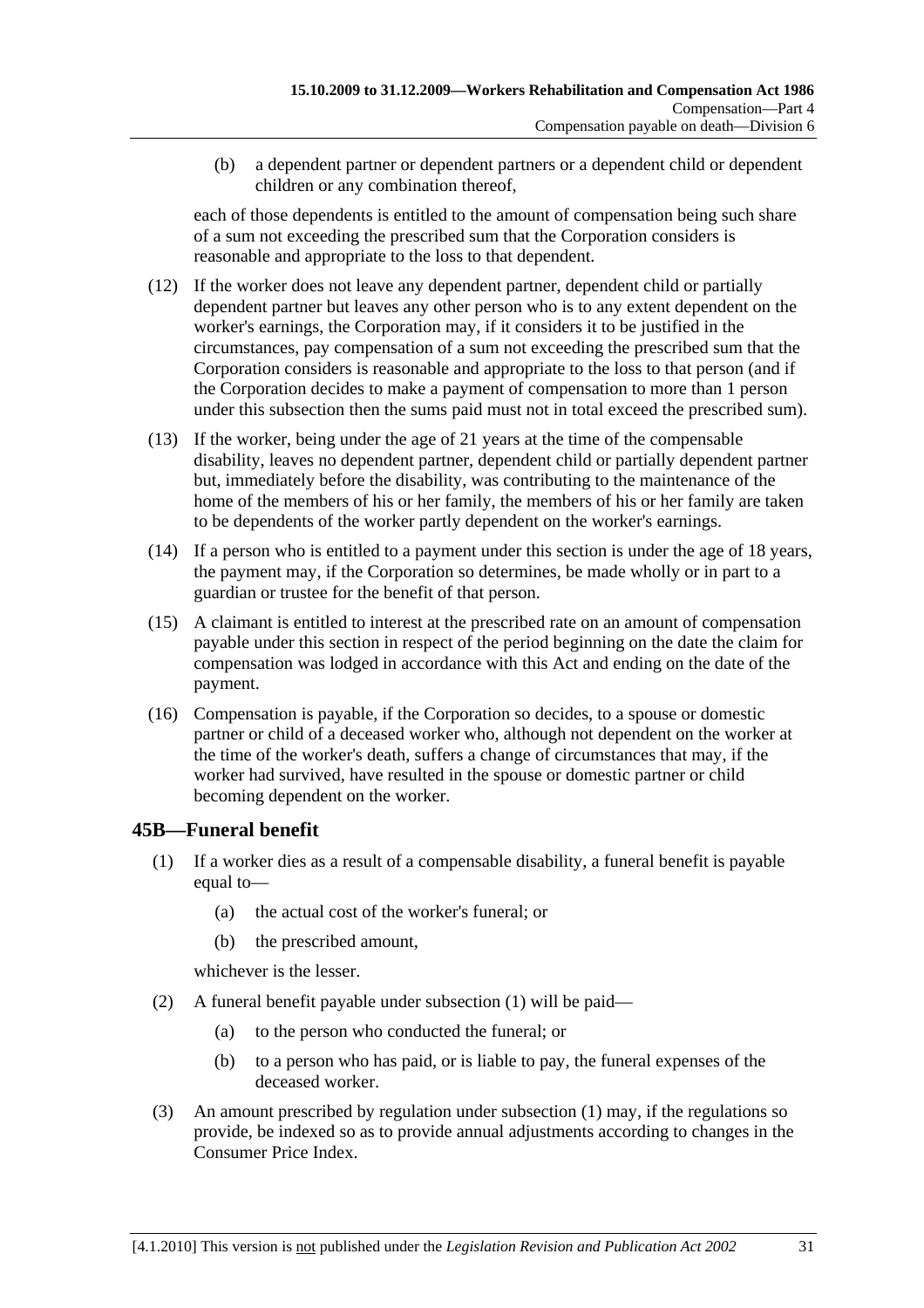(b) a dependent partner or dependent partners or a dependent child or dependent children or any combination thereof,

each of those dependents is entitled to the amount of compensation being such share of a sum not exceeding the prescribed sum that the Corporation considers is reasonable and appropriate to the loss to that dependent.

(12) If the worker does not leave any dependent partner, dependent child or partially dependent partner but leaves any other person who is to any extent dependent on the worker's earnings, the Corporation may, if it considers it to be justified in the circumstances, pay compensation of a sum not exceeding the prescribed sum that the Corporation considers is reasonable and appropriate to the loss to that person (and if the Corporation decides to make a payment of compensation to more than 1 person under this subsection then the sums paid must not in total exceed the prescribed sum).

(13) If the worker, being under the age of 21 years at the time of the compensable disability, leaves no dependent partner, dependent child or partially dependent partner but, immediately before the disability, was contributing to the maintenance of the home of the members of his or her family, the members of his or her family are taken to be dependents of the worker partly dependent on the worker's earnings.

(14) If a person who is entitled to a payment under this section is under the age of 18 years, the payment may, if the Corporation so determines, be made wholly or in part to a guardian or trustee for the benefit of that person.

(15) A claimant is entitled to interest at the prescribed rate on an amount of compensation payable under this section in respect of the period beginning on the date the claim for compensation was lodged in accordance with this Act and ending on the date of the payment.

(16) Compensation is payable, if the Corporation so decides, to a spouse or domestic partner or child of a deceased worker who, although not dependent on the worker at the time of the worker's death, suffers a change of circumstances that may, if the worker had survived, have resulted in the spouse or domestic partner or child becoming dependent on the worker.

## 45B—Funeral benefit

(1) If a worker dies as a result of a compensable disability, a funeral benefit is payable equal to—

(a) the actual cost of the worker's funeral; or

(b) the prescribed amount,

whichever is the lesser.

(2) A funeral benefit payable under subsection (1) will be paid—

(a) to the person who conducted the funeral; or

(b) to a person who has paid, or is liable to pay, the funeral expenses of the deceased worker.

(3) An amount prescribed by regulation under subsection (1) may, if the regulations so provide, be indexed so as to provide annual adjustments according to changes in the Consumer Price Index.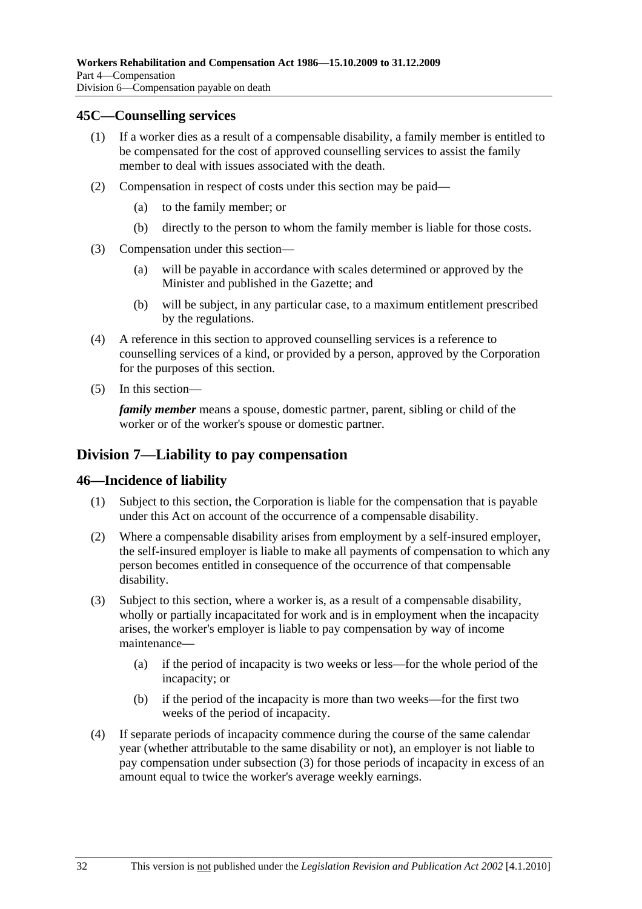### 45C—Counselling services

(1) If a worker dies as a result of a compensable disability, a family member is entitled to be compensated for the cost of approved counselling services to assist the family member to deal with issues associated with the death.

(2) Compensation in respect of costs under this section may be paid—

(a) to the family member; or

(b) directly to the person to whom the family member is liable for those costs.

(3) Compensation under this section—

(a) will be payable in accordance with scales determined or approved by the Minister and published in the Gazette; and

(b) will be subject, in any particular case, to a maximum entitlement prescribed by the regulations.

(4) A reference in this section to approved counselling services is a reference to counselling services of a kind, or provided by a person, approved by the Corporation for the purposes of this section.

(5) In this section—

***family member*** means a spouse, domestic partner, parent, sibling or child of the worker or of the worker's spouse or domestic partner.

## Division 7—Liability to pay compensation

### 46—Incidence of liability

(1) Subject to this section, the Corporation is liable for the compensation that is payable under this Act on account of the occurrence of a compensable disability.

(2) Where a compensable disability arises from employment by a self-insured employer, the self-insured employer is liable to make all payments of compensation to which any person becomes entitled in consequence of the occurrence of that compensable disability.

(3) Subject to this section, where a worker is, as a result of a compensable disability, wholly or partially incapacitated for work and is in employment when the incapacity arises, the worker's employer is liable to pay compensation by way of income maintenance—

(a) if the period of incapacity is two weeks or less—for the whole period of the incapacity; or

(b) if the period of the incapacity is more than two weeks—for the first two weeks of the period of incapacity.

(4) If separate periods of incapacity commence during the course of the same calendar year (whether attributable to the same disability or not), an employer is not liable to pay compensation under subsection (3) for those periods of incapacity in excess of an amount equal to twice the worker's average weekly earnings.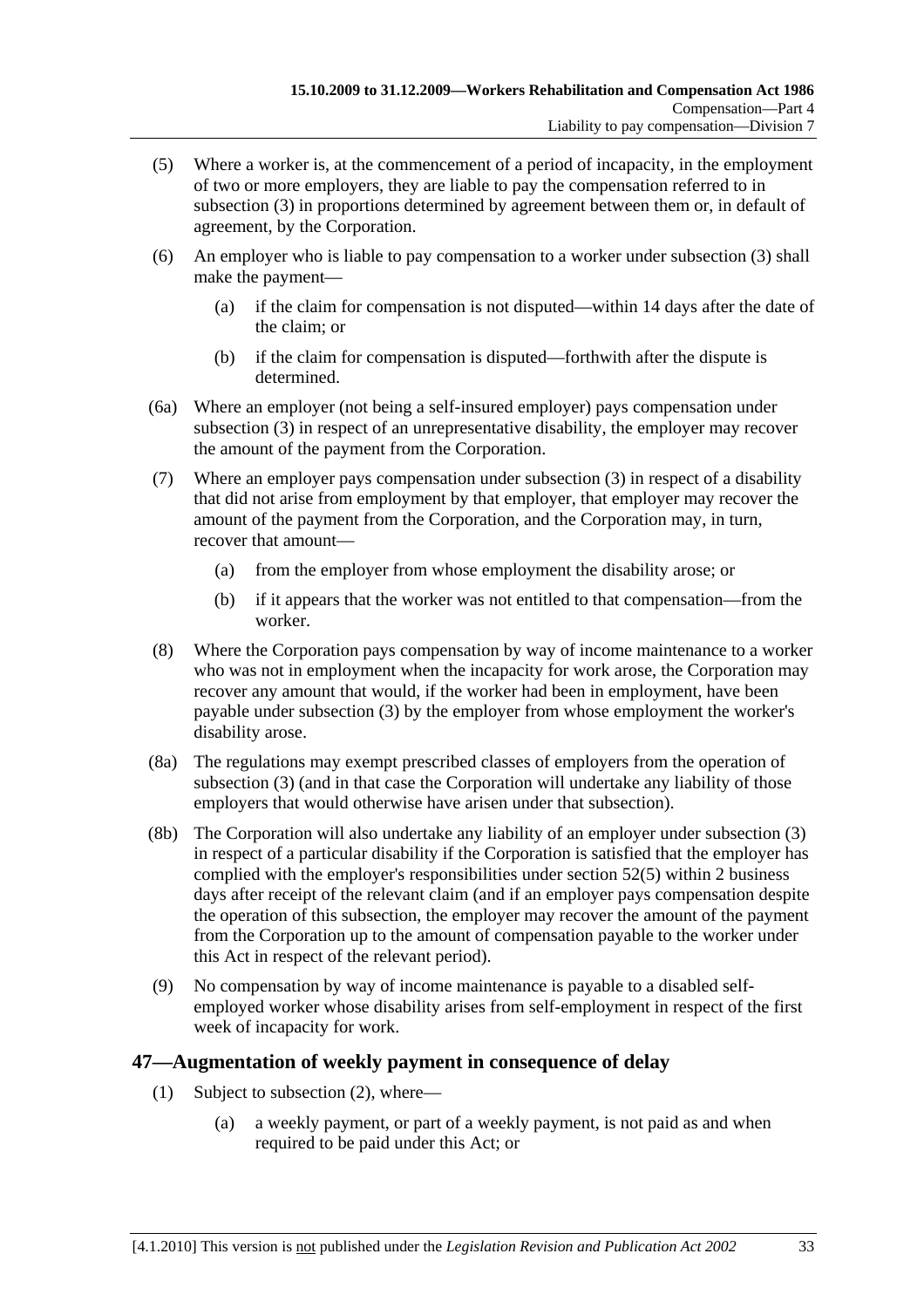(5) Where a worker is, at the commencement of a period of incapacity, in the employment of two or more employers, they are liable to pay the compensation referred to in subsection (3) in proportions determined by agreement between them or, in default of agreement, by the Corporation.

(6) An employer who is liable to pay compensation to a worker under subsection (3) shall make the payment—

(a) if the claim for compensation is not disputed—within 14 days after the date of the claim; or

(b) if the claim for compensation is disputed—forthwith after the dispute is determined.

(6a) Where an employer (not being a self-insured employer) pays compensation under subsection (3) in respect of an unrepresentative disability, the employer may recover the amount of the payment from the Corporation.

(7) Where an employer pays compensation under subsection (3) in respect of a disability that did not arise from employment by that employer, that employer may recover the amount of the payment from the Corporation, and the Corporation may, in turn, recover that amount—

(a) from the employer from whose employment the disability arose; or

(b) if it appears that the worker was not entitled to that compensation—from the worker.

(8) Where the Corporation pays compensation by way of income maintenance to a worker who was not in employment when the incapacity for work arose, the Corporation may recover any amount that would, if the worker had been in employment, have been payable under subsection (3) by the employer from whose employment the worker's disability arose.

(8a) The regulations may exempt prescribed classes of employers from the operation of subsection (3) (and in that case the Corporation will undertake any liability of those employers that would otherwise have arisen under that subsection).

(8b) The Corporation will also undertake any liability of an employer under subsection (3) in respect of a particular disability if the Corporation is satisfied that the employer has complied with the employer's responsibilities under section 52(5) within 2 business days after receipt of the relevant claim (and if an employer pays compensation despite the operation of this subsection, the employer may recover the amount of the payment from the Corporation up to the amount of compensation payable to the worker under this Act in respect of the relevant period).

(9) No compensation by way of income maintenance is payable to a disabled self-employed worker whose disability arises from self-employment in respect of the first week of incapacity for work.

## 47—Augmentation of weekly payment in consequence of delay

(1) Subject to subsection (2), where—

(a) a weekly payment, or part of a weekly payment, is not paid as and when required to be paid under this Act; or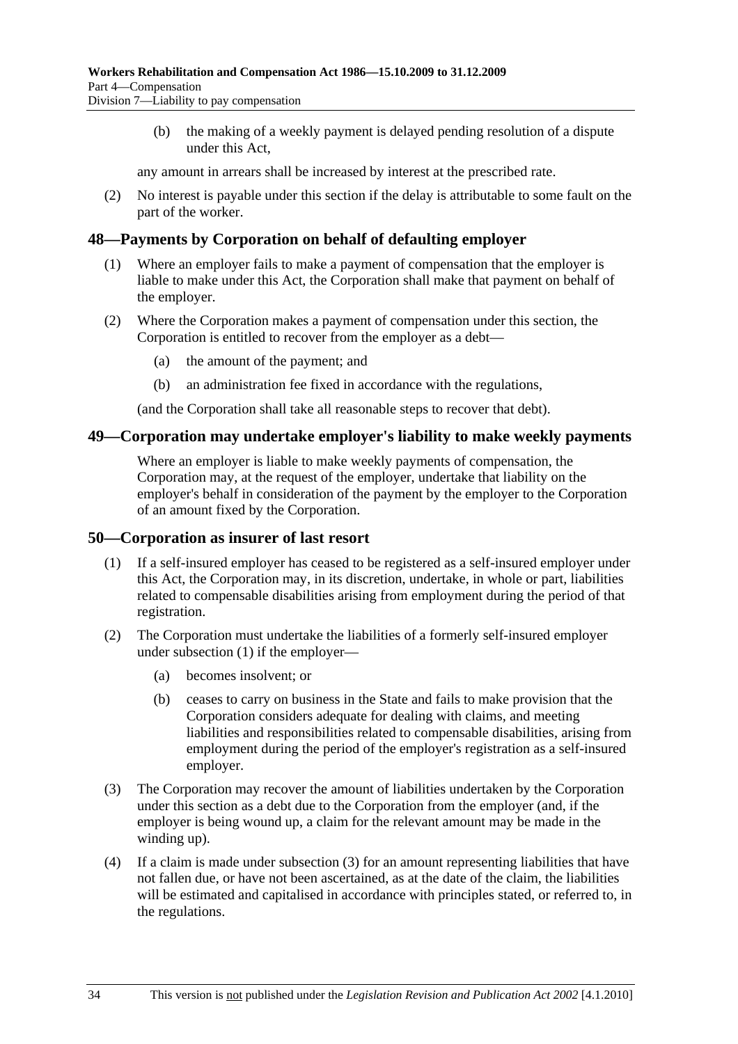(b) the making of a weekly payment is delayed pending resolution of a dispute under this Act,

any amount in arrears shall be increased by interest at the prescribed rate.

(2) No interest is payable under this section if the delay is attributable to some fault on the part of the worker.

## 48—Payments by Corporation on behalf of defaulting employer

(1) Where an employer fails to make a payment of compensation that the employer is liable to make under this Act, the Corporation shall make that payment on behalf of the employer.

(2) Where the Corporation makes a payment of compensation under this section, the Corporation is entitled to recover from the employer as a debt—

(a) the amount of the payment; and

(b) an administration fee fixed in accordance with the regulations,

(and the Corporation shall take all reasonable steps to recover that debt).

## 49—Corporation may undertake employer's liability to make weekly payments

Where an employer is liable to make weekly payments of compensation, the Corporation may, at the request of the employer, undertake that liability on the employer's behalf in consideration of the payment by the employer to the Corporation of an amount fixed by the Corporation.

## 50—Corporation as insurer of last resort

(1) If a self-insured employer has ceased to be registered as a self-insured employer under this Act, the Corporation may, in its discretion, undertake, in whole or part, liabilities related to compensable disabilities arising from employment during the period of that registration.

(2) The Corporation must undertake the liabilities of a formerly self-insured employer under subsection (1) if the employer—

(a) becomes insolvent; or

(b) ceases to carry on business in the State and fails to make provision that the Corporation considers adequate for dealing with claims, and meeting liabilities and responsibilities related to compensable disabilities, arising from employment during the period of the employer's registration as a self-insured employer.

(3) The Corporation may recover the amount of liabilities undertaken by the Corporation under this section as a debt due to the Corporation from the employer (and, if the employer is being wound up, a claim for the relevant amount may be made in the winding up).

(4) If a claim is made under subsection (3) for an amount representing liabilities that have not fallen due, or have not been ascertained, as at the date of the claim, the liabilities will be estimated and capitalised in accordance with principles stated, or referred to, in the regulations.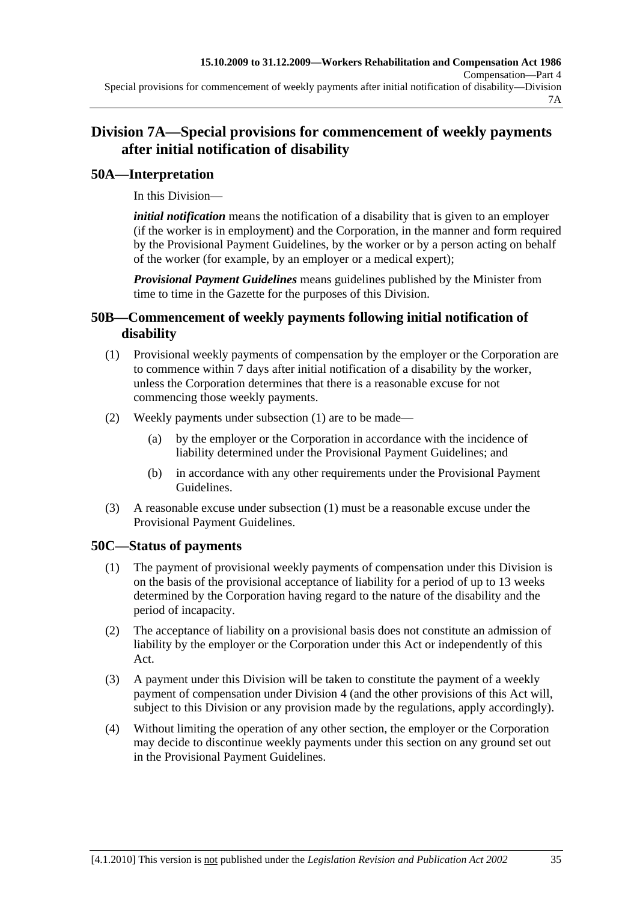## Division 7A—Special provisions for commencement of weekly payments after initial notification of disability

### 50A—Interpretation

In this Division—

***initial notification*** means the notification of a disability that is given to an employer (if the worker is in employment) and the Corporation, in the manner and form required by the Provisional Payment Guidelines, by the worker or by a person acting on behalf of the worker (for example, by an employer or a medical expert);

***Provisional Payment Guidelines*** means guidelines published by the Minister from time to time in the Gazette for the purposes of this Division.

### 50B—Commencement of weekly payments following initial notification of disability

(1) Provisional weekly payments of compensation by the employer or the Corporation are to commence within 7 days after initial notification of a disability by the worker, unless the Corporation determines that there is a reasonable excuse for not commencing those weekly payments.

(2) Weekly payments under subsection (1) are to be made—

  (a) by the employer or the Corporation in accordance with the incidence of liability determined under the Provisional Payment Guidelines; and

  (b) in accordance with any other requirements under the Provisional Payment Guidelines.

(3) A reasonable excuse under subsection (1) must be a reasonable excuse under the Provisional Payment Guidelines.

### 50C—Status of payments

(1) The payment of provisional weekly payments of compensation under this Division is on the basis of the provisional acceptance of liability for a period of up to 13 weeks determined by the Corporation having regard to the nature of the disability and the period of incapacity.

(2) The acceptance of liability on a provisional basis does not constitute an admission of liability by the employer or the Corporation under this Act or independently of this Act.

(3) A payment under this Division will be taken to constitute the payment of a weekly payment of compensation under Division 4 (and the other provisions of this Act will, subject to this Division or any provision made by the regulations, apply accordingly).

(4) Without limiting the operation of any other section, the employer or the Corporation may decide to discontinue weekly payments under this section on any ground set out in the Provisional Payment Guidelines.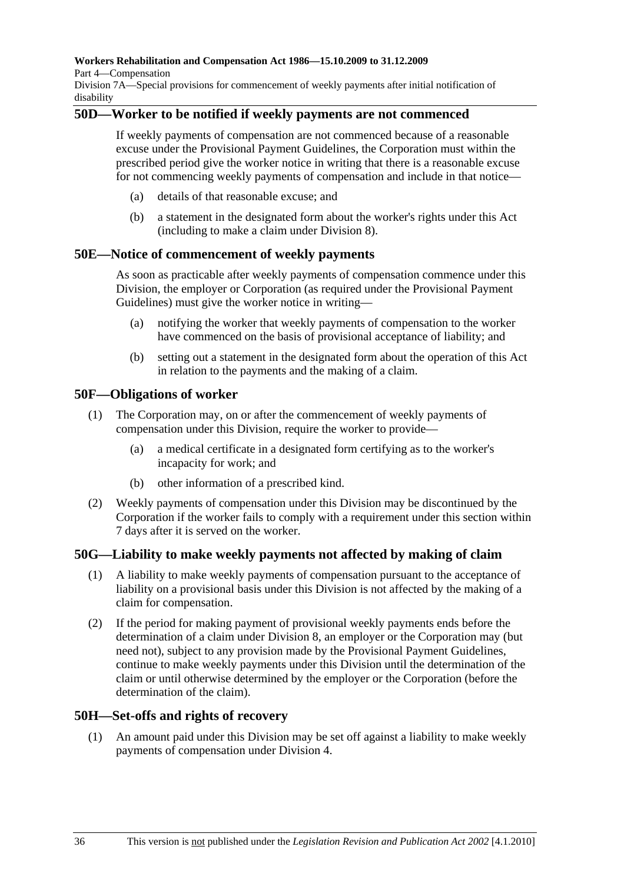## 50D—Worker to be notified if weekly payments are not commenced

If weekly payments of compensation are not commenced because of a reasonable excuse under the Provisional Payment Guidelines, the Corporation must within the prescribed period give the worker notice in writing that there is a reasonable excuse for not commencing weekly payments of compensation and include in that notice—

(a) details of that reasonable excuse; and

(b) a statement in the designated form about the worker's rights under this Act (including to make a claim under Division 8).

## 50E—Notice of commencement of weekly payments

As soon as practicable after weekly payments of compensation commence under this Division, the employer or Corporation (as required under the Provisional Payment Guidelines) must give the worker notice in writing—

(a) notifying the worker that weekly payments of compensation to the worker have commenced on the basis of provisional acceptance of liability; and

(b) setting out a statement in the designated form about the operation of this Act in relation to the payments and the making of a claim.

## 50F—Obligations of worker

(1) The Corporation may, on or after the commencement of weekly payments of compensation under this Division, require the worker to provide—

(a) a medical certificate in a designated form certifying as to the worker's incapacity for work; and

(b) other information of a prescribed kind.

(2) Weekly payments of compensation under this Division may be discontinued by the Corporation if the worker fails to comply with a requirement under this section within 7 days after it is served on the worker.

## 50G—Liability to make weekly payments not affected by making of claim

(1) A liability to make weekly payments of compensation pursuant to the acceptance of liability on a provisional basis under this Division is not affected by the making of a claim for compensation.

(2) If the period for making payment of provisional weekly payments ends before the determination of a claim under Division 8, an employer or the Corporation may (but need not), subject to any provision made by the Provisional Payment Guidelines, continue to make weekly payments under this Division until the determination of the claim or until otherwise determined by the employer or the Corporation (before the determination of the claim).

## 50H—Set-offs and rights of recovery

(1) An amount paid under this Division may be set off against a liability to make weekly payments of compensation under Division 4.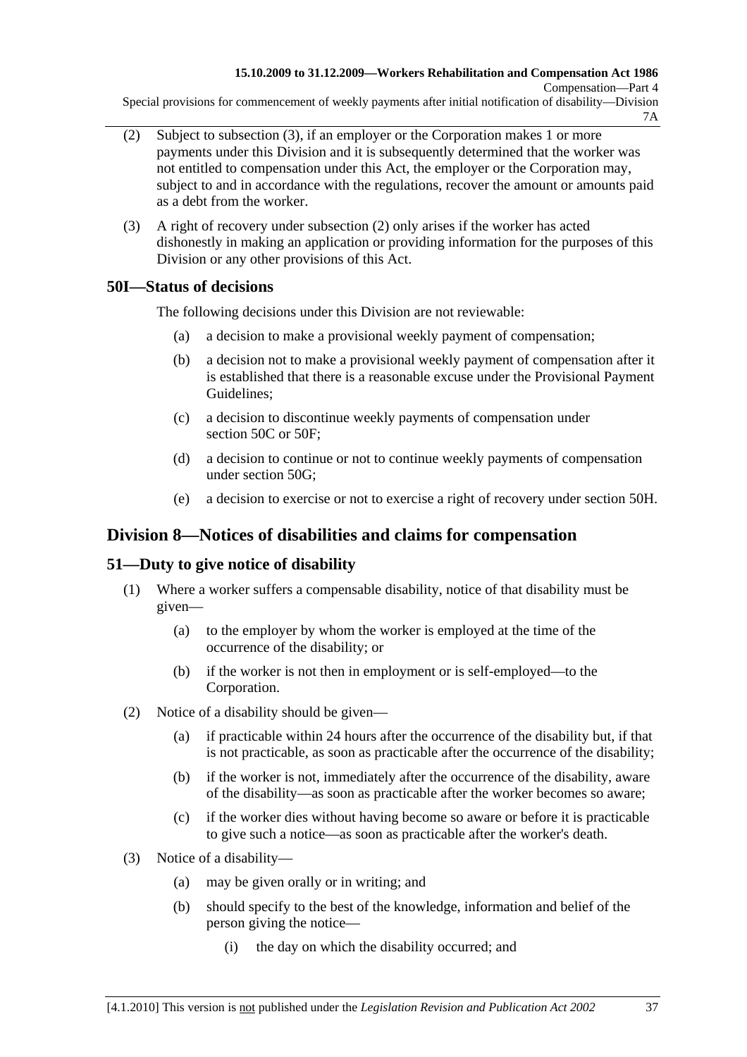(2) Subject to subsection (3), if an employer or the Corporation makes 1 or more payments under this Division and it is subsequently determined that the worker was not entitled to compensation under this Act, the employer or the Corporation may, subject to and in accordance with the regulations, recover the amount or amounts paid as a debt from the worker.

(3) A right of recovery under subsection (2) only arises if the worker has acted dishonestly in making an application or providing information for the purposes of this Division or any other provisions of this Act.

## 50I—Status of decisions

The following decisions under this Division are not reviewable:

(a) a decision to make a provisional weekly payment of compensation;

(b) a decision not to make a provisional weekly payment of compensation after it is established that there is a reasonable excuse under the Provisional Payment Guidelines;

(c) a decision to discontinue weekly payments of compensation under section 50C or 50F;

(d) a decision to continue or not to continue weekly payments of compensation under section 50G;

(e) a decision to exercise or not to exercise a right of recovery under section 50H.

# Division 8—Notices of disabilities and claims for compensation

## 51—Duty to give notice of disability

(1) Where a worker suffers a compensable disability, notice of that disability must be given—

(a) to the employer by whom the worker is employed at the time of the occurrence of the disability; or

(b) if the worker is not then in employment or is self-employed—to the Corporation.

(2) Notice of a disability should be given—

(a) if practicable within 24 hours after the occurrence of the disability but, if that is not practicable, as soon as practicable after the occurrence of the disability;

(b) if the worker is not, immediately after the occurrence of the disability, aware of the disability—as soon as practicable after the worker becomes so aware;

(c) if the worker dies without having become so aware or before it is practicable to give such a notice—as soon as practicable after the worker's death.

(3) Notice of a disability—

(a) may be given orally or in writing; and

(b) should specify to the best of the knowledge, information and belief of the person giving the notice—

(i) the day on which the disability occurred; and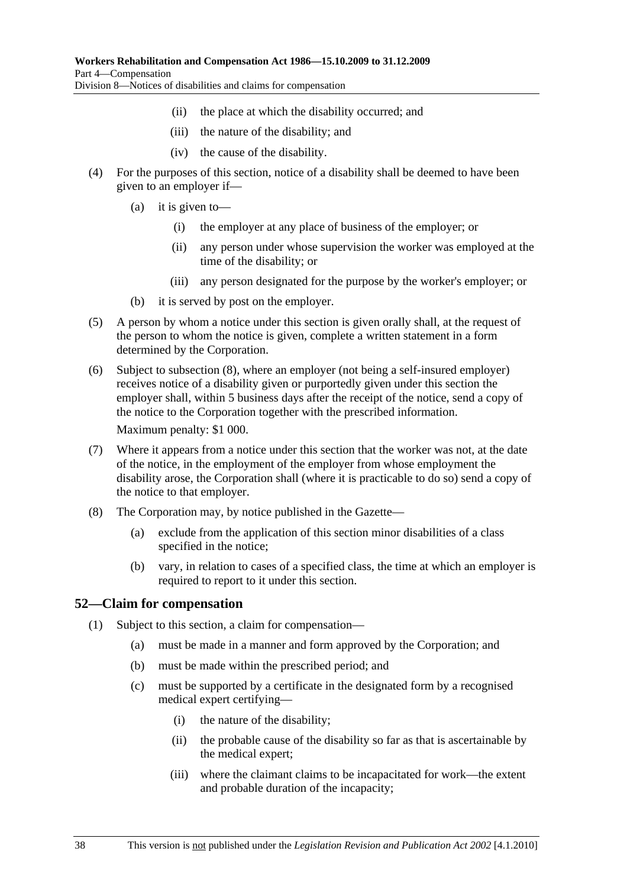(ii) the place at which the disability occurred; and

(iii) the nature of the disability; and

(iv) the cause of the disability.

(4) For the purposes of this section, notice of a disability shall be deemed to have been given to an employer if—

(a) it is given to—

(i) the employer at any place of business of the employer; or

(ii) any person under whose supervision the worker was employed at the time of the disability; or

(iii) any person designated for the purpose by the worker's employer; or

(b) it is served by post on the employer.

(5) A person by whom a notice under this section is given orally shall, at the request of the person to whom the notice is given, complete a written statement in a form determined by the Corporation.

(6) Subject to subsection (8), where an employer (not being a self-insured employer) receives notice of a disability given or purportedly given under this section the employer shall, within 5 business days after the receipt of the notice, send a copy of the notice to the Corporation together with the prescribed information.

Maximum penalty: $1 000.

(7) Where it appears from a notice under this section that the worker was not, at the date of the notice, in the employment of the employer from whose employment the disability arose, the Corporation shall (where it is practicable to do so) send a copy of the notice to that employer.

(8) The Corporation may, by notice published in the Gazette—

(a) exclude from the application of this section minor disabilities of a class specified in the notice;

(b) vary, in relation to cases of a specified class, the time at which an employer is required to report to it under this section.

## 52—Claim for compensation

(1) Subject to this section, a claim for compensation—

(a) must be made in a manner and form approved by the Corporation; and

(b) must be made within the prescribed period; and

(c) must be supported by a certificate in the designated form by a recognised medical expert certifying—

(i) the nature of the disability;

(ii) the probable cause of the disability so far as that is ascertainable by the medical expert;

(iii) where the claimant claims to be incapacitated for work—the extent and probable duration of the incapacity;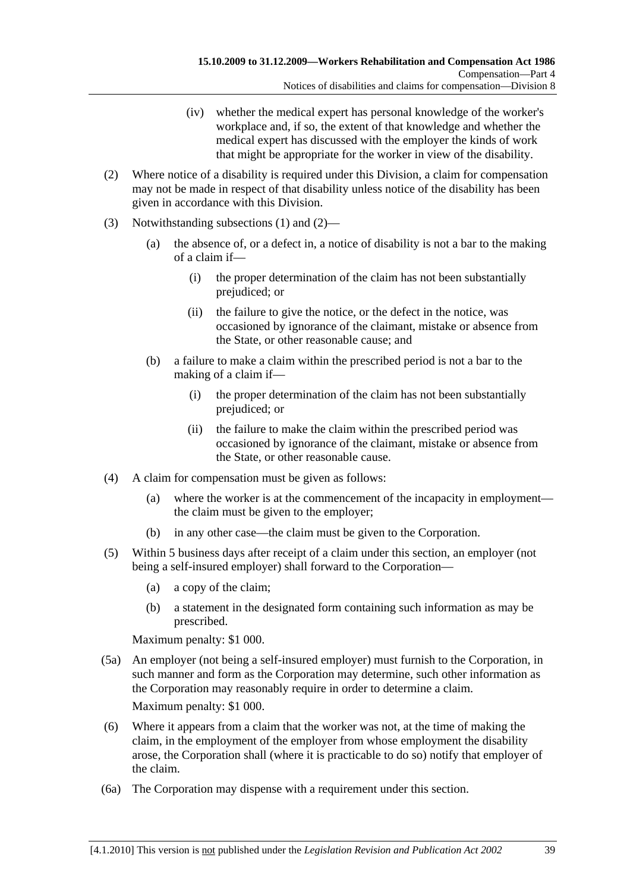(iv) whether the medical expert has personal knowledge of the worker's workplace and, if so, the extent of that knowledge and whether the medical expert has discussed with the employer the kinds of work that might be appropriate for the worker in view of the disability.

(2) Where notice of a disability is required under this Division, a claim for compensation may not be made in respect of that disability unless notice of the disability has been given in accordance with this Division.

(3) Notwithstanding subsections (1) and (2)—

(a) the absence of, or a defect in, a notice of disability is not a bar to the making of a claim if—

(i) the proper determination of the claim has not been substantially prejudiced; or

(ii) the failure to give the notice, or the defect in the notice, was occasioned by ignorance of the claimant, mistake or absence from the State, or other reasonable cause; and

(b) a failure to make a claim within the prescribed period is not a bar to the making of a claim if—

(i) the proper determination of the claim has not been substantially prejudiced; or

(ii) the failure to make the claim within the prescribed period was occasioned by ignorance of the claimant, mistake or absence from the State, or other reasonable cause.

(4) A claim for compensation must be given as follows:

(a) where the worker is at the commencement of the incapacity in employment—the claim must be given to the employer;

(b) in any other case—the claim must be given to the Corporation.

(5) Within 5 business days after receipt of a claim under this section, an employer (not being a self-insured employer) shall forward to the Corporation—

(a) a copy of the claim;

(b) a statement in the designated form containing such information as may be prescribed.

Maximum penalty: $1 000.

(5a) An employer (not being a self-insured employer) must furnish to the Corporation, in such manner and form as the Corporation may determine, such other information as the Corporation may reasonably require in order to determine a claim.

Maximum penalty: $1 000.

(6) Where it appears from a claim that the worker was not, at the time of making the claim, in the employment of the employer from whose employment the disability arose, the Corporation shall (where it is practicable to do so) notify that employer of the claim.

(6a) The Corporation may dispense with a requirement under this section.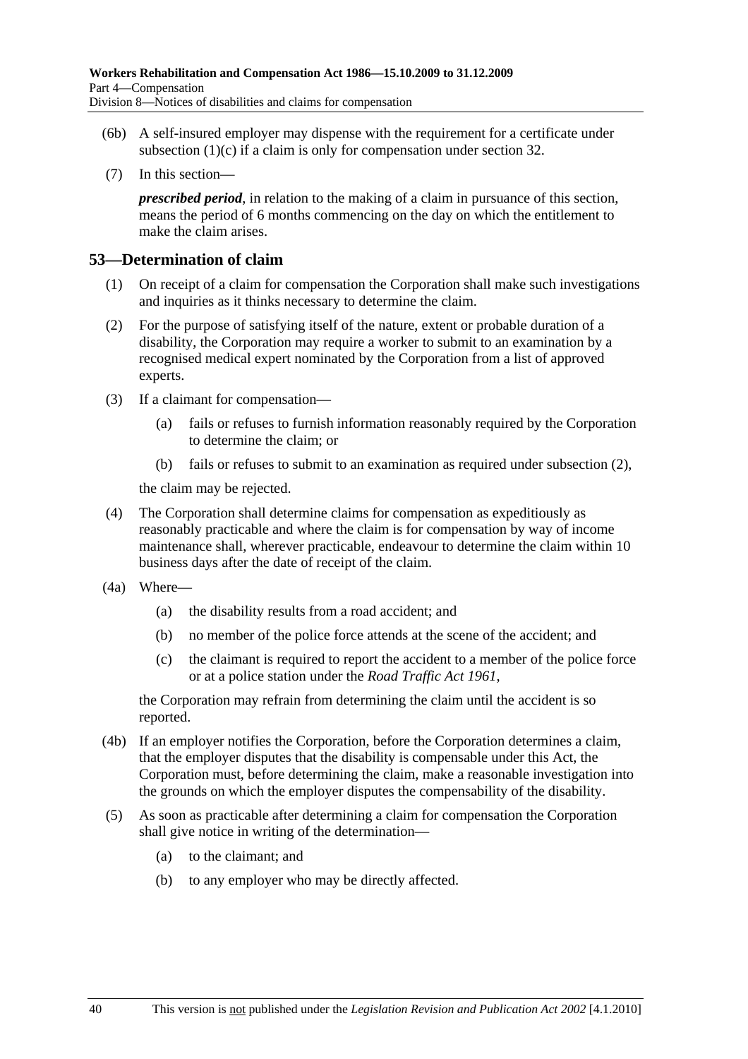(6b) A self-insured employer may dispense with the requirement for a certificate under subsection (1)(c) if a claim is only for compensation under section 32.

(7) In this section—

***prescribed period***, in relation to the making of a claim in pursuance of this section, means the period of 6 months commencing on the day on which the entitlement to make the claim arises.

## 53—Determination of claim

(1) On receipt of a claim for compensation the Corporation shall make such investigations and inquiries as it thinks necessary to determine the claim.

(2) For the purpose of satisfying itself of the nature, extent or probable duration of a disability, the Corporation may require a worker to submit to an examination by a recognised medical expert nominated by the Corporation from a list of approved experts.

(3) If a claimant for compensation—

- (a) fails or refuses to furnish information reasonably required by the Corporation to determine the claim; or
- (b) fails or refuses to submit to an examination as required under subsection (2),

the claim may be rejected.

(4) The Corporation shall determine claims for compensation as expeditiously as reasonably practicable and where the claim is for compensation by way of income maintenance shall, wherever practicable, endeavour to determine the claim within 10 business days after the date of receipt of the claim.

(4a) Where—

- (a) the disability results from a road accident; and
- (b) no member of the police force attends at the scene of the accident; and
- (c) the claimant is required to report the accident to a member of the police force or at a police station under the *Road Traffic Act 1961*,

the Corporation may refrain from determining the claim until the accident is so reported.

(4b) If an employer notifies the Corporation, before the Corporation determines a claim, that the employer disputes that the disability is compensable under this Act, the Corporation must, before determining the claim, make a reasonable investigation into the grounds on which the employer disputes the compensability of the disability.

(5) As soon as practicable after determining a claim for compensation the Corporation shall give notice in writing of the determination—

- (a) to the claimant; and
- (b) to any employer who may be directly affected.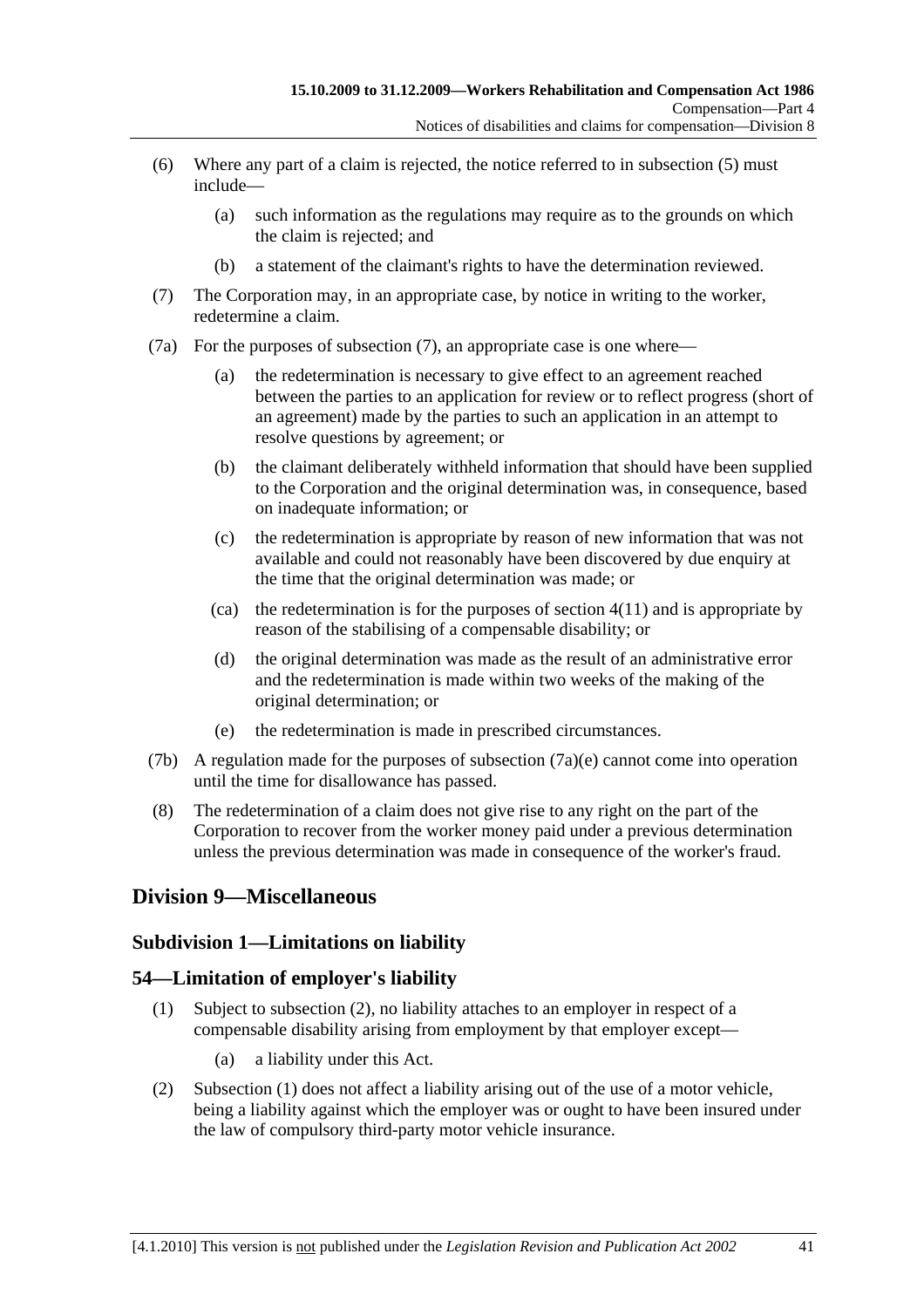(6) Where any part of a claim is rejected, the notice referred to in subsection (5) must include—

(a) such information as the regulations may require as to the grounds on which the claim is rejected; and

(b) a statement of the claimant's rights to have the determination reviewed.

(7) The Corporation may, in an appropriate case, by notice in writing to the worker, redetermine a claim.

(7a) For the purposes of subsection (7), an appropriate case is one where—

(a) the redetermination is necessary to give effect to an agreement reached between the parties to an application for review or to reflect progress (short of an agreement) made by the parties to such an application in an attempt to resolve questions by agreement; or

(b) the claimant deliberately withheld information that should have been supplied to the Corporation and the original determination was, in consequence, based on inadequate information; or

(c) the redetermination is appropriate by reason of new information that was not available and could not reasonably have been discovered by due enquiry at the time that the original determination was made; or

(ca) the redetermination is for the purposes of section 4(11) and is appropriate by reason of the stabilising of a compensable disability; or

(d) the original determination was made as the result of an administrative error and the redetermination is made within two weeks of the making of the original determination; or

(e) the redetermination is made in prescribed circumstances.

(7b) A regulation made for the purposes of subsection (7a)(e) cannot come into operation until the time for disallowance has passed.

(8) The redetermination of a claim does not give rise to any right on the part of the Corporation to recover from the worker money paid under a previous determination unless the previous determination was made in consequence of the worker's fraud.

## Division 9—Miscellaneous

### Subdivision 1—Limitations on liability

### 54—Limitation of employer's liability

(1) Subject to subsection (2), no liability attaches to an employer in respect of a compensable disability arising from employment by that employer except—

(a) a liability under this Act.

(2) Subsection (1) does not affect a liability arising out of the use of a motor vehicle, being a liability against which the employer was or ought to have been insured under the law of compulsory third-party motor vehicle insurance.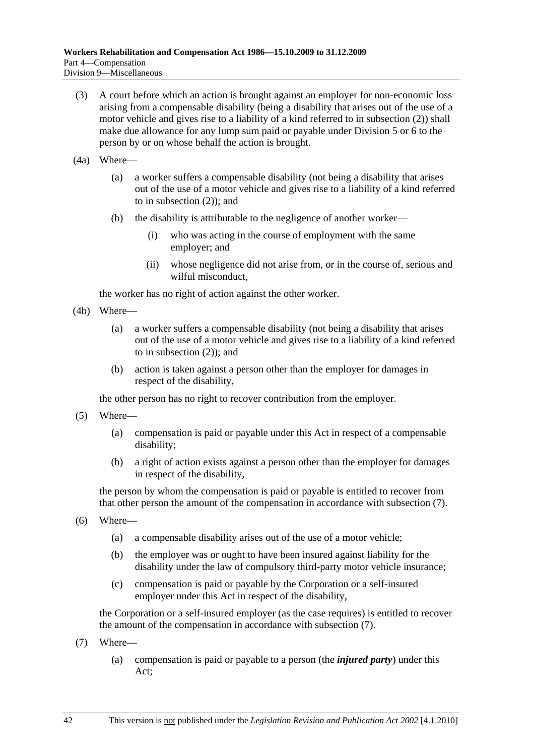(3) A court before which an action is brought against an employer for non-economic loss arising from a compensable disability (being a disability that arises out of the use of a motor vehicle and gives rise to a liability of a kind referred to in subsection (2)) shall make due allowance for any lump sum paid or payable under Division 5 or 6 to the person by or on whose behalf the action is brought.

(4a) Where—

(a) a worker suffers a compensable disability (not being a disability that arises out of the use of a motor vehicle and gives rise to a liability of a kind referred to in subsection (2)); and

(b) the disability is attributable to the negligence of another worker—

(i) who was acting in the course of employment with the same employer; and

(ii) whose negligence did not arise from, or in the course of, serious and wilful misconduct,

the worker has no right of action against the other worker.

(4b) Where—

(a) a worker suffers a compensable disability (not being a disability that arises out of the use of a motor vehicle and gives rise to a liability of a kind referred to in subsection (2)); and

(b) action is taken against a person other than the employer for damages in respect of the disability,

the other person has no right to recover contribution from the employer.

(5) Where—

(a) compensation is paid or payable under this Act in respect of a compensable disability;

(b) a right of action exists against a person other than the employer for damages in respect of the disability,

the person by whom the compensation is paid or payable is entitled to recover from that other person the amount of the compensation in accordance with subsection (7).

(6) Where—

(a) a compensable disability arises out of the use of a motor vehicle;

(b) the employer was or ought to have been insured against liability for the disability under the law of compulsory third-party motor vehicle insurance;

(c) compensation is paid or payable by the Corporation or a self-insured employer under this Act in respect of the disability,

the Corporation or a self-insured employer (as the case requires) is entitled to recover the amount of the compensation in accordance with subsection (7).

(7) Where—

(a) compensation is paid or payable to a person (the ***injured party***) under this Act;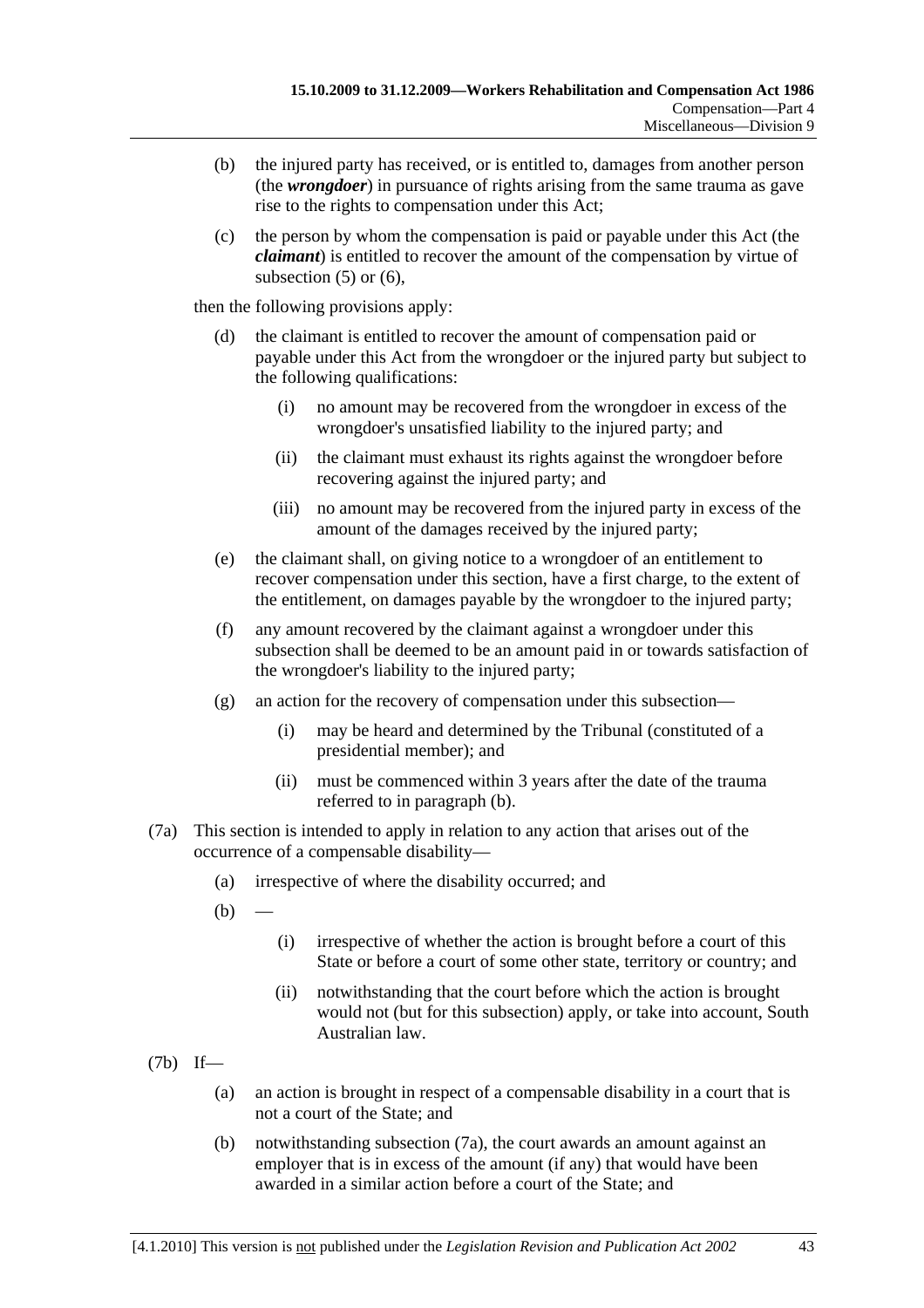(b) the injured party has received, or is entitled to, damages from another person (the ***wrongdoer***) in pursuance of rights arising from the same trauma as gave rise to the rights to compensation under this Act;

(c) the person by whom the compensation is paid or payable under this Act (the ***claimant***) is entitled to recover the amount of the compensation by virtue of subsection (5) or (6),

then the following provisions apply:

(d) the claimant is entitled to recover the amount of compensation paid or payable under this Act from the wrongdoer or the injured party but subject to the following qualifications:

(i) no amount may be recovered from the wrongdoer in excess of the wrongdoer's unsatisfied liability to the injured party; and

(ii) the claimant must exhaust its rights against the wrongdoer before recovering against the injured party; and

(iii) no amount may be recovered from the injured party in excess of the amount of the damages received by the injured party;

(e) the claimant shall, on giving notice to a wrongdoer of an entitlement to recover compensation under this section, have a first charge, to the extent of the entitlement, on damages payable by the wrongdoer to the injured party;

(f) any amount recovered by the claimant against a wrongdoer under this subsection shall be deemed to be an amount paid in or towards satisfaction of the wrongdoer's liability to the injured party;

(g) an action for the recovery of compensation under this subsection—

(i) may be heard and determined by the Tribunal (constituted of a presidential member); and

(ii) must be commenced within 3 years after the date of the trauma referred to in paragraph (b).

(7a) This section is intended to apply in relation to any action that arises out of the occurrence of a compensable disability—

(a) irrespective of where the disability occurred; and

(b) —

(i) irrespective of whether the action is brought before a court of this State or before a court of some other state, territory or country; and

(ii) notwithstanding that the court before which the action is brought would not (but for this subsection) apply, or take into account, South Australian law.

(7b) If—

(a) an action is brought in respect of a compensable disability in a court that is not a court of the State; and

(b) notwithstanding subsection (7a), the court awards an amount against an employer that is in excess of the amount (if any) that would have been awarded in a similar action before a court of the State; and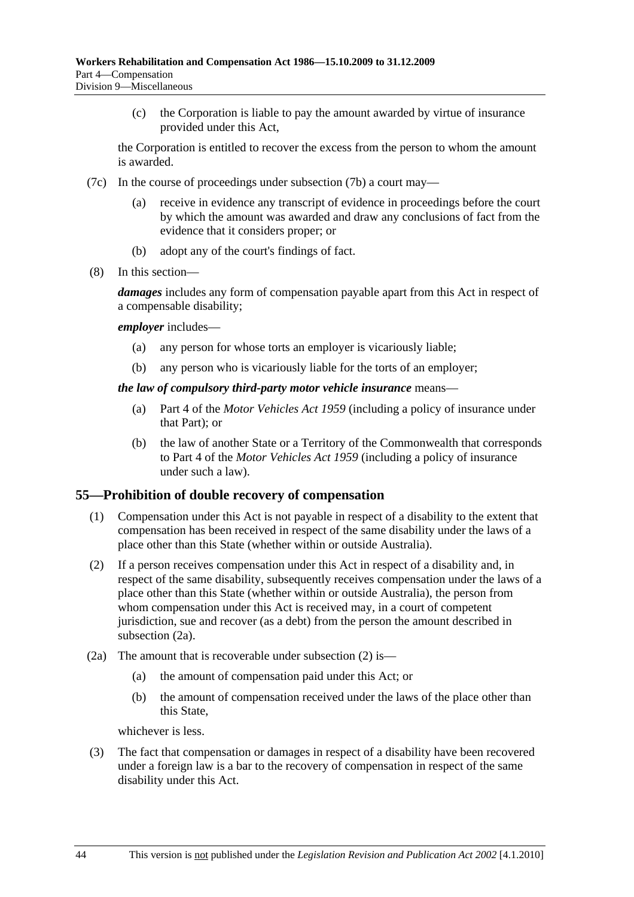(c) the Corporation is liable to pay the amount awarded by virtue of insurance provided under this Act,

the Corporation is entitled to recover the excess from the person to whom the amount is awarded.

(7c) In the course of proceedings under subsection (7b) a court may—

(a) receive in evidence any transcript of evidence in proceedings before the court by which the amount was awarded and draw any conclusions of fact from the evidence that it considers proper; or

(b) adopt any of the court's findings of fact.

(8) In this section—

***damages*** includes any form of compensation payable apart from this Act in respect of a compensable disability;

***employer*** includes—

(a) any person for whose torts an employer is vicariously liable;

(b) any person who is vicariously liable for the torts of an employer;

***the law of compulsory third-party motor vehicle insurance*** means—

(a) Part 4 of the *Motor Vehicles Act 1959* (including a policy of insurance under that Part); or

(b) the law of another State or a Territory of the Commonwealth that corresponds to Part 4 of the *Motor Vehicles Act 1959* (including a policy of insurance under such a law).

## 55—Prohibition of double recovery of compensation

(1) Compensation under this Act is not payable in respect of a disability to the extent that compensation has been received in respect of the same disability under the laws of a place other than this State (whether within or outside Australia).

(2) If a person receives compensation under this Act in respect of a disability and, in respect of the same disability, subsequently receives compensation under the laws of a place other than this State (whether within or outside Australia), the person from whom compensation under this Act is received may, in a court of competent jurisdiction, sue and recover (as a debt) from the person the amount described in subsection (2a).

(2a) The amount that is recoverable under subsection (2) is—

(a) the amount of compensation paid under this Act; or

(b) the amount of compensation received under the laws of the place other than this State,

whichever is less.

(3) The fact that compensation or damages in respect of a disability have been recovered under a foreign law is a bar to the recovery of compensation in respect of the same disability under this Act.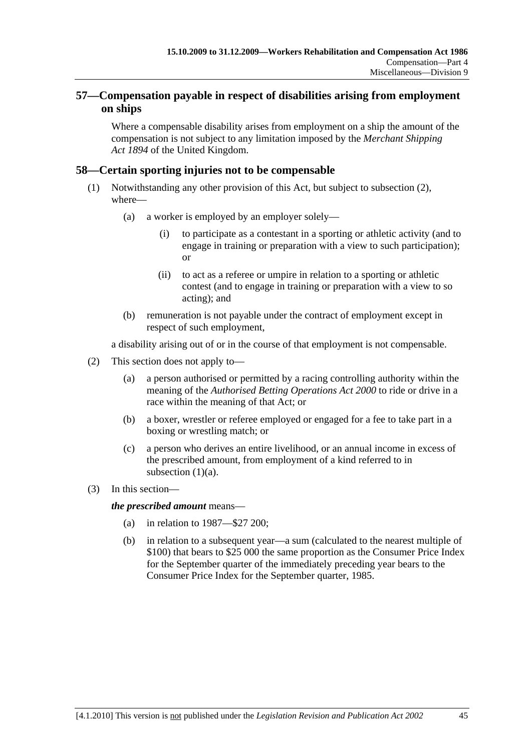## 57—Compensation payable in respect of disabilities arising from employment on ships

Where a compensable disability arises from employment on a ship the amount of the compensation is not subject to any limitation imposed by the *Merchant Shipping Act 1894* of the United Kingdom.

## 58—Certain sporting injuries not to be compensable

(1) Notwithstanding any other provision of this Act, but subject to subsection (2), where—

  (a) a worker is employed by an employer solely—

    (i) to participate as a contestant in a sporting or athletic activity (and to engage in training or preparation with a view to such participation); or

    (ii) to act as a referee or umpire in relation to a sporting or athletic contest (and to engage in training or preparation with a view to so acting); and

  (b) remuneration is not payable under the contract of employment except in respect of such employment,

a disability arising out of or in the course of that employment is not compensable.

(2) This section does not apply to—

  (a) a person authorised or permitted by a racing controlling authority within the meaning of the *Authorised Betting Operations Act 2000* to ride or drive in a race within the meaning of that Act; or

  (b) a boxer, wrestler or referee employed or engaged for a fee to take part in a boxing or wrestling match; or

  (c) a person who derives an entire livelihood, or an annual income in excess of the prescribed amount, from employment of a kind referred to in subsection (1)(a).

(3) In this section—

***the prescribed amount*** means—

  (a) in relation to 1987—$27 200;

  (b) in relation to a subsequent year—a sum (calculated to the nearest multiple of $100) that bears to $25 000 the same proportion as the Consumer Price Index for the September quarter of the immediately preceding year bears to the Consumer Price Index for the September quarter, 1985.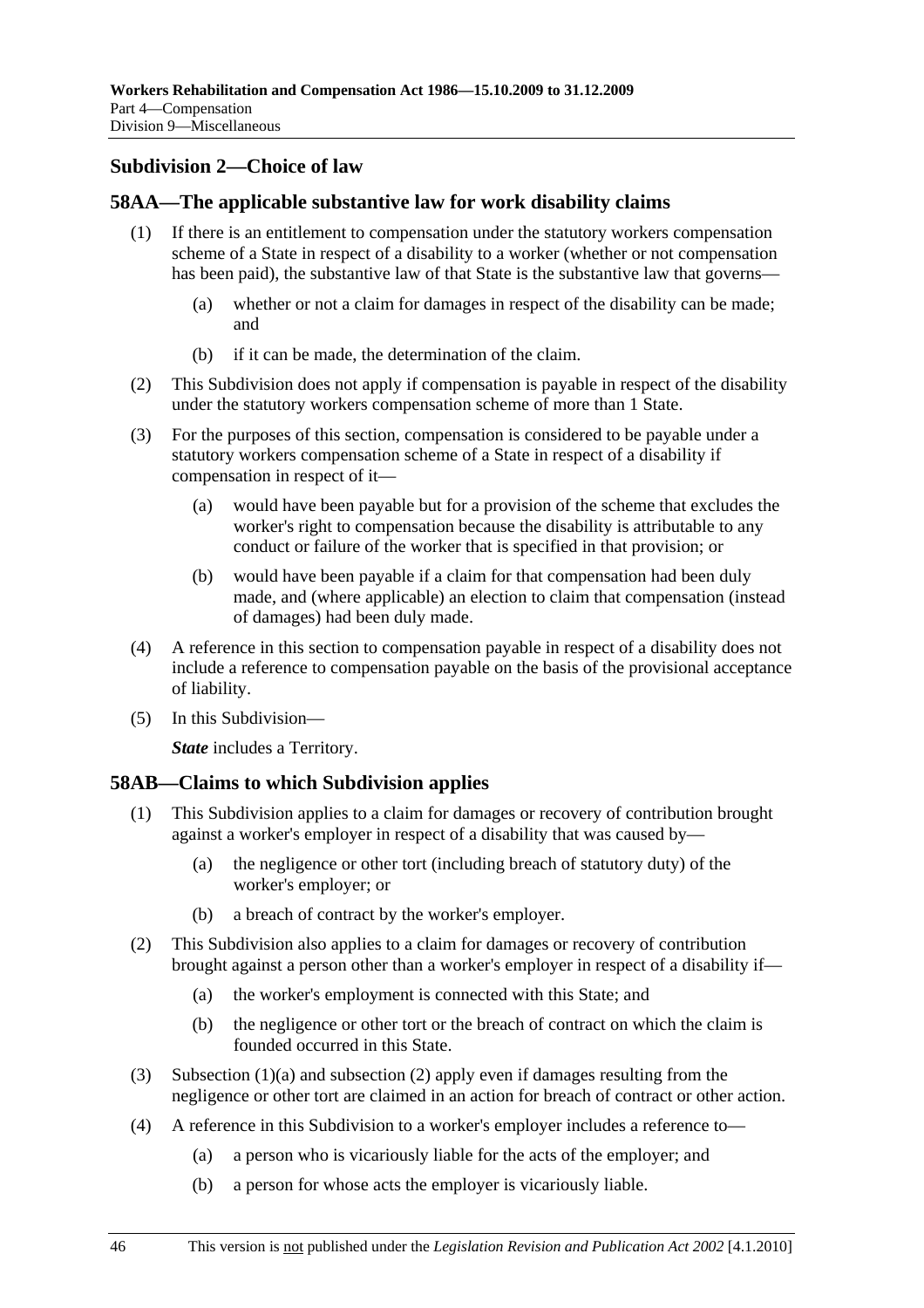## Subdivision 2—Choice of law

### 58AA—The applicable substantive law for work disability claims

(1) If there is an entitlement to compensation under the statutory workers compensation scheme of a State in respect of a disability to a worker (whether or not compensation has been paid), the substantive law of that State is the substantive law that governs—

(a) whether or not a claim for damages in respect of the disability can be made; and

(b) if it can be made, the determination of the claim.

(2) This Subdivision does not apply if compensation is payable in respect of the disability under the statutory workers compensation scheme of more than 1 State.

(3) For the purposes of this section, compensation is considered to be payable under a statutory workers compensation scheme of a State in respect of a disability if compensation in respect of it—

(a) would have been payable but for a provision of the scheme that excludes the worker's right to compensation because the disability is attributable to any conduct or failure of the worker that is specified in that provision; or

(b) would have been payable if a claim for that compensation had been duly made, and (where applicable) an election to claim that compensation (instead of damages) had been duly made.

(4) A reference in this section to compensation payable in respect of a disability does not include a reference to compensation payable on the basis of the provisional acceptance of liability.

(5) In this Subdivision—

***State*** includes a Territory.

### 58AB—Claims to which Subdivision applies

(1) This Subdivision applies to a claim for damages or recovery of contribution brought against a worker's employer in respect of a disability that was caused by—

(a) the negligence or other tort (including breach of statutory duty) of the worker's employer; or

(b) a breach of contract by the worker's employer.

(2) This Subdivision also applies to a claim for damages or recovery of contribution brought against a person other than a worker's employer in respect of a disability if—

(a) the worker's employment is connected with this State; and

(b) the negligence or other tort or the breach of contract on which the claim is founded occurred in this State.

(3) Subsection (1)(a) and subsection (2) apply even if damages resulting from the negligence or other tort are claimed in an action for breach of contract or other action.

(4) A reference in this Subdivision to a worker's employer includes a reference to—

(a) a person who is vicariously liable for the acts of the employer; and

(b) a person for whose acts the employer is vicariously liable.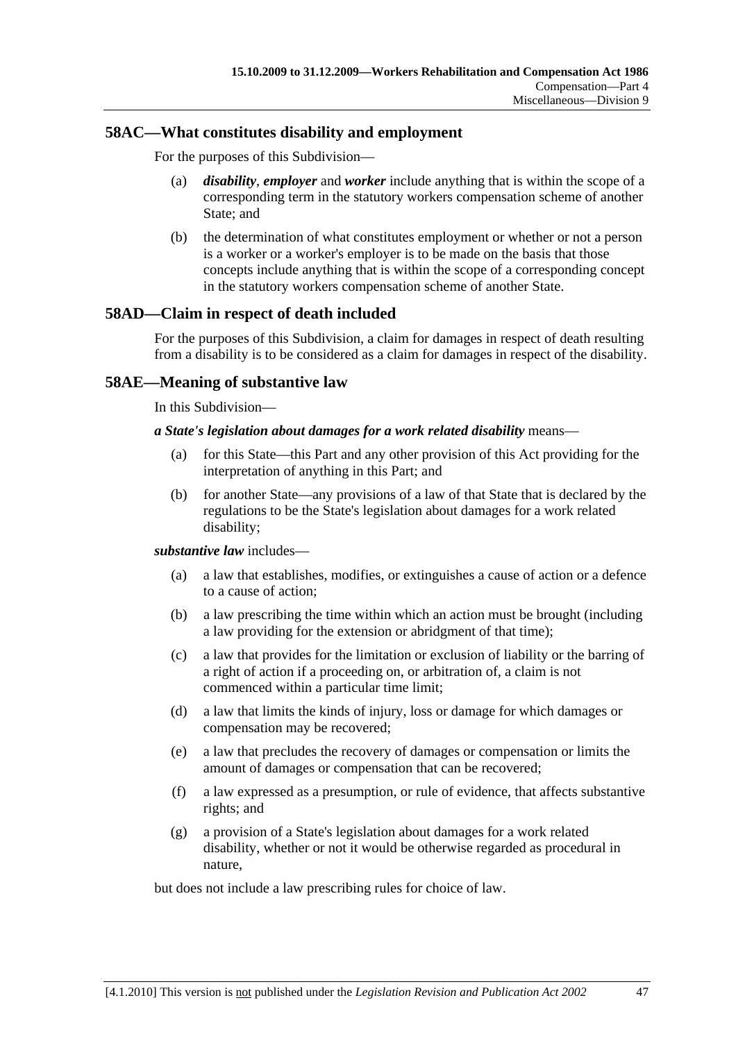## 58AC—What constitutes disability and employment

For the purposes of this Subdivision—

(a) ***disability***, ***employer*** and ***worker*** include anything that is within the scope of a corresponding term in the statutory workers compensation scheme of another State; and

(b) the determination of what constitutes employment or whether or not a person is a worker or a worker's employer is to be made on the basis that those concepts include anything that is within the scope of a corresponding concept in the statutory workers compensation scheme of another State.

## 58AD—Claim in respect of death included

For the purposes of this Subdivision, a claim for damages in respect of death resulting from a disability is to be considered as a claim for damages in respect of the disability.

## 58AE—Meaning of substantive law

In this Subdivision—

***a State's legislation about damages for a work related disability*** means—

(a) for this State—this Part and any other provision of this Act providing for the interpretation of anything in this Part; and

(b) for another State—any provisions of a law of that State that is declared by the regulations to be the State's legislation about damages for a work related disability;

***substantive law*** includes—

(a) a law that establishes, modifies, or extinguishes a cause of action or a defence to a cause of action;

(b) a law prescribing the time within which an action must be brought (including a law providing for the extension or abridgment of that time);

(c) a law that provides for the limitation or exclusion of liability or the barring of a right of action if a proceeding on, or arbitration of, a claim is not commenced within a particular time limit;

(d) a law that limits the kinds of injury, loss or damage for which damages or compensation may be recovered;

(e) a law that precludes the recovery of damages or compensation or limits the amount of damages or compensation that can be recovered;

(f) a law expressed as a presumption, or rule of evidence, that affects substantive rights; and

(g) a provision of a State's legislation about damages for a work related disability, whether or not it would be otherwise regarded as procedural in nature,

but does not include a law prescribing rules for choice of law.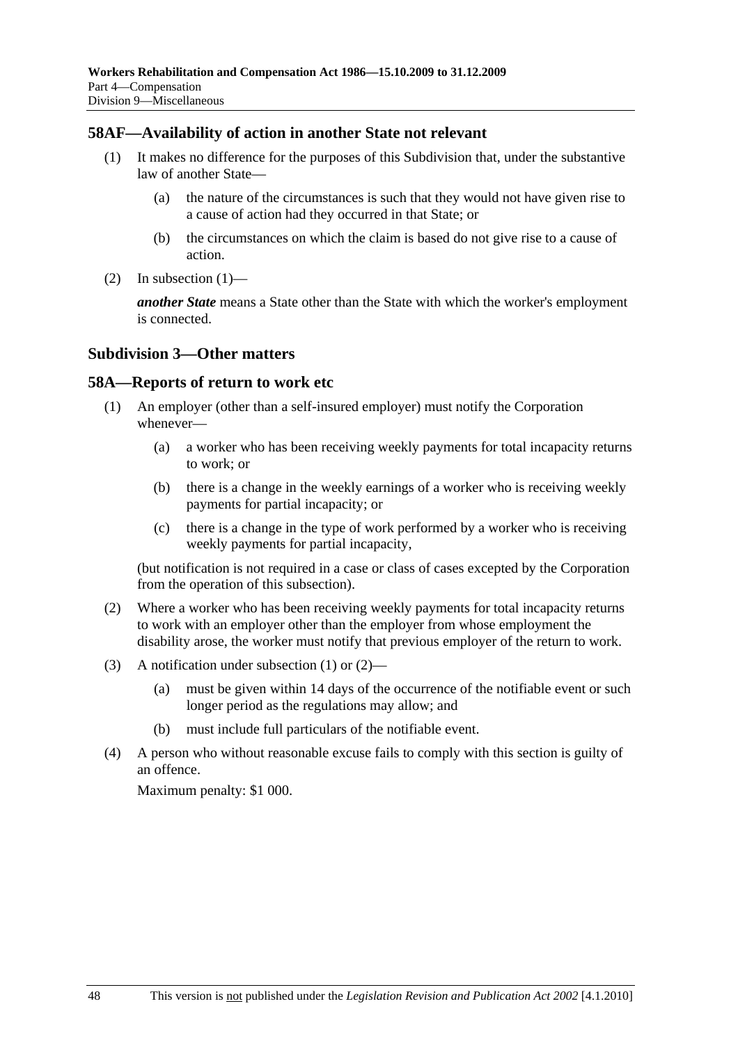## 58AF—Availability of action in another State not relevant

(1) It makes no difference for the purposes of this Subdivision that, under the substantive law of another State—

(a) the nature of the circumstances is such that they would not have given rise to a cause of action had they occurred in that State; or

(b) the circumstances on which the claim is based do not give rise to a cause of action.

(2) In subsection (1)—

***another State*** means a State other than the State with which the worker's employment is connected.

## Subdivision 3—Other matters

## 58A—Reports of return to work etc

(1) An employer (other than a self-insured employer) must notify the Corporation whenever—

(a) a worker who has been receiving weekly payments for total incapacity returns to work; or

(b) there is a change in the weekly earnings of a worker who is receiving weekly payments for partial incapacity; or

(c) there is a change in the type of work performed by a worker who is receiving weekly payments for partial incapacity,

(but notification is not required in a case or class of cases excepted by the Corporation from the operation of this subsection).

(2) Where a worker who has been receiving weekly payments for total incapacity returns to work with an employer other than the employer from whose employment the disability arose, the worker must notify that previous employer of the return to work.

(3) A notification under subsection (1) or (2)—

(a) must be given within 14 days of the occurrence of the notifiable event or such longer period as the regulations may allow; and

(b) must include full particulars of the notifiable event.

(4) A person who without reasonable excuse fails to comply with this section is guilty of an offence.

Maximum penalty: $1 000.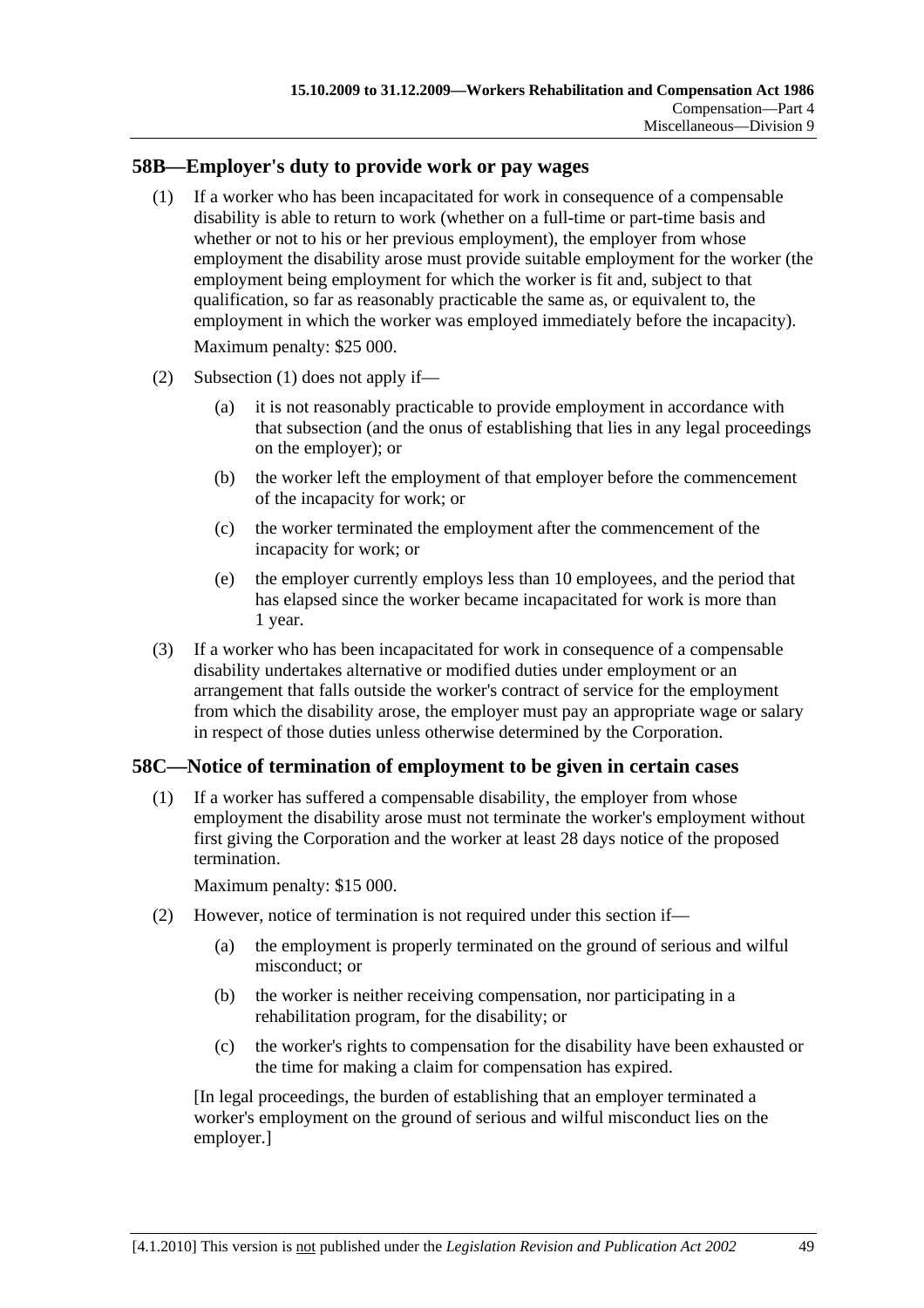## 58B—Employer's duty to provide work or pay wages

(1) If a worker who has been incapacitated for work in consequence of a compensable disability is able to return to work (whether on a full-time or part-time basis and whether or not to his or her previous employment), the employer from whose employment the disability arose must provide suitable employment for the worker (the employment being employment for which the worker is fit and, subject to that qualification, so far as reasonably practicable the same as, or equivalent to, the employment in which the worker was employed immediately before the incapacity).

Maximum penalty: $25 000.

(2) Subsection (1) does not apply if—

- (a) it is not reasonably practicable to provide employment in accordance with that subsection (and the onus of establishing that lies in any legal proceedings on the employer); or
- (b) the worker left the employment of that employer before the commencement of the incapacity for work; or
- (c) the worker terminated the employment after the commencement of the incapacity for work; or
- (e) the employer currently employs less than 10 employees, and the period that has elapsed since the worker became incapacitated for work is more than 1 year.

(3) If a worker who has been incapacitated for work in consequence of a compensable disability undertakes alternative or modified duties under employment or an arrangement that falls outside the worker's contract of service for the employment from which the disability arose, the employer must pay an appropriate wage or salary in respect of those duties unless otherwise determined by the Corporation.

## 58C—Notice of termination of employment to be given in certain cases

(1) If a worker has suffered a compensable disability, the employer from whose employment the disability arose must not terminate the worker's employment without first giving the Corporation and the worker at least 28 days notice of the proposed termination.

Maximum penalty: $15 000.

(2) However, notice of termination is not required under this section if—

- (a) the employment is properly terminated on the ground of serious and wilful misconduct; or
- (b) the worker is neither receiving compensation, nor participating in a rehabilitation program, for the disability; or
- (c) the worker's rights to compensation for the disability have been exhausted or the time for making a claim for compensation has expired.

[In legal proceedings, the burden of establishing that an employer terminated a worker's employment on the ground of serious and wilful misconduct lies on the employer.]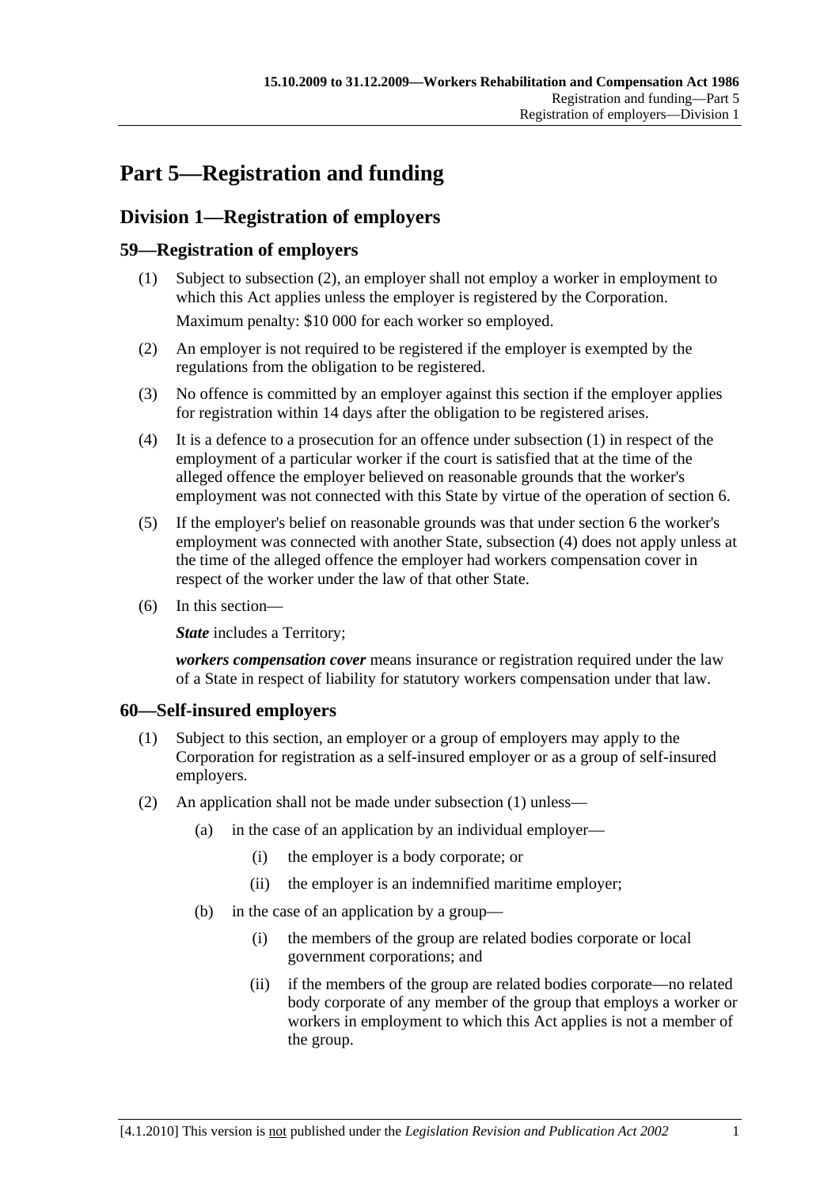# Part 5—Registration and funding

## Division 1—Registration of employers

### 59—Registration of employers

(1) Subject to subsection (2), an employer shall not employ a worker in employment to which this Act applies unless the employer is registered by the Corporation.

Maximum penalty: $10 000 for each worker so employed.

(2) An employer is not required to be registered if the employer is exempted by the regulations from the obligation to be registered.

(3) No offence is committed by an employer against this section if the employer applies for registration within 14 days after the obligation to be registered arises.

(4) It is a defence to a prosecution for an offence under subsection (1) in respect of the employment of a particular worker if the court is satisfied that at the time of the alleged offence the employer believed on reasonable grounds that the worker's employment was not connected with this State by virtue of the operation of section 6.

(5) If the employer's belief on reasonable grounds was that under section 6 the worker's employment was connected with another State, subsection (4) does not apply unless at the time of the alleged offence the employer had workers compensation cover in respect of the worker under the law of that other State.

(6) In this section—

***State*** includes a Territory;

***workers compensation cover*** means insurance or registration required under the law of a State in respect of liability for statutory workers compensation under that law.

### 60—Self-insured employers

(1) Subject to this section, an employer or a group of employers may apply to the Corporation for registration as a self-insured employer or as a group of self-insured employers.

(2) An application shall not be made under subsection (1) unless—

(a) in the case of an application by an individual employer—

(i) the employer is a body corporate; or

(ii) the employer is an indemnified maritime employer;

(b) in the case of an application by a group—

(i) the members of the group are related bodies corporate or local government corporations; and

(ii) if the members of the group are related bodies corporate—no related body corporate of any member of the group that employs a worker or workers in employment to which this Act applies is not a member of the group.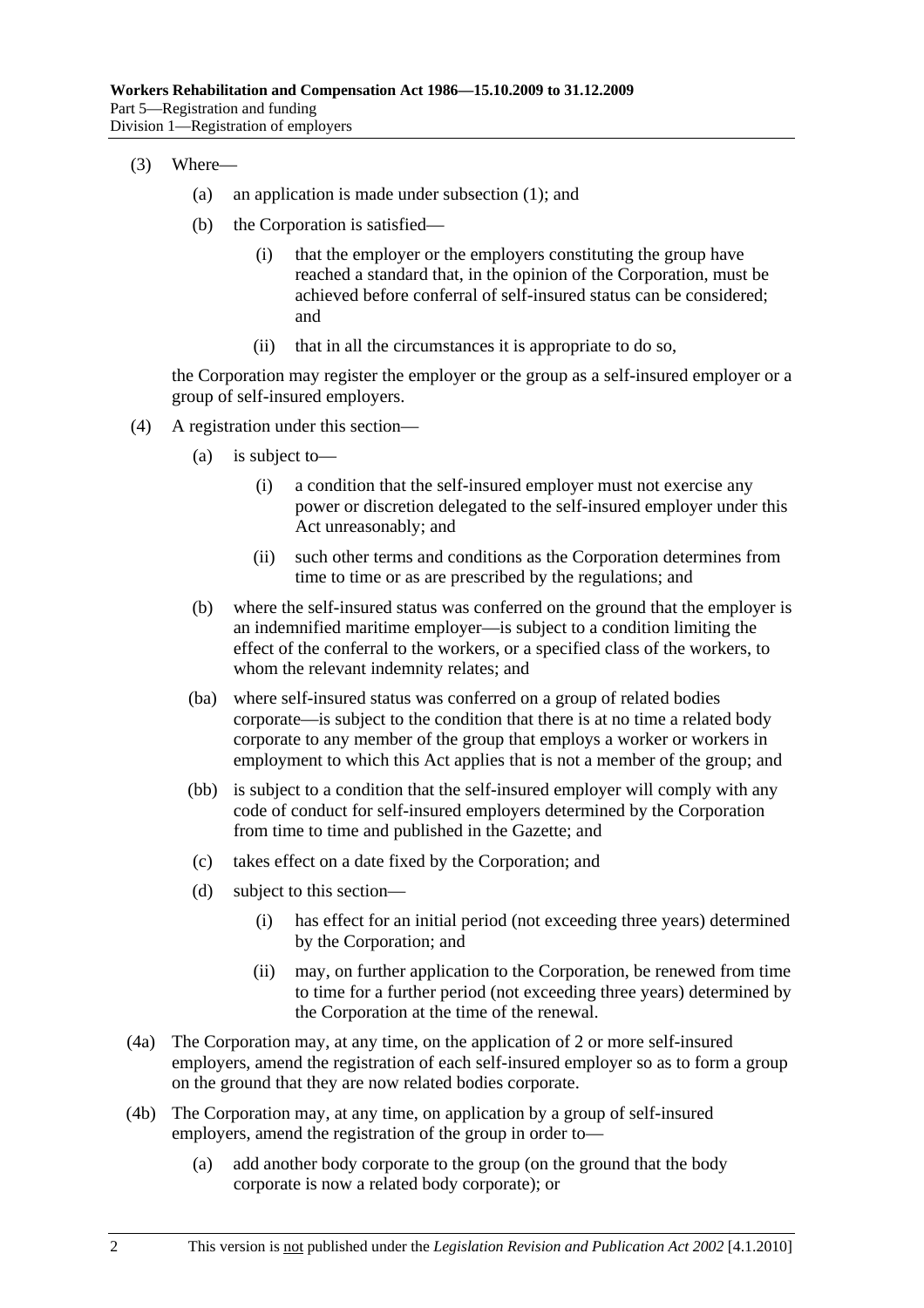(3) Where—

(a) an application is made under subsection (1); and

(b) the Corporation is satisfied—

(i) that the employer or the employers constituting the group have reached a standard that, in the opinion of the Corporation, must be achieved before conferral of self-insured status can be considered; and

(ii) that in all the circumstances it is appropriate to do so,

the Corporation may register the employer or the group as a self-insured employer or a group of self-insured employers.

(4) A registration under this section—

(a) is subject to—

(i) a condition that the self-insured employer must not exercise any power or discretion delegated to the self-insured employer under this Act unreasonably; and

(ii) such other terms and conditions as the Corporation determines from time to time or as are prescribed by the regulations; and

(b) where the self-insured status was conferred on the ground that the employer is an indemnified maritime employer—is subject to a condition limiting the effect of the conferral to the workers, or a specified class of the workers, to whom the relevant indemnity relates; and

(ba) where self-insured status was conferred on a group of related bodies corporate—is subject to the condition that there is at no time a related body corporate to any member of the group that employs a worker or workers in employment to which this Act applies that is not a member of the group; and

(bb) is subject to a condition that the self-insured employer will comply with any code of conduct for self-insured employers determined by the Corporation from time to time and published in the Gazette; and

(c) takes effect on a date fixed by the Corporation; and

(d) subject to this section—

(i) has effect for an initial period (not exceeding three years) determined by the Corporation; and

(ii) may, on further application to the Corporation, be renewed from time to time for a further period (not exceeding three years) determined by the Corporation at the time of the renewal.

(4a) The Corporation may, at any time, on the application of 2 or more self-insured employers, amend the registration of each self-insured employer so as to form a group on the ground that they are now related bodies corporate.

(4b) The Corporation may, at any time, on application by a group of self-insured employers, amend the registration of the group in order to—

(a) add another body corporate to the group (on the ground that the body corporate is now a related body corporate); or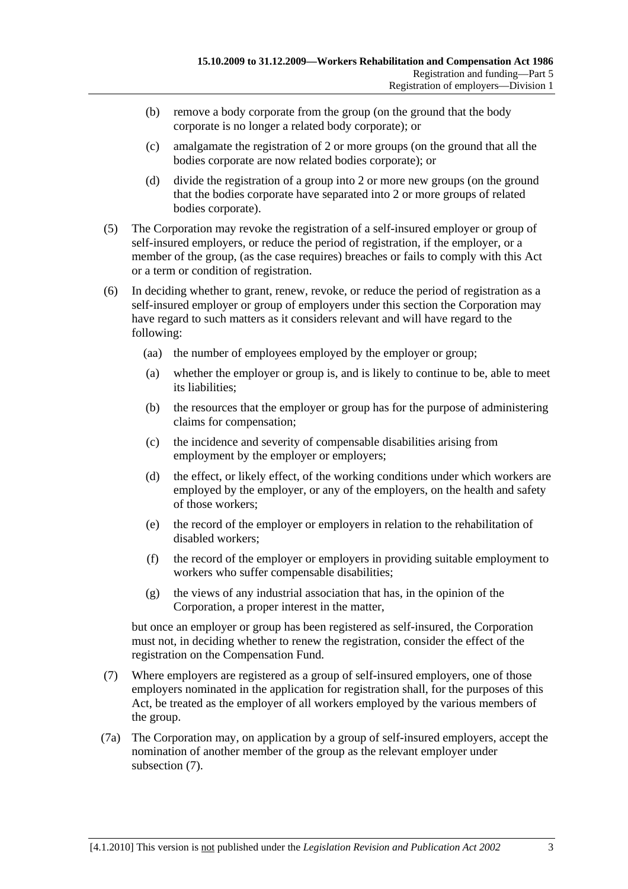(b) remove a body corporate from the group (on the ground that the body corporate is no longer a related body corporate); or

(c) amalgamate the registration of 2 or more groups (on the ground that all the bodies corporate are now related bodies corporate); or

(d) divide the registration of a group into 2 or more new groups (on the ground that the bodies corporate have separated into 2 or more groups of related bodies corporate).

(5) The Corporation may revoke the registration of a self-insured employer or group of self-insured employers, or reduce the period of registration, if the employer, or a member of the group, (as the case requires) breaches or fails to comply with this Act or a term or condition of registration.

(6) In deciding whether to grant, renew, revoke, or reduce the period of registration as a self-insured employer or group of employers under this section the Corporation may have regard to such matters as it considers relevant and will have regard to the following:

(aa) the number of employees employed by the employer or group;

(a) whether the employer or group is, and is likely to continue to be, able to meet its liabilities;

(b) the resources that the employer or group has for the purpose of administering claims for compensation;

(c) the incidence and severity of compensable disabilities arising from employment by the employer or employers;

(d) the effect, or likely effect, of the working conditions under which workers are employed by the employer, or any of the employers, on the health and safety of those workers;

(e) the record of the employer or employers in relation to the rehabilitation of disabled workers;

(f) the record of the employer or employers in providing suitable employment to workers who suffer compensable disabilities;

(g) the views of any industrial association that has, in the opinion of the Corporation, a proper interest in the matter,

but once an employer or group has been registered as self-insured, the Corporation must not, in deciding whether to renew the registration, consider the effect of the registration on the Compensation Fund.

(7) Where employers are registered as a group of self-insured employers, one of those employers nominated in the application for registration shall, for the purposes of this Act, be treated as the employer of all workers employed by the various members of the group.

(7a) The Corporation may, on application by a group of self-insured employers, accept the nomination of another member of the group as the relevant employer under subsection (7).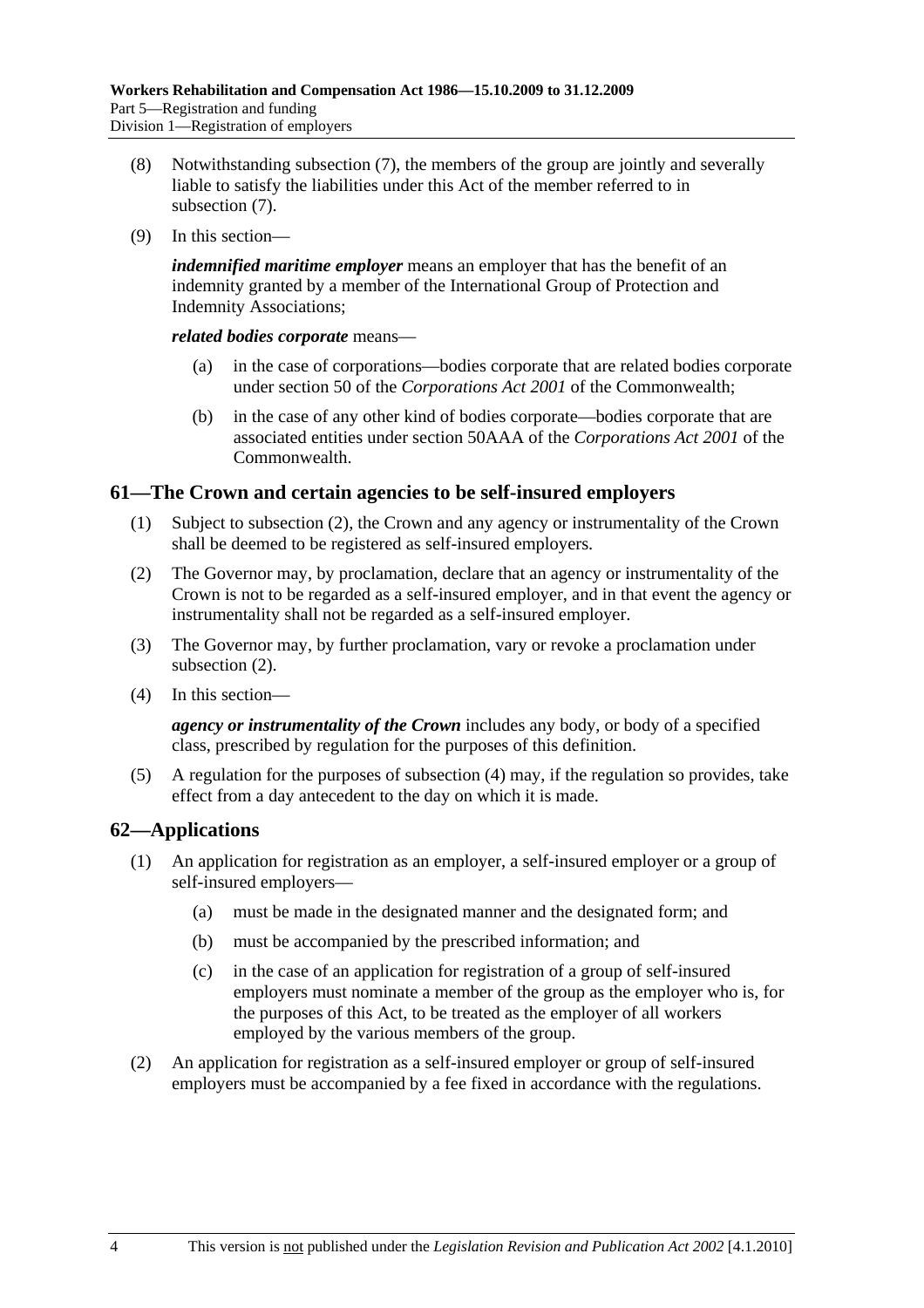(8) Notwithstanding subsection (7), the members of the group are jointly and severally liable to satisfy the liabilities under this Act of the member referred to in subsection (7).

(9) In this section—

***indemnified maritime employer*** means an employer that has the benefit of an indemnity granted by a member of the International Group of Protection and Indemnity Associations;

***related bodies corporate*** means—

(a) in the case of corporations—bodies corporate that are related bodies corporate under section 50 of the *Corporations Act 2001* of the Commonwealth;

(b) in the case of any other kind of bodies corporate—bodies corporate that are associated entities under section 50AAA of the *Corporations Act 2001* of the Commonwealth.

## 61—The Crown and certain agencies to be self-insured employers

(1) Subject to subsection (2), the Crown and any agency or instrumentality of the Crown shall be deemed to be registered as self-insured employers.

(2) The Governor may, by proclamation, declare that an agency or instrumentality of the Crown is not to be regarded as a self-insured employer, and in that event the agency or instrumentality shall not be regarded as a self-insured employer.

(3) The Governor may, by further proclamation, vary or revoke a proclamation under subsection (2).

(4) In this section—

***agency or instrumentality of the Crown*** includes any body, or body of a specified class, prescribed by regulation for the purposes of this definition.

(5) A regulation for the purposes of subsection (4) may, if the regulation so provides, take effect from a day antecedent to the day on which it is made.

## 62—Applications

(1) An application for registration as an employer, a self-insured employer or a group of self-insured employers—

(a) must be made in the designated manner and the designated form; and

(b) must be accompanied by the prescribed information; and

(c) in the case of an application for registration of a group of self-insured employers must nominate a member of the group as the employer who is, for the purposes of this Act, to be treated as the employer of all workers employed by the various members of the group.

(2) An application for registration as a self-insured employer or group of self-insured employers must be accompanied by a fee fixed in accordance with the regulations.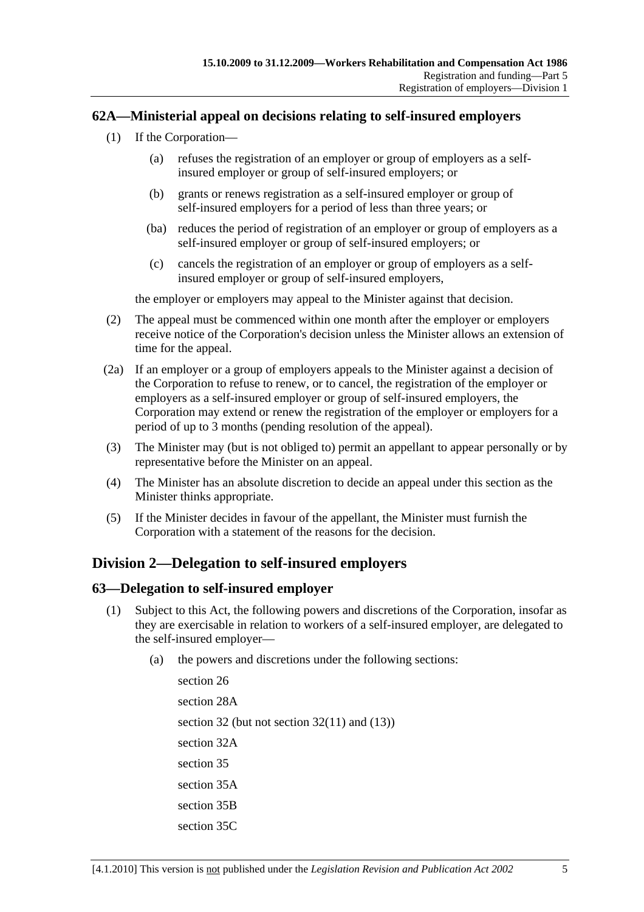### 62A—Ministerial appeal on decisions relating to self-insured employers

(1) If the Corporation—

(a) refuses the registration of an employer or group of employers as a self-insured employer or group of self-insured employers; or

(b) grants or renews registration as a self-insured employer or group of self-insured employers for a period of less than three years; or

(ba) reduces the period of registration of an employer or group of employers as a self-insured employer or group of self-insured employers; or

(c) cancels the registration of an employer or group of employers as a self-insured employer or group of self-insured employers,

the employer or employers may appeal to the Minister against that decision.

(2) The appeal must be commenced within one month after the employer or employers receive notice of the Corporation's decision unless the Minister allows an extension of time for the appeal.

(2a) If an employer or a group of employers appeals to the Minister against a decision of the Corporation to refuse to renew, or to cancel, the registration of the employer or employers as a self-insured employer or group of self-insured employers, the Corporation may extend or renew the registration of the employer or employers for a period of up to 3 months (pending resolution of the appeal).

(3) The Minister may (but is not obliged to) permit an appellant to appear personally or by representative before the Minister on an appeal.

(4) The Minister has an absolute discretion to decide an appeal under this section as the Minister thinks appropriate.

(5) If the Minister decides in favour of the appellant, the Minister must furnish the Corporation with a statement of the reasons for the decision.

## Division 2—Delegation to self-insured employers

### 63—Delegation to self-insured employer

(1) Subject to this Act, the following powers and discretions of the Corporation, insofar as they are exercisable in relation to workers of a self-insured employer, are delegated to the self-insured employer—

(a) the powers and discretions under the following sections:

section 26

section 28A

section 32 (but not section 32(11) and (13))

section 32A

section 35

section 35A

section 35B

section 35C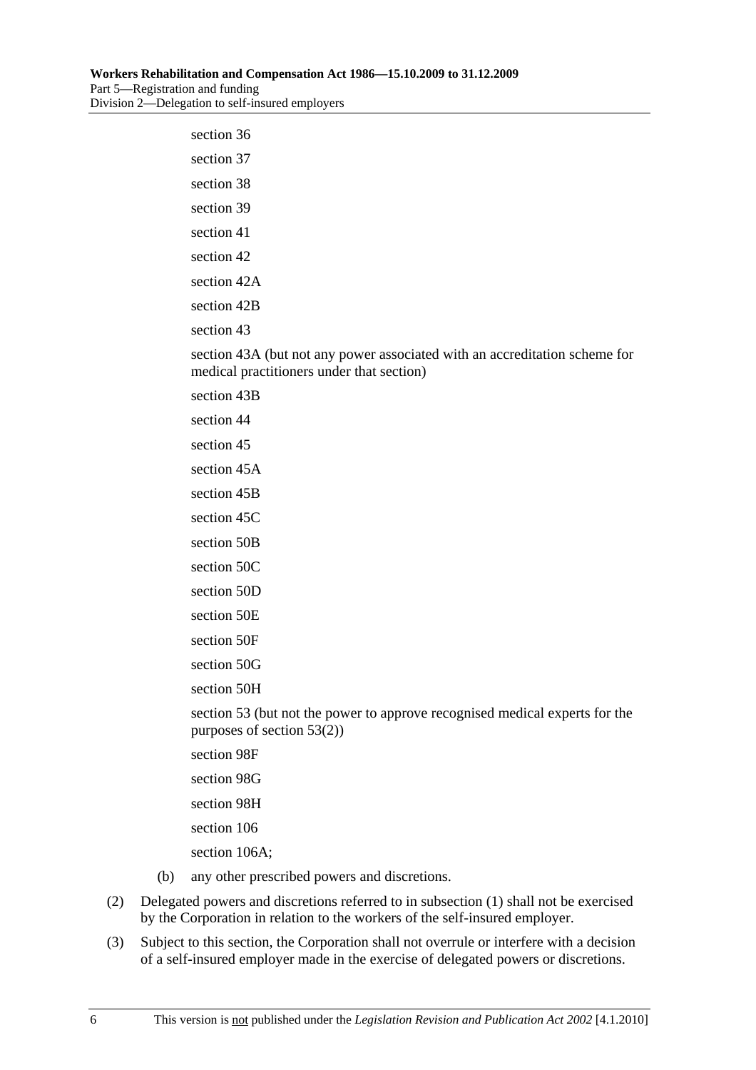section 36

section 37

section 38

section 39

section 41

section 42

section 42A

section 42B

section 43

section 43A (but not any power associated with an accreditation scheme for medical practitioners under that section)

section 43B

section 44

section 45

section 45A

section 45B

section 45C

section 50B

section 50C

section 50D

section 50E

section 50F

section 50G

section 50H

section 53 (but not the power to approve recognised medical experts for the purposes of section 53(2))

section 98F

section 98G

section 98H

section 106

section 106A;

(b) any other prescribed powers and discretions.

(2) Delegated powers and discretions referred to in subsection (1) shall not be exercised by the Corporation in relation to the workers of the self-insured employer.

(3) Subject to this section, the Corporation shall not overrule or interfere with a decision of a self-insured employer made in the exercise of delegated powers or discretions.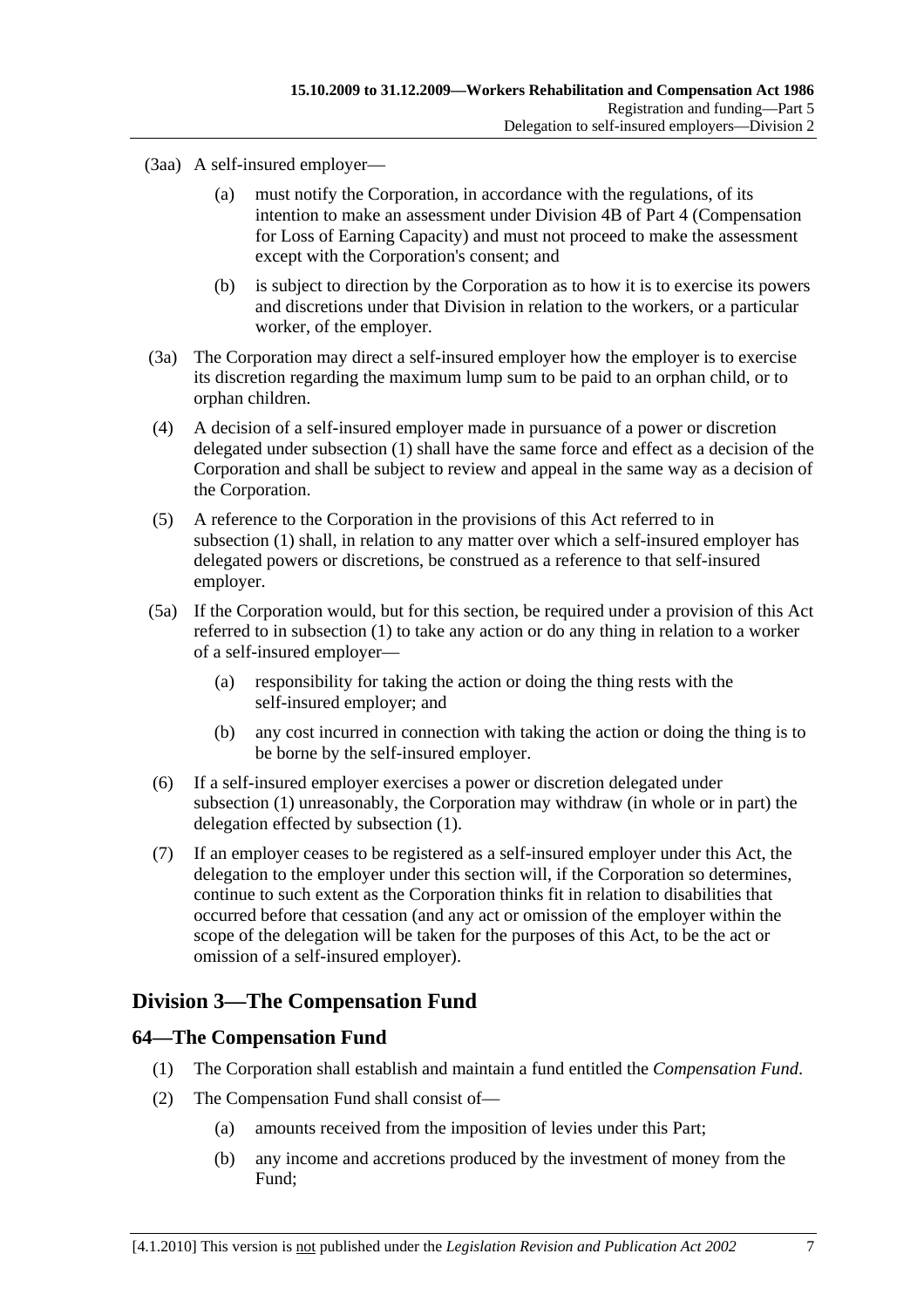(3aa) A self-insured employer—

(a) must notify the Corporation, in accordance with the regulations, of its intention to make an assessment under Division 4B of Part 4 (Compensation for Loss of Earning Capacity) and must not proceed to make the assessment except with the Corporation's consent; and

(b) is subject to direction by the Corporation as to how it is to exercise its powers and discretions under that Division in relation to the workers, or a particular worker, of the employer.

(3a) The Corporation may direct a self-insured employer how the employer is to exercise its discretion regarding the maximum lump sum to be paid to an orphan child, or to orphan children.

(4) A decision of a self-insured employer made in pursuance of a power or discretion delegated under subsection (1) shall have the same force and effect as a decision of the Corporation and shall be subject to review and appeal in the same way as a decision of the Corporation.

(5) A reference to the Corporation in the provisions of this Act referred to in subsection (1) shall, in relation to any matter over which a self-insured employer has delegated powers or discretions, be construed as a reference to that self-insured employer.

(5a) If the Corporation would, but for this section, be required under a provision of this Act referred to in subsection (1) to take any action or do any thing in relation to a worker of a self-insured employer—

(a) responsibility for taking the action or doing the thing rests with the self-insured employer; and

(b) any cost incurred in connection with taking the action or doing the thing is to be borne by the self-insured employer.

(6) If a self-insured employer exercises a power or discretion delegated under subsection (1) unreasonably, the Corporation may withdraw (in whole or in part) the delegation effected by subsection (1).

(7) If an employer ceases to be registered as a self-insured employer under this Act, the delegation to the employer under this section will, if the Corporation so determines, continue to such extent as the Corporation thinks fit in relation to disabilities that occurred before that cessation (and any act or omission of the employer within the scope of the delegation will be taken for the purposes of this Act, to be the act or omission of a self-insured employer).

## Division 3—The Compensation Fund

### 64—The Compensation Fund

(1) The Corporation shall establish and maintain a fund entitled the *Compensation Fund*.

(2) The Compensation Fund shall consist of—

(a) amounts received from the imposition of levies under this Part;

(b) any income and accretions produced by the investment of money from the Fund;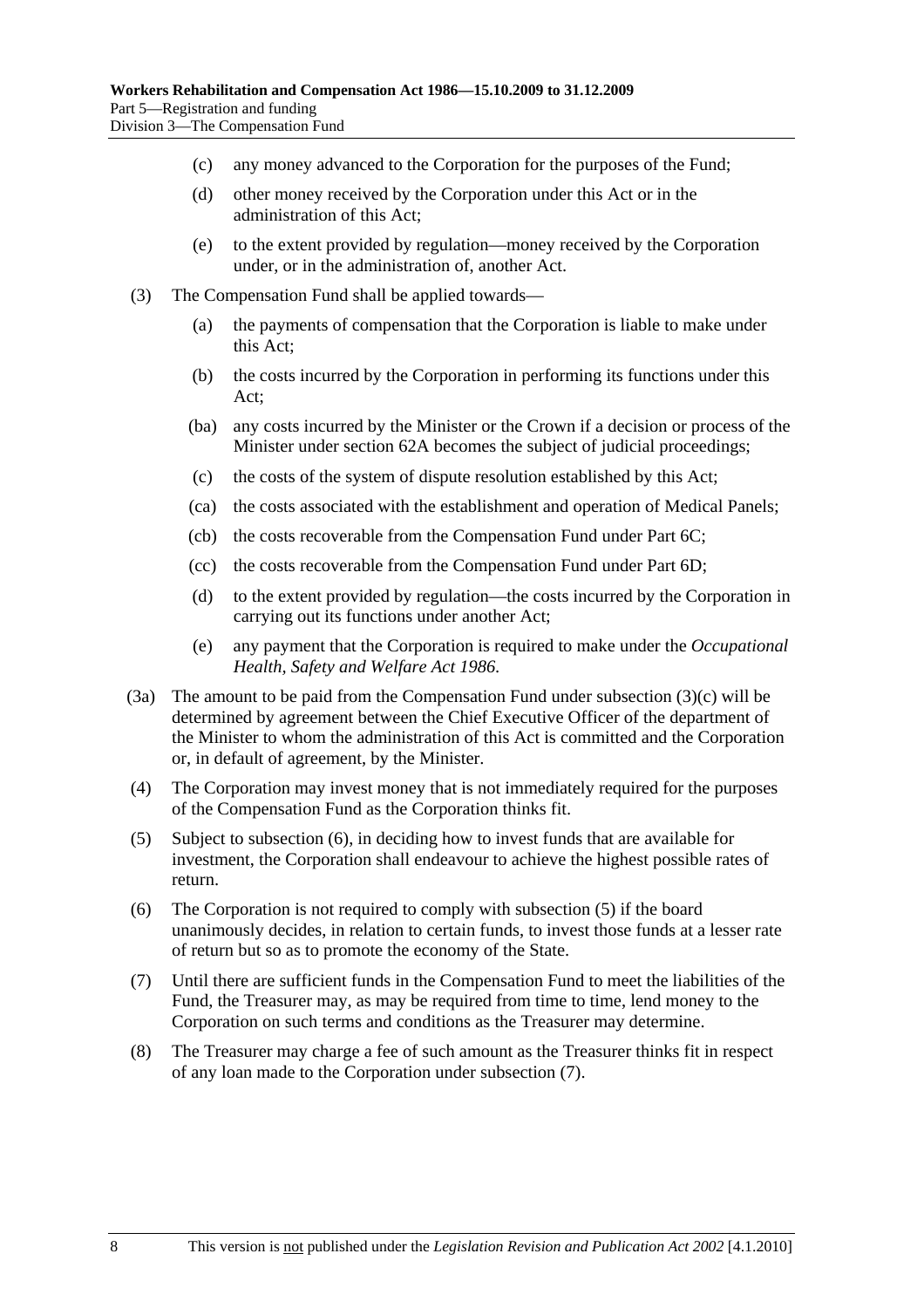(c) any money advanced to the Corporation for the purposes of the Fund;

(d) other money received by the Corporation under this Act or in the administration of this Act;

(e) to the extent provided by regulation—money received by the Corporation under, or in the administration of, another Act.

(3) The Compensation Fund shall be applied towards—

(a) the payments of compensation that the Corporation is liable to make under this Act;

(b) the costs incurred by the Corporation in performing its functions under this Act;

(ba) any costs incurred by the Minister or the Crown if a decision or process of the Minister under section 62A becomes the subject of judicial proceedings;

(c) the costs of the system of dispute resolution established by this Act;

(ca) the costs associated with the establishment and operation of Medical Panels;

(cb) the costs recoverable from the Compensation Fund under Part 6C;

(cc) the costs recoverable from the Compensation Fund under Part 6D;

(d) to the extent provided by regulation—the costs incurred by the Corporation in carrying out its functions under another Act;

(e) any payment that the Corporation is required to make under the *Occupational Health, Safety and Welfare Act 1986*.

(3a) The amount to be paid from the Compensation Fund under subsection (3)(c) will be determined by agreement between the Chief Executive Officer of the department of the Minister to whom the administration of this Act is committed and the Corporation or, in default of agreement, by the Minister.

(4) The Corporation may invest money that is not immediately required for the purposes of the Compensation Fund as the Corporation thinks fit.

(5) Subject to subsection (6), in deciding how to invest funds that are available for investment, the Corporation shall endeavour to achieve the highest possible rates of return.

(6) The Corporation is not required to comply with subsection (5) if the board unanimously decides, in relation to certain funds, to invest those funds at a lesser rate of return but so as to promote the economy of the State.

(7) Until there are sufficient funds in the Compensation Fund to meet the liabilities of the Fund, the Treasurer may, as may be required from time to time, lend money to the Corporation on such terms and conditions as the Treasurer may determine.

(8) The Treasurer may charge a fee of such amount as the Treasurer thinks fit in respect of any loan made to the Corporation under subsection (7).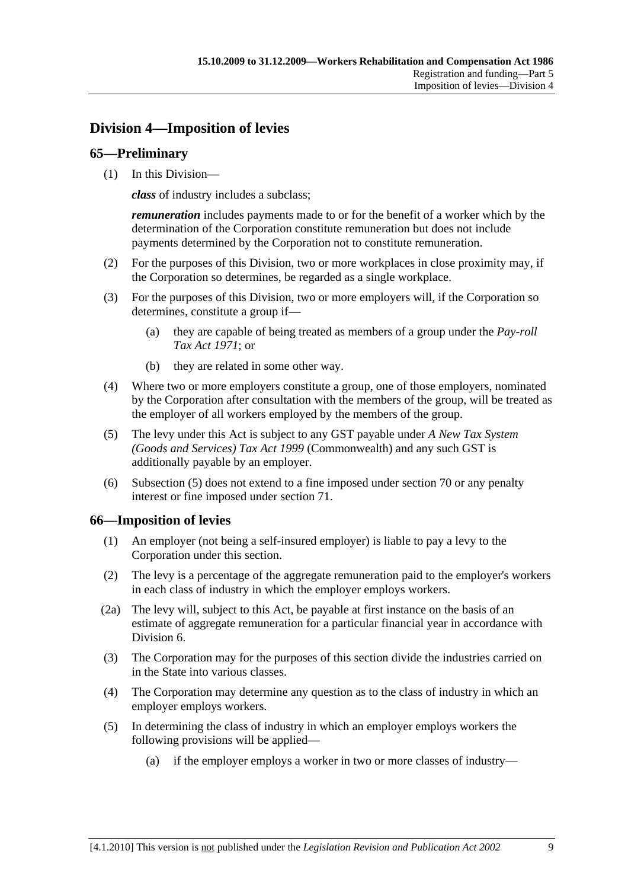## Division 4—Imposition of levies

### 65—Preliminary

(1) In this Division—

***class*** of industry includes a subclass;

***remuneration*** includes payments made to or for the benefit of a worker which by the determination of the Corporation constitute remuneration but does not include payments determined by the Corporation not to constitute remuneration.

(2) For the purposes of this Division, two or more workplaces in close proximity may, if the Corporation so determines, be regarded as a single workplace.

(3) For the purposes of this Division, two or more employers will, if the Corporation so determines, constitute a group if—

(a) they are capable of being treated as members of a group under the *Pay-roll Tax Act 1971*; or

(b) they are related in some other way.

(4) Where two or more employers constitute a group, one of those employers, nominated by the Corporation after consultation with the members of the group, will be treated as the employer of all workers employed by the members of the group.

(5) The levy under this Act is subject to any GST payable under *A New Tax System (Goods and Services) Tax Act 1999* (Commonwealth) and any such GST is additionally payable by an employer.

(6) Subsection (5) does not extend to a fine imposed under section 70 or any penalty interest or fine imposed under section 71.

### 66—Imposition of levies

(1) An employer (not being a self-insured employer) is liable to pay a levy to the Corporation under this section.

(2) The levy is a percentage of the aggregate remuneration paid to the employer's workers in each class of industry in which the employer employs workers.

(2a) The levy will, subject to this Act, be payable at first instance on the basis of an estimate of aggregate remuneration for a particular financial year in accordance with Division 6.

(3) The Corporation may for the purposes of this section divide the industries carried on in the State into various classes.

(4) The Corporation may determine any question as to the class of industry in which an employer employs workers.

(5) In determining the class of industry in which an employer employs workers the following provisions will be applied—

(a) if the employer employs a worker in two or more classes of industry—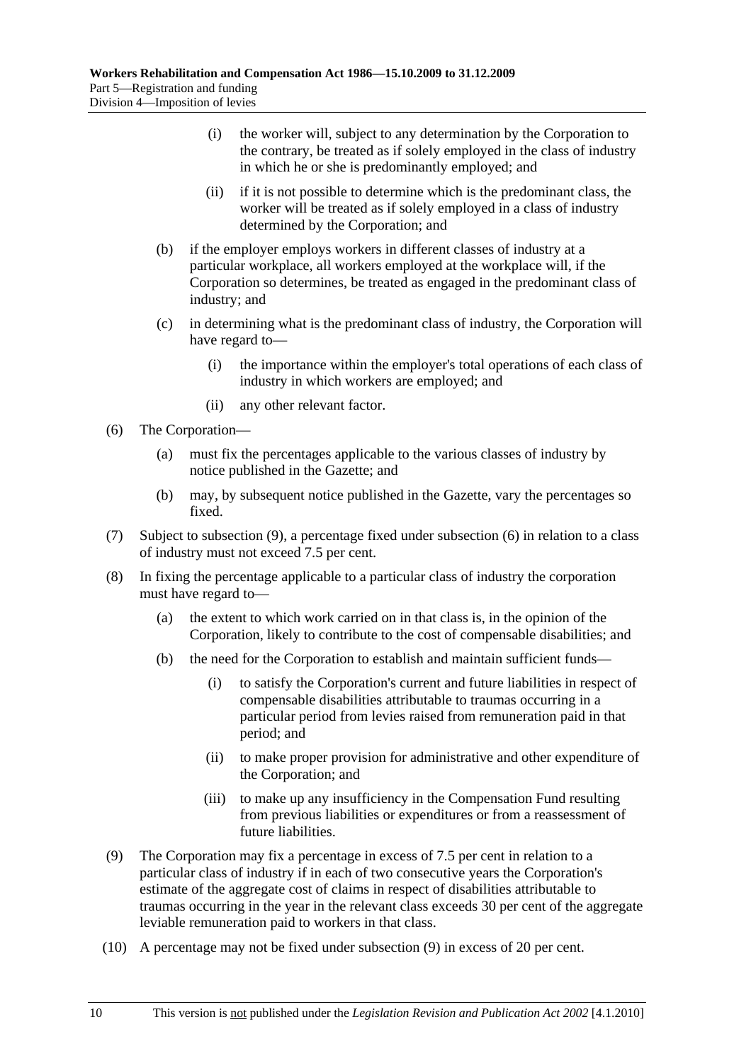(i) the worker will, subject to any determination by the Corporation to the contrary, be treated as if solely employed in the class of industry in which he or she is predominantly employed; and

(ii) if it is not possible to determine which is the predominant class, the worker will be treated as if solely employed in a class of industry determined by the Corporation; and

(b) if the employer employs workers in different classes of industry at a particular workplace, all workers employed at the workplace will, if the Corporation so determines, be treated as engaged in the predominant class of industry; and

(c) in determining what is the predominant class of industry, the Corporation will have regard to—

(i) the importance within the employer's total operations of each class of industry in which workers are employed; and

(ii) any other relevant factor.

(6) The Corporation—

(a) must fix the percentages applicable to the various classes of industry by notice published in the Gazette; and

(b) may, by subsequent notice published in the Gazette, vary the percentages so fixed.

(7) Subject to subsection (9), a percentage fixed under subsection (6) in relation to a class of industry must not exceed 7.5 per cent.

(8) In fixing the percentage applicable to a particular class of industry the corporation must have regard to—

(a) the extent to which work carried on in that class is, in the opinion of the Corporation, likely to contribute to the cost of compensable disabilities; and

(b) the need for the Corporation to establish and maintain sufficient funds—

(i) to satisfy the Corporation's current and future liabilities in respect of compensable disabilities attributable to traumas occurring in a particular period from levies raised from remuneration paid in that period; and

(ii) to make proper provision for administrative and other expenditure of the Corporation; and

(iii) to make up any insufficiency in the Compensation Fund resulting from previous liabilities or expenditures or from a reassessment of future liabilities.

(9) The Corporation may fix a percentage in excess of 7.5 per cent in relation to a particular class of industry if in each of two consecutive years the Corporation's estimate of the aggregate cost of claims in respect of disabilities attributable to traumas occurring in the year in the relevant class exceeds 30 per cent of the aggregate leviable remuneration paid to workers in that class.

(10) A percentage may not be fixed under subsection (9) in excess of 20 per cent.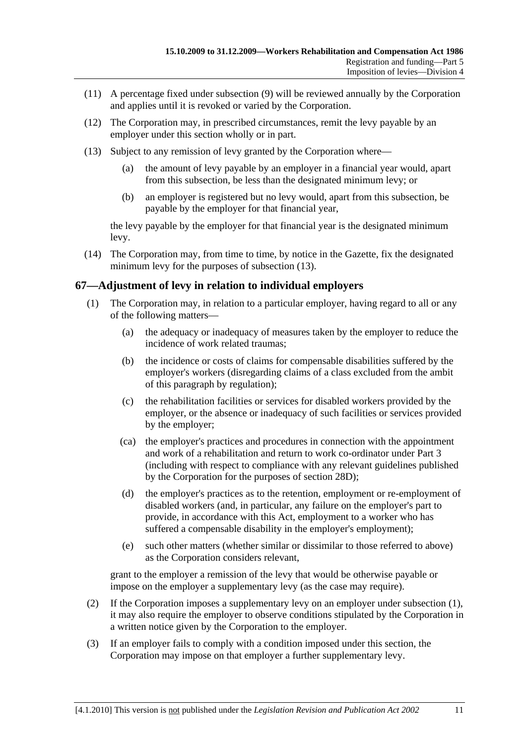(11) A percentage fixed under subsection (9) will be reviewed annually by the Corporation and applies until it is revoked or varied by the Corporation.

(12) The Corporation may, in prescribed circumstances, remit the levy payable by an employer under this section wholly or in part.

(13) Subject to any remission of levy granted by the Corporation where—

(a) the amount of levy payable by an employer in a financial year would, apart from this subsection, be less than the designated minimum levy; or

(b) an employer is registered but no levy would, apart from this subsection, be payable by the employer for that financial year,

the levy payable by the employer for that financial year is the designated minimum levy.

(14) The Corporation may, from time to time, by notice in the Gazette, fix the designated minimum levy for the purposes of subsection (13).

## 67—Adjustment of levy in relation to individual employers

(1) The Corporation may, in relation to a particular employer, having regard to all or any of the following matters—

(a) the adequacy or inadequacy of measures taken by the employer to reduce the incidence of work related traumas;

(b) the incidence or costs of claims for compensable disabilities suffered by the employer's workers (disregarding claims of a class excluded from the ambit of this paragraph by regulation);

(c) the rehabilitation facilities or services for disabled workers provided by the employer, or the absence or inadequacy of such facilities or services provided by the employer;

(ca) the employer's practices and procedures in connection with the appointment and work of a rehabilitation and return to work co-ordinator under Part 3 (including with respect to compliance with any relevant guidelines published by the Corporation for the purposes of section 28D);

(d) the employer's practices as to the retention, employment or re-employment of disabled workers (and, in particular, any failure on the employer's part to provide, in accordance with this Act, employment to a worker who has suffered a compensable disability in the employer's employment);

(e) such other matters (whether similar or dissimilar to those referred to above) as the Corporation considers relevant,

grant to the employer a remission of the levy that would be otherwise payable or impose on the employer a supplementary levy (as the case may require).

(2) If the Corporation imposes a supplementary levy on an employer under subsection (1), it may also require the employer to observe conditions stipulated by the Corporation in a written notice given by the Corporation to the employer.

(3) If an employer fails to comply with a condition imposed under this section, the Corporation may impose on that employer a further supplementary levy.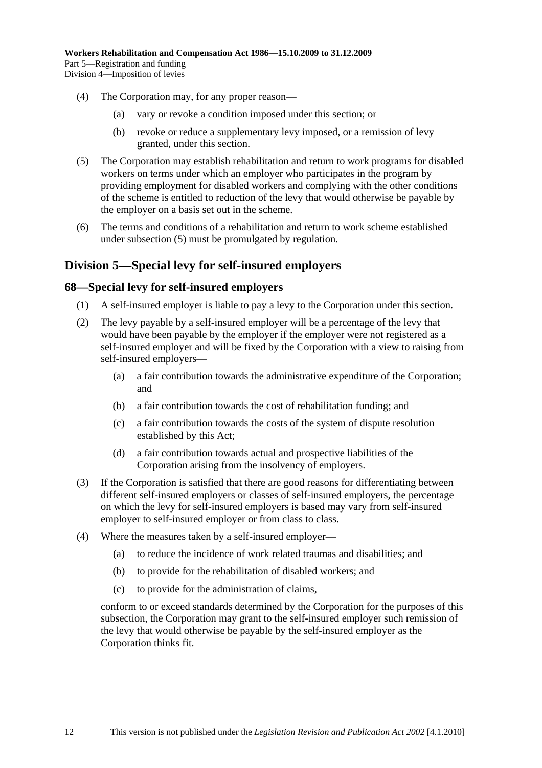(4) The Corporation may, for any proper reason—

(a) vary or revoke a condition imposed under this section; or

(b) revoke or reduce a supplementary levy imposed, or a remission of levy granted, under this section.

(5) The Corporation may establish rehabilitation and return to work programs for disabled workers on terms under which an employer who participates in the program by providing employment for disabled workers and complying with the other conditions of the scheme is entitled to reduction of the levy that would otherwise be payable by the employer on a basis set out in the scheme.

(6) The terms and conditions of a rehabilitation and return to work scheme established under subsection (5) must be promulgated by regulation.

## Division 5—Special levy for self-insured employers

### 68—Special levy for self-insured employers

(1) A self-insured employer is liable to pay a levy to the Corporation under this section.

(2) The levy payable by a self-insured employer will be a percentage of the levy that would have been payable by the employer if the employer were not registered as a self-insured employer and will be fixed by the Corporation with a view to raising from self-insured employers—

(a) a fair contribution towards the administrative expenditure of the Corporation; and

(b) a fair contribution towards the cost of rehabilitation funding; and

(c) a fair contribution towards the costs of the system of dispute resolution established by this Act;

(d) a fair contribution towards actual and prospective liabilities of the Corporation arising from the insolvency of employers.

(3) If the Corporation is satisfied that there are good reasons for differentiating between different self-insured employers or classes of self-insured employers, the percentage on which the levy for self-insured employers is based may vary from self-insured employer to self-insured employer or from class to class.

(4) Where the measures taken by a self-insured employer—

(a) to reduce the incidence of work related traumas and disabilities; and

(b) to provide for the rehabilitation of disabled workers; and

(c) to provide for the administration of claims,

conform to or exceed standards determined by the Corporation for the purposes of this subsection, the Corporation may grant to the self-insured employer such remission of the levy that would otherwise be payable by the self-insured employer as the Corporation thinks fit.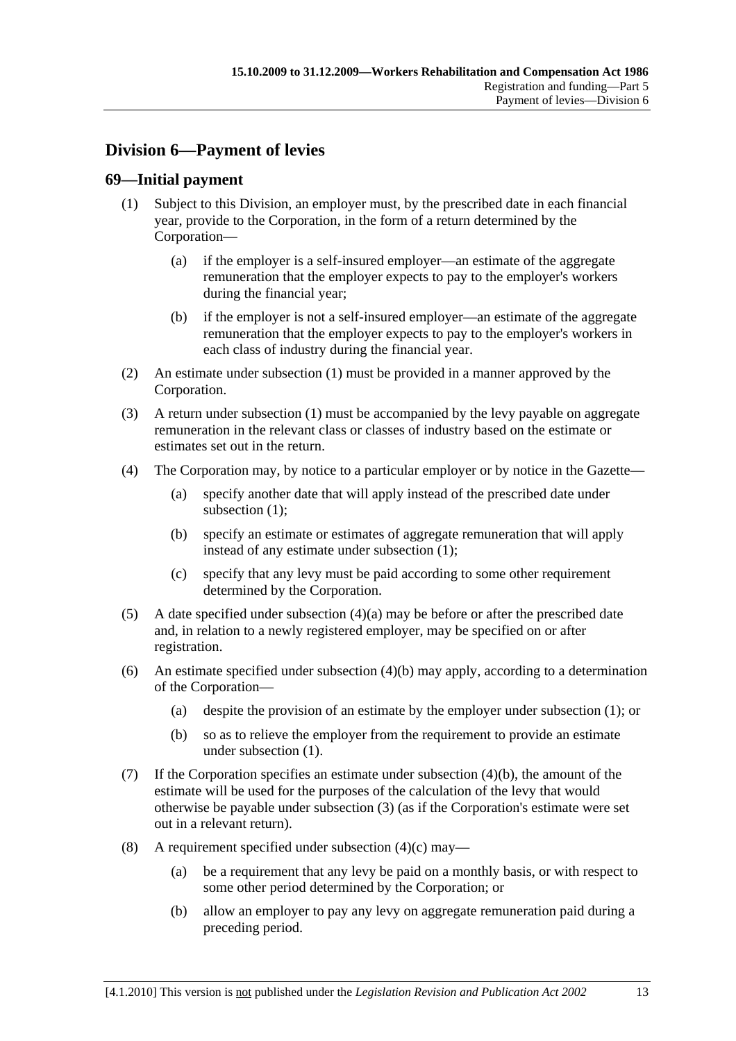## Division 6—Payment of levies

### 69—Initial payment

(1) Subject to this Division, an employer must, by the prescribed date in each financial year, provide to the Corporation, in the form of a return determined by the Corporation—

  (a) if the employer is a self-insured employer—an estimate of the aggregate remuneration that the employer expects to pay to the employer's workers during the financial year;

  (b) if the employer is not a self-insured employer—an estimate of the aggregate remuneration that the employer expects to pay to the employer's workers in each class of industry during the financial year.

(2) An estimate under subsection (1) must be provided in a manner approved by the Corporation.

(3) A return under subsection (1) must be accompanied by the levy payable on aggregate remuneration in the relevant class or classes of industry based on the estimate or estimates set out in the return.

(4) The Corporation may, by notice to a particular employer or by notice in the Gazette—

  (a) specify another date that will apply instead of the prescribed date under subsection (1);

  (b) specify an estimate or estimates of aggregate remuneration that will apply instead of any estimate under subsection (1);

  (c) specify that any levy must be paid according to some other requirement determined by the Corporation.

(5) A date specified under subsection (4)(a) may be before or after the prescribed date and, in relation to a newly registered employer, may be specified on or after registration.

(6) An estimate specified under subsection (4)(b) may apply, according to a determination of the Corporation—

  (a) despite the provision of an estimate by the employer under subsection (1); or

  (b) so as to relieve the employer from the requirement to provide an estimate under subsection (1).

(7) If the Corporation specifies an estimate under subsection (4)(b), the amount of the estimate will be used for the purposes of the calculation of the levy that would otherwise be payable under subsection (3) (as if the Corporation's estimate were set out in a relevant return).

(8) A requirement specified under subsection (4)(c) may—

  (a) be a requirement that any levy be paid on a monthly basis, or with respect to some other period determined by the Corporation; or

  (b) allow an employer to pay any levy on aggregate remuneration paid during a preceding period.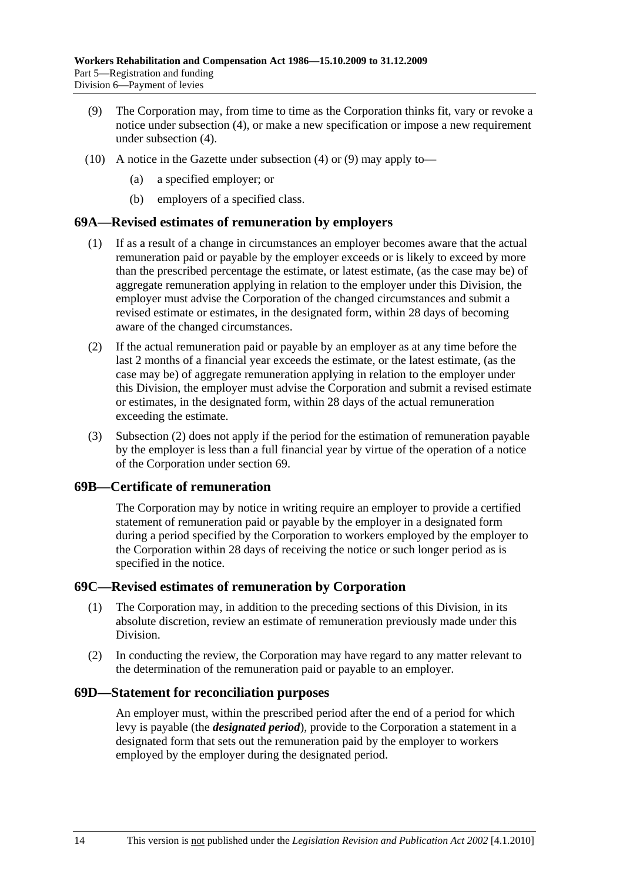(9) The Corporation may, from time to time as the Corporation thinks fit, vary or revoke a notice under subsection (4), or make a new specification or impose a new requirement under subsection (4).

(10) A notice in the Gazette under subsection (4) or (9) may apply to—

(a) a specified employer; or

(b) employers of a specified class.

## 69A—Revised estimates of remuneration by employers

(1) If as a result of a change in circumstances an employer becomes aware that the actual remuneration paid or payable by the employer exceeds or is likely to exceed by more than the prescribed percentage the estimate, or latest estimate, (as the case may be) of aggregate remuneration applying in relation to the employer under this Division, the employer must advise the Corporation of the changed circumstances and submit a revised estimate or estimates, in the designated form, within 28 days of becoming aware of the changed circumstances.

(2) If the actual remuneration paid or payable by an employer as at any time before the last 2 months of a financial year exceeds the estimate, or the latest estimate, (as the case may be) of aggregate remuneration applying in relation to the employer under this Division, the employer must advise the Corporation and submit a revised estimate or estimates, in the designated form, within 28 days of the actual remuneration exceeding the estimate.

(3) Subsection (2) does not apply if the period for the estimation of remuneration payable by the employer is less than a full financial year by virtue of the operation of a notice of the Corporation under section 69.

## 69B—Certificate of remuneration

The Corporation may by notice in writing require an employer to provide a certified statement of remuneration paid or payable by the employer in a designated form during a period specified by the Corporation to workers employed by the employer to the Corporation within 28 days of receiving the notice or such longer period as is specified in the notice.

## 69C—Revised estimates of remuneration by Corporation

(1) The Corporation may, in addition to the preceding sections of this Division, in its absolute discretion, review an estimate of remuneration previously made under this Division.

(2) In conducting the review, the Corporation may have regard to any matter relevant to the determination of the remuneration paid or payable to an employer.

## 69D—Statement for reconciliation purposes

An employer must, within the prescribed period after the end of a period for which levy is payable (the ***designated period***), provide to the Corporation a statement in a designated form that sets out the remuneration paid by the employer to workers employed by the employer during the designated period.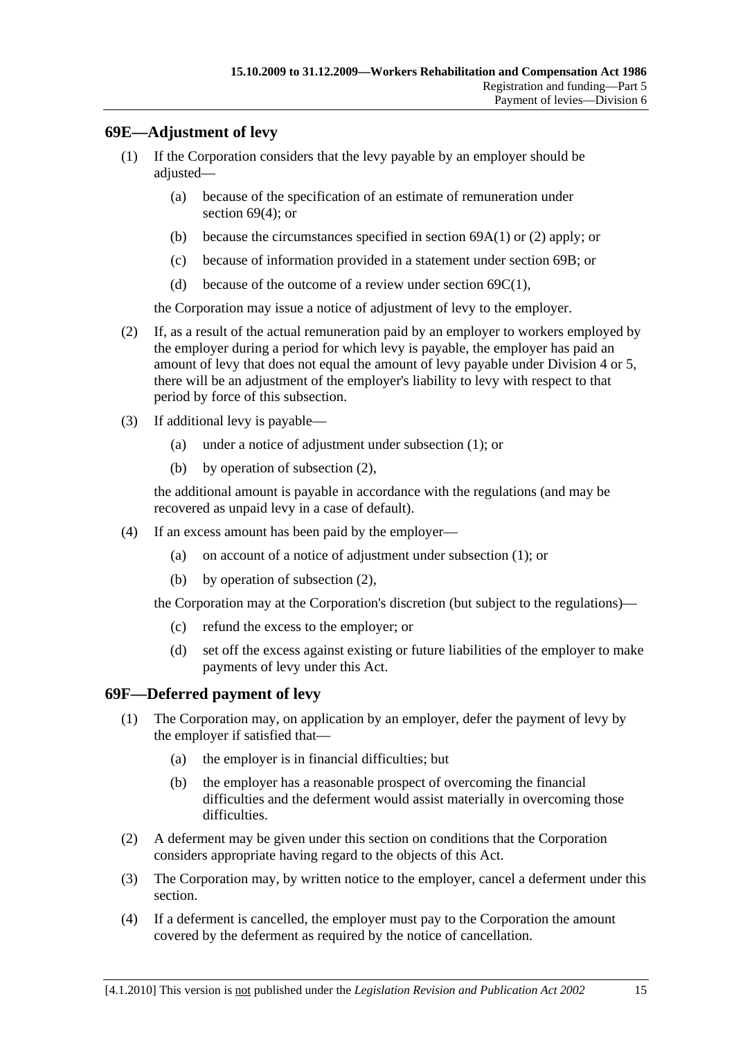## 69E—Adjustment of levy

(1) If the Corporation considers that the levy payable by an employer should be adjusted—

(a) because of the specification of an estimate of remuneration under section 69(4); or

(b) because the circumstances specified in section 69A(1) or (2) apply; or

(c) because of information provided in a statement under section 69B; or

(d) because of the outcome of a review under section 69C(1),

the Corporation may issue a notice of adjustment of levy to the employer.

(2) If, as a result of the actual remuneration paid by an employer to workers employed by the employer during a period for which levy is payable, the employer has paid an amount of levy that does not equal the amount of levy payable under Division 4 or 5, there will be an adjustment of the employer's liability to levy with respect to that period by force of this subsection.

(3) If additional levy is payable—

(a) under a notice of adjustment under subsection (1); or

(b) by operation of subsection (2),

the additional amount is payable in accordance with the regulations (and may be recovered as unpaid levy in a case of default).

(4) If an excess amount has been paid by the employer—

(a) on account of a notice of adjustment under subsection (1); or

(b) by operation of subsection (2),

the Corporation may at the Corporation's discretion (but subject to the regulations)—

(c) refund the excess to the employer; or

(d) set off the excess against existing or future liabilities of the employer to make payments of levy under this Act.

## 69F—Deferred payment of levy

(1) The Corporation may, on application by an employer, defer the payment of levy by the employer if satisfied that—

(a) the employer is in financial difficulties; but

(b) the employer has a reasonable prospect of overcoming the financial difficulties and the deferment would assist materially in overcoming those difficulties.

(2) A deferment may be given under this section on conditions that the Corporation considers appropriate having regard to the objects of this Act.

(3) The Corporation may, by written notice to the employer, cancel a deferment under this section.

(4) If a deferment is cancelled, the employer must pay to the Corporation the amount covered by the deferment as required by the notice of cancellation.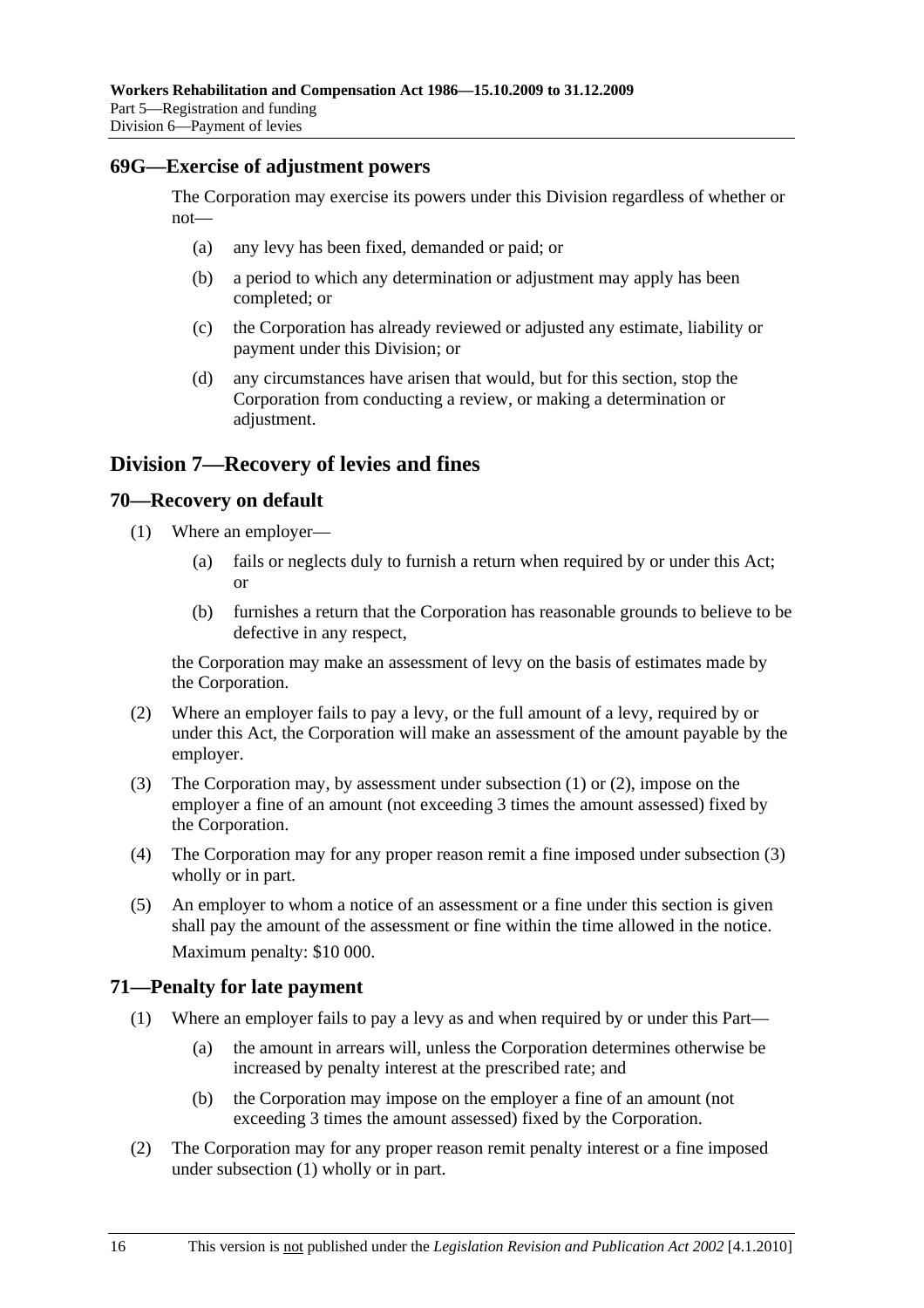### 69G—Exercise of adjustment powers

The Corporation may exercise its powers under this Division regardless of whether or not—

(a) any levy has been fixed, demanded or paid; or

(b) a period to which any determination or adjustment may apply has been completed; or

(c) the Corporation has already reviewed or adjusted any estimate, liability or payment under this Division; or

(d) any circumstances have arisen that would, but for this section, stop the Corporation from conducting a review, or making a determination or adjustment.

## Division 7—Recovery of levies and fines

### 70—Recovery on default

(1) Where an employer—

(a) fails or neglects duly to furnish a return when required by or under this Act; or

(b) furnishes a return that the Corporation has reasonable grounds to believe to be defective in any respect,

the Corporation may make an assessment of levy on the basis of estimates made by the Corporation.

(2) Where an employer fails to pay a levy, or the full amount of a levy, required by or under this Act, the Corporation will make an assessment of the amount payable by the employer.

(3) The Corporation may, by assessment under subsection (1) or (2), impose on the employer a fine of an amount (not exceeding 3 times the amount assessed) fixed by the Corporation.

(4) The Corporation may for any proper reason remit a fine imposed under subsection (3) wholly or in part.

(5) An employer to whom a notice of an assessment or a fine under this section is given shall pay the amount of the assessment or fine within the time allowed in the notice.

Maximum penalty: $10 000.

### 71—Penalty for late payment

(1) Where an employer fails to pay a levy as and when required by or under this Part—

(a) the amount in arrears will, unless the Corporation determines otherwise be increased by penalty interest at the prescribed rate; and

(b) the Corporation may impose on the employer a fine of an amount (not exceeding 3 times the amount assessed) fixed by the Corporation.

(2) The Corporation may for any proper reason remit penalty interest or a fine imposed under subsection (1) wholly or in part.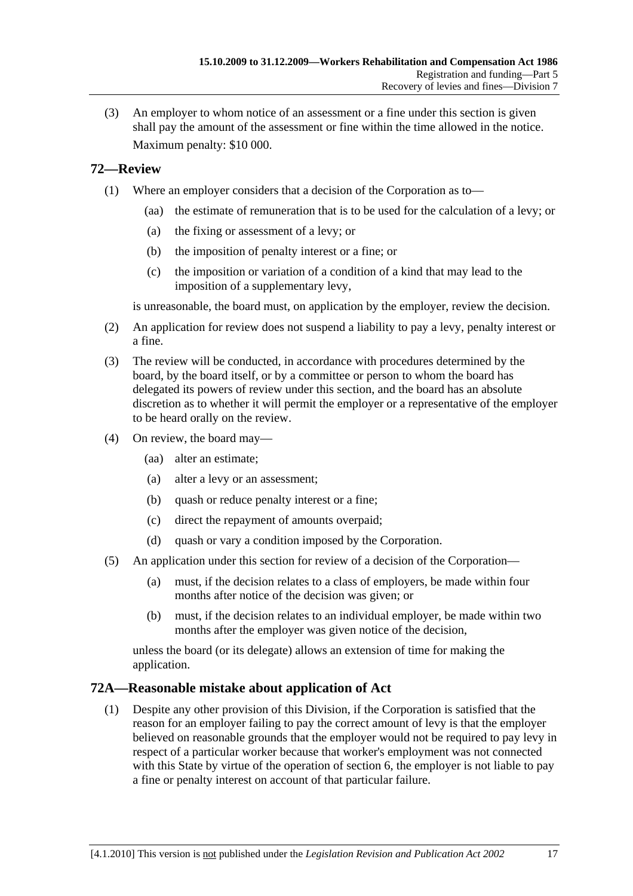(3) An employer to whom notice of an assessment or a fine under this section is given shall pay the amount of the assessment or fine within the time allowed in the notice.

Maximum penalty: $10 000.

## 72—Review

(1) Where an employer considers that a decision of the Corporation as to—

(aa) the estimate of remuneration that is to be used for the calculation of a levy; or

(a) the fixing or assessment of a levy; or

(b) the imposition of penalty interest or a fine; or

(c) the imposition or variation of a condition of a kind that may lead to the imposition of a supplementary levy,

is unreasonable, the board must, on application by the employer, review the decision.

(2) An application for review does not suspend a liability to pay a levy, penalty interest or a fine.

(3) The review will be conducted, in accordance with procedures determined by the board, by the board itself, or by a committee or person to whom the board has delegated its powers of review under this section, and the board has an absolute discretion as to whether it will permit the employer or a representative of the employer to be heard orally on the review.

(4) On review, the board may—

(aa) alter an estimate;

(a) alter a levy or an assessment;

(b) quash or reduce penalty interest or a fine;

(c) direct the repayment of amounts overpaid;

(d) quash or vary a condition imposed by the Corporation.

(5) An application under this section for review of a decision of the Corporation—

(a) must, if the decision relates to a class of employers, be made within four months after notice of the decision was given; or

(b) must, if the decision relates to an individual employer, be made within two months after the employer was given notice of the decision,

unless the board (or its delegate) allows an extension of time for making the application.

## 72A—Reasonable mistake about application of Act

(1) Despite any other provision of this Division, if the Corporation is satisfied that the reason for an employer failing to pay the correct amount of levy is that the employer believed on reasonable grounds that the employer would not be required to pay levy in respect of a particular worker because that worker's employment was not connected with this State by virtue of the operation of section 6, the employer is not liable to pay a fine or penalty interest on account of that particular failure.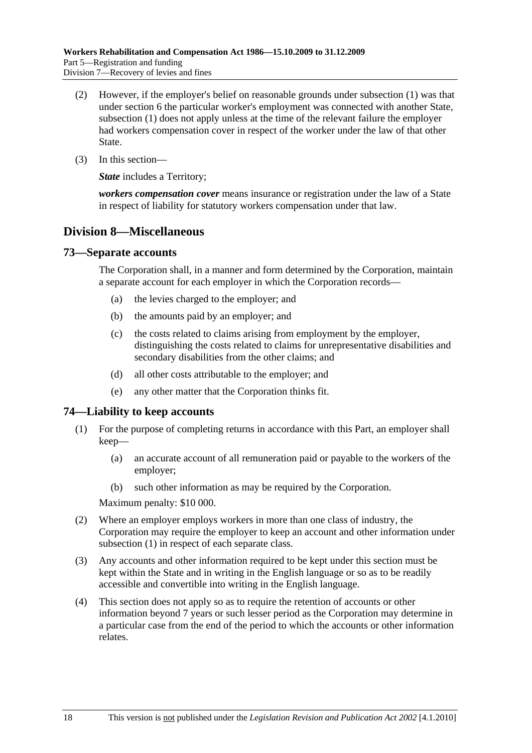(2) However, if the employer's belief on reasonable grounds under subsection (1) was that under section 6 the particular worker's employment was connected with another State, subsection (1) does not apply unless at the time of the relevant failure the employer had workers compensation cover in respect of the worker under the law of that other State.

(3) In this section—

***State*** includes a Territory;

***workers compensation cover*** means insurance or registration under the law of a State in respect of liability for statutory workers compensation under that law.

## Division 8—Miscellaneous

### 73—Separate accounts

The Corporation shall, in a manner and form determined by the Corporation, maintain a separate account for each employer in which the Corporation records—

- (a) the levies charged to the employer; and
- (b) the amounts paid by an employer; and
- (c) the costs related to claims arising from employment by the employer, distinguishing the costs related to claims for unrepresentative disabilities and secondary disabilities from the other claims; and
- (d) all other costs attributable to the employer; and
- (e) any other matter that the Corporation thinks fit.

### 74—Liability to keep accounts

(1) For the purpose of completing returns in accordance with this Part, an employer shall keep—

- (a) an accurate account of all remuneration paid or payable to the workers of the employer;
- (b) such other information as may be required by the Corporation.

Maximum penalty: $10 000.

(2) Where an employer employs workers in more than one class of industry, the Corporation may require the employer to keep an account and other information under subsection (1) in respect of each separate class.

(3) Any accounts and other information required to be kept under this section must be kept within the State and in writing in the English language or so as to be readily accessible and convertible into writing in the English language.

(4) This section does not apply so as to require the retention of accounts or other information beyond 7 years or such lesser period as the Corporation may determine in a particular case from the end of the period to which the accounts or other information relates.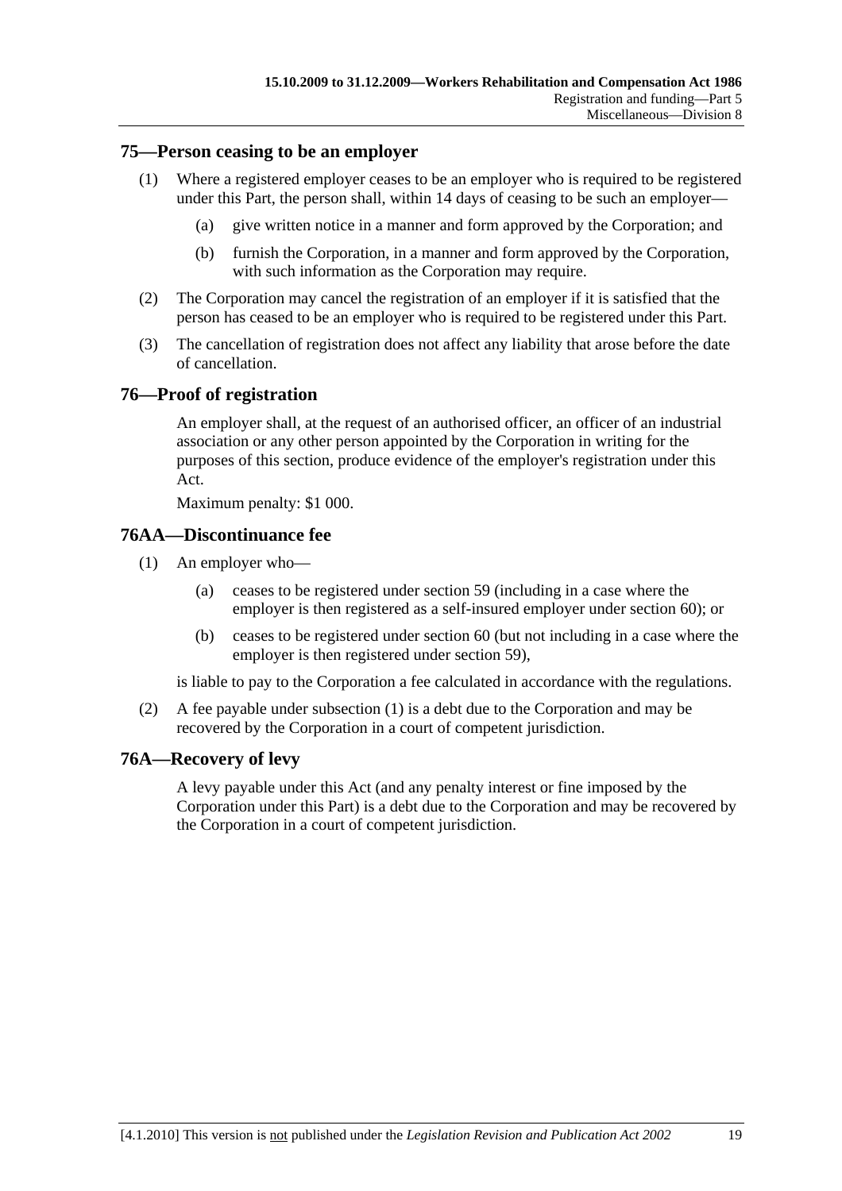## 75—Person ceasing to be an employer

(1) Where a registered employer ceases to be an employer who is required to be registered under this Part, the person shall, within 14 days of ceasing to be such an employer—

(a) give written notice in a manner and form approved by the Corporation; and

(b) furnish the Corporation, in a manner and form approved by the Corporation, with such information as the Corporation may require.

(2) The Corporation may cancel the registration of an employer if it is satisfied that the person has ceased to be an employer who is required to be registered under this Part.

(3) The cancellation of registration does not affect any liability that arose before the date of cancellation.

## 76—Proof of registration

An employer shall, at the request of an authorised officer, an officer of an industrial association or any other person appointed by the Corporation in writing for the purposes of this section, produce evidence of the employer's registration under this Act.

Maximum penalty: $1 000.

## 76AA—Discontinuance fee

(1) An employer who—

(a) ceases to be registered under section 59 (including in a case where the employer is then registered as a self-insured employer under section 60); or

(b) ceases to be registered under section 60 (but not including in a case where the employer is then registered under section 59),

is liable to pay to the Corporation a fee calculated in accordance with the regulations.

(2) A fee payable under subsection (1) is a debt due to the Corporation and may be recovered by the Corporation in a court of competent jurisdiction.

## 76A—Recovery of levy

A levy payable under this Act (and any penalty interest or fine imposed by the Corporation under this Part) is a debt due to the Corporation and may be recovered by the Corporation in a court of competent jurisdiction.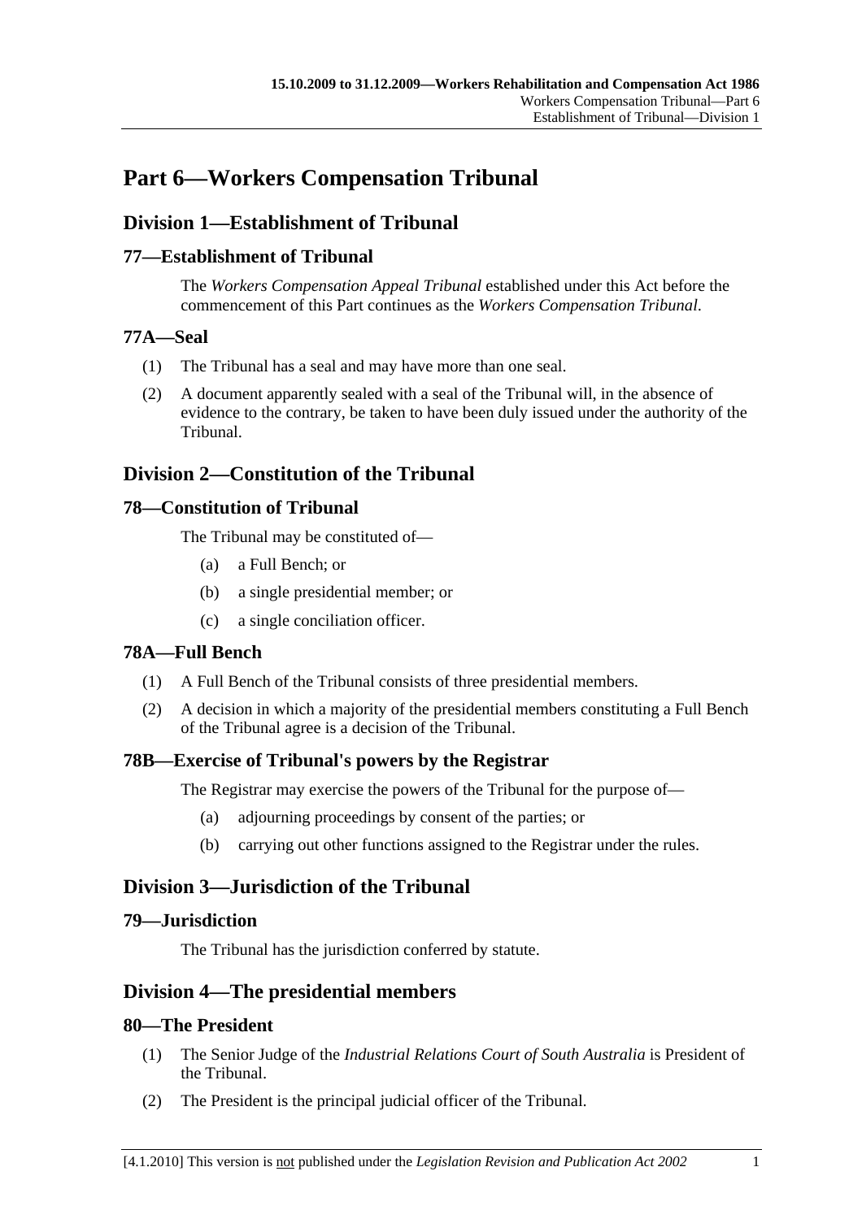# Part 6—Workers Compensation Tribunal

## Division 1—Establishment of Tribunal

### 77—Establishment of Tribunal

The *Workers Compensation Appeal Tribunal* established under this Act before the commencement of this Part continues as the *Workers Compensation Tribunal*.

### 77A—Seal

(1) The Tribunal has a seal and may have more than one seal.

(2) A document apparently sealed with a seal of the Tribunal will, in the absence of evidence to the contrary, be taken to have been duly issued under the authority of the Tribunal.

## Division 2—Constitution of the Tribunal

### 78—Constitution of Tribunal

The Tribunal may be constituted of—

(a) a Full Bench; or

(b) a single presidential member; or

(c) a single conciliation officer.

### 78A—Full Bench

(1) A Full Bench of the Tribunal consists of three presidential members.

(2) A decision in which a majority of the presidential members constituting a Full Bench of the Tribunal agree is a decision of the Tribunal.

### 78B—Exercise of Tribunal's powers by the Registrar

The Registrar may exercise the powers of the Tribunal for the purpose of—

(a) adjourning proceedings by consent of the parties; or

(b) carrying out other functions assigned to the Registrar under the rules.

## Division 3—Jurisdiction of the Tribunal

### 79—Jurisdiction

The Tribunal has the jurisdiction conferred by statute.

## Division 4—The presidential members

### 80—The President

(1) The Senior Judge of the *Industrial Relations Court of South Australia* is President of the Tribunal.

(2) The President is the principal judicial officer of the Tribunal.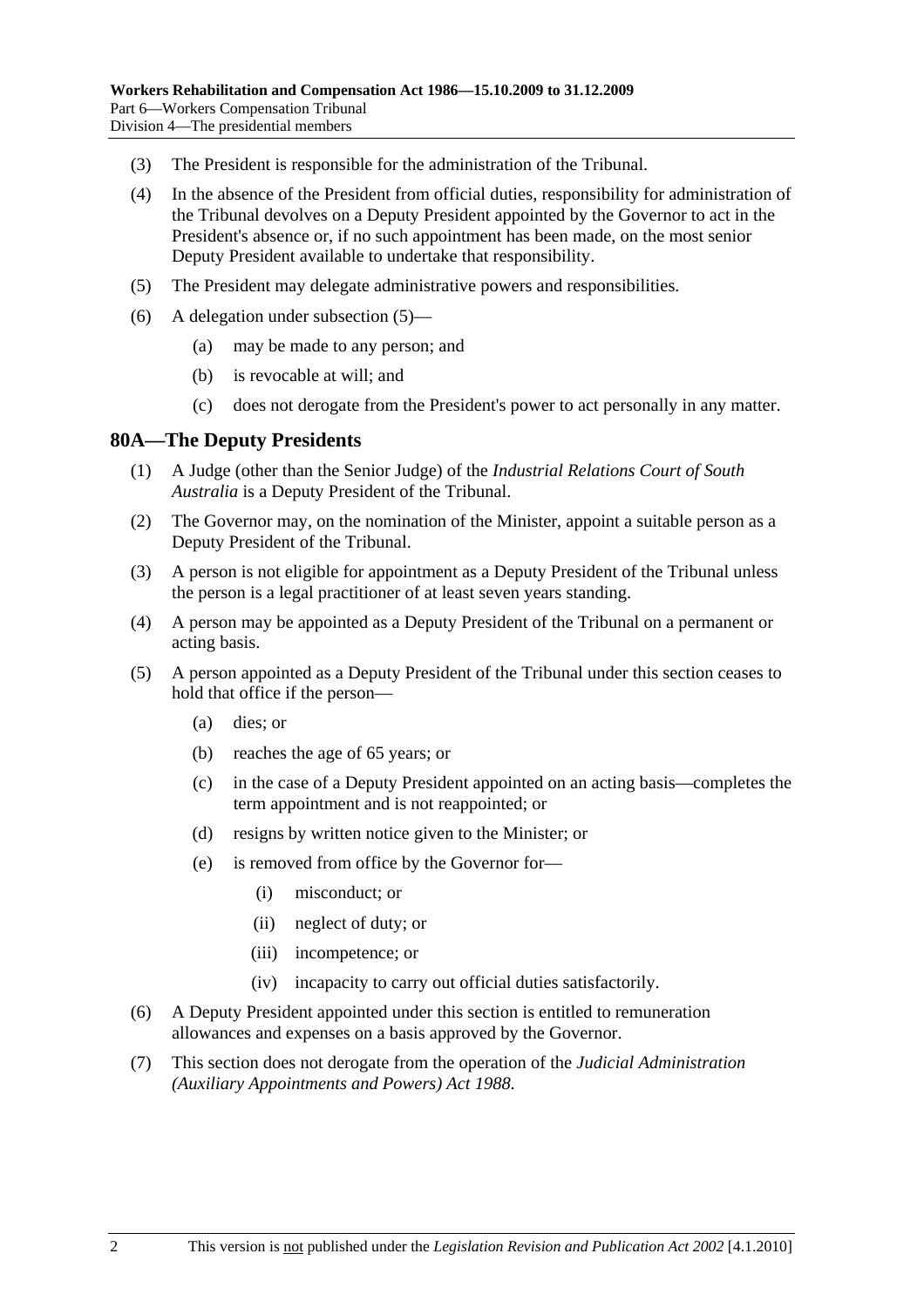(3) The President is responsible for the administration of the Tribunal.

(4) In the absence of the President from official duties, responsibility for administration of the Tribunal devolves on a Deputy President appointed by the Governor to act in the President's absence or, if no such appointment has been made, on the most senior Deputy President available to undertake that responsibility.

(5) The President may delegate administrative powers and responsibilities.

(6) A delegation under subsection (5)—

(a) may be made to any person; and

(b) is revocable at will; and

(c) does not derogate from the President's power to act personally in any matter.

## 80A—The Deputy Presidents

(1) A Judge (other than the Senior Judge) of the *Industrial Relations Court of South Australia* is a Deputy President of the Tribunal.

(2) The Governor may, on the nomination of the Minister, appoint a suitable person as a Deputy President of the Tribunal.

(3) A person is not eligible for appointment as a Deputy President of the Tribunal unless the person is a legal practitioner of at least seven years standing.

(4) A person may be appointed as a Deputy President of the Tribunal on a permanent or acting basis.

(5) A person appointed as a Deputy President of the Tribunal under this section ceases to hold that office if the person—

(a) dies; or

(b) reaches the age of 65 years; or

(c) in the case of a Deputy President appointed on an acting basis—completes the term appointment and is not reappointed; or

(d) resigns by written notice given to the Minister; or

(e) is removed from office by the Governor for—

(i) misconduct; or

(ii) neglect of duty; or

(iii) incompetence; or

(iv) incapacity to carry out official duties satisfactorily.

(6) A Deputy President appointed under this section is entitled to remuneration allowances and expenses on a basis approved by the Governor.

(7) This section does not derogate from the operation of the *Judicial Administration (Auxiliary Appointments and Powers) Act 1988*.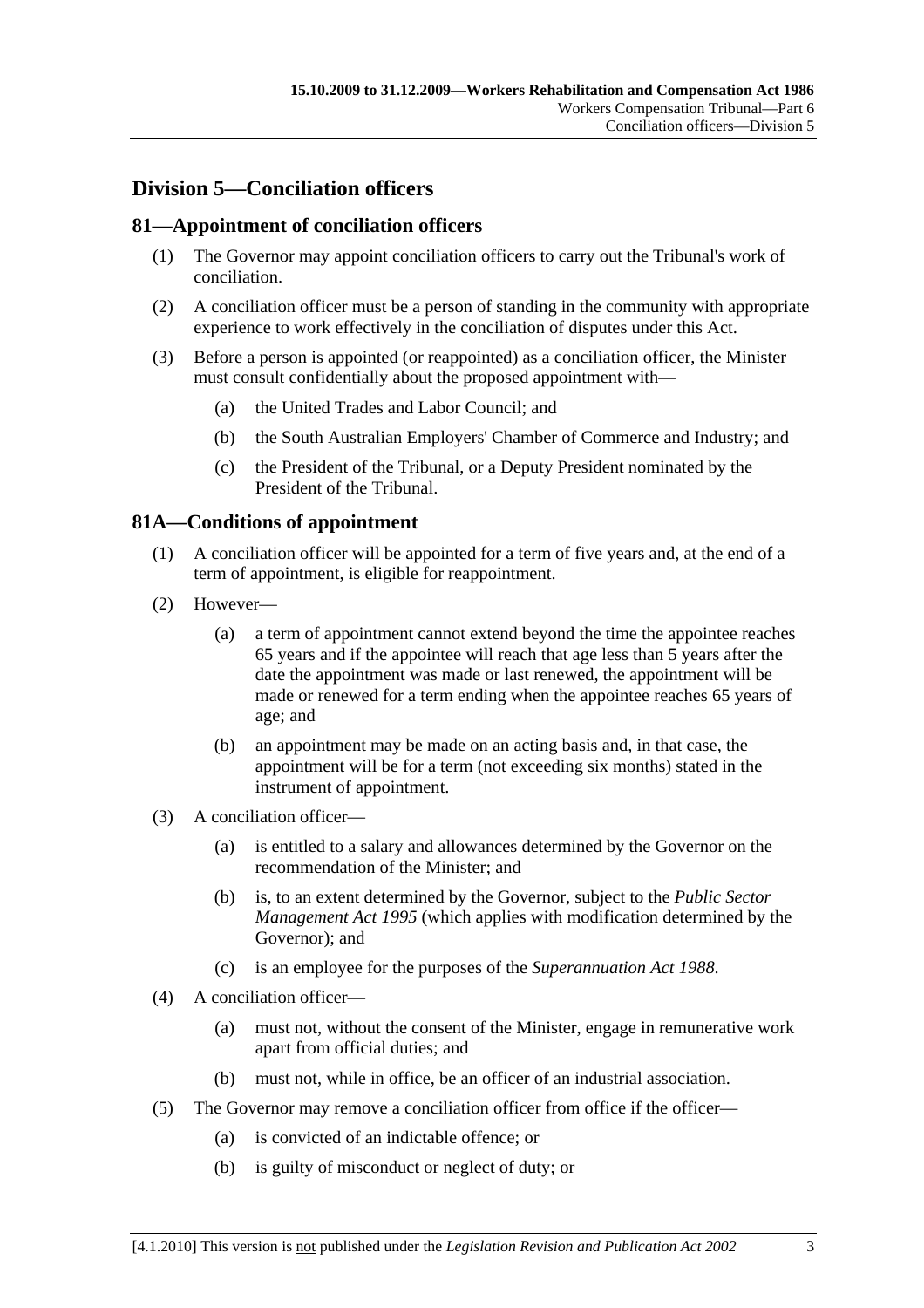## Division 5—Conciliation officers

### 81—Appointment of conciliation officers

(1) The Governor may appoint conciliation officers to carry out the Tribunal's work of conciliation.

(2) A conciliation officer must be a person of standing in the community with appropriate experience to work effectively in the conciliation of disputes under this Act.

(3) Before a person is appointed (or reappointed) as a conciliation officer, the Minister must consult confidentially about the proposed appointment with—

- (a) the United Trades and Labor Council; and
- (b) the South Australian Employers' Chamber of Commerce and Industry; and
- (c) the President of the Tribunal, or a Deputy President nominated by the President of the Tribunal.

### 81A—Conditions of appointment

(1) A conciliation officer will be appointed for a term of five years and, at the end of a term of appointment, is eligible for reappointment.

(2) However—

- (a) a term of appointment cannot extend beyond the time the appointee reaches 65 years and if the appointee will reach that age less than 5 years after the date the appointment was made or last renewed, the appointment will be made or renewed for a term ending when the appointee reaches 65 years of age; and
- (b) an appointment may be made on an acting basis and, in that case, the appointment will be for a term (not exceeding six months) stated in the instrument of appointment.

(3) A conciliation officer—

- (a) is entitled to a salary and allowances determined by the Governor on the recommendation of the Minister; and
- (b) is, to an extent determined by the Governor, subject to the *Public Sector Management Act 1995* (which applies with modification determined by the Governor); and
- (c) is an employee for the purposes of the *Superannuation Act 1988*.

(4) A conciliation officer—

- (a) must not, without the consent of the Minister, engage in remunerative work apart from official duties; and
- (b) must not, while in office, be an officer of an industrial association.

(5) The Governor may remove a conciliation officer from office if the officer—

- (a) is convicted of an indictable offence; or
- (b) is guilty of misconduct or neglect of duty; or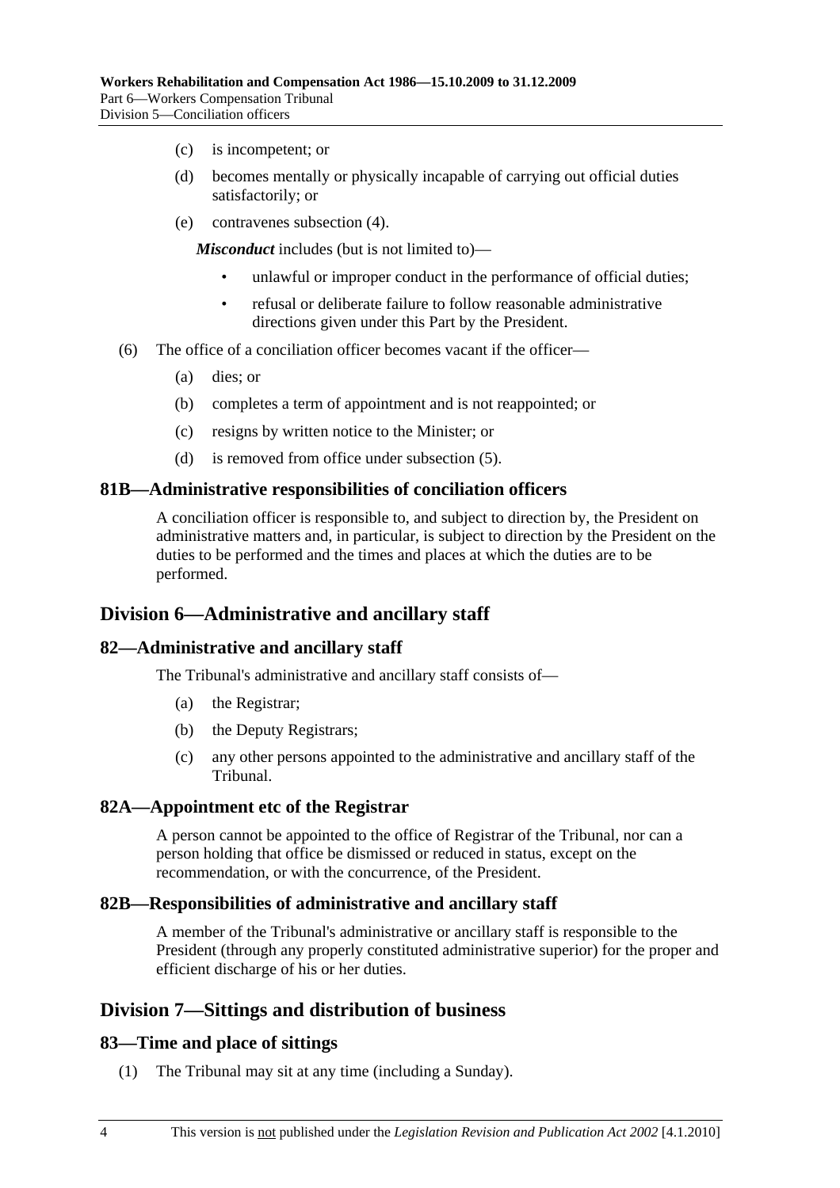(c) is incompetent; or

(d) becomes mentally or physically incapable of carrying out official duties satisfactorily; or

(e) contravenes subsection (4).

***Misconduct*** includes (but is not limited to)—

- unlawful or improper conduct in the performance of official duties;
- refusal or deliberate failure to follow reasonable administrative directions given under this Part by the President.

(6) The office of a conciliation officer becomes vacant if the officer—

(a) dies; or

(b) completes a term of appointment and is not reappointed; or

(c) resigns by written notice to the Minister; or

(d) is removed from office under subsection (5).

### 81B—Administrative responsibilities of conciliation officers

A conciliation officer is responsible to, and subject to direction by, the President on administrative matters and, in particular, is subject to direction by the President on the duties to be performed and the times and places at which the duties are to be performed.

## Division 6—Administrative and ancillary staff

### 82—Administrative and ancillary staff

The Tribunal's administrative and ancillary staff consists of—

(a) the Registrar;

(b) the Deputy Registrars;

(c) any other persons appointed to the administrative and ancillary staff of the Tribunal.

### 82A—Appointment etc of the Registrar

A person cannot be appointed to the office of Registrar of the Tribunal, nor can a person holding that office be dismissed or reduced in status, except on the recommendation, or with the concurrence, of the President.

### 82B—Responsibilities of administrative and ancillary staff

A member of the Tribunal's administrative or ancillary staff is responsible to the President (through any properly constituted administrative superior) for the proper and efficient discharge of his or her duties.

## Division 7—Sittings and distribution of business

### 83—Time and place of sittings

(1) The Tribunal may sit at any time (including a Sunday).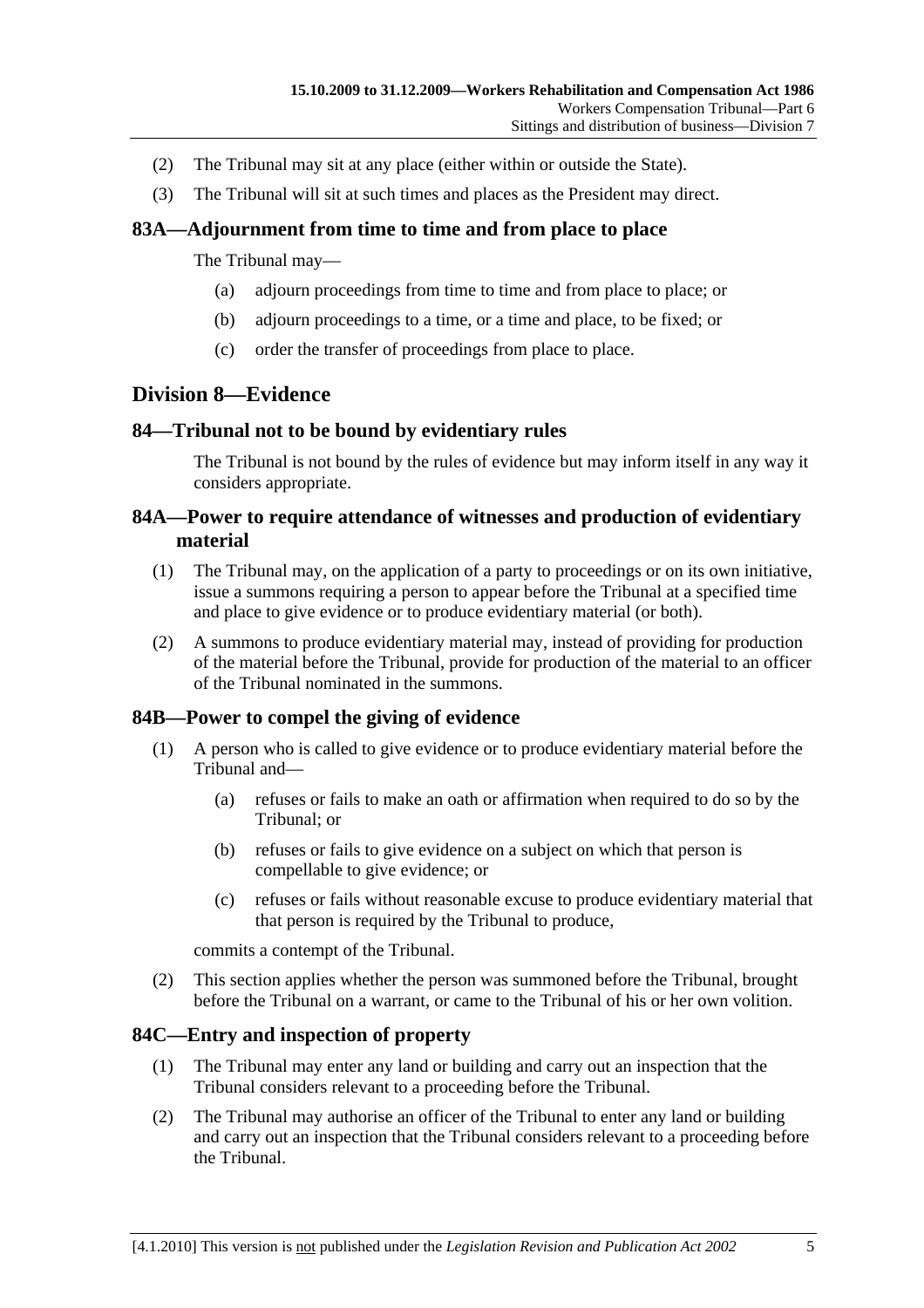(2) The Tribunal may sit at any place (either within or outside the State).

(3) The Tribunal will sit at such times and places as the President may direct.

### 83A—Adjournment from time to time and from place to place

The Tribunal may—

(a) adjourn proceedings from time to time and from place to place; or

(b) adjourn proceedings to a time, or a time and place, to be fixed; or

(c) order the transfer of proceedings from place to place.

## Division 8—Evidence

### 84—Tribunal not to be bound by evidentiary rules

The Tribunal is not bound by the rules of evidence but may inform itself in any way it considers appropriate.

### 84A—Power to require attendance of witnesses and production of evidentiary material

(1) The Tribunal may, on the application of a party to proceedings or on its own initiative, issue a summons requiring a person to appear before the Tribunal at a specified time and place to give evidence or to produce evidentiary material (or both).

(2) A summons to produce evidentiary material may, instead of providing for production of the material before the Tribunal, provide for production of the material to an officer of the Tribunal nominated in the summons.

### 84B—Power to compel the giving of evidence

(1) A person who is called to give evidence or to produce evidentiary material before the Tribunal and—

(a) refuses or fails to make an oath or affirmation when required to do so by the Tribunal; or

(b) refuses or fails to give evidence on a subject on which that person is compellable to give evidence; or

(c) refuses or fails without reasonable excuse to produce evidentiary material that that person is required by the Tribunal to produce,

commits a contempt of the Tribunal.

(2) This section applies whether the person was summoned before the Tribunal, brought before the Tribunal on a warrant, or came to the Tribunal of his or her own volition.

### 84C—Entry and inspection of property

(1) The Tribunal may enter any land or building and carry out an inspection that the Tribunal considers relevant to a proceeding before the Tribunal.

(2) The Tribunal may authorise an officer of the Tribunal to enter any land or building and carry out an inspection that the Tribunal considers relevant to a proceeding before the Tribunal.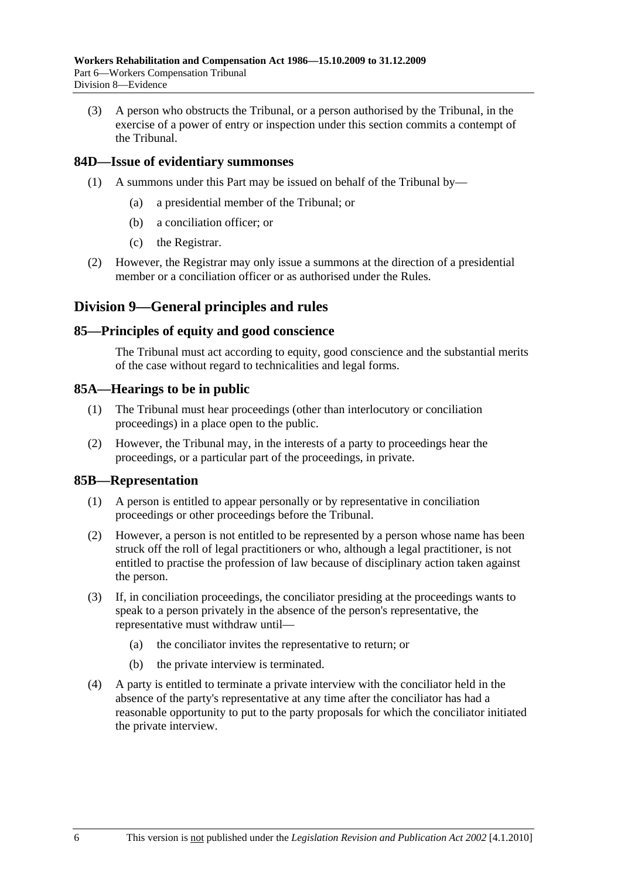(3) A person who obstructs the Tribunal, or a person authorised by the Tribunal, in the exercise of a power of entry or inspection under this section commits a contempt of the Tribunal.

### 84D—Issue of evidentiary summonses

(1) A summons under this Part may be issued on behalf of the Tribunal by—

- (a) a presidential member of the Tribunal; or
- (b) a conciliation officer; or
- (c) the Registrar.

(2) However, the Registrar may only issue a summons at the direction of a presidential member or a conciliation officer or as authorised under the Rules.

## Division 9—General principles and rules

### 85—Principles of equity and good conscience

The Tribunal must act according to equity, good conscience and the substantial merits of the case without regard to technicalities and legal forms.

### 85A—Hearings to be in public

(1) The Tribunal must hear proceedings (other than interlocutory or conciliation proceedings) in a place open to the public.

(2) However, the Tribunal may, in the interests of a party to proceedings hear the proceedings, or a particular part of the proceedings, in private.

### 85B—Representation

(1) A person is entitled to appear personally or by representative in conciliation proceedings or other proceedings before the Tribunal.

(2) However, a person is not entitled to be represented by a person whose name has been struck off the roll of legal practitioners or who, although a legal practitioner, is not entitled to practise the profession of law because of disciplinary action taken against the person.

(3) If, in conciliation proceedings, the conciliator presiding at the proceedings wants to speak to a person privately in the absence of the person's representative, the representative must withdraw until—

- (a) the conciliator invites the representative to return; or
- (b) the private interview is terminated.

(4) A party is entitled to terminate a private interview with the conciliator held in the absence of the party's representative at any time after the conciliator has had a reasonable opportunity to put to the party proposals for which the conciliator initiated the private interview.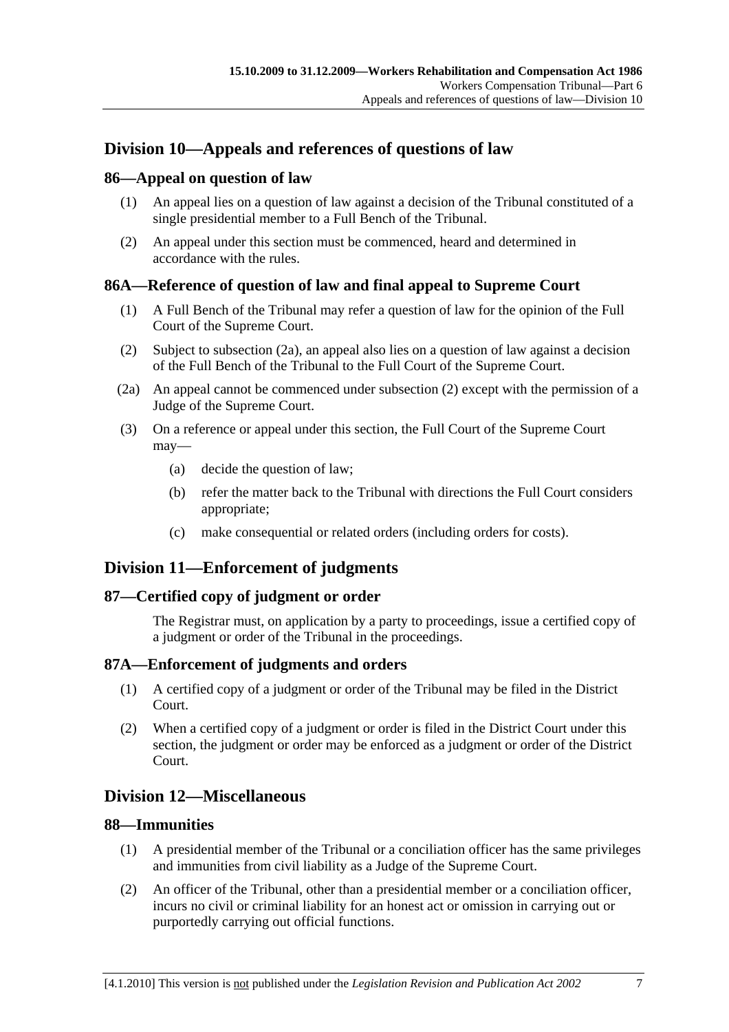## Division 10—Appeals and references of questions of law

### 86—Appeal on question of law

(1) An appeal lies on a question of law against a decision of the Tribunal constituted of a single presidential member to a Full Bench of the Tribunal.

(2) An appeal under this section must be commenced, heard and determined in accordance with the rules.

### 86A—Reference of question of law and final appeal to Supreme Court

(1) A Full Bench of the Tribunal may refer a question of law for the opinion of the Full Court of the Supreme Court.

(2) Subject to subsection (2a), an appeal also lies on a question of law against a decision of the Full Bench of the Tribunal to the Full Court of the Supreme Court.

(2a) An appeal cannot be commenced under subsection (2) except with the permission of a Judge of the Supreme Court.

(3) On a reference or appeal under this section, the Full Court of the Supreme Court may—

(a) decide the question of law;

(b) refer the matter back to the Tribunal with directions the Full Court considers appropriate;

(c) make consequential or related orders (including orders for costs).

## Division 11—Enforcement of judgments

### 87—Certified copy of judgment or order

The Registrar must, on application by a party to proceedings, issue a certified copy of a judgment or order of the Tribunal in the proceedings.

### 87A—Enforcement of judgments and orders

(1) A certified copy of a judgment or order of the Tribunal may be filed in the District Court.

(2) When a certified copy of a judgment or order is filed in the District Court under this section, the judgment or order may be enforced as a judgment or order of the District Court.

## Division 12—Miscellaneous

### 88—Immunities

(1) A presidential member of the Tribunal or a conciliation officer has the same privileges and immunities from civil liability as a Judge of the Supreme Court.

(2) An officer of the Tribunal, other than a presidential member or a conciliation officer, incurs no civil or criminal liability for an honest act or omission in carrying out or purportedly carrying out official functions.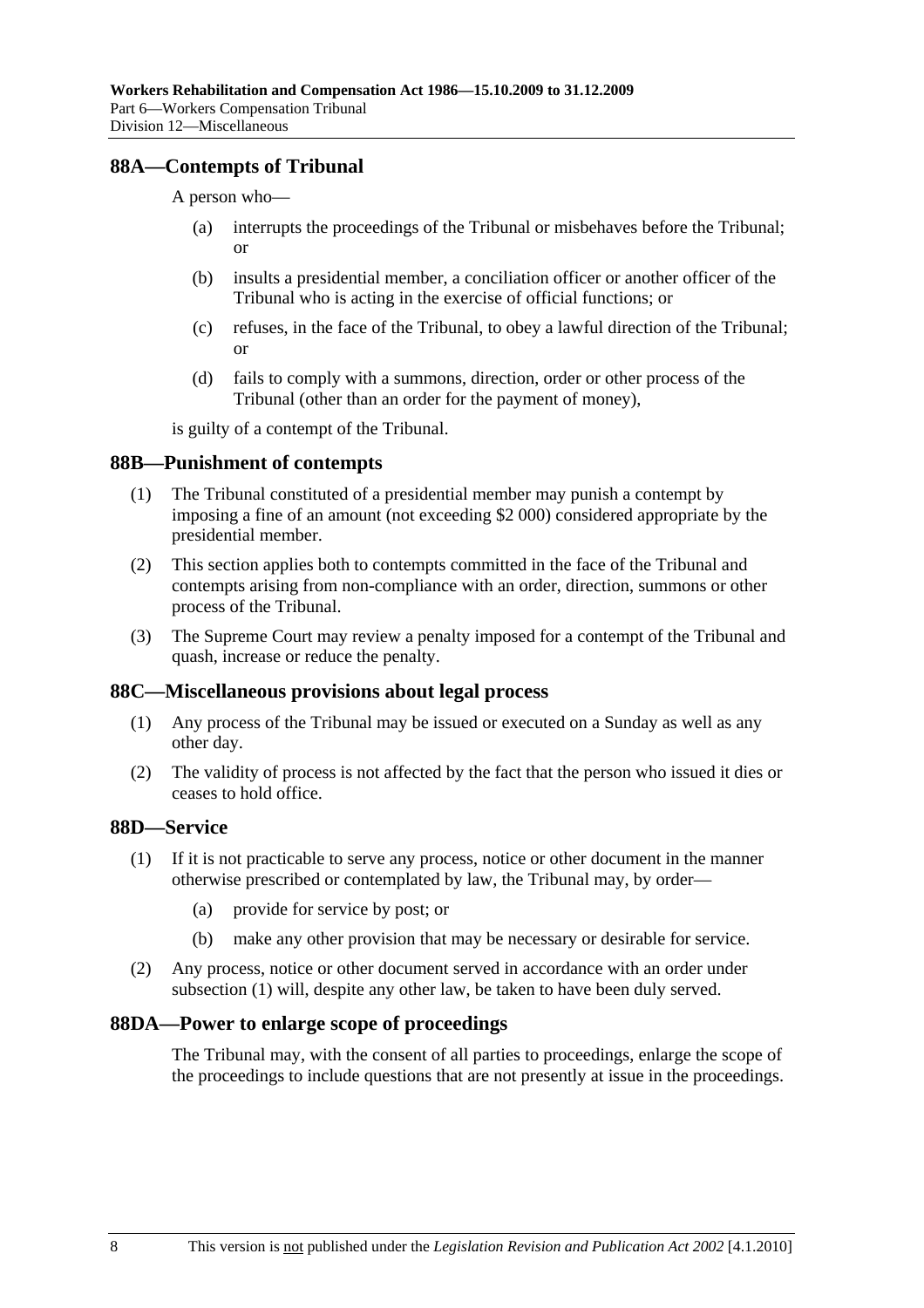## 88A—Contempts of Tribunal

A person who—

(a) interrupts the proceedings of the Tribunal or misbehaves before the Tribunal; or

(b) insults a presidential member, a conciliation officer or another officer of the Tribunal who is acting in the exercise of official functions; or

(c) refuses, in the face of the Tribunal, to obey a lawful direction of the Tribunal; or

(d) fails to comply with a summons, direction, order or other process of the Tribunal (other than an order for the payment of money),

is guilty of a contempt of the Tribunal.

## 88B—Punishment of contempts

(1) The Tribunal constituted of a presidential member may punish a contempt by imposing a fine of an amount (not exceeding $2 000) considered appropriate by the presidential member.

(2) This section applies both to contempts committed in the face of the Tribunal and contempts arising from non-compliance with an order, direction, summons or other process of the Tribunal.

(3) The Supreme Court may review a penalty imposed for a contempt of the Tribunal and quash, increase or reduce the penalty.

## 88C—Miscellaneous provisions about legal process

(1) Any process of the Tribunal may be issued or executed on a Sunday as well as any other day.

(2) The validity of process is not affected by the fact that the person who issued it dies or ceases to hold office.

## 88D—Service

(1) If it is not practicable to serve any process, notice or other document in the manner otherwise prescribed or contemplated by law, the Tribunal may, by order—

(a) provide for service by post; or

(b) make any other provision that may be necessary or desirable for service.

(2) Any process, notice or other document served in accordance with an order under subsection (1) will, despite any other law, be taken to have been duly served.

## 88DA—Power to enlarge scope of proceedings

The Tribunal may, with the consent of all parties to proceedings, enlarge the scope of the proceedings to include questions that are not presently at issue in the proceedings.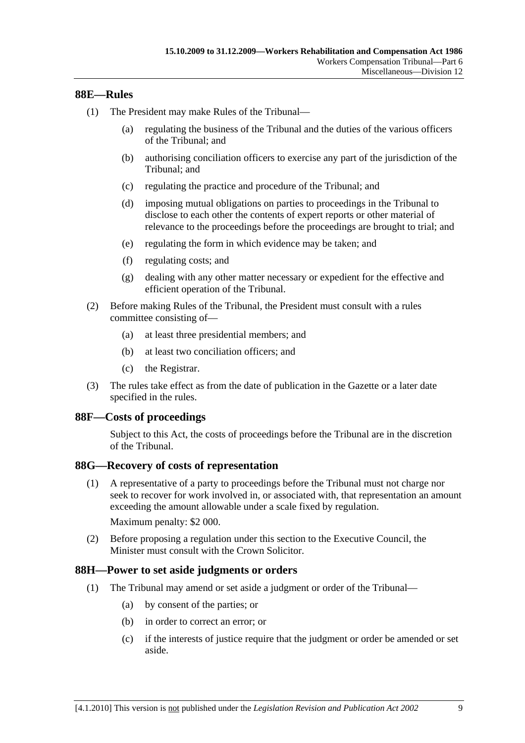## 88E—Rules

(1) The President may make Rules of the Tribunal—

(a) regulating the business of the Tribunal and the duties of the various officers of the Tribunal; and

(b) authorising conciliation officers to exercise any part of the jurisdiction of the Tribunal; and

(c) regulating the practice and procedure of the Tribunal; and

(d) imposing mutual obligations on parties to proceedings in the Tribunal to disclose to each other the contents of expert reports or other material of relevance to the proceedings before the proceedings are brought to trial; and

(e) regulating the form in which evidence may be taken; and

(f) regulating costs; and

(g) dealing with any other matter necessary or expedient for the effective and efficient operation of the Tribunal.

(2) Before making Rules of the Tribunal, the President must consult with a rules committee consisting of—

(a) at least three presidential members; and

(b) at least two conciliation officers; and

(c) the Registrar.

(3) The rules take effect as from the date of publication in the Gazette or a later date specified in the rules.

## 88F—Costs of proceedings

Subject to this Act, the costs of proceedings before the Tribunal are in the discretion of the Tribunal.

## 88G—Recovery of costs of representation

(1) A representative of a party to proceedings before the Tribunal must not charge nor seek to recover for work involved in, or associated with, that representation an amount exceeding the amount allowable under a scale fixed by regulation.

Maximum penalty: $2 000.

(2) Before proposing a regulation under this section to the Executive Council, the Minister must consult with the Crown Solicitor.

## 88H—Power to set aside judgments or orders

(1) The Tribunal may amend or set aside a judgment or order of the Tribunal—

(a) by consent of the parties; or

(b) in order to correct an error; or

(c) if the interests of justice require that the judgment or order be amended or set aside.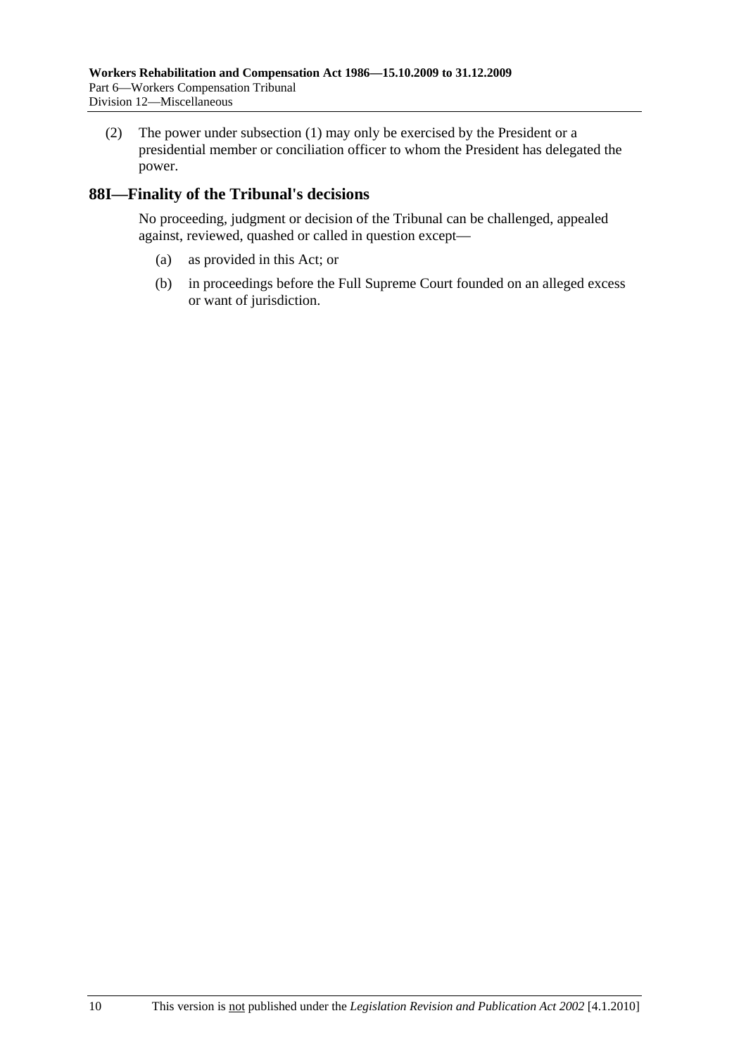(2) The power under subsection (1) may only be exercised by the President or a presidential member or conciliation officer to whom the President has delegated the power.

## 88I—Finality of the Tribunal's decisions

No proceeding, judgment or decision of the Tribunal can be challenged, appealed against, reviewed, quashed or called in question except—

(a) as provided in this Act; or

(b) in proceedings before the Full Supreme Court founded on an alleged excess or want of jurisdiction.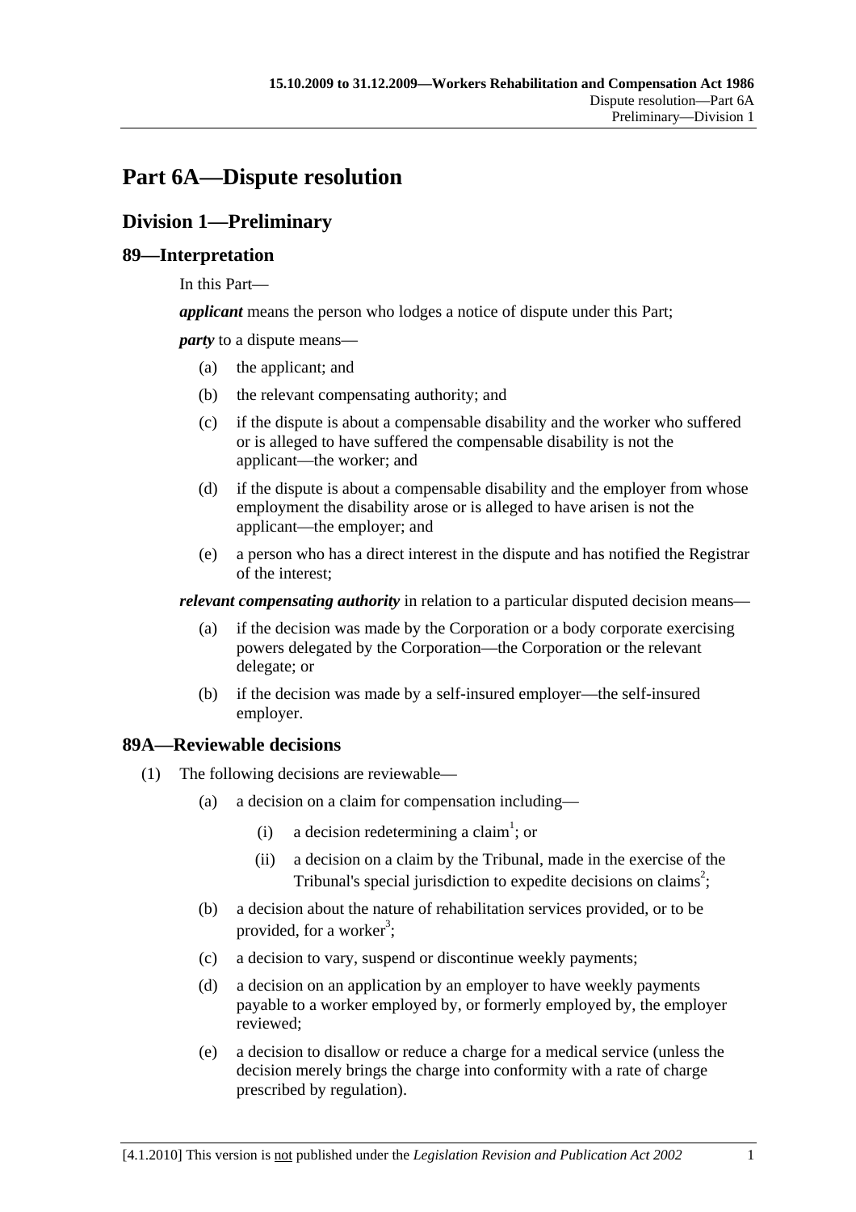# Part 6A—Dispute resolution

## Division 1—Preliminary

### 89—Interpretation

In this Part—

***applicant*** means the person who lodges a notice of dispute under this Part;

***party*** to a dispute means—

- (a) the applicant; and
- (b) the relevant compensating authority; and
- (c) if the dispute is about a compensable disability and the worker who suffered or is alleged to have suffered the compensable disability is not the applicant—the worker; and
- (d) if the dispute is about a compensable disability and the employer from whose employment the disability arose or is alleged to have arisen is not the applicant—the employer; and
- (e) a person who has a direct interest in the dispute and has notified the Registrar of the interest;

***relevant compensating authority*** in relation to a particular disputed decision means—

- (a) if the decision was made by the Corporation or a body corporate exercising powers delegated by the Corporation—the Corporation or the relevant delegate; or
- (b) if the decision was made by a self-insured employer—the self-insured employer.

### 89A—Reviewable decisions

(1) The following decisions are reviewable—

- (a) a decision on a claim for compensation including—
  - (i) a decision redetermining a claim[1]; or
  - (ii) a decision on a claim by the Tribunal, made in the exercise of the Tribunal's special jurisdiction to expedite decisions on claims[2];
- (b) a decision about the nature of rehabilitation services provided, or to be provided, for a worker[3];
- (c) a decision to vary, suspend or discontinue weekly payments;
- (d) a decision on an application by an employer to have weekly payments payable to a worker employed by, or formerly employed by, the employer reviewed;
- (e) a decision to disallow or reduce a charge for a medical service (unless the decision merely brings the charge into conformity with a rate of charge prescribed by regulation).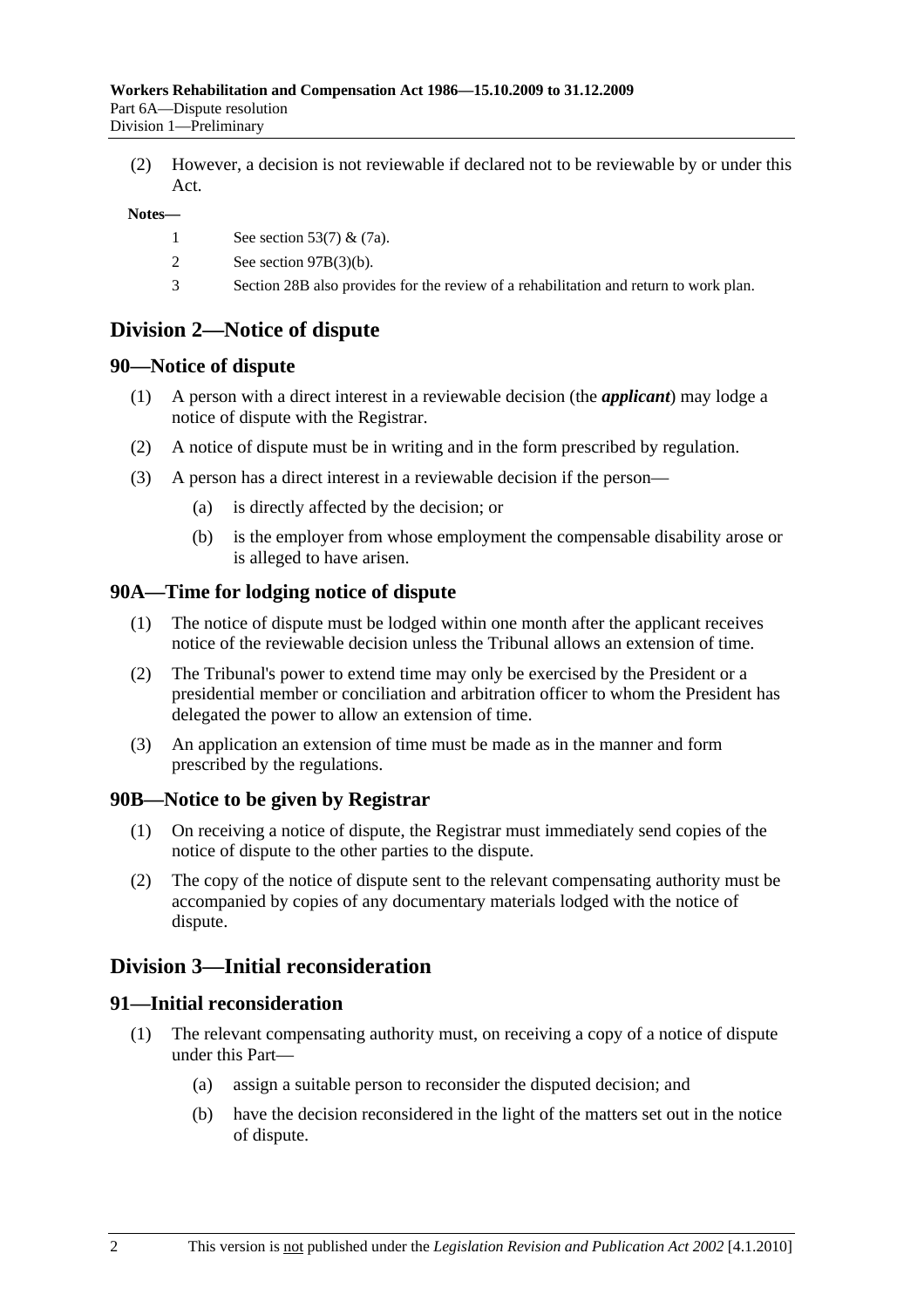(2) However, a decision is not reviewable if declared not to be reviewable by or under this Act.

**Notes—**

1 See section 53(7) & (7a).

2 See section 97B(3)(b).

3 Section 28B also provides for the review of a rehabilitation and return to work plan.

## Division 2—Notice of dispute

### 90—Notice of dispute

(1) A person with a direct interest in a reviewable decision (the ***applicant***) may lodge a notice of dispute with the Registrar.

(2) A notice of dispute must be in writing and in the form prescribed by regulation.

(3) A person has a direct interest in a reviewable decision if the person—

(a) is directly affected by the decision; or

(b) is the employer from whose employment the compensable disability arose or is alleged to have arisen.

### 90A—Time for lodging notice of dispute

(1) The notice of dispute must be lodged within one month after the applicant receives notice of the reviewable decision unless the Tribunal allows an extension of time.

(2) The Tribunal's power to extend time may only be exercised by the President or a presidential member or conciliation and arbitration officer to whom the President has delegated the power to allow an extension of time.

(3) An application an extension of time must be made as in the manner and form prescribed by the regulations.

### 90B—Notice to be given by Registrar

(1) On receiving a notice of dispute, the Registrar must immediately send copies of the notice of dispute to the other parties to the dispute.

(2) The copy of the notice of dispute sent to the relevant compensating authority must be accompanied by copies of any documentary materials lodged with the notice of dispute.

## Division 3—Initial reconsideration

### 91—Initial reconsideration

(1) The relevant compensating authority must, on receiving a copy of a notice of dispute under this Part—

(a) assign a suitable person to reconsider the disputed decision; and

(b) have the decision reconsidered in the light of the matters set out in the notice of dispute.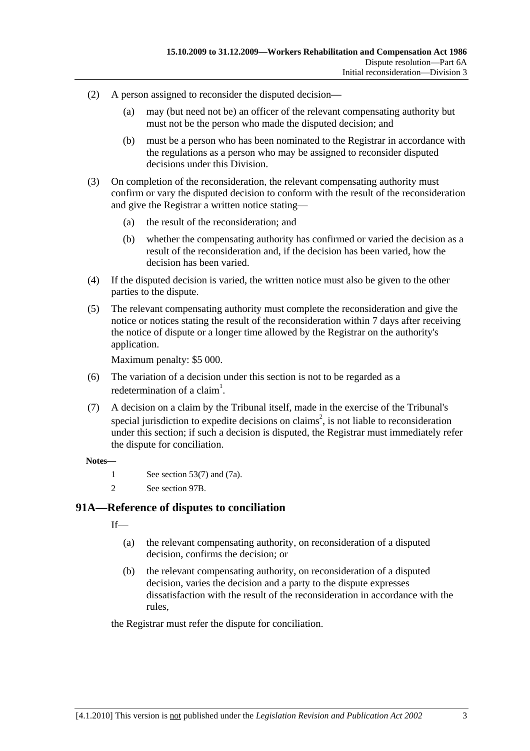(2) A person assigned to reconsider the disputed decision—

(a) may (but need not be) an officer of the relevant compensating authority but must not be the person who made the disputed decision; and

(b) must be a person who has been nominated to the Registrar in accordance with the regulations as a person who may be assigned to reconsider disputed decisions under this Division.

(3) On completion of the reconsideration, the relevant compensating authority must confirm or vary the disputed decision to conform with the result of the reconsideration and give the Registrar a written notice stating—

(a) the result of the reconsideration; and

(b) whether the compensating authority has confirmed or varied the decision as a result of the reconsideration and, if the decision has been varied, how the decision has been varied.

(4) If the disputed decision is varied, the written notice must also be given to the other parties to the dispute.

(5) The relevant compensating authority must complete the reconsideration and give the notice or notices stating the result of the reconsideration within 7 days after receiving the notice of dispute or a longer time allowed by the Registrar on the authority's application.

Maximum penalty: $5 000.

(6) The variation of a decision under this section is not to be regarded as a redetermination of a claim[1].

(7) A decision on a claim by the Tribunal itself, made in the exercise of the Tribunal's special jurisdiction to expedite decisions on claims[2], is not liable to reconsideration under this section; if such a decision is disputed, the Registrar must immediately refer the dispute for conciliation.

**Notes—**

1 See section 53(7) and (7a).

2 See section 97B.

## 91A—Reference of disputes to conciliation

If—

(a) the relevant compensating authority, on reconsideration of a disputed decision, confirms the decision; or

(b) the relevant compensating authority, on reconsideration of a disputed decision, varies the decision and a party to the dispute expresses dissatisfaction with the result of the reconsideration in accordance with the rules,

the Registrar must refer the dispute for conciliation.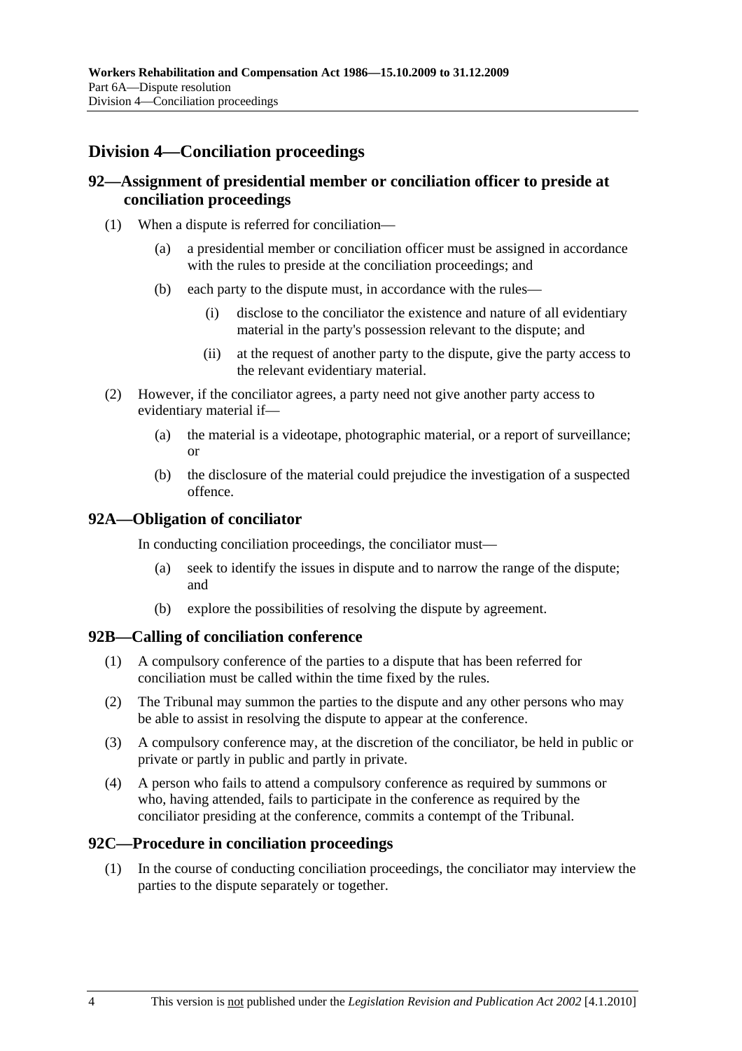## Division 4—Conciliation proceedings

### 92—Assignment of presidential member or conciliation officer to preside at conciliation proceedings

(1) When a dispute is referred for conciliation—

(a) a presidential member or conciliation officer must be assigned in accordance with the rules to preside at the conciliation proceedings; and

(b) each party to the dispute must, in accordance with the rules—

(i) disclose to the conciliator the existence and nature of all evidentiary material in the party's possession relevant to the dispute; and

(ii) at the request of another party to the dispute, give the party access to the relevant evidentiary material.

(2) However, if the conciliator agrees, a party need not give another party access to evidentiary material if—

(a) the material is a videotape, photographic material, or a report of surveillance; or

(b) the disclosure of the material could prejudice the investigation of a suspected offence.

### 92A—Obligation of conciliator

In conducting conciliation proceedings, the conciliator must—

(a) seek to identify the issues in dispute and to narrow the range of the dispute; and

(b) explore the possibilities of resolving the dispute by agreement.

### 92B—Calling of conciliation conference

(1) A compulsory conference of the parties to a dispute that has been referred for conciliation must be called within the time fixed by the rules.

(2) The Tribunal may summon the parties to the dispute and any other persons who may be able to assist in resolving the dispute to appear at the conference.

(3) A compulsory conference may, at the discretion of the conciliator, be held in public or private or partly in public and partly in private.

(4) A person who fails to attend a compulsory conference as required by summons or who, having attended, fails to participate in the conference as required by the conciliator presiding at the conference, commits a contempt of the Tribunal.

### 92C—Procedure in conciliation proceedings

(1) In the course of conducting conciliation proceedings, the conciliator may interview the parties to the dispute separately or together.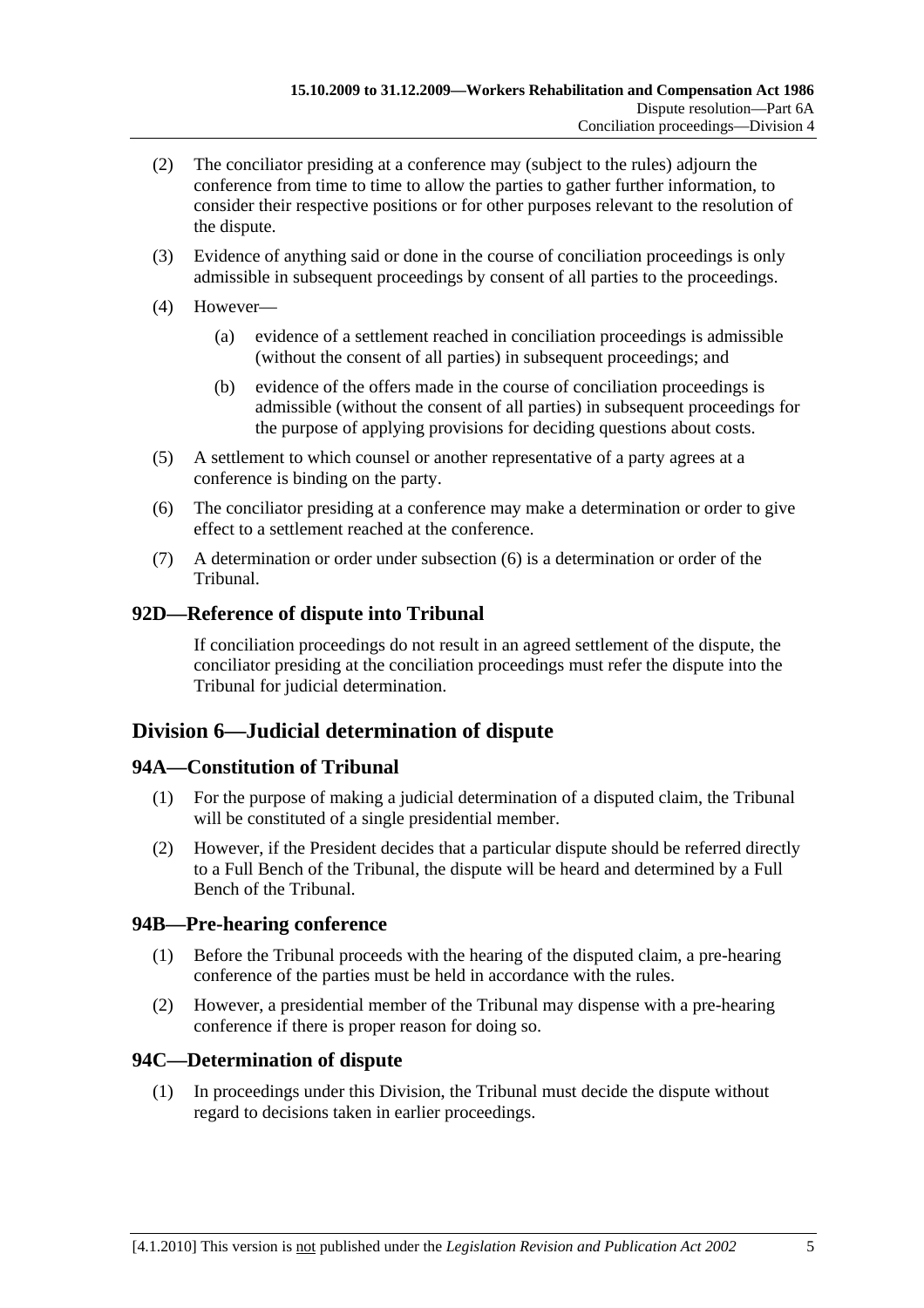(2) The conciliator presiding at a conference may (subject to the rules) adjourn the conference from time to time to allow the parties to gather further information, to consider their respective positions or for other purposes relevant to the resolution of the dispute.

(3) Evidence of anything said or done in the course of conciliation proceedings is only admissible in subsequent proceedings by consent of all parties to the proceedings.

(4) However—

(a) evidence of a settlement reached in conciliation proceedings is admissible (without the consent of all parties) in subsequent proceedings; and

(b) evidence of the offers made in the course of conciliation proceedings is admissible (without the consent of all parties) in subsequent proceedings for the purpose of applying provisions for deciding questions about costs.

(5) A settlement to which counsel or another representative of a party agrees at a conference is binding on the party.

(6) The conciliator presiding at a conference may make a determination or order to give effect to a settlement reached at the conference.

(7) A determination or order under subsection (6) is a determination or order of the Tribunal.

### 92D—Reference of dispute into Tribunal

If conciliation proceedings do not result in an agreed settlement of the dispute, the conciliator presiding at the conciliation proceedings must refer the dispute into the Tribunal for judicial determination.

## Division 6—Judicial determination of dispute

### 94A—Constitution of Tribunal

(1) For the purpose of making a judicial determination of a disputed claim, the Tribunal will be constituted of a single presidential member.

(2) However, if the President decides that a particular dispute should be referred directly to a Full Bench of the Tribunal, the dispute will be heard and determined by a Full Bench of the Tribunal.

### 94B—Pre-hearing conference

(1) Before the Tribunal proceeds with the hearing of the disputed claim, a pre-hearing conference of the parties must be held in accordance with the rules.

(2) However, a presidential member of the Tribunal may dispense with a pre-hearing conference if there is proper reason for doing so.

### 94C—Determination of dispute

(1) In proceedings under this Division, the Tribunal must decide the dispute without regard to decisions taken in earlier proceedings.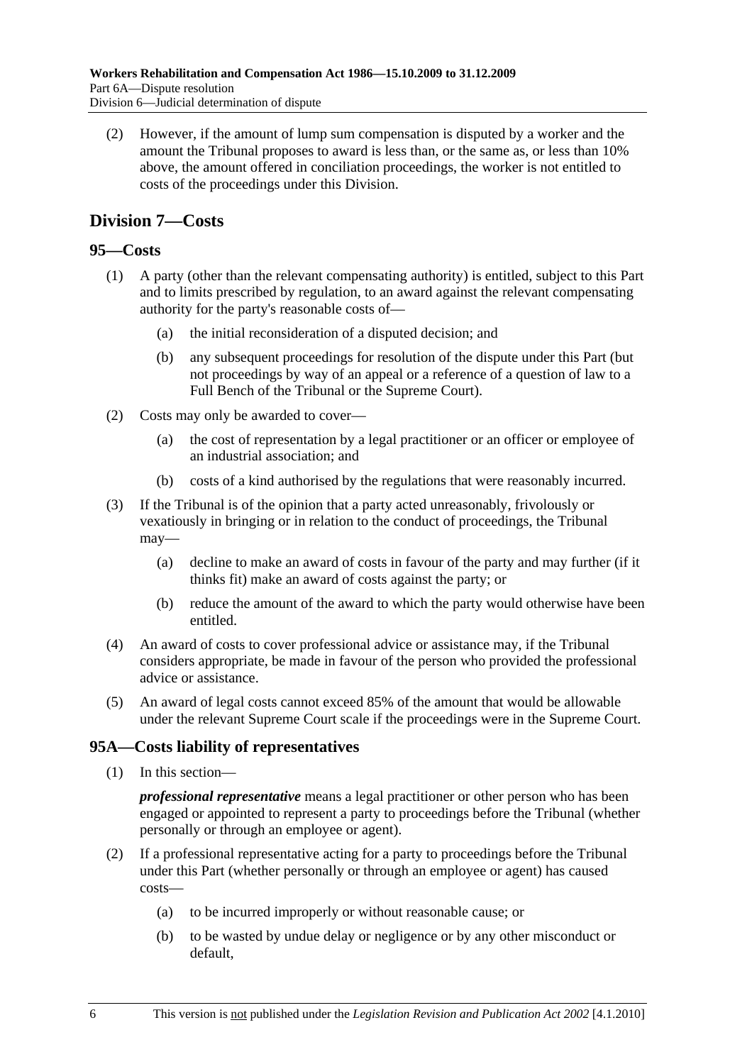(2) However, if the amount of lump sum compensation is disputed by a worker and the amount the Tribunal proposes to award is less than, or the same as, or less than 10% above, the amount offered in conciliation proceedings, the worker is not entitled to costs of the proceedings under this Division.

## Division 7—Costs

### 95—Costs

(1) A party (other than the relevant compensating authority) is entitled, subject to this Part and to limits prescribed by regulation, to an award against the relevant compensating authority for the party's reasonable costs of—

(a) the initial reconsideration of a disputed decision; and

(b) any subsequent proceedings for resolution of the dispute under this Part (but not proceedings by way of an appeal or a reference of a question of law to a Full Bench of the Tribunal or the Supreme Court).

(2) Costs may only be awarded to cover—

(a) the cost of representation by a legal practitioner or an officer or employee of an industrial association; and

(b) costs of a kind authorised by the regulations that were reasonably incurred.

(3) If the Tribunal is of the opinion that a party acted unreasonably, frivolously or vexatiously in bringing or in relation to the conduct of proceedings, the Tribunal may—

(a) decline to make an award of costs in favour of the party and may further (if it thinks fit) make an award of costs against the party; or

(b) reduce the amount of the award to which the party would otherwise have been entitled.

(4) An award of costs to cover professional advice or assistance may, if the Tribunal considers appropriate, be made in favour of the person who provided the professional advice or assistance.

(5) An award of legal costs cannot exceed 85% of the amount that would be allowable under the relevant Supreme Court scale if the proceedings were in the Supreme Court.

### 95A—Costs liability of representatives

(1) In this section—

***professional representative*** means a legal practitioner or other person who has been engaged or appointed to represent a party to proceedings before the Tribunal (whether personally or through an employee or agent).

(2) If a professional representative acting for a party to proceedings before the Tribunal under this Part (whether personally or through an employee or agent) has caused costs—

(a) to be incurred improperly or without reasonable cause; or

(b) to be wasted by undue delay or negligence or by any other misconduct or default,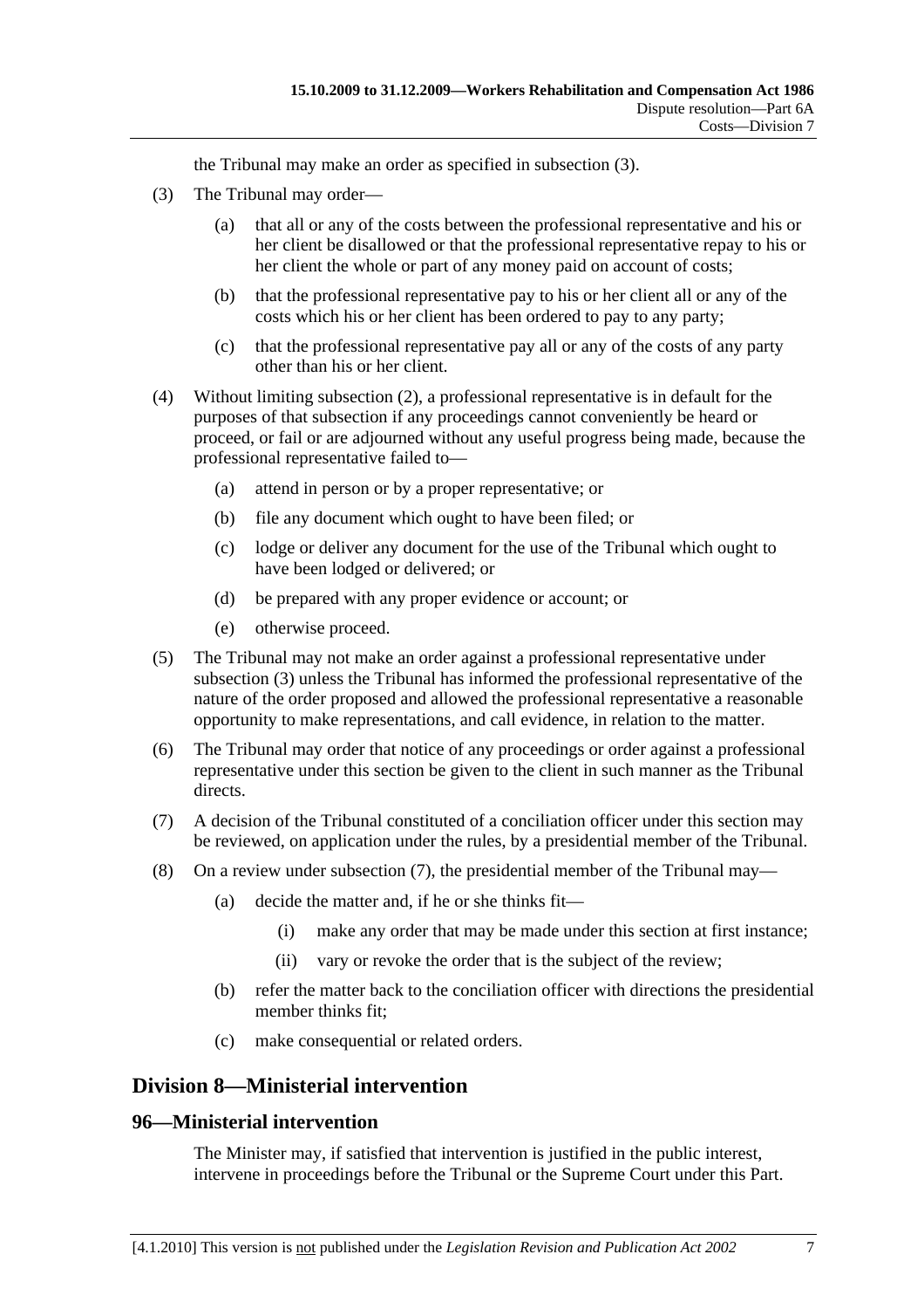the Tribunal may make an order as specified in subsection (3).

(3) The Tribunal may order—

(a) that all or any of the costs between the professional representative and his or her client be disallowed or that the professional representative repay to his or her client the whole or part of any money paid on account of costs;

(b) that the professional representative pay to his or her client all or any of the costs which his or her client has been ordered to pay to any party;

(c) that the professional representative pay all or any of the costs of any party other than his or her client.

(4) Without limiting subsection (2), a professional representative is in default for the purposes of that subsection if any proceedings cannot conveniently be heard or proceed, or fail or are adjourned without any useful progress being made, because the professional representative failed to—

(a) attend in person or by a proper representative; or

(b) file any document which ought to have been filed; or

(c) lodge or deliver any document for the use of the Tribunal which ought to have been lodged or delivered; or

(d) be prepared with any proper evidence or account; or

(e) otherwise proceed.

(5) The Tribunal may not make an order against a professional representative under subsection (3) unless the Tribunal has informed the professional representative of the nature of the order proposed and allowed the professional representative a reasonable opportunity to make representations, and call evidence, in relation to the matter.

(6) The Tribunal may order that notice of any proceedings or order against a professional representative under this section be given to the client in such manner as the Tribunal directs.

(7) A decision of the Tribunal constituted of a conciliation officer under this section may be reviewed, on application under the rules, by a presidential member of the Tribunal.

(8) On a review under subsection (7), the presidential member of the Tribunal may—

(a) decide the matter and, if he or she thinks fit—

(i) make any order that may be made under this section at first instance;

(ii) vary or revoke the order that is the subject of the review;

(b) refer the matter back to the conciliation officer with directions the presidential member thinks fit;

(c) make consequential or related orders.

## Division 8—Ministerial intervention

### 96—Ministerial intervention

The Minister may, if satisfied that intervention is justified in the public interest, intervene in proceedings before the Tribunal or the Supreme Court under this Part.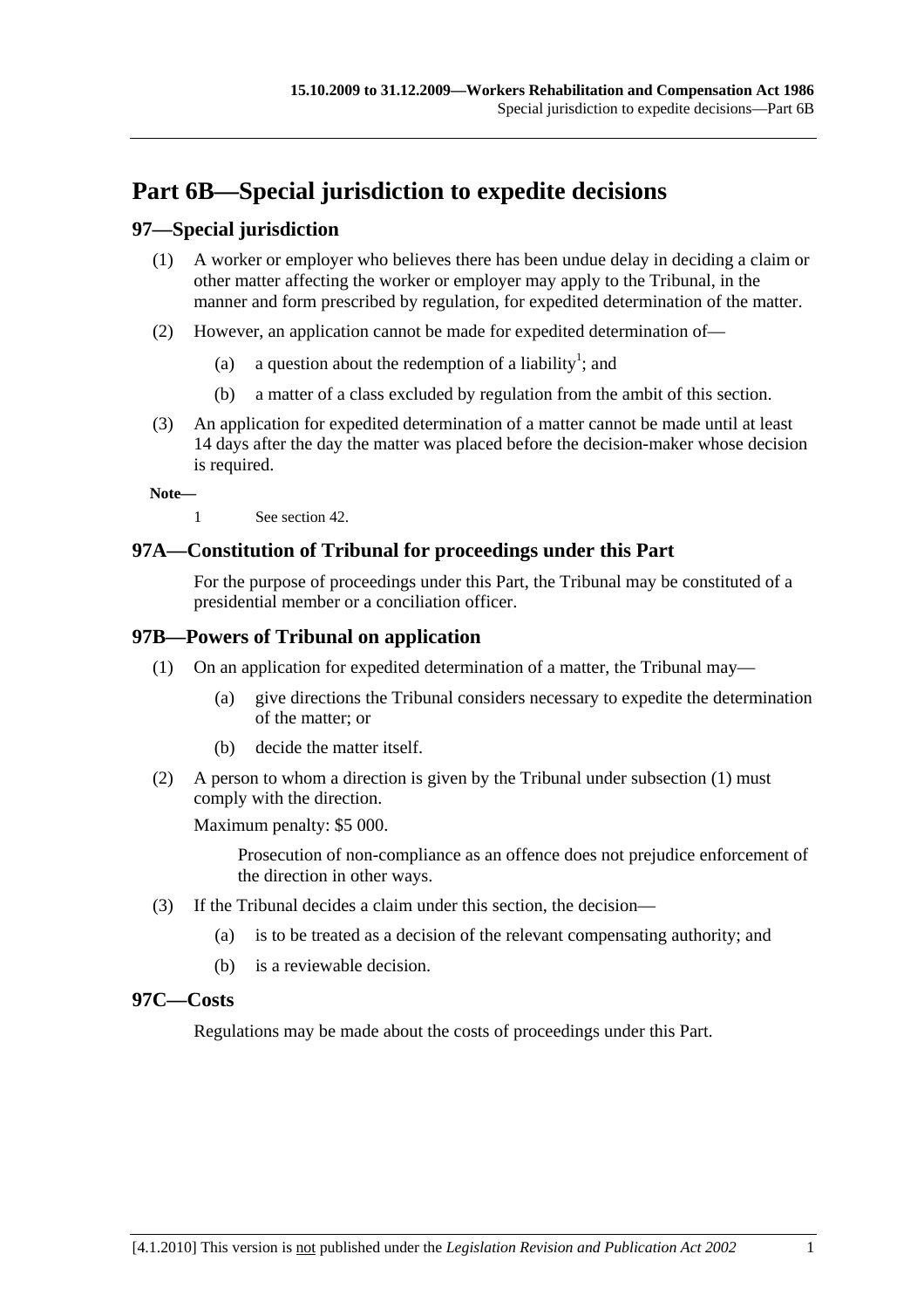# Part 6B—Special jurisdiction to expedite decisions

## 97—Special jurisdiction

(1) A worker or employer who believes there has been undue delay in deciding a claim or other matter affecting the worker or employer may apply to the Tribunal, in the manner and form prescribed by regulation, for expedited determination of the matter.

(2) However, an application cannot be made for expedited determination of—

(a) a question about the redemption of a liability[1]; and

(b) a matter of a class excluded by regulation from the ambit of this section.

(3) An application for expedited determination of a matter cannot be made until at least 14 days after the day the matter was placed before the decision-maker whose decision is required.

**Note—**

1 See section 42.

## 97A—Constitution of Tribunal for proceedings under this Part

For the purpose of proceedings under this Part, the Tribunal may be constituted of a presidential member or a conciliation officer.

## 97B—Powers of Tribunal on application

(1) On an application for expedited determination of a matter, the Tribunal may—

(a) give directions the Tribunal considers necessary to expedite the determination of the matter; or

(b) decide the matter itself.

(2) A person to whom a direction is given by the Tribunal under subsection (1) must comply with the direction.

Maximum penalty: $5 000.

Prosecution of non-compliance as an offence does not prejudice enforcement of the direction in other ways.

(3) If the Tribunal decides a claim under this section, the decision—

(a) is to be treated as a decision of the relevant compensating authority; and

(b) is a reviewable decision.

## 97C—Costs

Regulations may be made about the costs of proceedings under this Part.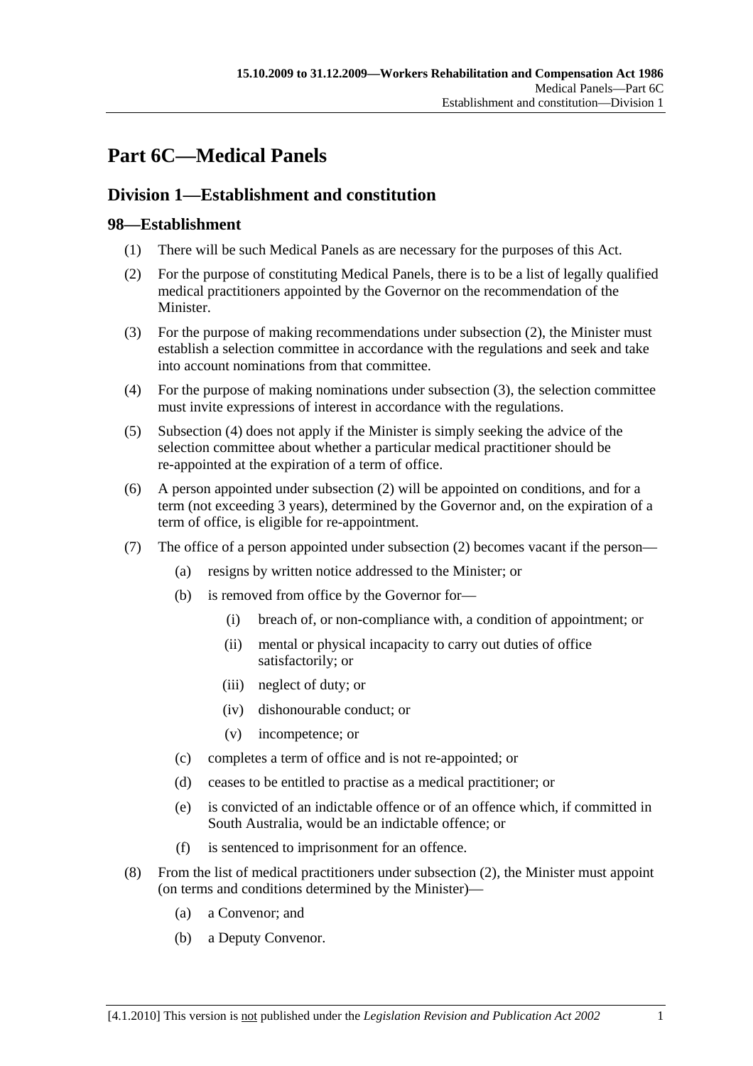# Part 6C—Medical Panels

## Division 1—Establishment and constitution

### 98—Establishment

(1) There will be such Medical Panels as are necessary for the purposes of this Act.

(2) For the purpose of constituting Medical Panels, there is to be a list of legally qualified medical practitioners appointed by the Governor on the recommendation of the Minister.

(3) For the purpose of making recommendations under subsection (2), the Minister must establish a selection committee in accordance with the regulations and seek and take into account nominations from that committee.

(4) For the purpose of making nominations under subsection (3), the selection committee must invite expressions of interest in accordance with the regulations.

(5) Subsection (4) does not apply if the Minister is simply seeking the advice of the selection committee about whether a particular medical practitioner should be re-appointed at the expiration of a term of office.

(6) A person appointed under subsection (2) will be appointed on conditions, and for a term (not exceeding 3 years), determined by the Governor and, on the expiration of a term of office, is eligible for re-appointment.

(7) The office of a person appointed under subsection (2) becomes vacant if the person—

- (a) resigns by written notice addressed to the Minister; or
- (b) is removed from office by the Governor for—
  - (i) breach of, or non-compliance with, a condition of appointment; or
  - (ii) mental or physical incapacity to carry out duties of office satisfactorily; or
  - (iii) neglect of duty; or
  - (iv) dishonourable conduct; or
  - (v) incompetence; or
- (c) completes a term of office and is not re-appointed; or
- (d) ceases to be entitled to practise as a medical practitioner; or
- (e) is convicted of an indictable offence or of an offence which, if committed in South Australia, would be an indictable offence; or
- (f) is sentenced to imprisonment for an offence.

(8) From the list of medical practitioners under subsection (2), the Minister must appoint (on terms and conditions determined by the Minister)—

- (a) a Convenor; and
- (b) a Deputy Convenor.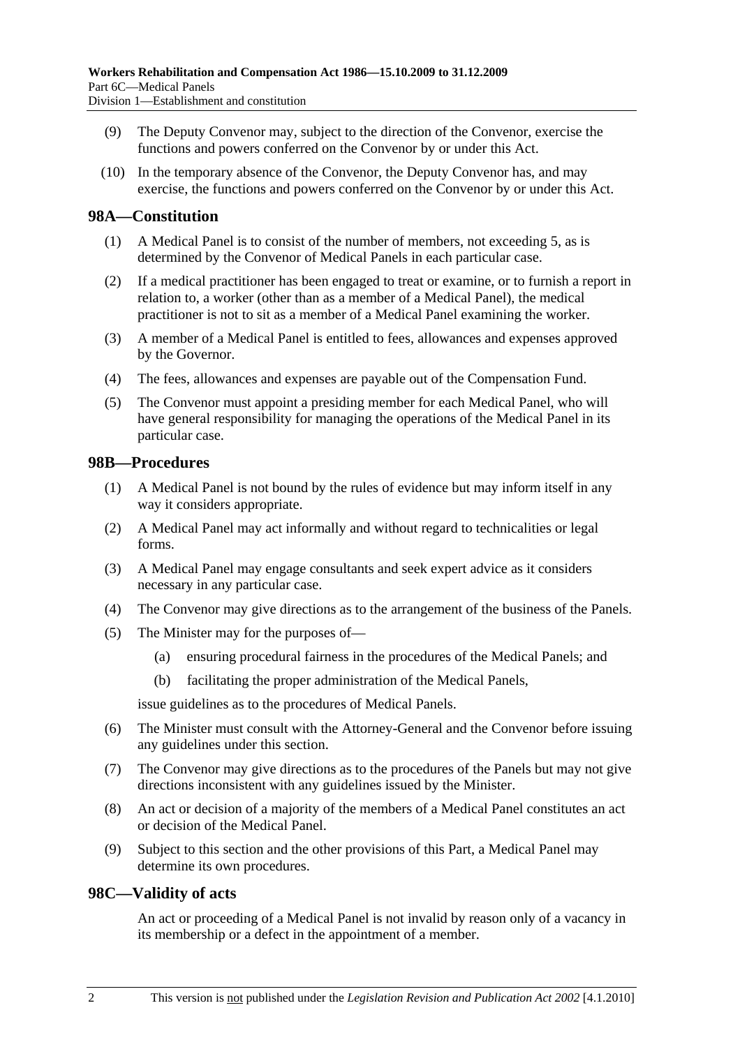(9) The Deputy Convenor may, subject to the direction of the Convenor, exercise the functions and powers conferred on the Convenor by or under this Act.

(10) In the temporary absence of the Convenor, the Deputy Convenor has, and may exercise, the functions and powers conferred on the Convenor by or under this Act.

## 98A—Constitution

(1) A Medical Panel is to consist of the number of members, not exceeding 5, as is determined by the Convenor of Medical Panels in each particular case.

(2) If a medical practitioner has been engaged to treat or examine, or to furnish a report in relation to, a worker (other than as a member of a Medical Panel), the medical practitioner is not to sit as a member of a Medical Panel examining the worker.

(3) A member of a Medical Panel is entitled to fees, allowances and expenses approved by the Governor.

(4) The fees, allowances and expenses are payable out of the Compensation Fund.

(5) The Convenor must appoint a presiding member for each Medical Panel, who will have general responsibility for managing the operations of the Medical Panel in its particular case.

## 98B—Procedures

(1) A Medical Panel is not bound by the rules of evidence but may inform itself in any way it considers appropriate.

(2) A Medical Panel may act informally and without regard to technicalities or legal forms.

(3) A Medical Panel may engage consultants and seek expert advice as it considers necessary in any particular case.

(4) The Convenor may give directions as to the arrangement of the business of the Panels.

(5) The Minister may for the purposes of—

  (a) ensuring procedural fairness in the procedures of the Medical Panels; and

  (b) facilitating the proper administration of the Medical Panels,

issue guidelines as to the procedures of Medical Panels.

(6) The Minister must consult with the Attorney-General and the Convenor before issuing any guidelines under this section.

(7) The Convenor may give directions as to the procedures of the Panels but may not give directions inconsistent with any guidelines issued by the Minister.

(8) An act or decision of a majority of the members of a Medical Panel constitutes an act or decision of the Medical Panel.

(9) Subject to this section and the other provisions of this Part, a Medical Panel may determine its own procedures.

## 98C—Validity of acts

An act or proceeding of a Medical Panel is not invalid by reason only of a vacancy in its membership or a defect in the appointment of a member.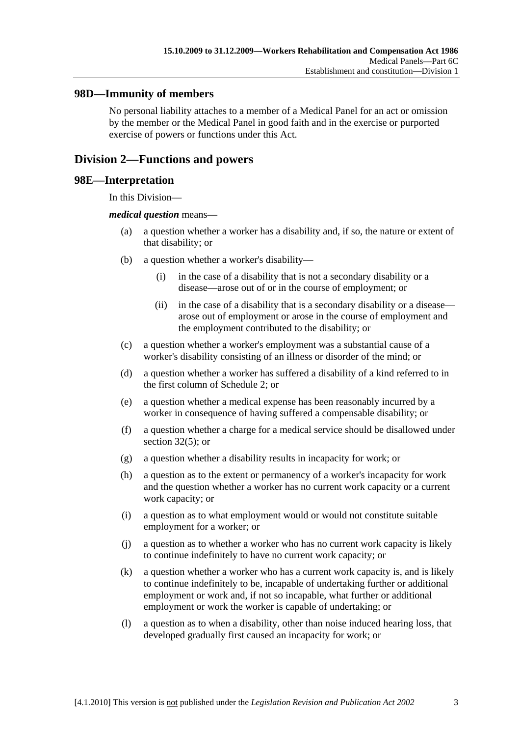## 98D—Immunity of members

No personal liability attaches to a member of a Medical Panel for an act or omission by the member or the Medical Panel in good faith and in the exercise or purported exercise of powers or functions under this Act.

# Division 2—Functions and powers

## 98E—Interpretation

In this Division—

***medical question*** means—

- (a) a question whether a worker has a disability and, if so, the nature or extent of that disability; or
- (b) a question whether a worker's disability—
  - (i) in the case of a disability that is not a secondary disability or a disease—arose out of or in the course of employment; or
  - (ii) in the case of a disability that is a secondary disability or a disease—arose out of employment or arose in the course of employment and the employment contributed to the disability; or
- (c) a question whether a worker's employment was a substantial cause of a worker's disability consisting of an illness or disorder of the mind; or
- (d) a question whether a worker has suffered a disability of a kind referred to in the first column of Schedule 2; or
- (e) a question whether a medical expense has been reasonably incurred by a worker in consequence of having suffered a compensable disability; or
- (f) a question whether a charge for a medical service should be disallowed under section 32(5); or
- (g) a question whether a disability results in incapacity for work; or
- (h) a question as to the extent or permanency of a worker's incapacity for work and the question whether a worker has no current work capacity or a current work capacity; or
- (i) a question as to what employment would or would not constitute suitable employment for a worker; or
- (j) a question as to whether a worker who has no current work capacity is likely to continue indefinitely to have no current work capacity; or
- (k) a question whether a worker who has a current work capacity is, and is likely to continue indefinitely to be, incapable of undertaking further or additional employment or work and, if not so incapable, what further or additional employment or work the worker is capable of undertaking; or
- (l) a question as to when a disability, other than noise induced hearing loss, that developed gradually first caused an incapacity for work; or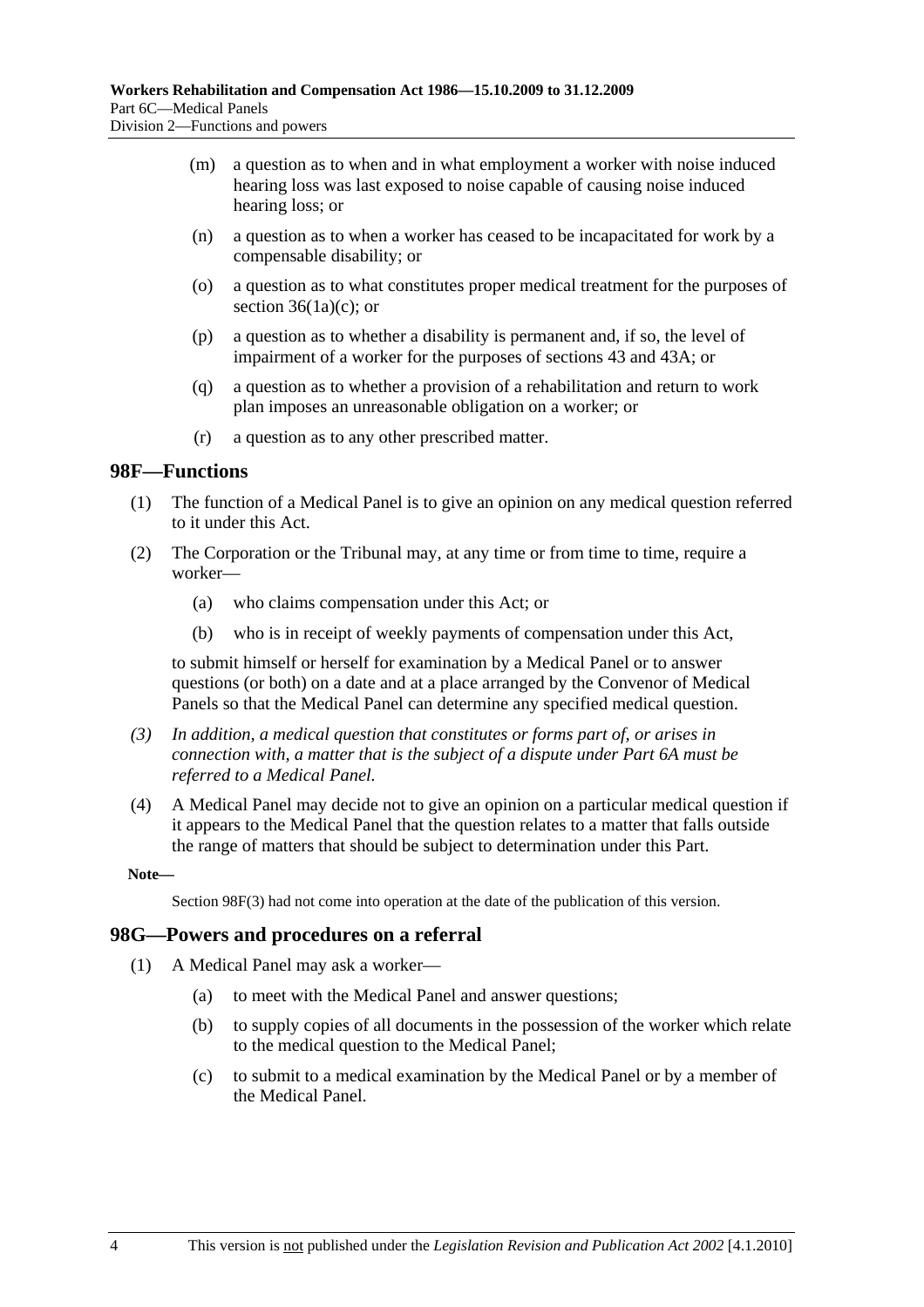(m) a question as to when and in what employment a worker with noise induced hearing loss was last exposed to noise capable of causing noise induced hearing loss; or

(n) a question as to when a worker has ceased to be incapacitated for work by a compensable disability; or

(o) a question as to what constitutes proper medical treatment for the purposes of section 36(1a)(c); or

(p) a question as to whether a disability is permanent and, if so, the level of impairment of a worker for the purposes of sections 43 and 43A; or

(q) a question as to whether a provision of a rehabilitation and return to work plan imposes an unreasonable obligation on a worker; or

(r) a question as to any other prescribed matter.

## 98F—Functions

(1) The function of a Medical Panel is to give an opinion on any medical question referred to it under this Act.

(2) The Corporation or the Tribunal may, at any time or from time to time, require a worker—

(a) who claims compensation under this Act; or

(b) who is in receipt of weekly payments of compensation under this Act,

to submit himself or herself for examination by a Medical Panel or to answer questions (or both) on a date and at a place arranged by the Convenor of Medical Panels so that the Medical Panel can determine any specified medical question.

*(3) In addition, a medical question that constitutes or forms part of, or arises in connection with, a matter that is the subject of a dispute under Part 6A must be referred to a Medical Panel.*

(4) A Medical Panel may decide not to give an opinion on a particular medical question if it appears to the Medical Panel that the question relates to a matter that falls outside the range of matters that should be subject to determination under this Part.

**Note—**

Section 98F(3) had not come into operation at the date of the publication of this version.

## 98G—Powers and procedures on a referral

(1) A Medical Panel may ask a worker—

(a) to meet with the Medical Panel and answer questions;

(b) to supply copies of all documents in the possession of the worker which relate to the medical question to the Medical Panel;

(c) to submit to a medical examination by the Medical Panel or by a member of the Medical Panel.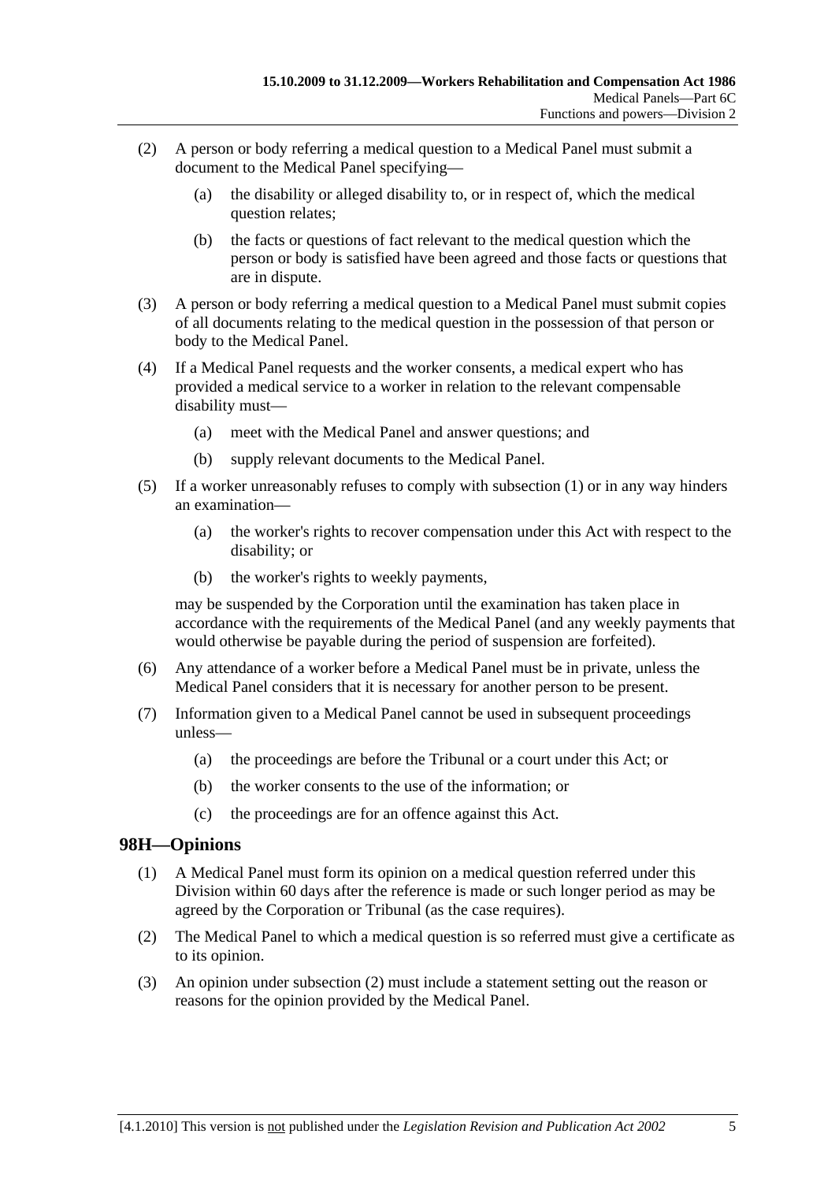(2) A person or body referring a medical question to a Medical Panel must submit a document to the Medical Panel specifying—

(a) the disability or alleged disability to, or in respect of, which the medical question relates;

(b) the facts or questions of fact relevant to the medical question which the person or body is satisfied have been agreed and those facts or questions that are in dispute.

(3) A person or body referring a medical question to a Medical Panel must submit copies of all documents relating to the medical question in the possession of that person or body to the Medical Panel.

(4) If a Medical Panel requests and the worker consents, a medical expert who has provided a medical service to a worker in relation to the relevant compensable disability must—

(a) meet with the Medical Panel and answer questions; and

(b) supply relevant documents to the Medical Panel.

(5) If a worker unreasonably refuses to comply with subsection (1) or in any way hinders an examination—

(a) the worker's rights to recover compensation under this Act with respect to the disability; or

(b) the worker's rights to weekly payments,

may be suspended by the Corporation until the examination has taken place in accordance with the requirements of the Medical Panel (and any weekly payments that would otherwise be payable during the period of suspension are forfeited).

(6) Any attendance of a worker before a Medical Panel must be in private, unless the Medical Panel considers that it is necessary for another person to be present.

(7) Information given to a Medical Panel cannot be used in subsequent proceedings unless—

(a) the proceedings are before the Tribunal or a court under this Act; or

(b) the worker consents to the use of the information; or

(c) the proceedings are for an offence against this Act.

## 98H—Opinions

(1) A Medical Panel must form its opinion on a medical question referred under this Division within 60 days after the reference is made or such longer period as may be agreed by the Corporation or Tribunal (as the case requires).

(2) The Medical Panel to which a medical question is so referred must give a certificate as to its opinion.

(3) An opinion under subsection (2) must include a statement setting out the reason or reasons for the opinion provided by the Medical Panel.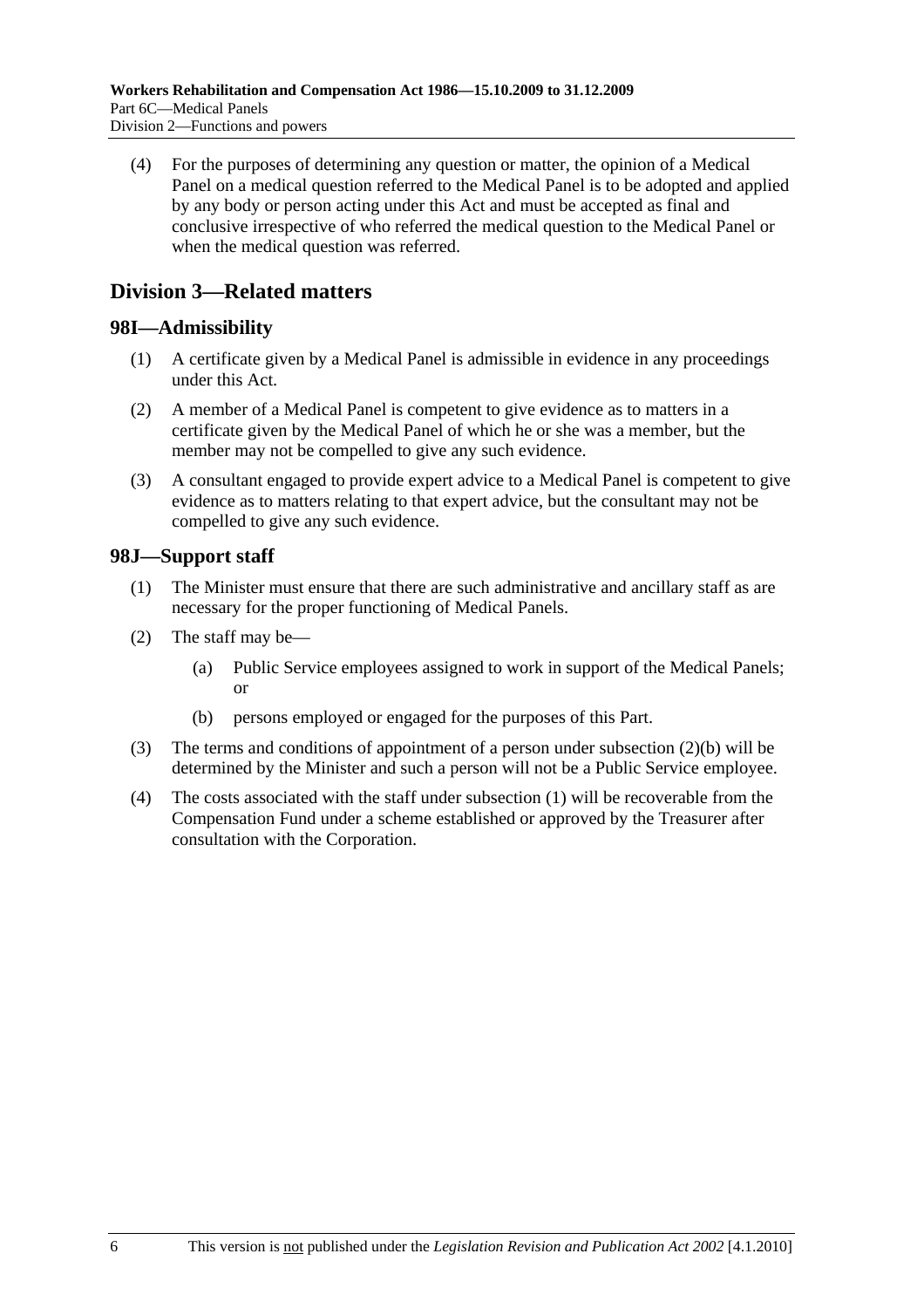(4) For the purposes of determining any question or matter, the opinion of a Medical Panel on a medical question referred to the Medical Panel is to be adopted and applied by any body or person acting under this Act and must be accepted as final and conclusive irrespective of who referred the medical question to the Medical Panel or when the medical question was referred.

## Division 3—Related matters

### 98I—Admissibility

(1) A certificate given by a Medical Panel is admissible in evidence in any proceedings under this Act.

(2) A member of a Medical Panel is competent to give evidence as to matters in a certificate given by the Medical Panel of which he or she was a member, but the member may not be compelled to give any such evidence.

(3) A consultant engaged to provide expert advice to a Medical Panel is competent to give evidence as to matters relating to that expert advice, but the consultant may not be compelled to give any such evidence.

### 98J—Support staff

(1) The Minister must ensure that there are such administrative and ancillary staff as are necessary for the proper functioning of Medical Panels.

(2) The staff may be—

(a) Public Service employees assigned to work in support of the Medical Panels; or

(b) persons employed or engaged for the purposes of this Part.

(3) The terms and conditions of appointment of a person under subsection (2)(b) will be determined by the Minister and such a person will not be a Public Service employee.

(4) The costs associated with the staff under subsection (1) will be recoverable from the Compensation Fund under a scheme established or approved by the Treasurer after consultation with the Corporation.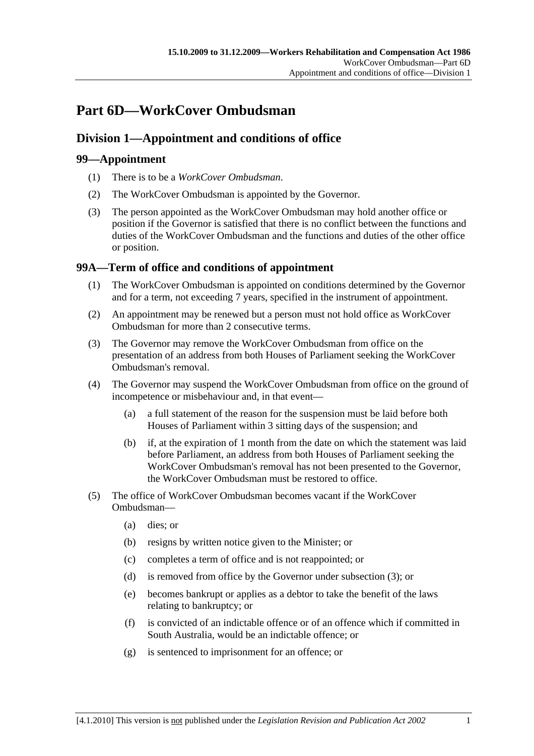# Part 6D—WorkCover Ombudsman

## Division 1—Appointment and conditions of office

### 99—Appointment

(1) There is to be a *WorkCover Ombudsman*.

(2) The WorkCover Ombudsman is appointed by the Governor.

(3) The person appointed as the WorkCover Ombudsman may hold another office or position if the Governor is satisfied that there is no conflict between the functions and duties of the WorkCover Ombudsman and the functions and duties of the other office or position.

### 99A—Term of office and conditions of appointment

(1) The WorkCover Ombudsman is appointed on conditions determined by the Governor and for a term, not exceeding 7 years, specified in the instrument of appointment.

(2) An appointment may be renewed but a person must not hold office as WorkCover Ombudsman for more than 2 consecutive terms.

(3) The Governor may remove the WorkCover Ombudsman from office on the presentation of an address from both Houses of Parliament seeking the WorkCover Ombudsman's removal.

(4) The Governor may suspend the WorkCover Ombudsman from office on the ground of incompetence or misbehaviour and, in that event—

- (a) a full statement of the reason for the suspension must be laid before both Houses of Parliament within 3 sitting days of the suspension; and
- (b) if, at the expiration of 1 month from the date on which the statement was laid before Parliament, an address from both Houses of Parliament seeking the WorkCover Ombudsman's removal has not been presented to the Governor, the WorkCover Ombudsman must be restored to office.

(5) The office of WorkCover Ombudsman becomes vacant if the WorkCover Ombudsman—

- (a) dies; or
- (b) resigns by written notice given to the Minister; or
- (c) completes a term of office and is not reappointed; or
- (d) is removed from office by the Governor under subsection (3); or
- (e) becomes bankrupt or applies as a debtor to take the benefit of the laws relating to bankruptcy; or
- (f) is convicted of an indictable offence or of an offence which if committed in South Australia, would be an indictable offence; or
- (g) is sentenced to imprisonment for an offence; or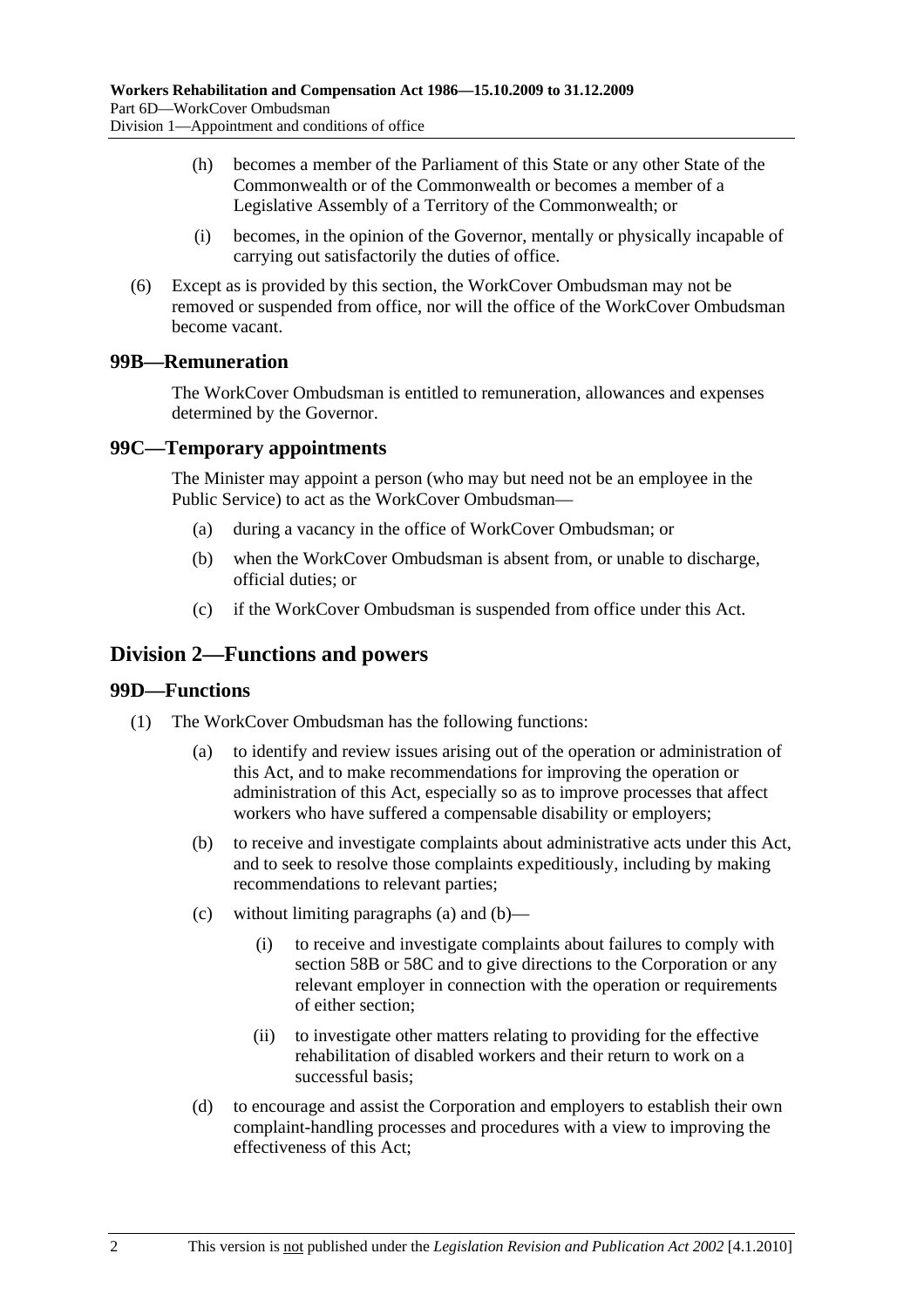(h) becomes a member of the Parliament of this State or any other State of the Commonwealth or of the Commonwealth or becomes a member of a Legislative Assembly of a Territory of the Commonwealth; or

(i) becomes, in the opinion of the Governor, mentally or physically incapable of carrying out satisfactorily the duties of office.

(6) Except as is provided by this section, the WorkCover Ombudsman may not be removed or suspended from office, nor will the office of the WorkCover Ombudsman become vacant.

### 99B—Remuneration

The WorkCover Ombudsman is entitled to remuneration, allowances and expenses determined by the Governor.

### 99C—Temporary appointments

The Minister may appoint a person (who may but need not be an employee in the Public Service) to act as the WorkCover Ombudsman—

(a) during a vacancy in the office of WorkCover Ombudsman; or

(b) when the WorkCover Ombudsman is absent from, or unable to discharge, official duties; or

(c) if the WorkCover Ombudsman is suspended from office under this Act.

## Division 2—Functions and powers

### 99D—Functions

(1) The WorkCover Ombudsman has the following functions:

(a) to identify and review issues arising out of the operation or administration of this Act, and to make recommendations for improving the operation or administration of this Act, especially so as to improve processes that affect workers who have suffered a compensable disability or employers;

(b) to receive and investigate complaints about administrative acts under this Act, and to seek to resolve those complaints expeditiously, including by making recommendations to relevant parties;

(c) without limiting paragraphs (a) and (b)—

(i) to receive and investigate complaints about failures to comply with section 58B or 58C and to give directions to the Corporation or any relevant employer in connection with the operation or requirements of either section;

(ii) to investigate other matters relating to providing for the effective rehabilitation of disabled workers and their return to work on a successful basis;

(d) to encourage and assist the Corporation and employers to establish their own complaint-handling processes and procedures with a view to improving the effectiveness of this Act;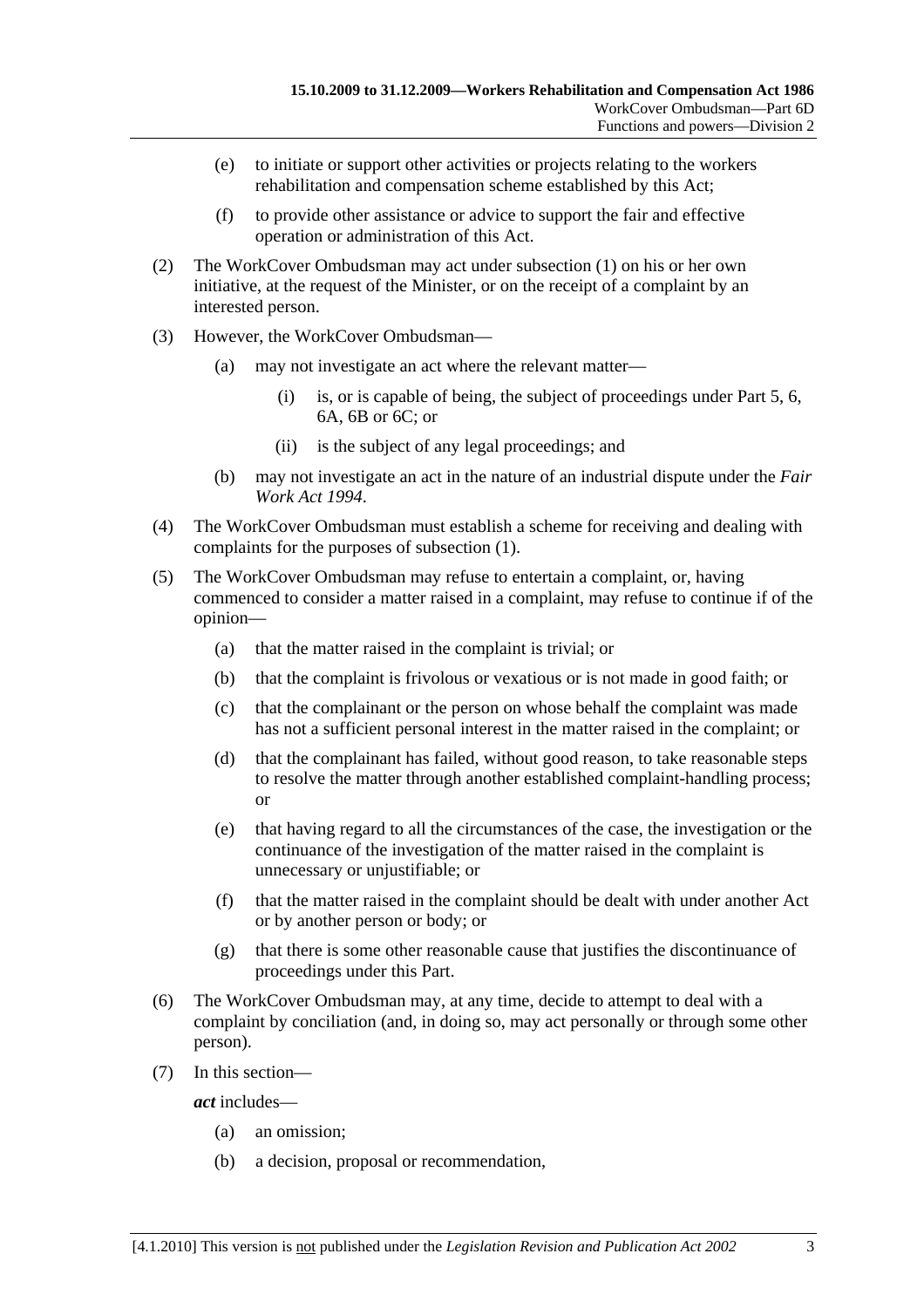(e) to initiate or support other activities or projects relating to the workers rehabilitation and compensation scheme established by this Act;

(f) to provide other assistance or advice to support the fair and effective operation or administration of this Act.

(2) The WorkCover Ombudsman may act under subsection (1) on his or her own initiative, at the request of the Minister, or on the receipt of a complaint by an interested person.

(3) However, the WorkCover Ombudsman—

(a) may not investigate an act where the relevant matter—

(i) is, or is capable of being, the subject of proceedings under Part 5, 6, 6A, 6B or 6C; or

(ii) is the subject of any legal proceedings; and

(b) may not investigate an act in the nature of an industrial dispute under the *Fair Work Act 1994*.

(4) The WorkCover Ombudsman must establish a scheme for receiving and dealing with complaints for the purposes of subsection (1).

(5) The WorkCover Ombudsman may refuse to entertain a complaint, or, having commenced to consider a matter raised in a complaint, may refuse to continue if of the opinion—

(a) that the matter raised in the complaint is trivial; or

(b) that the complaint is frivolous or vexatious or is not made in good faith; or

(c) that the complainant or the person on whose behalf the complaint was made has not a sufficient personal interest in the matter raised in the complaint; or

(d) that the complainant has failed, without good reason, to take reasonable steps to resolve the matter through another established complaint-handling process; or

(e) that having regard to all the circumstances of the case, the investigation or the continuance of the investigation of the matter raised in the complaint is unnecessary or unjustifiable; or

(f) that the matter raised in the complaint should be dealt with under another Act or by another person or body; or

(g) that there is some other reasonable cause that justifies the discontinuance of proceedings under this Part.

(6) The WorkCover Ombudsman may, at any time, decide to attempt to deal with a complaint by conciliation (and, in doing so, may act personally or through some other person).

(7) In this section—

***act*** includes—

(a) an omission;

(b) a decision, proposal or recommendation,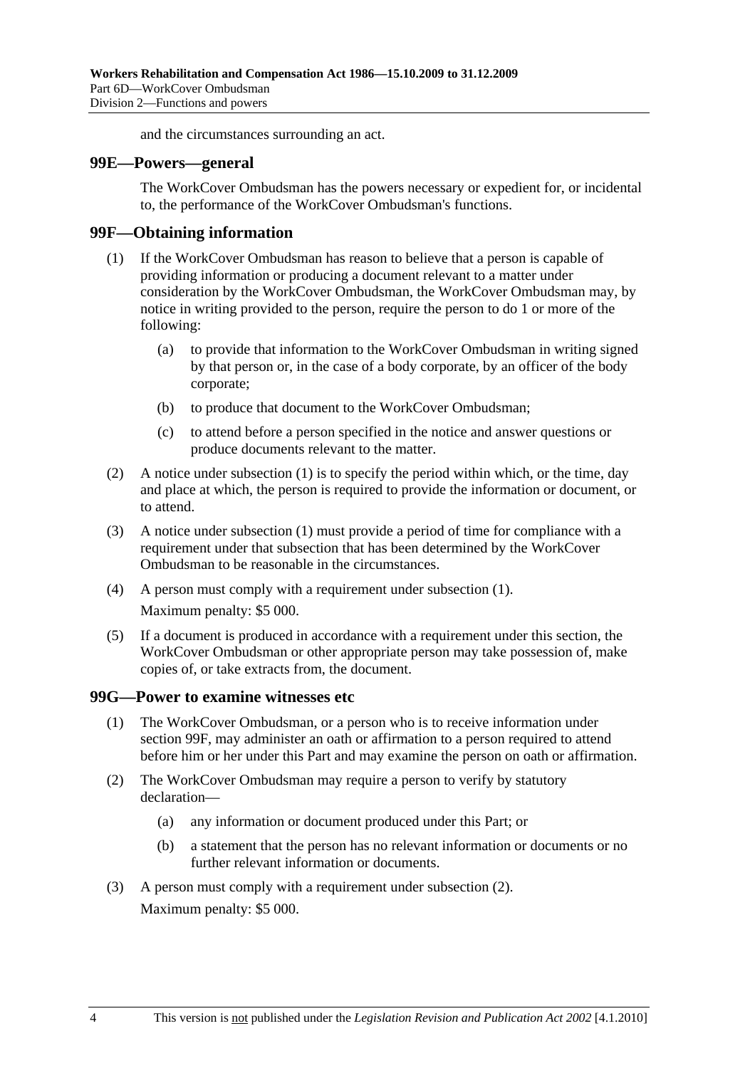and the circumstances surrounding an act.

## 99E—Powers—general

The WorkCover Ombudsman has the powers necessary or expedient for, or incidental to, the performance of the WorkCover Ombudsman's functions.

## 99F—Obtaining information

(1) If the WorkCover Ombudsman has reason to believe that a person is capable of providing information or producing a document relevant to a matter under consideration by the WorkCover Ombudsman, the WorkCover Ombudsman may, by notice in writing provided to the person, require the person to do 1 or more of the following:

(a) to provide that information to the WorkCover Ombudsman in writing signed by that person or, in the case of a body corporate, by an officer of the body corporate;

(b) to produce that document to the WorkCover Ombudsman;

(c) to attend before a person specified in the notice and answer questions or produce documents relevant to the matter.

(2) A notice under subsection (1) is to specify the period within which, or the time, day and place at which, the person is required to provide the information or document, or to attend.

(3) A notice under subsection (1) must provide a period of time for compliance with a requirement under that subsection that has been determined by the WorkCover Ombudsman to be reasonable in the circumstances.

(4) A person must comply with a requirement under subsection (1).

Maximum penalty: $5 000.

(5) If a document is produced in accordance with a requirement under this section, the WorkCover Ombudsman or other appropriate person may take possession of, make copies of, or take extracts from, the document.

## 99G—Power to examine witnesses etc

(1) The WorkCover Ombudsman, or a person who is to receive information under section 99F, may administer an oath or affirmation to a person required to attend before him or her under this Part and may examine the person on oath or affirmation.

(2) The WorkCover Ombudsman may require a person to verify by statutory declaration—

(a) any information or document produced under this Part; or

(b) a statement that the person has no relevant information or documents or no further relevant information or documents.

(3) A person must comply with a requirement under subsection (2).

Maximum penalty: $5 000.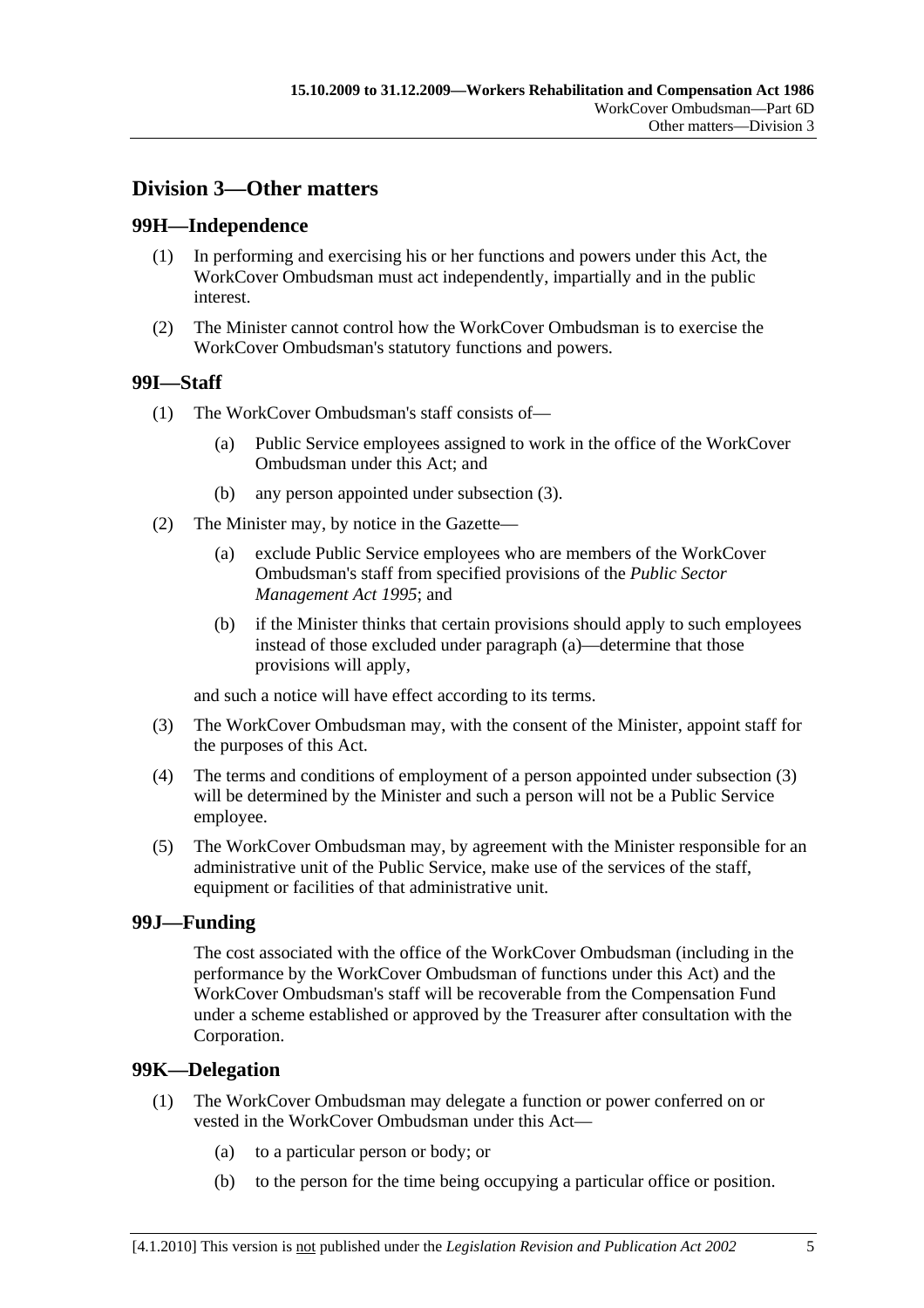## Division 3—Other matters

### 99H—Independence

(1) In performing and exercising his or her functions and powers under this Act, the WorkCover Ombudsman must act independently, impartially and in the public interest.

(2) The Minister cannot control how the WorkCover Ombudsman is to exercise the WorkCover Ombudsman's statutory functions and powers.

### 99I—Staff

(1) The WorkCover Ombudsman's staff consists of—

(a) Public Service employees assigned to work in the office of the WorkCover Ombudsman under this Act; and

(b) any person appointed under subsection (3).

(2) The Minister may, by notice in the Gazette—

(a) exclude Public Service employees who are members of the WorkCover Ombudsman's staff from specified provisions of the *Public Sector Management Act 1995*; and

(b) if the Minister thinks that certain provisions should apply to such employees instead of those excluded under paragraph (a)—determine that those provisions will apply,

and such a notice will have effect according to its terms.

(3) The WorkCover Ombudsman may, with the consent of the Minister, appoint staff for the purposes of this Act.

(4) The terms and conditions of employment of a person appointed under subsection (3) will be determined by the Minister and such a person will not be a Public Service employee.

(5) The WorkCover Ombudsman may, by agreement with the Minister responsible for an administrative unit of the Public Service, make use of the services of the staff, equipment or facilities of that administrative unit.

### 99J—Funding

The cost associated with the office of the WorkCover Ombudsman (including in the performance by the WorkCover Ombudsman of functions under this Act) and the WorkCover Ombudsman's staff will be recoverable from the Compensation Fund under a scheme established or approved by the Treasurer after consultation with the Corporation.

### 99K—Delegation

(1) The WorkCover Ombudsman may delegate a function or power conferred on or vested in the WorkCover Ombudsman under this Act—

(a) to a particular person or body; or

(b) to the person for the time being occupying a particular office or position.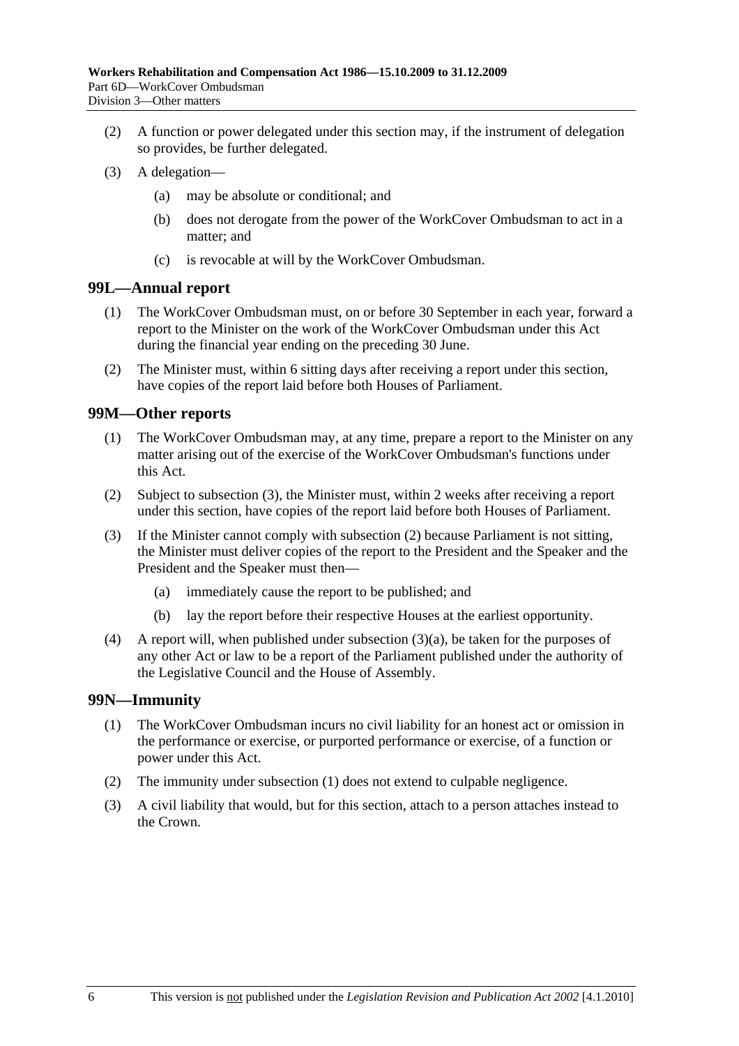(2) A function or power delegated under this section may, if the instrument of delegation so provides, be further delegated.

(3) A delegation—

  (a) may be absolute or conditional; and

  (b) does not derogate from the power of the WorkCover Ombudsman to act in a matter; and

  (c) is revocable at will by the WorkCover Ombudsman.

## 99L—Annual report

(1) The WorkCover Ombudsman must, on or before 30 September in each year, forward a report to the Minister on the work of the WorkCover Ombudsman under this Act during the financial year ending on the preceding 30 June.

(2) The Minister must, within 6 sitting days after receiving a report under this section, have copies of the report laid before both Houses of Parliament.

## 99M—Other reports

(1) The WorkCover Ombudsman may, at any time, prepare a report to the Minister on any matter arising out of the exercise of the WorkCover Ombudsman's functions under this Act.

(2) Subject to subsection (3), the Minister must, within 2 weeks after receiving a report under this section, have copies of the report laid before both Houses of Parliament.

(3) If the Minister cannot comply with subsection (2) because Parliament is not sitting, the Minister must deliver copies of the report to the President and the Speaker and the President and the Speaker must then—

  (a) immediately cause the report to be published; and

  (b) lay the report before their respective Houses at the earliest opportunity.

(4) A report will, when published under subsection (3)(a), be taken for the purposes of any other Act or law to be a report of the Parliament published under the authority of the Legislative Council and the House of Assembly.

## 99N—Immunity

(1) The WorkCover Ombudsman incurs no civil liability for an honest act or omission in the performance or exercise, or purported performance or exercise, of a function or power under this Act.

(2) The immunity under subsection (1) does not extend to culpable negligence.

(3) A civil liability that would, but for this section, attach to a person attaches instead to the Crown.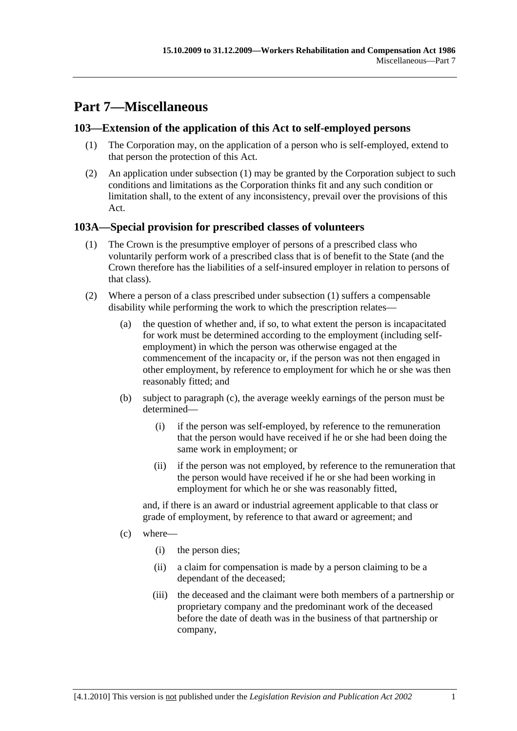# Part 7—Miscellaneous

## 103—Extension of the application of this Act to self-employed persons

(1) The Corporation may, on the application of a person who is self-employed, extend to that person the protection of this Act.

(2) An application under subsection (1) may be granted by the Corporation subject to such conditions and limitations as the Corporation thinks fit and any such condition or limitation shall, to the extent of any inconsistency, prevail over the provisions of this Act.

## 103A—Special provision for prescribed classes of volunteers

(1) The Crown is the presumptive employer of persons of a prescribed class who voluntarily perform work of a prescribed class that is of benefit to the State (and the Crown therefore has the liabilities of a self-insured employer in relation to persons of that class).

(2) Where a person of a class prescribed under subsection (1) suffers a compensable disability while performing the work to which the prescription relates—

(a) the question of whether and, if so, to what extent the person is incapacitated for work must be determined according to the employment (including self-employment) in which the person was otherwise engaged at the commencement of the incapacity or, if the person was not then engaged in other employment, by reference to employment for which he or she was then reasonably fitted; and

(b) subject to paragraph (c), the average weekly earnings of the person must be determined—

(i) if the person was self-employed, by reference to the remuneration that the person would have received if he or she had been doing the same work in employment; or

(ii) if the person was not employed, by reference to the remuneration that the person would have received if he or she had been working in employment for which he or she was reasonably fitted,

and, if there is an award or industrial agreement applicable to that class or grade of employment, by reference to that award or agreement; and

(c) where—

(i) the person dies;

(ii) a claim for compensation is made by a person claiming to be a dependant of the deceased;

(iii) the deceased and the claimant were both members of a partnership or proprietary company and the predominant work of the deceased before the date of death was in the business of that partnership or company,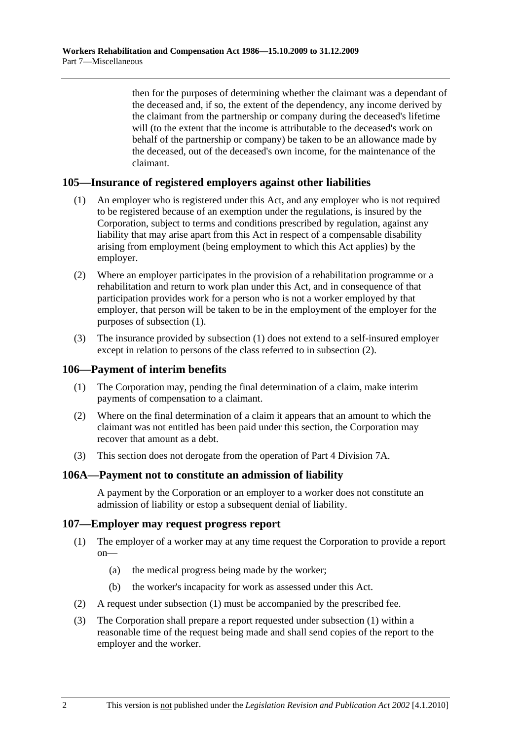then for the purposes of determining whether the claimant was a dependant of the deceased and, if so, the extent of the dependency, any income derived by the claimant from the partnership or company during the deceased's lifetime will (to the extent that the income is attributable to the deceased's work on behalf of the partnership or company) be taken to be an allowance made by the deceased, out of the deceased's own income, for the maintenance of the claimant.

## 105—Insurance of registered employers against other liabilities

(1) An employer who is registered under this Act, and any employer who is not required to be registered because of an exemption under the regulations, is insured by the Corporation, subject to terms and conditions prescribed by regulation, against any liability that may arise apart from this Act in respect of a compensable disability arising from employment (being employment to which this Act applies) by the employer.

(2) Where an employer participates in the provision of a rehabilitation programme or a rehabilitation and return to work plan under this Act, and in consequence of that participation provides work for a person who is not a worker employed by that employer, that person will be taken to be in the employment of the employer for the purposes of subsection (1).

(3) The insurance provided by subsection (1) does not extend to a self-insured employer except in relation to persons of the class referred to in subsection (2).

## 106—Payment of interim benefits

(1) The Corporation may, pending the final determination of a claim, make interim payments of compensation to a claimant.

(2) Where on the final determination of a claim it appears that an amount to which the claimant was not entitled has been paid under this section, the Corporation may recover that amount as a debt.

(3) This section does not derogate from the operation of Part 4 Division 7A.

## 106A—Payment not to constitute an admission of liability

A payment by the Corporation or an employer to a worker does not constitute an admission of liability or estop a subsequent denial of liability.

## 107—Employer may request progress report

(1) The employer of a worker may at any time request the Corporation to provide a report on—

(a) the medical progress being made by the worker;

(b) the worker's incapacity for work as assessed under this Act.

(2) A request under subsection (1) must be accompanied by the prescribed fee.

(3) The Corporation shall prepare a report requested under subsection (1) within a reasonable time of the request being made and shall send copies of the report to the employer and the worker.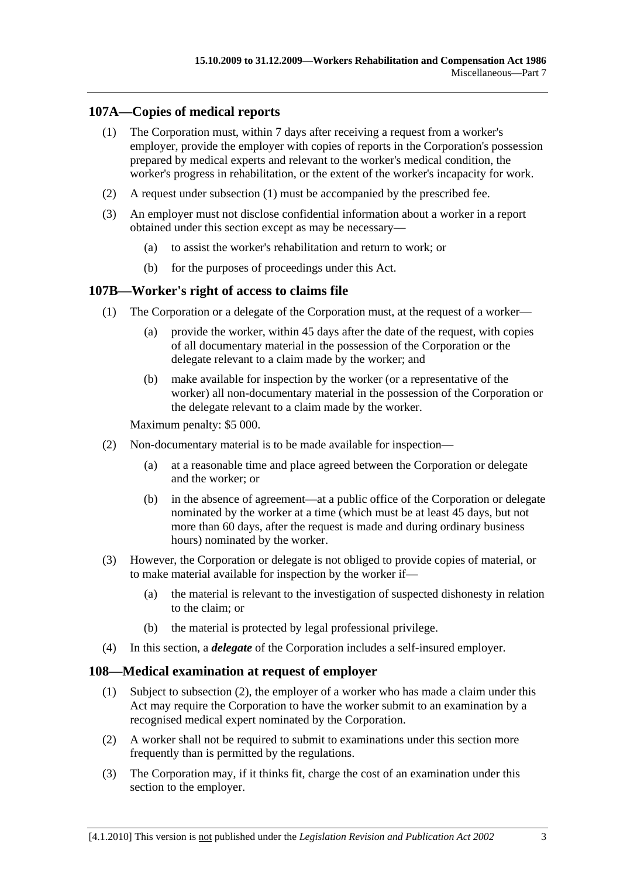## 107A—Copies of medical reports

(1) The Corporation must, within 7 days after receiving a request from a worker's employer, provide the employer with copies of reports in the Corporation's possession prepared by medical experts and relevant to the worker's medical condition, the worker's progress in rehabilitation, or the extent of the worker's incapacity for work.

(2) A request under subsection (1) must be accompanied by the prescribed fee.

(3) An employer must not disclose confidential information about a worker in a report obtained under this section except as may be necessary—

- (a) to assist the worker's rehabilitation and return to work; or
- (b) for the purposes of proceedings under this Act.

## 107B—Worker's right of access to claims file

(1) The Corporation or a delegate of the Corporation must, at the request of a worker—

- (a) provide the worker, within 45 days after the date of the request, with copies of all documentary material in the possession of the Corporation or the delegate relevant to a claim made by the worker; and
- (b) make available for inspection by the worker (or a representative of the worker) all non-documentary material in the possession of the Corporation or the delegate relevant to a claim made by the worker.

Maximum penalty: $5 000.

(2) Non-documentary material is to be made available for inspection—

- (a) at a reasonable time and place agreed between the Corporation or delegate and the worker; or
- (b) in the absence of agreement—at a public office of the Corporation or delegate nominated by the worker at a time (which must be at least 45 days, but not more than 60 days, after the request is made and during ordinary business hours) nominated by the worker.

(3) However, the Corporation or delegate is not obliged to provide copies of material, or to make material available for inspection by the worker if—

- (a) the material is relevant to the investigation of suspected dishonesty in relation to the claim; or
- (b) the material is protected by legal professional privilege.

(4) In this section, a ***delegate*** of the Corporation includes a self-insured employer.

## 108—Medical examination at request of employer

(1) Subject to subsection (2), the employer of a worker who has made a claim under this Act may require the Corporation to have the worker submit to an examination by a recognised medical expert nominated by the Corporation.

(2) A worker shall not be required to submit to examinations under this section more frequently than is permitted by the regulations.

(3) The Corporation may, if it thinks fit, charge the cost of an examination under this section to the employer.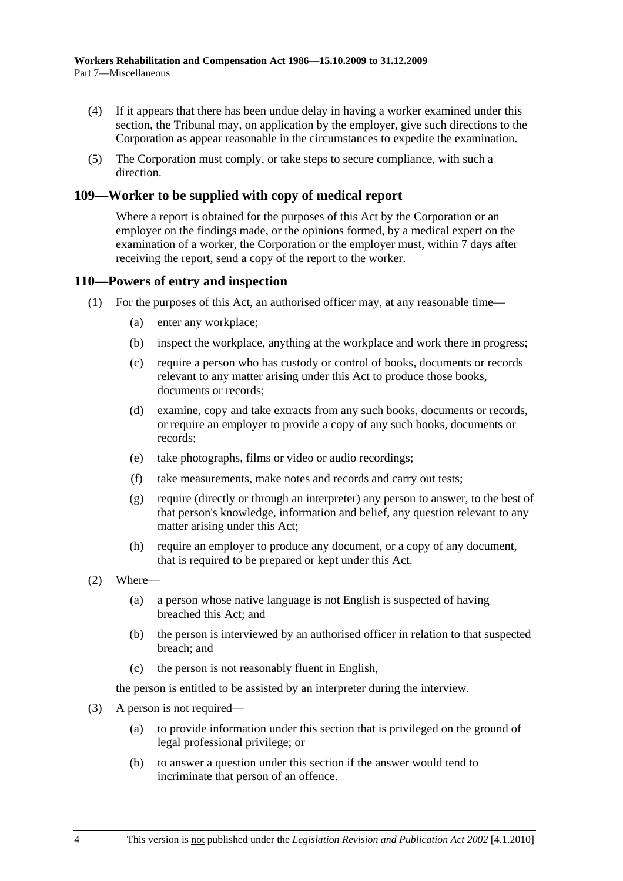(4) If it appears that there has been undue delay in having a worker examined under this section, the Tribunal may, on application by the employer, give such directions to the Corporation as appear reasonable in the circumstances to expedite the examination.

(5) The Corporation must comply, or take steps to secure compliance, with such a direction.

## 109—Worker to be supplied with copy of medical report

Where a report is obtained for the purposes of this Act by the Corporation or an employer on the findings made, or the opinions formed, by a medical expert on the examination of a worker, the Corporation or the employer must, within 7 days after receiving the report, send a copy of the report to the worker.

## 110—Powers of entry and inspection

(1) For the purposes of this Act, an authorised officer may, at any reasonable time—

- (a) enter any workplace;
- (b) inspect the workplace, anything at the workplace and work there in progress;
- (c) require a person who has custody or control of books, documents or records relevant to any matter arising under this Act to produce those books, documents or records;
- (d) examine, copy and take extracts from any such books, documents or records, or require an employer to provide a copy of any such books, documents or records;
- (e) take photographs, films or video or audio recordings;
- (f) take measurements, make notes and records and carry out tests;
- (g) require (directly or through an interpreter) any person to answer, to the best of that person's knowledge, information and belief, any question relevant to any matter arising under this Act;
- (h) require an employer to produce any document, or a copy of any document, that is required to be prepared or kept under this Act.

(2) Where—

- (a) a person whose native language is not English is suspected of having breached this Act; and
- (b) the person is interviewed by an authorised officer in relation to that suspected breach; and
- (c) the person is not reasonably fluent in English,

the person is entitled to be assisted by an interpreter during the interview.

(3) A person is not required—

- (a) to provide information under this section that is privileged on the ground of legal professional privilege; or
- (b) to answer a question under this section if the answer would tend to incriminate that person of an offence.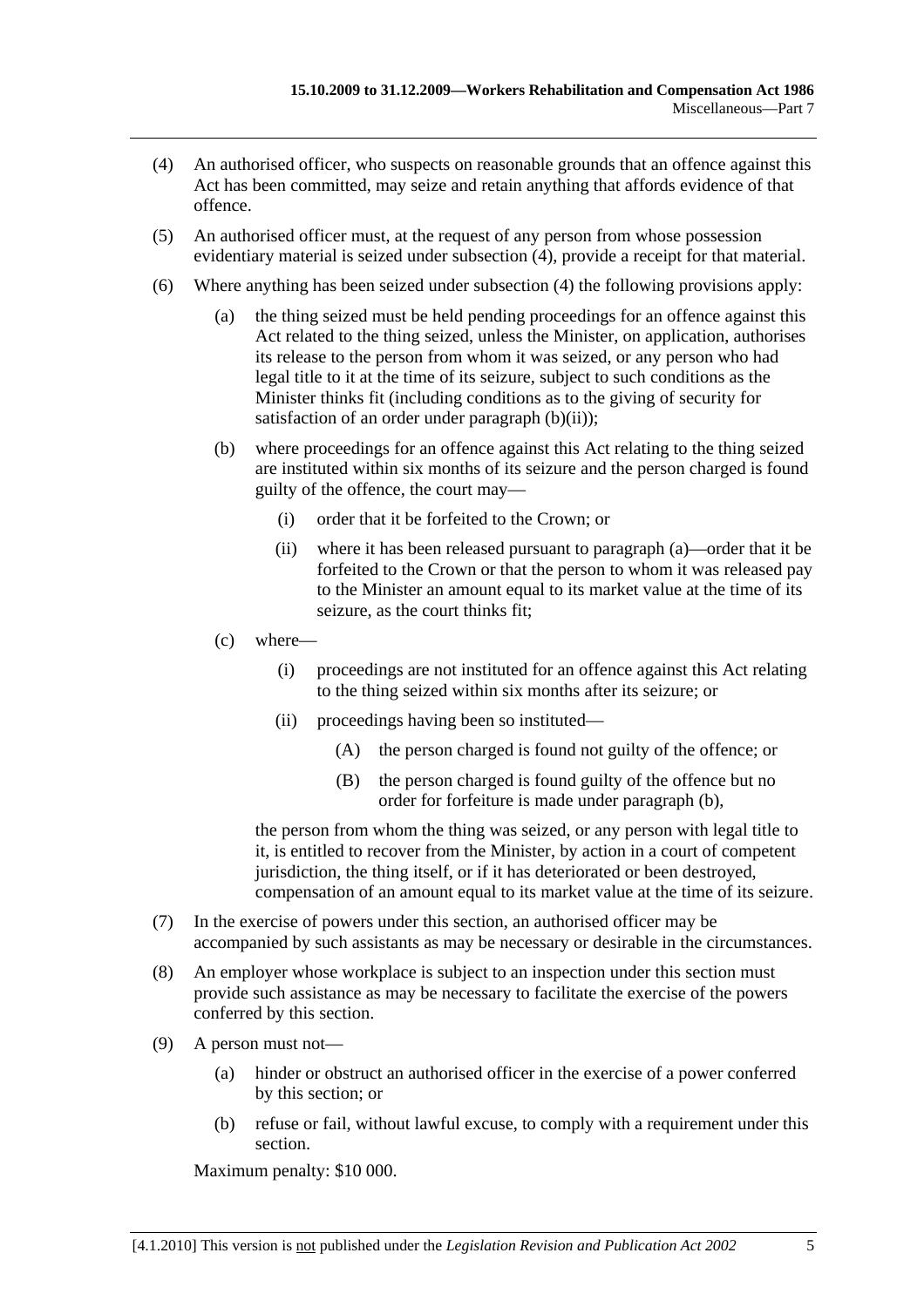(4) An authorised officer, who suspects on reasonable grounds that an offence against this Act has been committed, may seize and retain anything that affords evidence of that offence.

(5) An authorised officer must, at the request of any person from whose possession evidentiary material is seized under subsection (4), provide a receipt for that material.

(6) Where anything has been seized under subsection (4) the following provisions apply:

 (a) the thing seized must be held pending proceedings for an offence against this Act related to the thing seized, unless the Minister, on application, authorises its release to the person from whom it was seized, or any person who had legal title to it at the time of its seizure, subject to such conditions as the Minister thinks fit (including conditions as to the giving of security for satisfaction of an order under paragraph (b)(ii));

 (b) where proceedings for an offence against this Act relating to the thing seized are instituted within six months of its seizure and the person charged is found guilty of the offence, the court may—

  (i) order that it be forfeited to the Crown; or

  (ii) where it has been released pursuant to paragraph (a)—order that it be forfeited to the Crown or that the person to whom it was released pay to the Minister an amount equal to its market value at the time of its seizure, as the court thinks fit;

 (c) where—

  (i) proceedings are not instituted for an offence against this Act relating to the thing seized within six months after its seizure; or

  (ii) proceedings having been so instituted—

   (A) the person charged is found not guilty of the offence; or

   (B) the person charged is found guilty of the offence but no order for forfeiture is made under paragraph (b),

 the person from whom the thing was seized, or any person with legal title to it, is entitled to recover from the Minister, by action in a court of competent jurisdiction, the thing itself, or if it has deteriorated or been destroyed, compensation of an amount equal to its market value at the time of its seizure.

(7) In the exercise of powers under this section, an authorised officer may be accompanied by such assistants as may be necessary or desirable in the circumstances.

(8) An employer whose workplace is subject to an inspection under this section must provide such assistance as may be necessary to facilitate the exercise of the powers conferred by this section.

(9) A person must not—

 (a) hinder or obstruct an authorised officer in the exercise of a power conferred by this section; or

 (b) refuse or fail, without lawful excuse, to comply with a requirement under this section.

Maximum penalty: $10 000.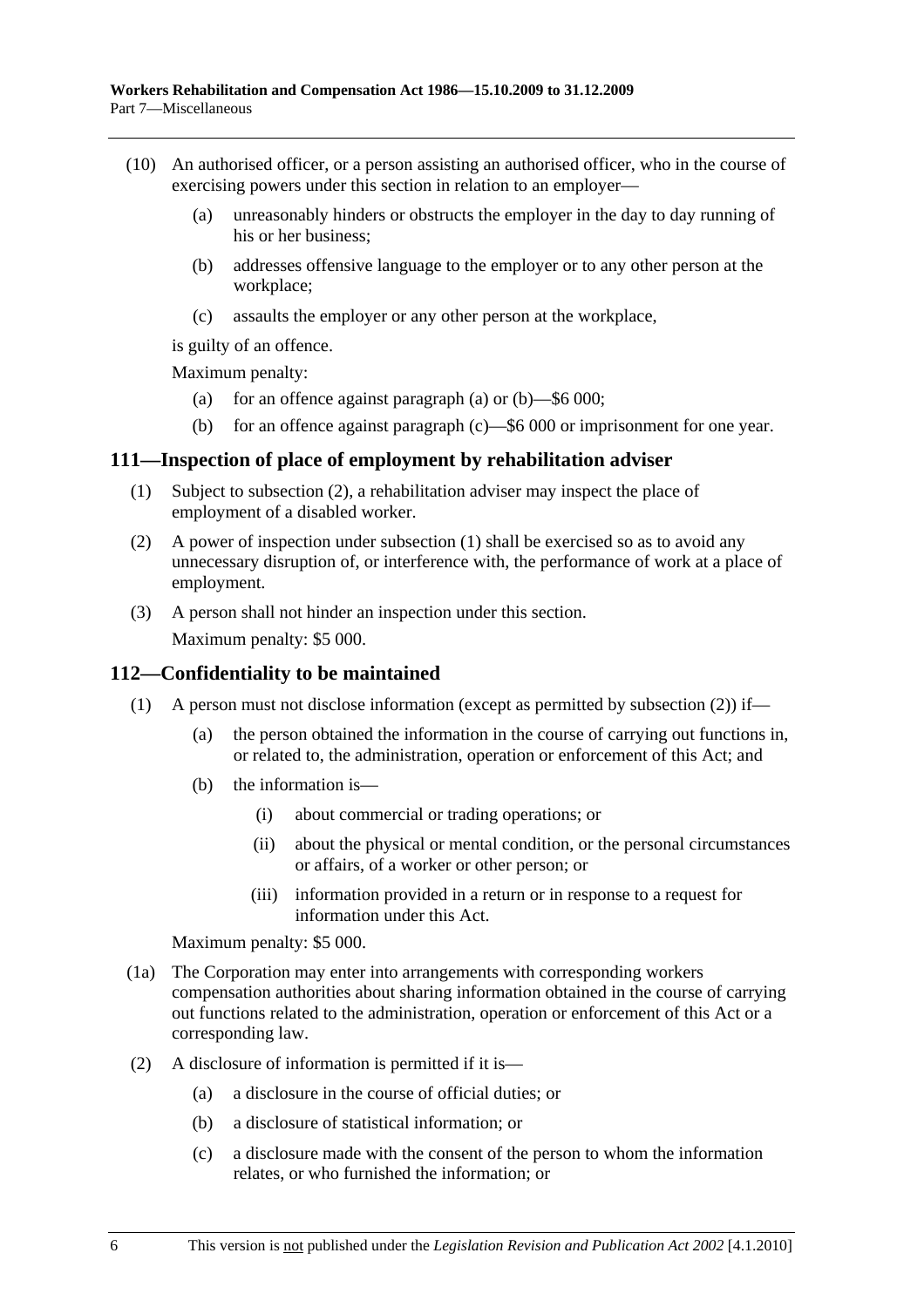(10) An authorised officer, or a person assisting an authorised officer, who in the course of exercising powers under this section in relation to an employer—

(a) unreasonably hinders or obstructs the employer in the day to day running of his or her business;

(b) addresses offensive language to the employer or to any other person at the workplace;

(c) assaults the employer or any other person at the workplace,

is guilty of an offence.

Maximum penalty:

(a) for an offence against paragraph (a) or (b)—$6 000;

(b) for an offence against paragraph (c)—$6 000 or imprisonment for one year.

## 111—Inspection of place of employment by rehabilitation adviser

(1) Subject to subsection (2), a rehabilitation adviser may inspect the place of employment of a disabled worker.

(2) A power of inspection under subsection (1) shall be exercised so as to avoid any unnecessary disruption of, or interference with, the performance of work at a place of employment.

(3) A person shall not hinder an inspection under this section.

Maximum penalty: $5 000.

## 112—Confidentiality to be maintained

(1) A person must not disclose information (except as permitted by subsection (2)) if—

(a) the person obtained the information in the course of carrying out functions in, or related to, the administration, operation or enforcement of this Act; and

(b) the information is—

(i) about commercial or trading operations; or

(ii) about the physical or mental condition, or the personal circumstances or affairs, of a worker or other person; or

(iii) information provided in a return or in response to a request for information under this Act.

Maximum penalty: $5 000.

(1a) The Corporation may enter into arrangements with corresponding workers compensation authorities about sharing information obtained in the course of carrying out functions related to the administration, operation or enforcement of this Act or a corresponding law.

(2) A disclosure of information is permitted if it is—

(a) a disclosure in the course of official duties; or

(b) a disclosure of statistical information; or

(c) a disclosure made with the consent of the person to whom the information relates, or who furnished the information; or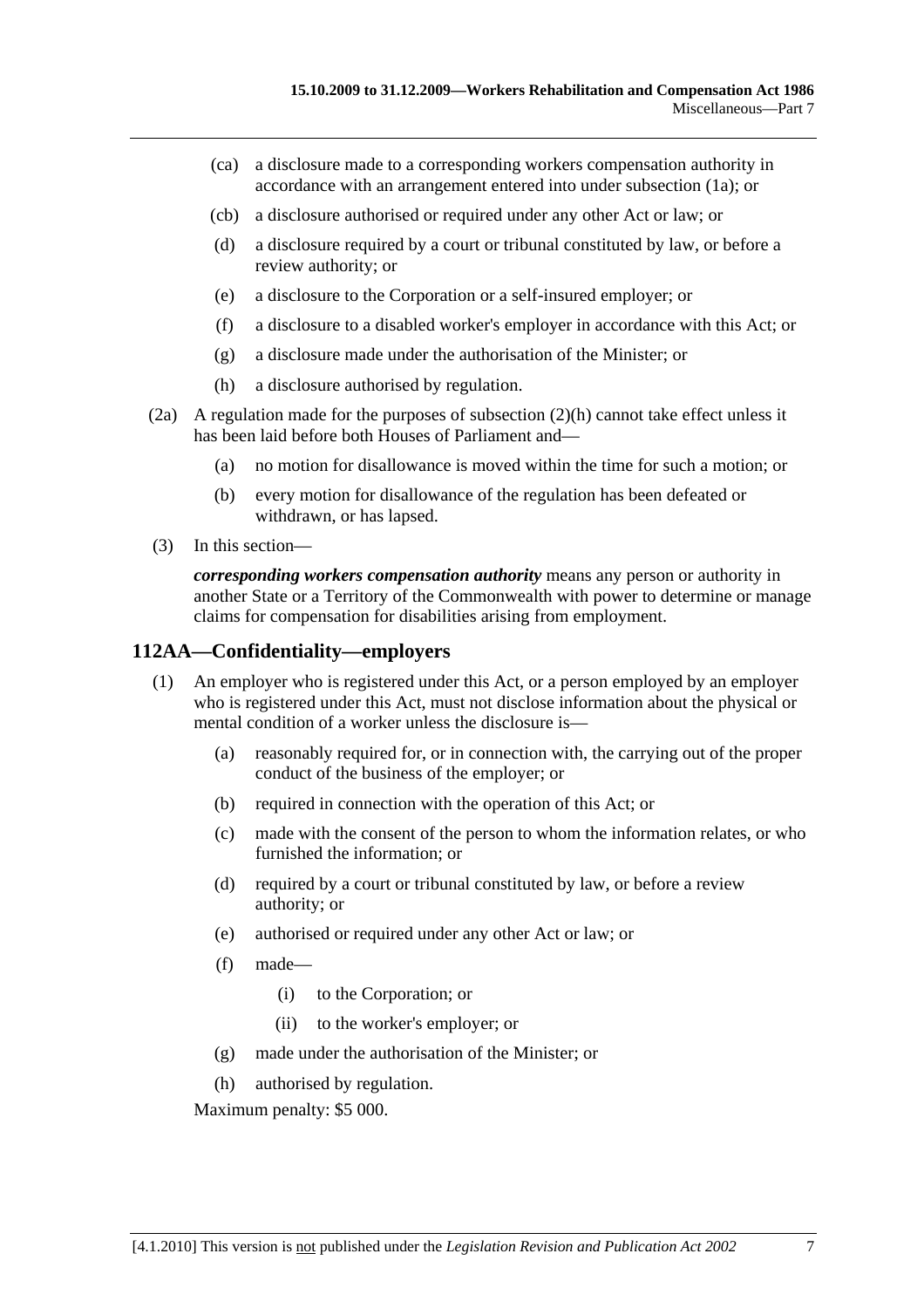(ca) a disclosure made to a corresponding workers compensation authority in accordance with an arrangement entered into under subsection (1a); or

(cb) a disclosure authorised or required under any other Act or law; or

(d) a disclosure required by a court or tribunal constituted by law, or before a review authority; or

(e) a disclosure to the Corporation or a self-insured employer; or

(f) a disclosure to a disabled worker's employer in accordance with this Act; or

(g) a disclosure made under the authorisation of the Minister; or

(h) a disclosure authorised by regulation.

(2a) A regulation made for the purposes of subsection (2)(h) cannot take effect unless it has been laid before both Houses of Parliament and—

(a) no motion for disallowance is moved within the time for such a motion; or

(b) every motion for disallowance of the regulation has been defeated or withdrawn, or has lapsed.

(3) In this section—

***corresponding workers compensation authority*** means any person or authority in another State or a Territory of the Commonwealth with power to determine or manage claims for compensation for disabilities arising from employment.

## 112AA—Confidentiality—employers

(1) An employer who is registered under this Act, or a person employed by an employer who is registered under this Act, must not disclose information about the physical or mental condition of a worker unless the disclosure is—

(a) reasonably required for, or in connection with, the carrying out of the proper conduct of the business of the employer; or

(b) required in connection with the operation of this Act; or

(c) made with the consent of the person to whom the information relates, or who furnished the information; or

(d) required by a court or tribunal constituted by law, or before a review authority; or

(e) authorised or required under any other Act or law; or

(f) made—

(i) to the Corporation; or

(ii) to the worker's employer; or

(g) made under the authorisation of the Minister; or

(h) authorised by regulation.

Maximum penalty: $5 000.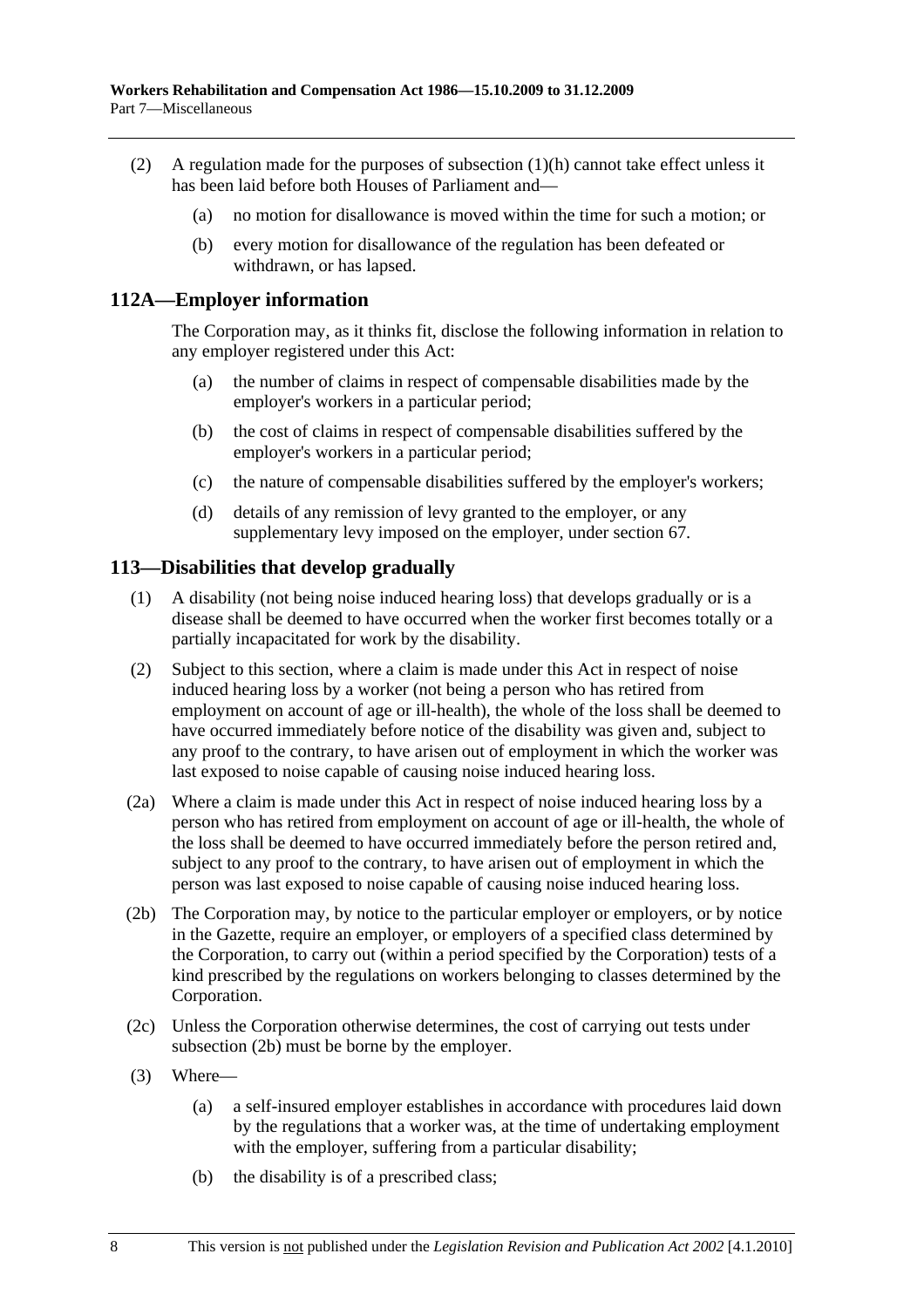(2) A regulation made for the purposes of subsection (1)(h) cannot take effect unless it has been laid before both Houses of Parliament and—

(a) no motion for disallowance is moved within the time for such a motion; or

(b) every motion for disallowance of the regulation has been defeated or withdrawn, or has lapsed.

## 112A—Employer information

The Corporation may, as it thinks fit, disclose the following information in relation to any employer registered under this Act:

(a) the number of claims in respect of compensable disabilities made by the employer's workers in a particular period;

(b) the cost of claims in respect of compensable disabilities suffered by the employer's workers in a particular period;

(c) the nature of compensable disabilities suffered by the employer's workers;

(d) details of any remission of levy granted to the employer, or any supplementary levy imposed on the employer, under section 67.

## 113—Disabilities that develop gradually

(1) A disability (not being noise induced hearing loss) that develops gradually or is a disease shall be deemed to have occurred when the worker first becomes totally or a partially incapacitated for work by the disability.

(2) Subject to this section, where a claim is made under this Act in respect of noise induced hearing loss by a worker (not being a person who has retired from employment on account of age or ill-health), the whole of the loss shall be deemed to have occurred immediately before notice of the disability was given and, subject to any proof to the contrary, to have arisen out of employment in which the worker was last exposed to noise capable of causing noise induced hearing loss.

(2a) Where a claim is made under this Act in respect of noise induced hearing loss by a person who has retired from employment on account of age or ill-health, the whole of the loss shall be deemed to have occurred immediately before the person retired and, subject to any proof to the contrary, to have arisen out of employment in which the person was last exposed to noise capable of causing noise induced hearing loss.

(2b) The Corporation may, by notice to the particular employer or employers, or by notice in the Gazette, require an employer, or employers of a specified class determined by the Corporation, to carry out (within a period specified by the Corporation) tests of a kind prescribed by the regulations on workers belonging to classes determined by the Corporation.

(2c) Unless the Corporation otherwise determines, the cost of carrying out tests under subsection (2b) must be borne by the employer.

(3) Where—

(a) a self-insured employer establishes in accordance with procedures laid down by the regulations that a worker was, at the time of undertaking employment with the employer, suffering from a particular disability;

(b) the disability is of a prescribed class;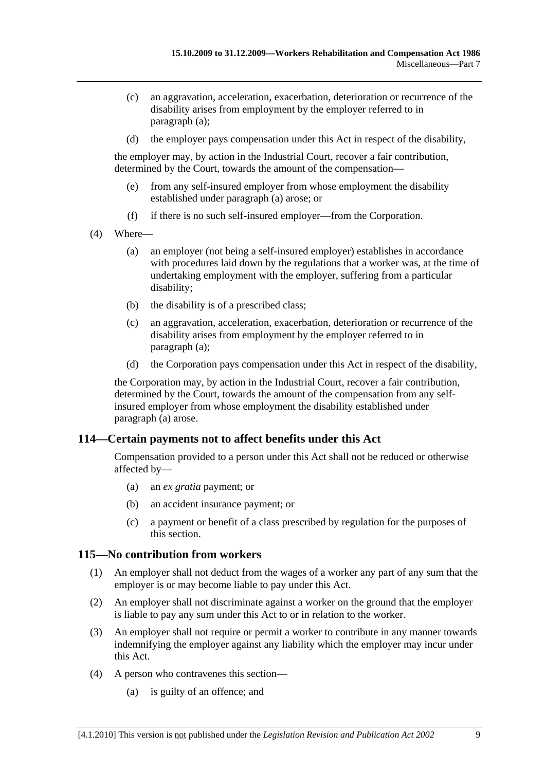(c) an aggravation, acceleration, exacerbation, deterioration or recurrence of the disability arises from employment by the employer referred to in paragraph (a);

(d) the employer pays compensation under this Act in respect of the disability,

the employer may, by action in the Industrial Court, recover a fair contribution, determined by the Court, towards the amount of the compensation—

(e) from any self-insured employer from whose employment the disability established under paragraph (a) arose; or

(f) if there is no such self-insured employer—from the Corporation.

(4) Where—

(a) an employer (not being a self-insured employer) establishes in accordance with procedures laid down by the regulations that a worker was, at the time of undertaking employment with the employer, suffering from a particular disability;

(b) the disability is of a prescribed class;

(c) an aggravation, acceleration, exacerbation, deterioration or recurrence of the disability arises from employment by the employer referred to in paragraph (a);

(d) the Corporation pays compensation under this Act in respect of the disability,

the Corporation may, by action in the Industrial Court, recover a fair contribution, determined by the Court, towards the amount of the compensation from any self-insured employer from whose employment the disability established under paragraph (a) arose.

## 114—Certain payments not to affect benefits under this Act

Compensation provided to a person under this Act shall not be reduced or otherwise affected by—

(a) an *ex gratia* payment; or

(b) an accident insurance payment; or

(c) a payment or benefit of a class prescribed by regulation for the purposes of this section.

## 115—No contribution from workers

(1) An employer shall not deduct from the wages of a worker any part of any sum that the employer is or may become liable to pay under this Act.

(2) An employer shall not discriminate against a worker on the ground that the employer is liable to pay any sum under this Act to or in relation to the worker.

(3) An employer shall not require or permit a worker to contribute in any manner towards indemnifying the employer against any liability which the employer may incur under this Act.

(4) A person who contravenes this section—

(a) is guilty of an offence; and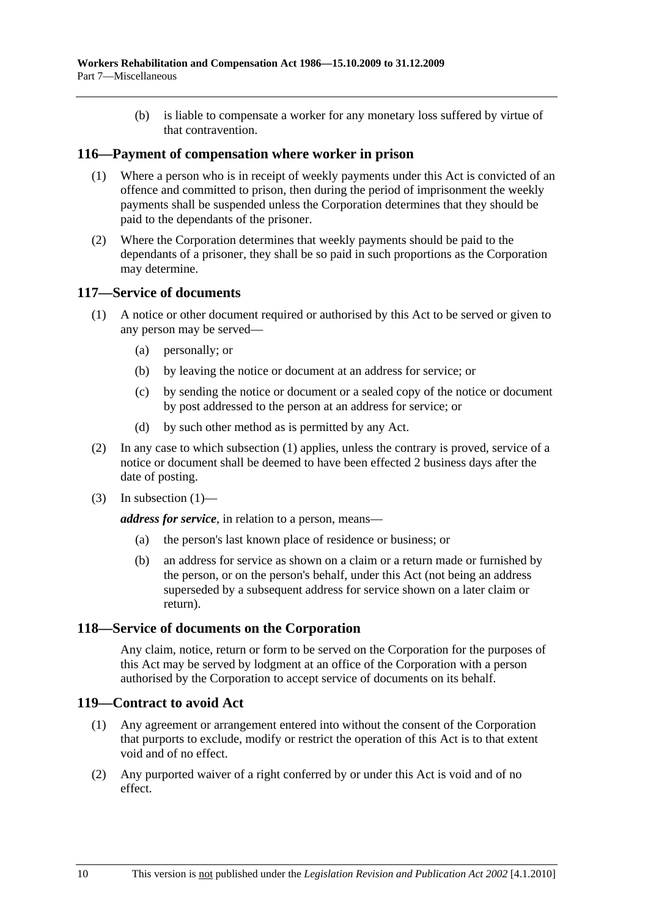(b) is liable to compensate a worker for any monetary loss suffered by virtue of that contravention.

## 116—Payment of compensation where worker in prison

(1) Where a person who is in receipt of weekly payments under this Act is convicted of an offence and committed to prison, then during the period of imprisonment the weekly payments shall be suspended unless the Corporation determines that they should be paid to the dependants of the prisoner.

(2) Where the Corporation determines that weekly payments should be paid to the dependants of a prisoner, they shall be so paid in such proportions as the Corporation may determine.

## 117—Service of documents

(1) A notice or other document required or authorised by this Act to be served or given to any person may be served—

- (a) personally; or
- (b) by leaving the notice or document at an address for service; or
- (c) by sending the notice or document or a sealed copy of the notice or document by post addressed to the person at an address for service; or
- (d) by such other method as is permitted by any Act.

(2) In any case to which subsection (1) applies, unless the contrary is proved, service of a notice or document shall be deemed to have been effected 2 business days after the date of posting.

(3) In subsection (1)—

***address for service***, in relation to a person, means—

- (a) the person's last known place of residence or business; or
- (b) an address for service as shown on a claim or a return made or furnished by the person, or on the person's behalf, under this Act (not being an address superseded by a subsequent address for service shown on a later claim or return).

## 118—Service of documents on the Corporation

Any claim, notice, return or form to be served on the Corporation for the purposes of this Act may be served by lodgment at an office of the Corporation with a person authorised by the Corporation to accept service of documents on its behalf.

## 119—Contract to avoid Act

(1) Any agreement or arrangement entered into without the consent of the Corporation that purports to exclude, modify or restrict the operation of this Act is to that extent void and of no effect.

(2) Any purported waiver of a right conferred by or under this Act is void and of no effect.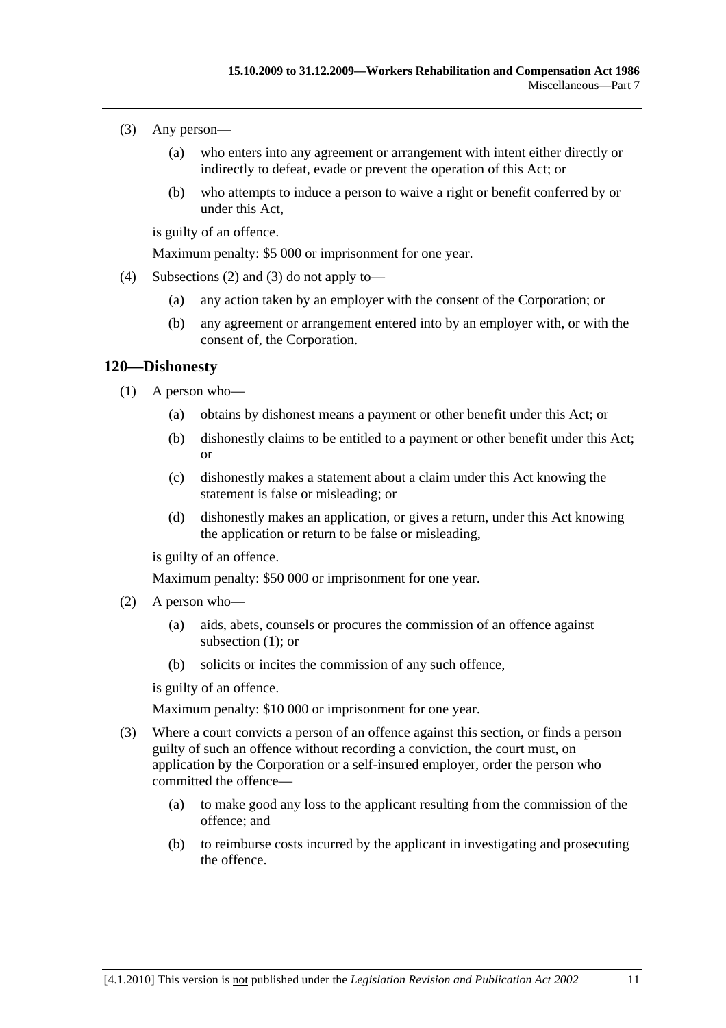(3) Any person—

(a) who enters into any agreement or arrangement with intent either directly or indirectly to defeat, evade or prevent the operation of this Act; or

(b) who attempts to induce a person to waive a right or benefit conferred by or under this Act,

is guilty of an offence.

Maximum penalty: $5 000 or imprisonment for one year.

(4) Subsections (2) and (3) do not apply to—

(a) any action taken by an employer with the consent of the Corporation; or

(b) any agreement or arrangement entered into by an employer with, or with the consent of, the Corporation.

## 120—Dishonesty

(1) A person who—

(a) obtains by dishonest means a payment or other benefit under this Act; or

(b) dishonestly claims to be entitled to a payment or other benefit under this Act; or

(c) dishonestly makes a statement about a claim under this Act knowing the statement is false or misleading; or

(d) dishonestly makes an application, or gives a return, under this Act knowing the application or return to be false or misleading,

is guilty of an offence.

Maximum penalty: $50 000 or imprisonment for one year.

(2) A person who—

(a) aids, abets, counsels or procures the commission of an offence against subsection (1); or

(b) solicits or incites the commission of any such offence,

is guilty of an offence.

Maximum penalty: $10 000 or imprisonment for one year.

(3) Where a court convicts a person of an offence against this section, or finds a person guilty of such an offence without recording a conviction, the court must, on application by the Corporation or a self-insured employer, order the person who committed the offence—

(a) to make good any loss to the applicant resulting from the commission of the offence; and

(b) to reimburse costs incurred by the applicant in investigating and prosecuting the offence.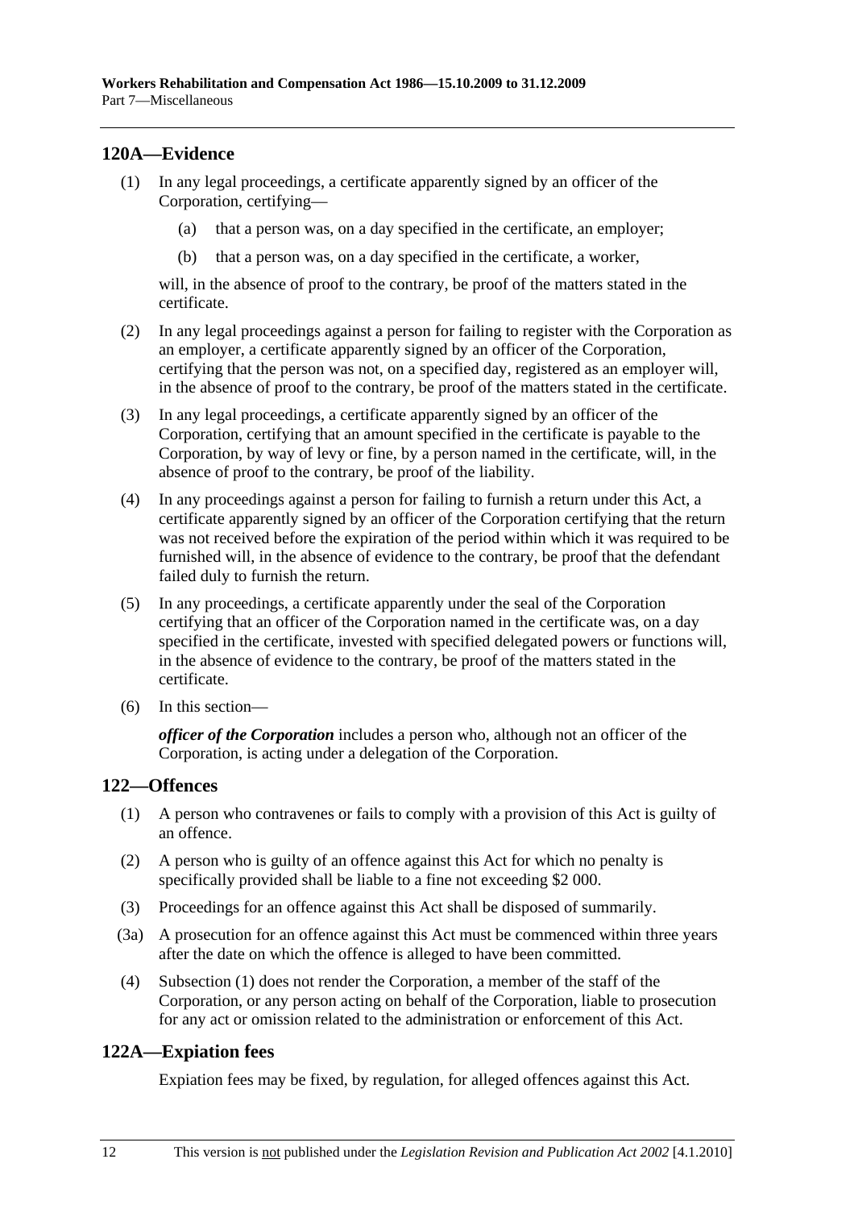## 120A—Evidence

(1) In any legal proceedings, a certificate apparently signed by an officer of the Corporation, certifying—

(a) that a person was, on a day specified in the certificate, an employer;

(b) that a person was, on a day specified in the certificate, a worker,

will, in the absence of proof to the contrary, be proof of the matters stated in the certificate.

(2) In any legal proceedings against a person for failing to register with the Corporation as an employer, a certificate apparently signed by an officer of the Corporation, certifying that the person was not, on a specified day, registered as an employer will, in the absence of proof to the contrary, be proof of the matters stated in the certificate.

(3) In any legal proceedings, a certificate apparently signed by an officer of the Corporation, certifying that an amount specified in the certificate is payable to the Corporation, by way of levy or fine, by a person named in the certificate, will, in the absence of proof to the contrary, be proof of the liability.

(4) In any proceedings against a person for failing to furnish a return under this Act, a certificate apparently signed by an officer of the Corporation certifying that the return was not received before the expiration of the period within which it was required to be furnished will, in the absence of evidence to the contrary, be proof that the defendant failed duly to furnish the return.

(5) In any proceedings, a certificate apparently under the seal of the Corporation certifying that an officer of the Corporation named in the certificate was, on a day specified in the certificate, invested with specified delegated powers or functions will, in the absence of evidence to the contrary, be proof of the matters stated in the certificate.

(6) In this section—

***officer of the Corporation*** includes a person who, although not an officer of the Corporation, is acting under a delegation of the Corporation.

## 122—Offences

(1) A person who contravenes or fails to comply with a provision of this Act is guilty of an offence.

(2) A person who is guilty of an offence against this Act for which no penalty is specifically provided shall be liable to a fine not exceeding $2 000.

(3) Proceedings for an offence against this Act shall be disposed of summarily.

(3a) A prosecution for an offence against this Act must be commenced within three years after the date on which the offence is alleged to have been committed.

(4) Subsection (1) does not render the Corporation, a member of the staff of the Corporation, or any person acting on behalf of the Corporation, liable to prosecution for any act or omission related to the administration or enforcement of this Act.

## 122A—Expiation fees

Expiation fees may be fixed, by regulation, for alleged offences against this Act.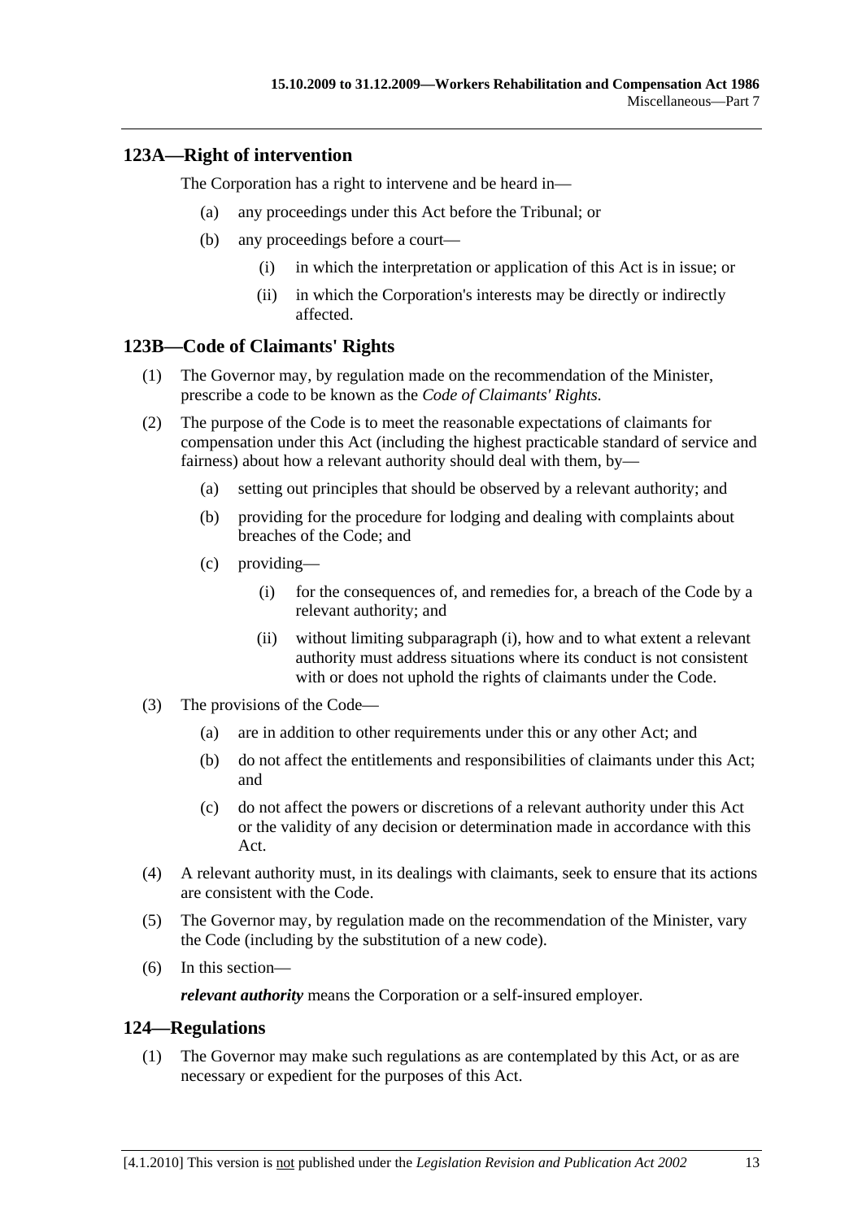## 123A—Right of intervention

The Corporation has a right to intervene and be heard in—

- (a) any proceedings under this Act before the Tribunal; or
- (b) any proceedings before a court—
    - (i) in which the interpretation or application of this Act is in issue; or
    - (ii) in which the Corporation's interests may be directly or indirectly affected.

## 123B—Code of Claimants' Rights

(1) The Governor may, by regulation made on the recommendation of the Minister, prescribe a code to be known as the *Code of Claimants' Rights*.

(2) The purpose of the Code is to meet the reasonable expectations of claimants for compensation under this Act (including the highest practicable standard of service and fairness) about how a relevant authority should deal with them, by—

- (a) setting out principles that should be observed by a relevant authority; and
- (b) providing for the procedure for lodging and dealing with complaints about breaches of the Code; and
- (c) providing—
    - (i) for the consequences of, and remedies for, a breach of the Code by a relevant authority; and
    - (ii) without limiting subparagraph (i), how and to what extent a relevant authority must address situations where its conduct is not consistent with or does not uphold the rights of claimants under the Code.

(3) The provisions of the Code—

- (a) are in addition to other requirements under this or any other Act; and
- (b) do not affect the entitlements and responsibilities of claimants under this Act; and
- (c) do not affect the powers or discretions of a relevant authority under this Act or the validity of any decision or determination made in accordance with this Act.

(4) A relevant authority must, in its dealings with claimants, seek to ensure that its actions are consistent with the Code.

(5) The Governor may, by regulation made on the recommendation of the Minister, vary the Code (including by the substitution of a new code).

(6) In this section—

***relevant authority*** means the Corporation or a self-insured employer.

## 124—Regulations

(1) The Governor may make such regulations as are contemplated by this Act, or as are necessary or expedient for the purposes of this Act.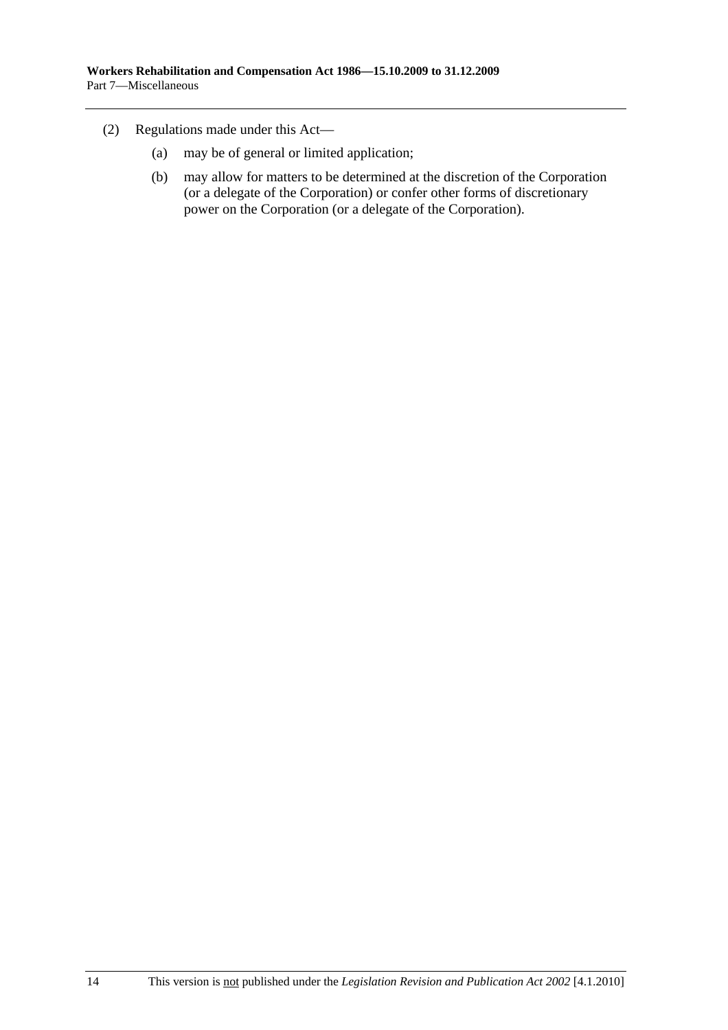(2) Regulations made under this Act—

(a) may be of general or limited application;

(b) may allow for matters to be determined at the discretion of the Corporation (or a delegate of the Corporation) or confer other forms of discretionary power on the Corporation (or a delegate of the Corporation).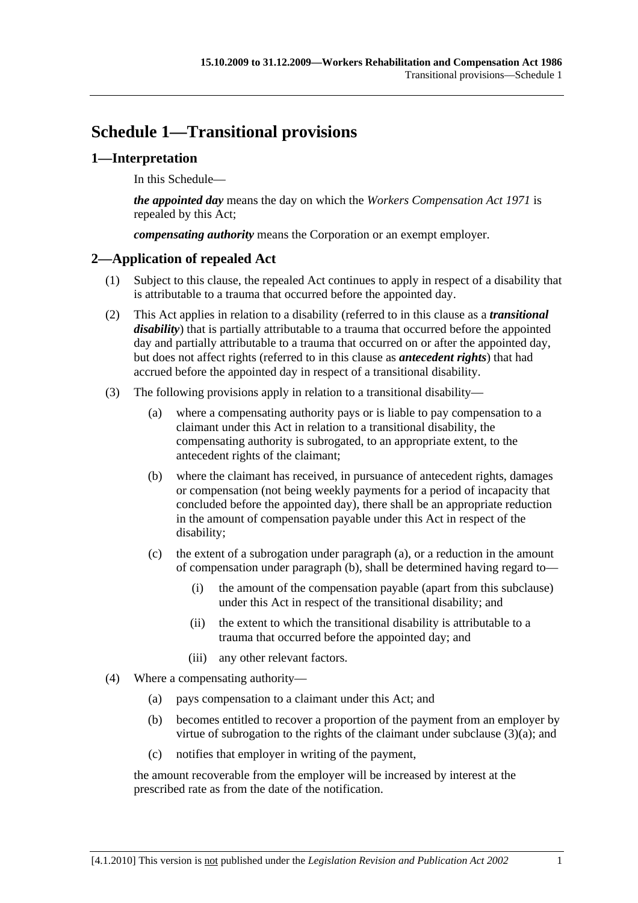# Schedule 1—Transitional provisions

## 1—Interpretation

In this Schedule—

***the appointed day*** means the day on which the *Workers Compensation Act 1971* is repealed by this Act;

***compensating authority*** means the Corporation or an exempt employer.

## 2—Application of repealed Act

(1) Subject to this clause, the repealed Act continues to apply in respect of a disability that is attributable to a trauma that occurred before the appointed day.

(2) This Act applies in relation to a disability (referred to in this clause as a ***transitional disability***) that is partially attributable to a trauma that occurred before the appointed day and partially attributable to a trauma that occurred on or after the appointed day, but does not affect rights (referred to in this clause as ***antecedent rights***) that had accrued before the appointed day in respect of a transitional disability.

(3) The following provisions apply in relation to a transitional disability—

(a) where a compensating authority pays or is liable to pay compensation to a claimant under this Act in relation to a transitional disability, the compensating authority is subrogated, to an appropriate extent, to the antecedent rights of the claimant;

(b) where the claimant has received, in pursuance of antecedent rights, damages or compensation (not being weekly payments for a period of incapacity that concluded before the appointed day), there shall be an appropriate reduction in the amount of compensation payable under this Act in respect of the disability;

(c) the extent of a subrogation under paragraph (a), or a reduction in the amount of compensation under paragraph (b), shall be determined having regard to—

(i) the amount of the compensation payable (apart from this subclause) under this Act in respect of the transitional disability; and

(ii) the extent to which the transitional disability is attributable to a trauma that occurred before the appointed day; and

(iii) any other relevant factors.

(4) Where a compensating authority—

(a) pays compensation to a claimant under this Act; and

(b) becomes entitled to recover a proportion of the payment from an employer by virtue of subrogation to the rights of the claimant under subclause (3)(a); and

(c) notifies that employer in writing of the payment,

the amount recoverable from the employer will be increased by interest at the prescribed rate as from the date of the notification.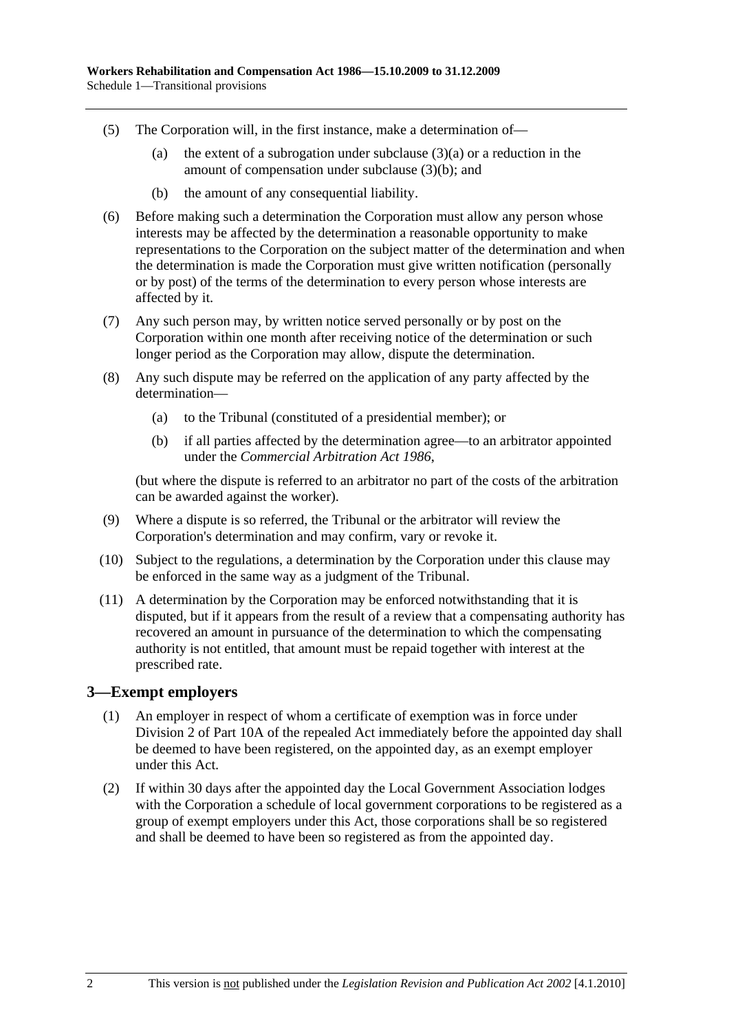(5) The Corporation will, in the first instance, make a determination of—

(a) the extent of a subrogation under subclause (3)(a) or a reduction in the amount of compensation under subclause (3)(b); and

(b) the amount of any consequential liability.

(6) Before making such a determination the Corporation must allow any person whose interests may be affected by the determination a reasonable opportunity to make representations to the Corporation on the subject matter of the determination and when the determination is made the Corporation must give written notification (personally or by post) of the terms of the determination to every person whose interests are affected by it.

(7) Any such person may, by written notice served personally or by post on the Corporation within one month after receiving notice of the determination or such longer period as the Corporation may allow, dispute the determination.

(8) Any such dispute may be referred on the application of any party affected by the determination—

(a) to the Tribunal (constituted of a presidential member); or

(b) if all parties affected by the determination agree—to an arbitrator appointed under the *Commercial Arbitration Act 1986*,

(but where the dispute is referred to an arbitrator no part of the costs of the arbitration can be awarded against the worker).

(9) Where a dispute is so referred, the Tribunal or the arbitrator will review the Corporation's determination and may confirm, vary or revoke it.

(10) Subject to the regulations, a determination by the Corporation under this clause may be enforced in the same way as a judgment of the Tribunal.

(11) A determination by the Corporation may be enforced notwithstanding that it is disputed, but if it appears from the result of a review that a compensating authority has recovered an amount in pursuance of the determination to which the compensating authority is not entitled, that amount must be repaid together with interest at the prescribed rate.

## 3—Exempt employers

(1) An employer in respect of whom a certificate of exemption was in force under Division 2 of Part 10A of the repealed Act immediately before the appointed day shall be deemed to have been registered, on the appointed day, as an exempt employer under this Act.

(2) If within 30 days after the appointed day the Local Government Association lodges with the Corporation a schedule of local government corporations to be registered as a group of exempt employers under this Act, those corporations shall be so registered and shall be deemed to have been so registered as from the appointed day.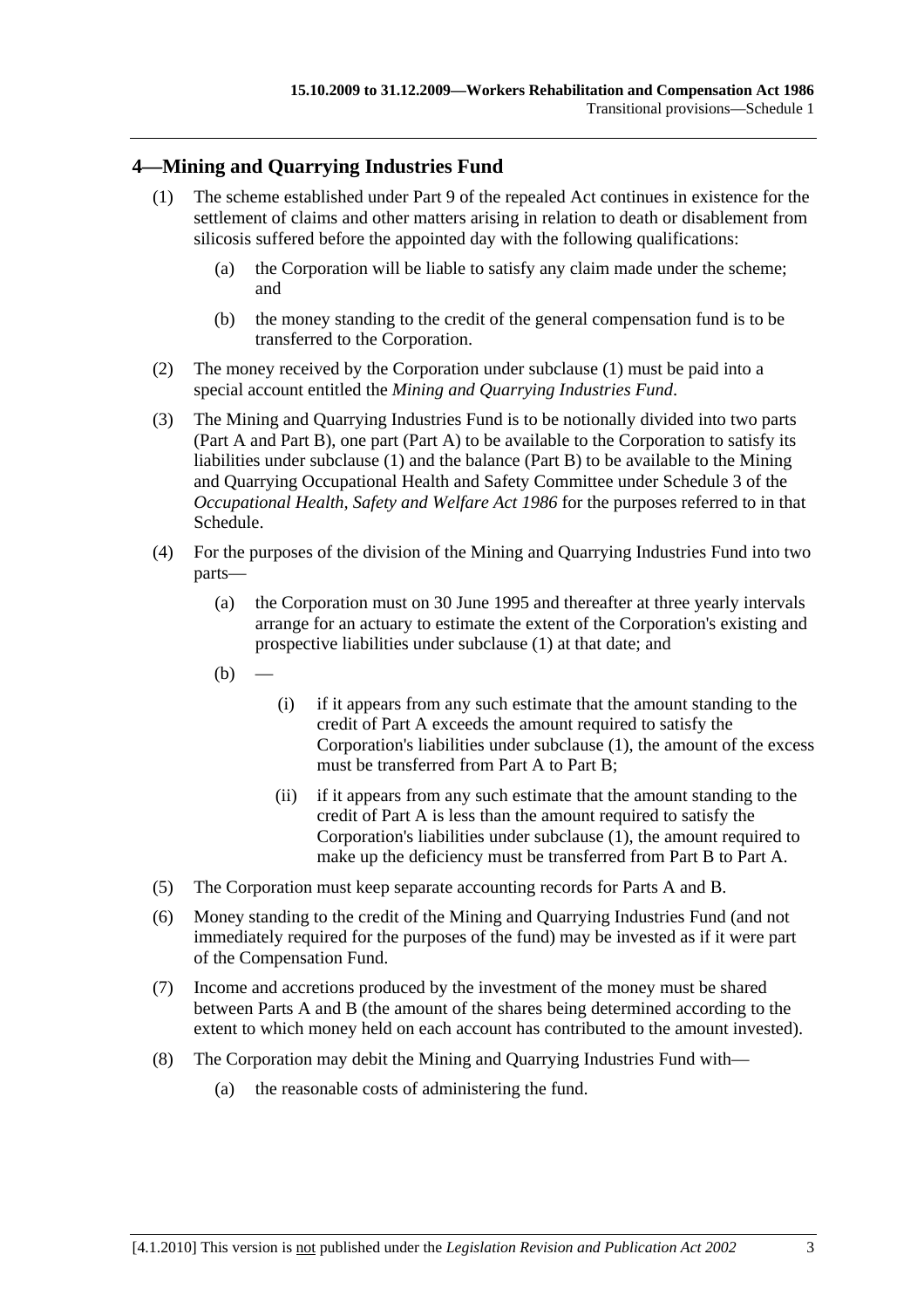## 4—Mining and Quarrying Industries Fund

(1) The scheme established under Part 9 of the repealed Act continues in existence for the settlement of claims and other matters arising in relation to death or disablement from silicosis suffered before the appointed day with the following qualifications:

- (a) the Corporation will be liable to satisfy any claim made under the scheme; and
- (b) the money standing to the credit of the general compensation fund is to be transferred to the Corporation.

(2) The money received by the Corporation under subclause (1) must be paid into a special account entitled the *Mining and Quarrying Industries Fund*.

(3) The Mining and Quarrying Industries Fund is to be notionally divided into two parts (Part A and Part B), one part (Part A) to be available to the Corporation to satisfy its liabilities under subclause (1) and the balance (Part B) to be available to the Mining and Quarrying Occupational Health and Safety Committee under Schedule 3 of the *Occupational Health, Safety and Welfare Act 1986* for the purposes referred to in that Schedule.

(4) For the purposes of the division of the Mining and Quarrying Industries Fund into two parts—

- (a) the Corporation must on 30 June 1995 and thereafter at three yearly intervals arrange for an actuary to estimate the extent of the Corporation's existing and prospective liabilities under subclause (1) at that date; and
- (b) —
  - (i) if it appears from any such estimate that the amount standing to the credit of Part A exceeds the amount required to satisfy the Corporation's liabilities under subclause (1), the amount of the excess must be transferred from Part A to Part B;
  - (ii) if it appears from any such estimate that the amount standing to the credit of Part A is less than the amount required to satisfy the Corporation's liabilities under subclause (1), the amount required to make up the deficiency must be transferred from Part B to Part A.

(5) The Corporation must keep separate accounting records for Parts A and B.

(6) Money standing to the credit of the Mining and Quarrying Industries Fund (and not immediately required for the purposes of the fund) may be invested as if it were part of the Compensation Fund.

(7) Income and accretions produced by the investment of the money must be shared between Parts A and B (the amount of the shares being determined according to the extent to which money held on each account has contributed to the amount invested).

(8) The Corporation may debit the Mining and Quarrying Industries Fund with—

- (a) the reasonable costs of administering the fund.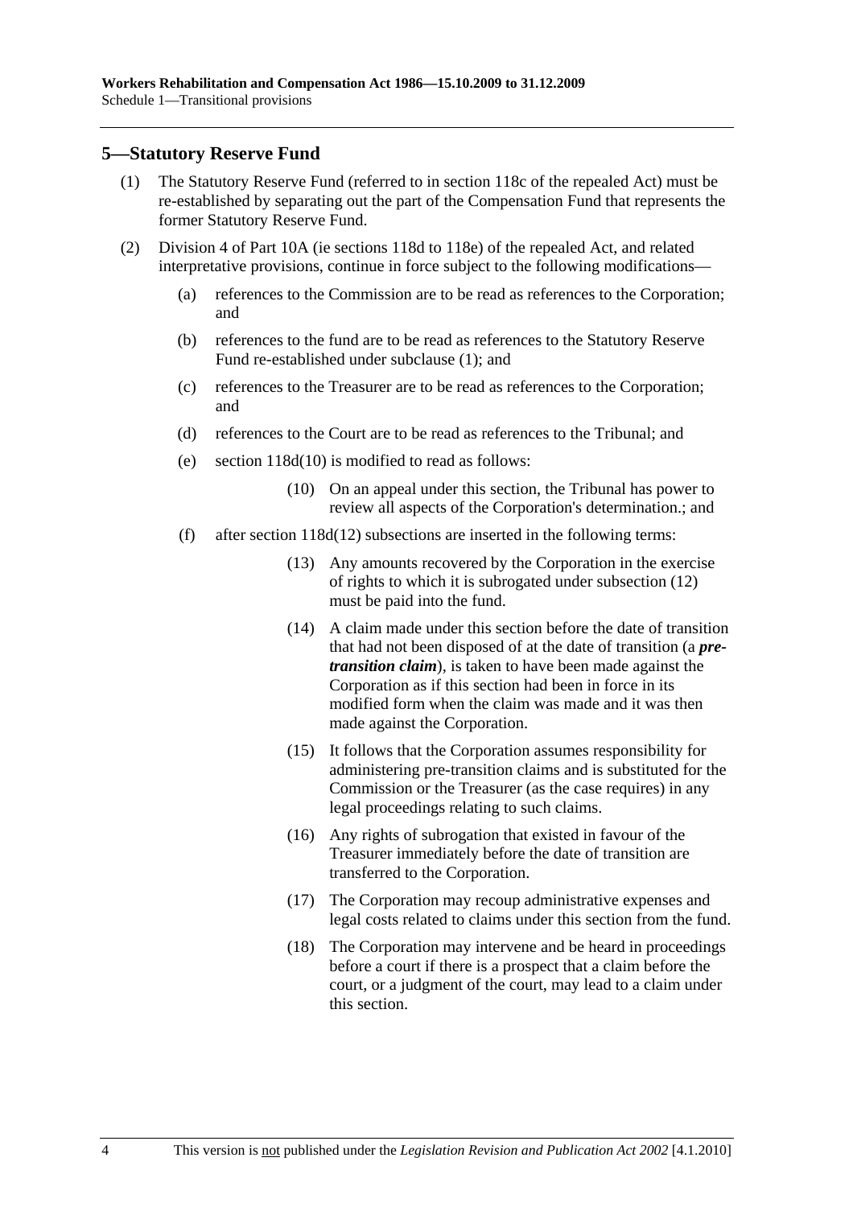## 5—Statutory Reserve Fund

(1) The Statutory Reserve Fund (referred to in section 118c of the repealed Act) must be re-established by separating out the part of the Compensation Fund that represents the former Statutory Reserve Fund.

(2) Division 4 of Part 10A (ie sections 118d to 118e) of the repealed Act, and related interpretative provisions, continue in force subject to the following modifications—

- (a) references to the Commission are to be read as references to the Corporation; and
- (b) references to the fund are to be read as references to the Statutory Reserve Fund re-established under subclause (1); and
- (c) references to the Treasurer are to be read as references to the Corporation; and
- (d) references to the Court are to be read as references to the Tribunal; and
- (e) section 118d(10) is modified to read as follows:
  - (10) On an appeal under this section, the Tribunal has power to review all aspects of the Corporation's determination.; and
- (f) after section 118d(12) subsections are inserted in the following terms:
  - (13) Any amounts recovered by the Corporation in the exercise of rights to which it is subrogated under subsection (12) must be paid into the fund.
  - (14) A claim made under this section before the date of transition that had not been disposed of at the date of transition (a ***pre-transition claim***), is taken to have been made against the Corporation as if this section had been in force in its modified form when the claim was made and it was then made against the Corporation.
  - (15) It follows that the Corporation assumes responsibility for administering pre-transition claims and is substituted for the Commission or the Treasurer (as the case requires) in any legal proceedings relating to such claims.
  - (16) Any rights of subrogation that existed in favour of the Treasurer immediately before the date of transition are transferred to the Corporation.
  - (17) The Corporation may recoup administrative expenses and legal costs related to claims under this section from the fund.
  - (18) The Corporation may intervene and be heard in proceedings before a court if there is a prospect that a claim before the court, or a judgment of the court, may lead to a claim under this section.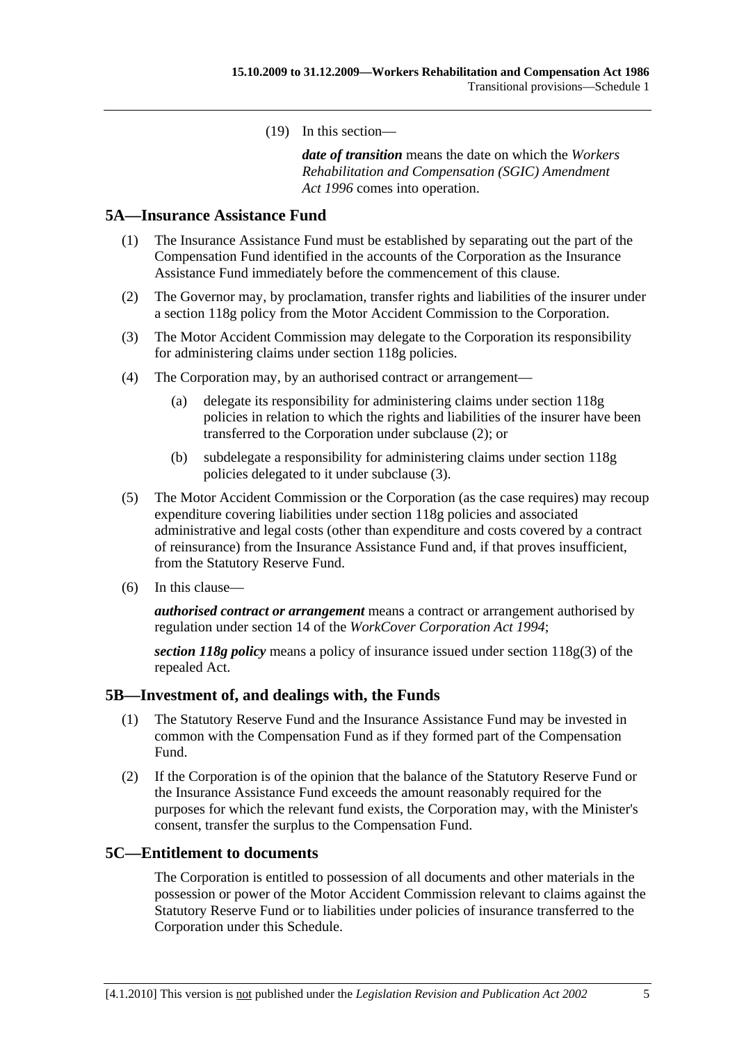(19) In this section—

***date of transition*** means the date on which the *Workers Rehabilitation and Compensation (SGIC) Amendment Act 1996* comes into operation.

## 5A—Insurance Assistance Fund

(1) The Insurance Assistance Fund must be established by separating out the part of the Compensation Fund identified in the accounts of the Corporation as the Insurance Assistance Fund immediately before the commencement of this clause.

(2) The Governor may, by proclamation, transfer rights and liabilities of the insurer under a section 118g policy from the Motor Accident Commission to the Corporation.

(3) The Motor Accident Commission may delegate to the Corporation its responsibility for administering claims under section 118g policies.

(4) The Corporation may, by an authorised contract or arrangement—

(a) delegate its responsibility for administering claims under section 118g policies in relation to which the rights and liabilities of the insurer have been transferred to the Corporation under subclause (2); or

(b) subdelegate a responsibility for administering claims under section 118g policies delegated to it under subclause (3).

(5) The Motor Accident Commission or the Corporation (as the case requires) may recoup expenditure covering liabilities under section 118g policies and associated administrative and legal costs (other than expenditure and costs covered by a contract of reinsurance) from the Insurance Assistance Fund and, if that proves insufficient, from the Statutory Reserve Fund.

(6) In this clause—

***authorised contract or arrangement*** means a contract or arrangement authorised by regulation under section 14 of the *WorkCover Corporation Act 1994*;

***section 118g policy*** means a policy of insurance issued under section 118g(3) of the repealed Act.

## 5B—Investment of, and dealings with, the Funds

(1) The Statutory Reserve Fund and the Insurance Assistance Fund may be invested in common with the Compensation Fund as if they formed part of the Compensation Fund.

(2) If the Corporation is of the opinion that the balance of the Statutory Reserve Fund or the Insurance Assistance Fund exceeds the amount reasonably required for the purposes for which the relevant fund exists, the Corporation may, with the Minister's consent, transfer the surplus to the Compensation Fund.

## 5C—Entitlement to documents

The Corporation is entitled to possession of all documents and other materials in the possession or power of the Motor Accident Commission relevant to claims against the Statutory Reserve Fund or to liabilities under policies of insurance transferred to the Corporation under this Schedule.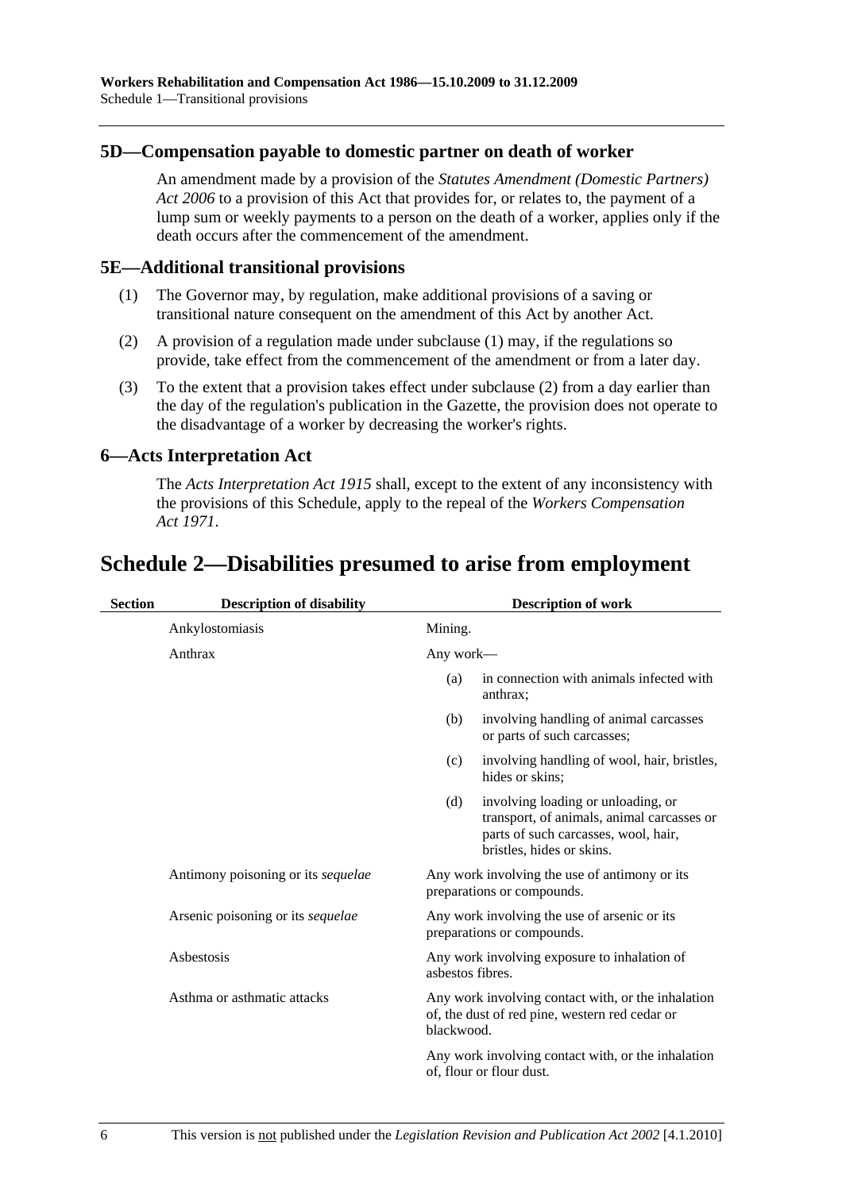### 5D—Compensation payable to domestic partner on death of worker

An amendment made by a provision of the *Statutes Amendment (Domestic Partners) Act 2006* to a provision of this Act that provides for, or relates to, the payment of a lump sum or weekly payments to a person on the death of a worker, applies only if the death occurs after the commencement of the amendment.

### 5E—Additional transitional provisions

(1) The Governor may, by regulation, make additional provisions of a saving or transitional nature consequent on the amendment of this Act by another Act.

(2) A provision of a regulation made under subclause (1) may, if the regulations so provide, take effect from the commencement of the amendment or from a later day.

(3) To the extent that a provision takes effect under subclause (2) from a day earlier than the day of the regulation's publication in the Gazette, the provision does not operate to the disadvantage of a worker by decreasing the worker's rights.

### 6—Acts Interpretation Act

The *Acts Interpretation Act 1915* shall, except to the extent of any inconsistency with the provisions of this Schedule, apply to the repeal of the *Workers Compensation Act 1971*.

## Schedule 2—Disabilities presumed to arise from employment

| Section | Description of disability | Description of work |
|---|---|---|
| | Ankylostomiasis | Mining. |
| | Anthrax | Any work—<br>(a) in connection with animals infected with anthrax;<br>(b) involving handling of animal carcasses or parts of such carcasses;<br>(c) involving handling of wool, hair, bristles, hides or skins;<br>(d) involving loading or unloading, or transport, of animals, animal carcasses or parts of such carcasses, wool, hair, bristles, hides or skins. |
| | Antimony poisoning or its *sequelae* | Any work involving the use of antimony or its preparations or compounds. |
| | Arsenic poisoning or its *sequelae* | Any work involving the use of arsenic or its preparations or compounds. |
| | Asbestosis | Any work involving exposure to inhalation of asbestos fibres. |
| | Asthma or asthmatic attacks | Any work involving contact with, or the inhalation of, the dust of red pine, western red cedar or blackwood.<br><br>Any work involving contact with, or the inhalation of, flour or flour dust. |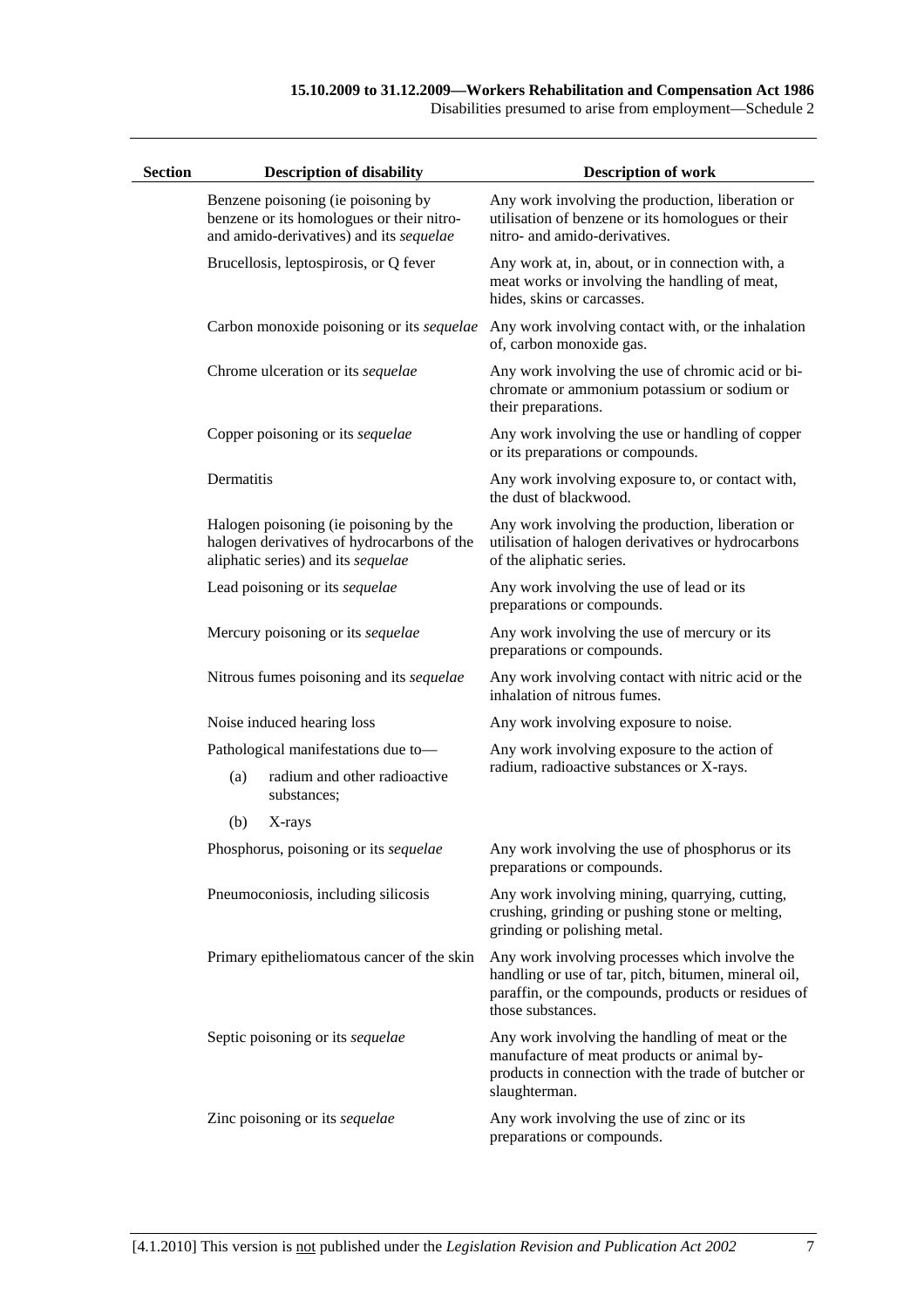| Section | Description of disability | Description of work |
|---|---|---|
| | Benzene poisoning (ie poisoning by benzene or its homologues or their nitro- and amido-derivatives) and its *sequelae* | Any work involving the production, liberation or utilisation of benzene or its homologues or their nitro- and amido-derivatives. |
| | Brucellosis, leptospirosis, or Q fever | Any work at, in, about, or in connection with, a meat works or involving the handling of meat, hides, skins or carcasses. |
| | Carbon monoxide poisoning or its *sequelae* | Any work involving contact with, or the inhalation of, carbon monoxide gas. |
| | Chrome ulceration or its *sequelae* | Any work involving the use of chromic acid or bi-chromate or ammonium potassium or sodium or their preparations. |
| | Copper poisoning or its *sequelae* | Any work involving the use or handling of copper or its preparations or compounds. |
| | Dermatitis | Any work involving exposure to, or contact with, the dust of blackwood. |
| | Halogen poisoning (ie poisoning by the halogen derivatives of hydrocarbons of the aliphatic series) and its *sequelae* | Any work involving the production, liberation or utilisation of halogen derivatives or hydrocarbons of the aliphatic series. |
| | Lead poisoning or its *sequelae* | Any work involving the use of lead or its preparations or compounds. |
| | Mercury poisoning or its *sequelae* | Any work involving the use of mercury or its preparations or compounds. |
| | Nitrous fumes poisoning and its *sequelae* | Any work involving contact with nitric acid or the inhalation of nitrous fumes. |
| | Noise induced hearing loss | Any work involving exposure to noise. |
| | Pathological manifestations due to—<br>(a) radium and other radioactive substances;<br>(b) X-rays | Any work involving exposure to the action of radium, radioactive substances or X-rays. |
| | Phosphorus, poisoning or its *sequelae* | Any work involving the use of phosphorus or its preparations or compounds. |
| | Pneumoconiosis, including silicosis | Any work involving mining, quarrying, cutting, crushing, grinding or pushing stone or melting, grinding or polishing metal. |
| | Primary epitheliomatous cancer of the skin | Any work involving processes which involve the handling or use of tar, pitch, bitumen, mineral oil, paraffin, or the compounds, products or residues of those substances. |
| | Septic poisoning or its *sequelae* | Any work involving the handling of meat or the manufacture of meat products or animal by-products in connection with the trade of butcher or slaughterman. |
| | Zinc poisoning or its *sequelae* | Any work involving the use of zinc or its preparations or compounds. |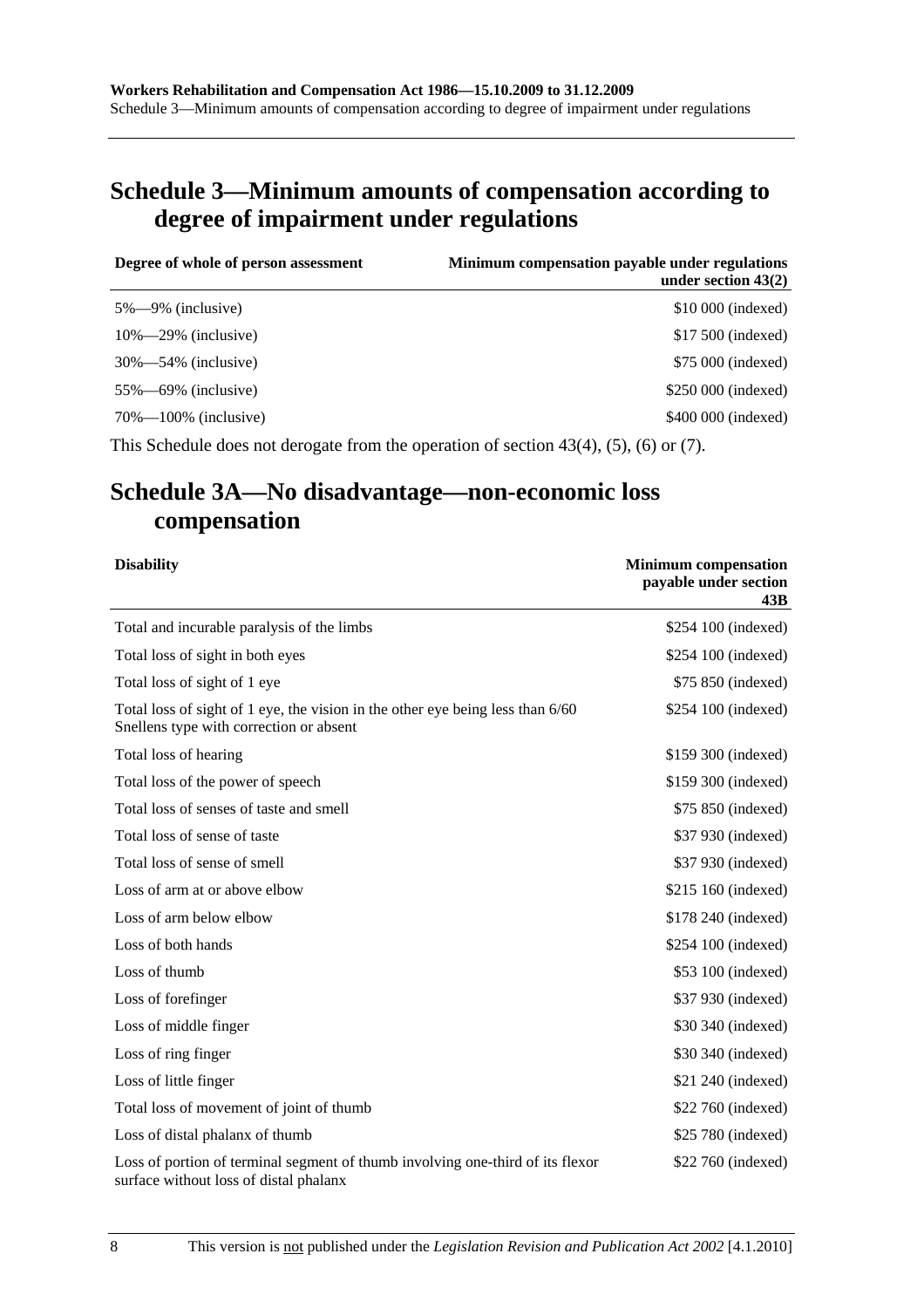## Schedule 3—Minimum amounts of compensation according to degree of impairment under regulations

| Degree of whole of person assessment | Minimum compensation payable under regulations under section 43(2) |
|---|---|
| 5%—9% (inclusive) | $10 000 (indexed) |
| 10%—29% (inclusive) | $17 500 (indexed) |
| 30%—54% (inclusive) | $75 000 (indexed) |
| 55%—69% (inclusive) | $250 000 (indexed) |
| 70%—100% (inclusive) | $400 000 (indexed) |

This Schedule does not derogate from the operation of section 43(4), (5), (6) or (7).

## Schedule 3A—No disadvantage—non-economic loss compensation

| Disability | Minimum compensation payable under section 43B |
|---|---|
| Total and incurable paralysis of the limbs | $254 100 (indexed) |
| Total loss of sight in both eyes | $254 100 (indexed) |
| Total loss of sight of 1 eye | $75 850 (indexed) |
| Total loss of sight of 1 eye, the vision in the other eye being less than 6/60 Snellens type with correction or absent | $254 100 (indexed) |
| Total loss of hearing | $159 300 (indexed) |
| Total loss of the power of speech | $159 300 (indexed) |
| Total loss of senses of taste and smell | $75 850 (indexed) |
| Total loss of sense of taste | $37 930 (indexed) |
| Total loss of sense of smell | $37 930 (indexed) |
| Loss of arm at or above elbow | $215 160 (indexed) |
| Loss of arm below elbow | $178 240 (indexed) |
| Loss of both hands | $254 100 (indexed) |
| Loss of thumb | $53 100 (indexed) |
| Loss of forefinger | $37 930 (indexed) |
| Loss of middle finger | $30 340 (indexed) |
| Loss of ring finger | $30 340 (indexed) |
| Loss of little finger | $21 240 (indexed) |
| Total loss of movement of joint of thumb | $22 760 (indexed) |
| Loss of distal phalanx of thumb | $25 780 (indexed) |
| Loss of portion of terminal segment of thumb involving one-third of its flexor surface without loss of distal phalanx | $22 760 (indexed) |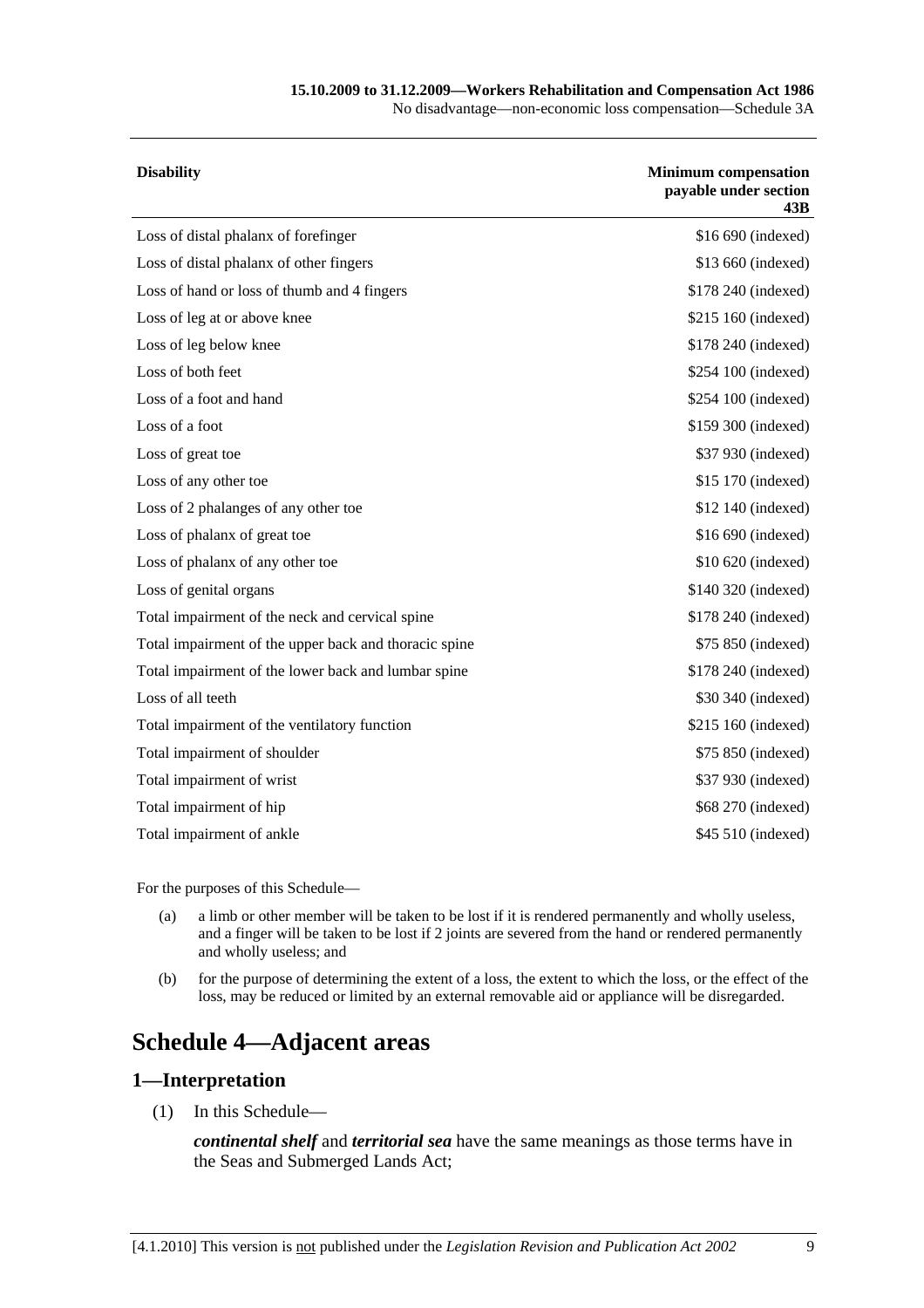| Disability | Minimum compensation payable under section 43B |
| --- | --- |
| Loss of distal phalanx of forefinger | $16 690 (indexed) |
| Loss of distal phalanx of other fingers | $13 660 (indexed) |
| Loss of hand or loss of thumb and 4 fingers | $178 240 (indexed) |
| Loss of leg at or above knee | $215 160 (indexed) |
| Loss of leg below knee | $178 240 (indexed) |
| Loss of both feet | $254 100 (indexed) |
| Loss of a foot and hand | $254 100 (indexed) |
| Loss of a foot | $159 300 (indexed) |
| Loss of great toe | $37 930 (indexed) |
| Loss of any other toe | $15 170 (indexed) |
| Loss of 2 phalanges of any other toe | $12 140 (indexed) |
| Loss of phalanx of great toe | $16 690 (indexed) |
| Loss of phalanx of any other toe | $10 620 (indexed) |
| Loss of genital organs | $140 320 (indexed) |
| Total impairment of the neck and cervical spine | $178 240 (indexed) |
| Total impairment of the upper back and thoracic spine | $75 850 (indexed) |
| Total impairment of the lower back and lumbar spine | $178 240 (indexed) |
| Loss of all teeth | $30 340 (indexed) |
| Total impairment of the ventilatory function | $215 160 (indexed) |
| Total impairment of shoulder | $75 850 (indexed) |
| Total impairment of wrist | $37 930 (indexed) |
| Total impairment of hip | $68 270 (indexed) |
| Total impairment of ankle | $45 510 (indexed) |

For the purposes of this Schedule—

(a) a limb or other member will be taken to be lost if it is rendered permanently and wholly useless, and a finger will be taken to be lost if 2 joints are severed from the hand or rendered permanently and wholly useless; and

(b) for the purpose of determining the extent of a loss, the extent to which the loss, or the effect of the loss, may be reduced or limited by an external removable aid or appliance will be disregarded.

# Schedule 4—Adjacent areas

## 1—Interpretation

(1) In this Schedule—

***continental shelf*** and ***territorial sea*** have the same meanings as those terms have in the Seas and Submerged Lands Act;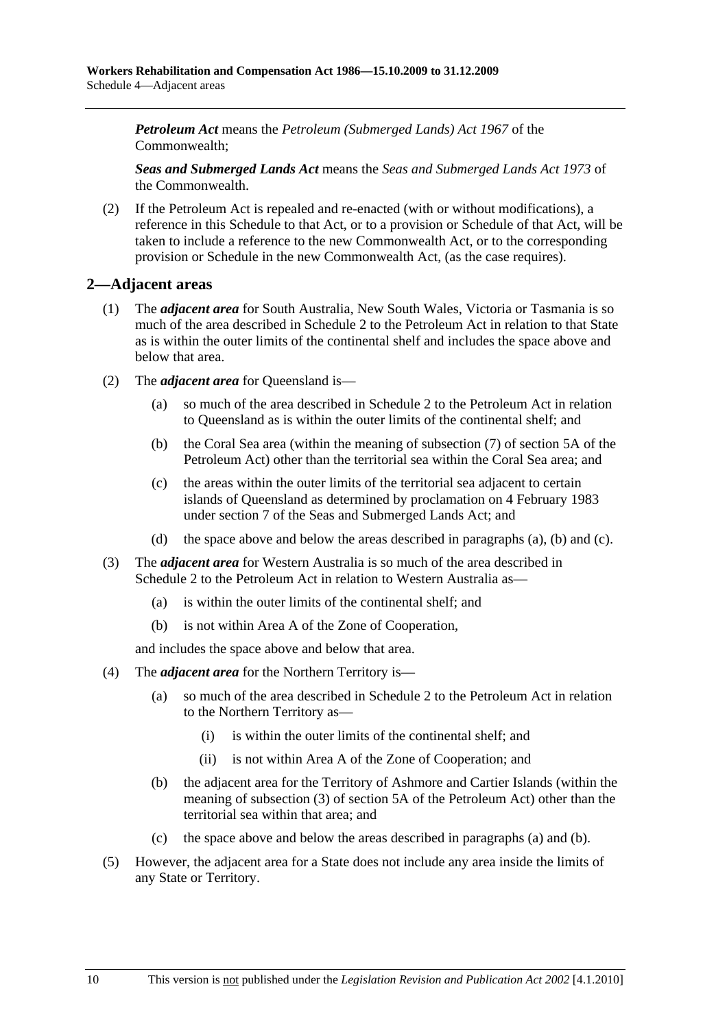***Petroleum Act*** means the *Petroleum (Submerged Lands) Act 1967* of the Commonwealth;

***Seas and Submerged Lands Act*** means the *Seas and Submerged Lands Act 1973* of the Commonwealth.

(2) If the Petroleum Act is repealed and re-enacted (with or without modifications), a reference in this Schedule to that Act, or to a provision or Schedule of that Act, will be taken to include a reference to the new Commonwealth Act, or to the corresponding provision or Schedule in the new Commonwealth Act, (as the case requires).

## 2—Adjacent areas

(1) The ***adjacent area*** for South Australia, New South Wales, Victoria or Tasmania is so much of the area described in Schedule 2 to the Petroleum Act in relation to that State as is within the outer limits of the continental shelf and includes the space above and below that area.

(2) The ***adjacent area*** for Queensland is—

- (a) so much of the area described in Schedule 2 to the Petroleum Act in relation to Queensland as is within the outer limits of the continental shelf; and
- (b) the Coral Sea area (within the meaning of subsection (7) of section 5A of the Petroleum Act) other than the territorial sea within the Coral Sea area; and
- (c) the areas within the outer limits of the territorial sea adjacent to certain islands of Queensland as determined by proclamation on 4 February 1983 under section 7 of the Seas and Submerged Lands Act; and
- (d) the space above and below the areas described in paragraphs (a), (b) and (c).

(3) The ***adjacent area*** for Western Australia is so much of the area described in Schedule 2 to the Petroleum Act in relation to Western Australia as—

- (a) is within the outer limits of the continental shelf; and
- (b) is not within Area A of the Zone of Cooperation,

and includes the space above and below that area.

(4) The ***adjacent area*** for the Northern Territory is—

- (a) so much of the area described in Schedule 2 to the Petroleum Act in relation to the Northern Territory as—
  - (i) is within the outer limits of the continental shelf; and
  - (ii) is not within Area A of the Zone of Cooperation; and
- (b) the adjacent area for the Territory of Ashmore and Cartier Islands (within the meaning of subsection (3) of section 5A of the Petroleum Act) other than the territorial sea within that area; and
- (c) the space above and below the areas described in paragraphs (a) and (b).

(5) However, the adjacent area for a State does not include any area inside the limits of any State or Territory.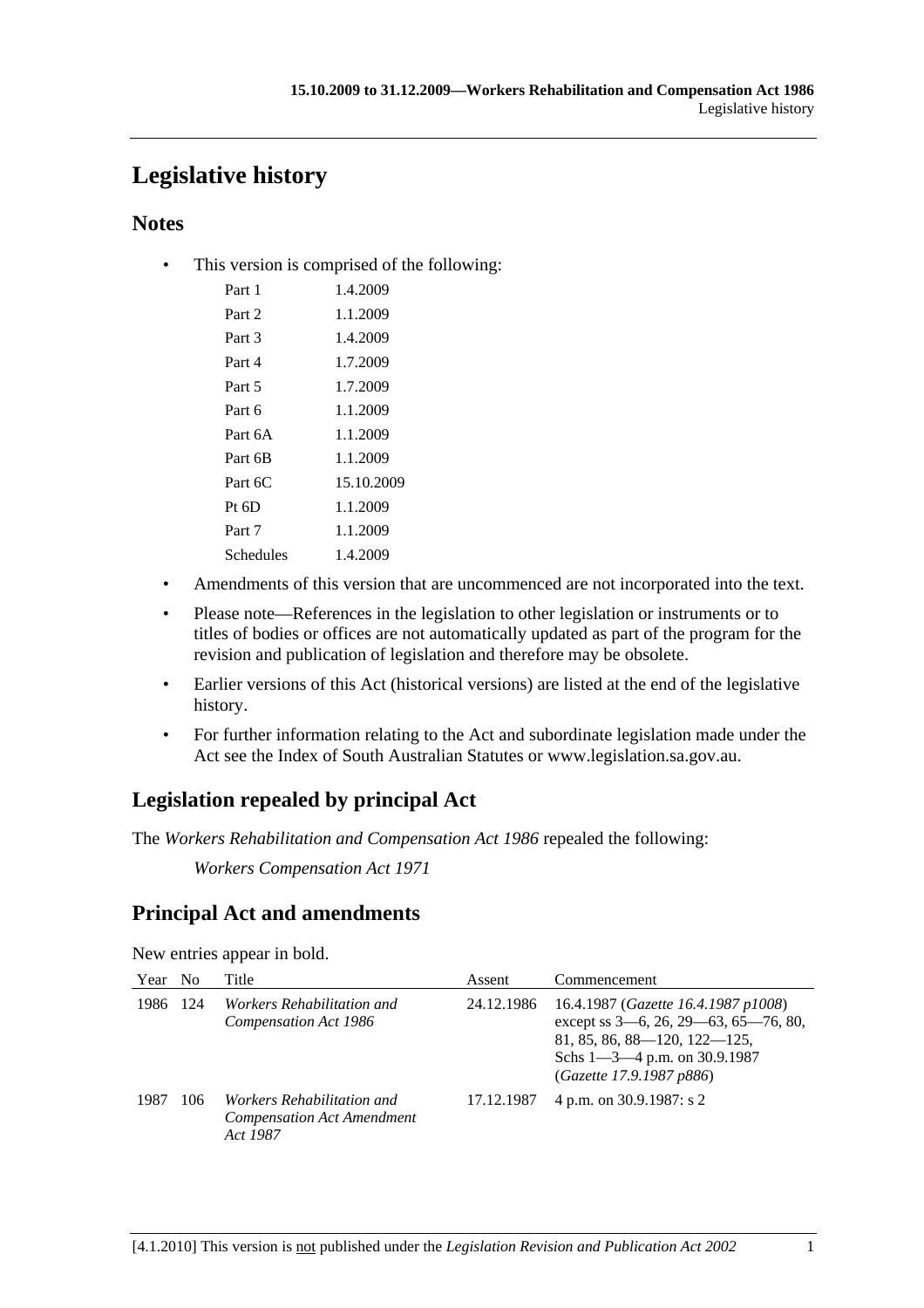# Legislative history

## Notes

- This version is comprised of the following:

| | |
|---|---|
| Part 1 | 1.4.2009 |
| Part 2 | 1.1.2009 |
| Part 3 | 1.4.2009 |
| Part 4 | 1.7.2009 |
| Part 5 | 1.7.2009 |
| Part 6 | 1.1.2009 |
| Part 6A | 1.1.2009 |
| Part 6B | 1.1.2009 |
| Part 6C | 15.10.2009 |
| Pt 6D | 1.1.2009 |
| Part 7 | 1.1.2009 |
| Schedules | 1.4.2009 |

- Amendments of this version that are uncommenced are not incorporated into the text.
- Please note—References in the legislation to other legislation or instruments or to titles of bodies or offices are not automatically updated as part of the program for the revision and publication of legislation and therefore may be obsolete.
- Earlier versions of this Act (historical versions) are listed at the end of the legislative history.
- For further information relating to the Act and subordinate legislation made under the Act see the Index of South Australian Statutes or www.legislation.sa.gov.au.

## Legislation repealed by principal Act

The *Workers Rehabilitation and Compensation Act 1986* repealed the following:

*Workers Compensation Act 1971*

## Principal Act and amendments

New entries appear in bold.

| Year | No | Title | Assent | Commencement |
|---|---|---|---|---|
| 1986 | 124 | *Workers Rehabilitation and Compensation Act 1986* | 24.12.1986 | 16.4.1987 (*Gazette 16.4.1987 p1008*) except ss 3—6, 26, 29—63, 65—76, 80, 81, 85, 86, 88—120, 122—125, Schs 1—3—4 p.m. on 30.9.1987 (*Gazette 17.9.1987 p886*) |
| 1987 | 106 | *Workers Rehabilitation and Compensation Act Amendment Act 1987* | 17.12.1987 | 4 p.m. on 30.9.1987: s 2 |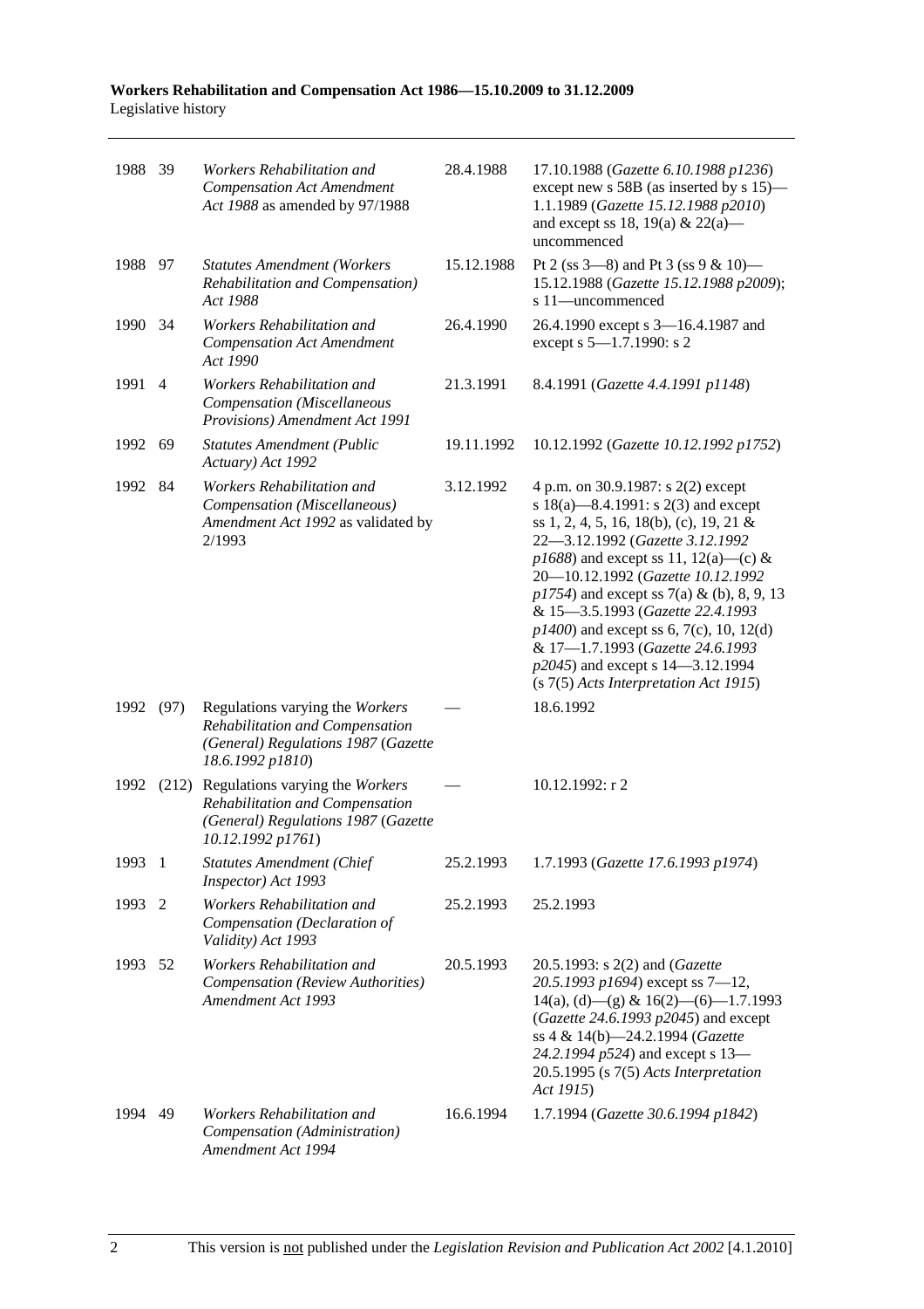| | | | | |
|---|---|---|---|---|
| 1988 | 39 | *Workers Rehabilitation and Compensation Act Amendment Act 1988* as amended by 97/1988 | 28.4.1988 | 17.10.1988 (*Gazette 6.10.1988 p1236*) except new s 58B (as inserted by s 15)—1.1.1989 (*Gazette 15.12.1988 p2010*) and except ss 18, 19(a) & 22(a)—uncommenced |
| 1988 | 97 | *Statutes Amendment (Workers Rehabilitation and Compensation) Act 1988* | 15.12.1988 | Pt 2 (ss 3—8) and Pt 3 (ss 9 & 10)—15.12.1988 (*Gazette 15.12.1988 p2009*); s 11—uncommenced |
| 1990 | 34 | *Workers Rehabilitation and Compensation Act Amendment Act 1990* | 26.4.1990 | 26.4.1990 except s 3—16.4.1987 and except s 5—1.7.1990: s 2 |
| 1991 | 4 | *Workers Rehabilitation and Compensation (Miscellaneous Provisions) Amendment Act 1991* | 21.3.1991 | 8.4.1991 (*Gazette 4.4.1991 p1148*) |
| 1992 | 69 | *Statutes Amendment (Public Actuary) Act 1992* | 19.11.1992 | 10.12.1992 (*Gazette 10.12.1992 p1752*) |
| 1992 | 84 | *Workers Rehabilitation and Compensation (Miscellaneous) Amendment Act 1992* as validated by 2/1993 | 3.12.1992 | 4 p.m. on 30.9.1987: s 2(2) except s 18(a)—8.4.1991: s 2(3) and except ss 1, 2, 4, 5, 16, 18(b), (c), 19, 21 & 22—3.12.1992 (*Gazette 3.12.1992 p1688*) and except ss 11, 12(a)—(c) & 20—10.12.1992 (*Gazette 10.12.1992 p1754*) and except ss 7(a) & (b), 8, 9, 13 & 15—3.5.1993 (*Gazette 22.4.1993 p1400*) and except ss 6, 7(c), 10, 12(d) & 17—1.7.1993 (*Gazette 24.6.1993 p2045*) and except s 14—3.12.1994 (s 7(5) *Acts Interpretation Act 1915*) |
| 1992 | (97) | Regulations varying the *Workers Rehabilitation and Compensation (General) Regulations 1987* (*Gazette 18.6.1992 p1810*) | — | 18.6.1992 |
| 1992 | (212) | Regulations varying the *Workers Rehabilitation and Compensation (General) Regulations 1987* (*Gazette 10.12.1992 p1761*) | — | 10.12.1992: r 2 |
| 1993 | 1 | *Statutes Amendment (Chief Inspector) Act 1993* | 25.2.1993 | 1.7.1993 (*Gazette 17.6.1993 p1974*) |
| 1993 | 2 | *Workers Rehabilitation and Compensation (Declaration of Validity) Act 1993* | 25.2.1993 | 25.2.1993 |
| 1993 | 52 | *Workers Rehabilitation and Compensation (Review Authorities) Amendment Act 1993* | 20.5.1993 | 20.5.1993: s 2(2) and (*Gazette 20.5.1993 p1694*) except ss 7—12, 14(a), (d)—(g) & 16(2)—(6)—1.7.1993 (*Gazette 24.6.1993 p2045*) and except ss 4 & 14(b)—24.2.1994 (*Gazette 24.2.1994 p524*) and except s 13—20.5.1995 (s 7(5) *Acts Interpretation Act 1915*) |
| 1994 | 49 | *Workers Rehabilitation and Compensation (Administration) Amendment Act 1994* | 16.6.1994 | 1.7.1994 (*Gazette 30.6.1994 p1842*) |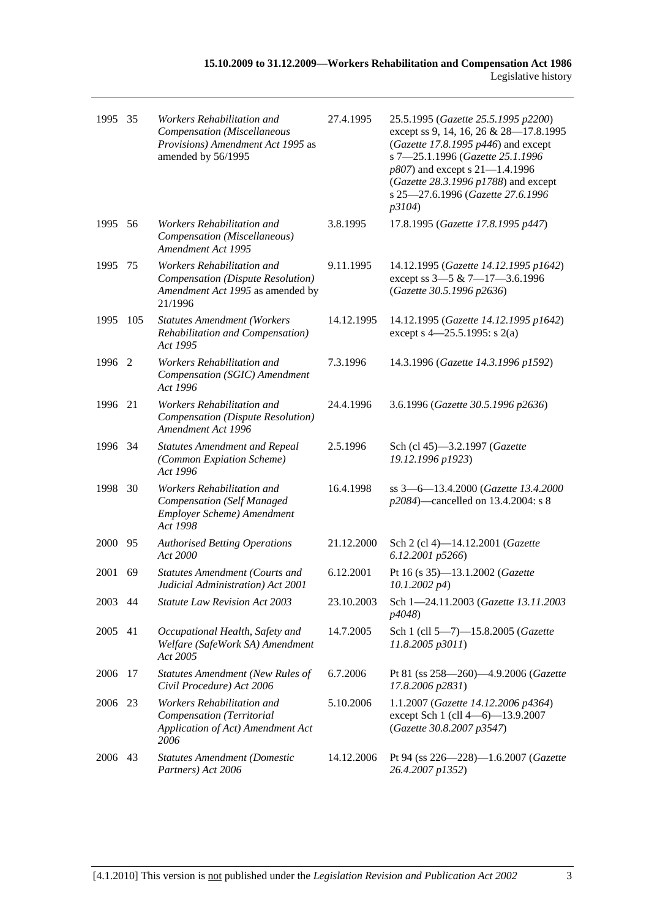| | | | | |
|---|---|---|---|---|
| 1995 | 35 | *Workers Rehabilitation and Compensation (Miscellaneous Provisions) Amendment Act 1995* as amended by 56/1995 | 27.4.1995 | 25.5.1995 (*Gazette 25.5.1995 p2200*) except ss 9, 14, 16, 26 & 28—17.8.1995 (*Gazette 17.8.1995 p446*) and except s 7—25.1.1996 (*Gazette 25.1.1996 p807*) and except s 21—1.4.1996 (*Gazette 28.3.1996 p1788*) and except s 25—27.6.1996 (*Gazette 27.6.1996 p3104*) |
| 1995 | 56 | *Workers Rehabilitation and Compensation (Miscellaneous) Amendment Act 1995* | 3.8.1995 | 17.8.1995 (*Gazette 17.8.1995 p447*) |
| 1995 | 75 | *Workers Rehabilitation and Compensation (Dispute Resolution) Amendment Act 1995* as amended by 21/1996 | 9.11.1995 | 14.12.1995 (*Gazette 14.12.1995 p1642*) except ss 3—5 & 7—17—3.6.1996 (*Gazette 30.5.1996 p2636*) |
| 1995 | 105 | *Statutes Amendment (Workers Rehabilitation and Compensation) Act 1995* | 14.12.1995 | 14.12.1995 (*Gazette 14.12.1995 p1642*) except s 4—25.5.1995: s 2(a) |
| 1996 | 2 | *Workers Rehabilitation and Compensation (SGIC) Amendment Act 1996* | 7.3.1996 | 14.3.1996 (*Gazette 14.3.1996 p1592*) |
| 1996 | 21 | *Workers Rehabilitation and Compensation (Dispute Resolution) Amendment Act 1996* | 24.4.1996 | 3.6.1996 (*Gazette 30.5.1996 p2636*) |
| 1996 | 34 | *Statutes Amendment and Repeal (Common Expiation Scheme) Act 1996* | 2.5.1996 | Sch (cl 45)—3.2.1997 (*Gazette 19.12.1996 p1923*) |
| 1998 | 30 | *Workers Rehabilitation and Compensation (Self Managed Employer Scheme) Amendment Act 1998* | 16.4.1998 | ss 3—6—13.4.2000 (*Gazette 13.4.2000 p2084*)—cancelled on 13.4.2004: s 8 |
| 2000 | 95 | *Authorised Betting Operations Act 2000* | 21.12.2000 | Sch 2 (cl 4)—14.12.2001 (*Gazette 6.12.2001 p5266*) |
| 2001 | 69 | *Statutes Amendment (Courts and Judicial Administration) Act 2001* | 6.12.2001 | Pt 16 (s 35)—13.1.2002 (*Gazette 10.1.2002 p4*) |
| 2003 | 44 | *Statute Law Revision Act 2003* | 23.10.2003 | Sch 1—24.11.2003 (*Gazette 13.11.2003 p4048*) |
| 2005 | 41 | *Occupational Health, Safety and Welfare (SafeWork SA) Amendment Act 2005* | 14.7.2005 | Sch 1 (cll 5—7)—15.8.2005 (*Gazette 11.8.2005 p3011*) |
| 2006 | 17 | *Statutes Amendment (New Rules of Civil Procedure) Act 2006* | 6.7.2006 | Pt 81 (ss 258—260)—4.9.2006 (*Gazette 17.8.2006 p2831*) |
| 2006 | 23 | *Workers Rehabilitation and Compensation (Territorial Application of Act) Amendment Act 2006* | 5.10.2006 | 1.1.2007 (*Gazette 14.12.2006 p4364*) except Sch 1 (cll 4—6)—13.9.2007 (*Gazette 30.8.2007 p3547*) |
| 2006 | 43 | *Statutes Amendment (Domestic Partners) Act 2006* | 14.12.2006 | Pt 94 (ss 226—228)—1.6.2007 (*Gazette 26.4.2007 p1352*) |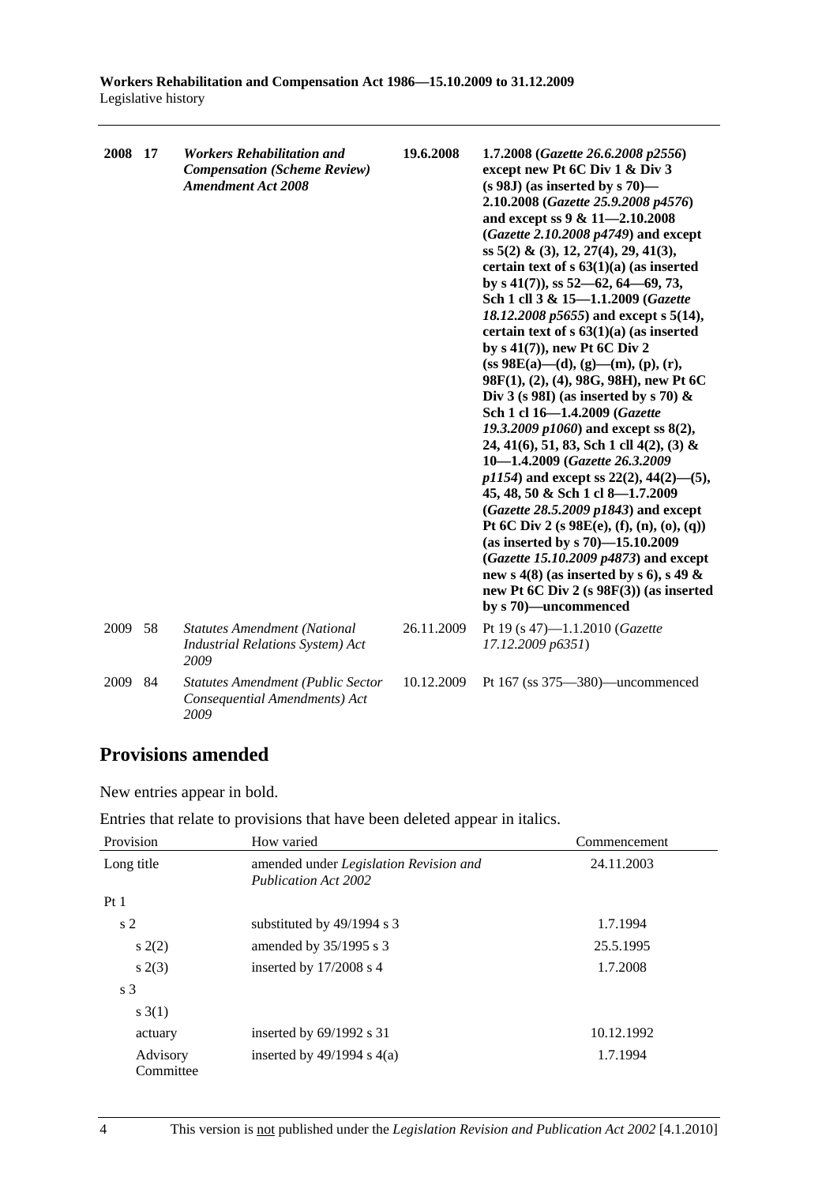| | | | | |
|---|---|---|---|---|
| **2008** | **17** | ***Workers Rehabilitation and Compensation (Scheme Review) Amendment Act 2008*** | **19.6.2008** | **1.7.2008 (*Gazette 26.6.2008 p2556*) except new Pt 6C Div 1 & Div 3 (s 98J) (as inserted by s 70)—2.10.2008 (*Gazette 25.9.2008 p4576*) and except ss 9 & 11—2.10.2008 (*Gazette 2.10.2008 p4749*) and except ss 5(2) & (3), 12, 27(4), 29, 41(3), certain text of s 63(1)(a) (as inserted by s 41(7)), ss 52—62, 64—69, 73, Sch 1 cll 3 & 15—1.1.2009 (*Gazette 18.12.2008 p5655*) and except s 5(14), certain text of s 63(1)(a) (as inserted by s 41(7)), new Pt 6C Div 2 (ss 98E(a)—(d), (g)—(m), (p), (r), 98F(1), (2), (4), 98G, 98H), new Pt 6C Div 3 (s 98I) (as inserted by s 70) & Sch 1 cl 16—1.4.2009 (*Gazette 19.3.2009 p1060*) and except ss 8(2), 24, 41(6), 51, 83, Sch 1 cll 4(2), (3) & 10—1.4.2009 (*Gazette 26.3.2009 p1154*) and except ss 22(2), 44(2)—(5), 45, 48, 50 & Sch 1 cl 8—1.7.2009 (*Gazette 28.5.2009 p1843*) and except Pt 6C Div 2 (s 98E(e), (f), (n), (o), (q)) (as inserted by s 70)—15.10.2009 (*Gazette 15.10.2009 p4873*) and except new s 4(8) (as inserted by s 6), s 49 & new Pt 6C Div 2 (s 98F(3)) (as inserted by s 70)—uncommenced** |
| 2009 | 58 | *Statutes Amendment (National Industrial Relations System) Act 2009* | 26.11.2009 | Pt 19 (s 47)—1.1.2010 (*Gazette 17.12.2009 p6351*) |
| 2009 | 84 | *Statutes Amendment (Public Sector Consequential Amendments) Act 2009* | 10.12.2009 | Pt 167 (ss 375—380)—uncommenced |

## Provisions amended

New entries appear in bold.

Entries that relate to provisions that have been deleted appear in italics.

| Provision | How varied | Commencement |
|---|---|---|
| Long title | amended under *Legislation Revision and Publication Act 2002* | 24.11.2003 |
| Pt 1 | | |
| s 2 | substituted by 49/1994 s 3 | 1.7.1994 |
| s 2(2) | amended by 35/1995 s 3 | 25.5.1995 |
| s 2(3) | inserted by 17/2008 s 4 | 1.7.2008 |
| s 3 | | |
| s 3(1) | | |
| actuary | inserted by 69/1992 s 31 | 10.12.1992 |
| Advisory Committee | inserted by 49/1994 s 4(a) | 1.7.1994 |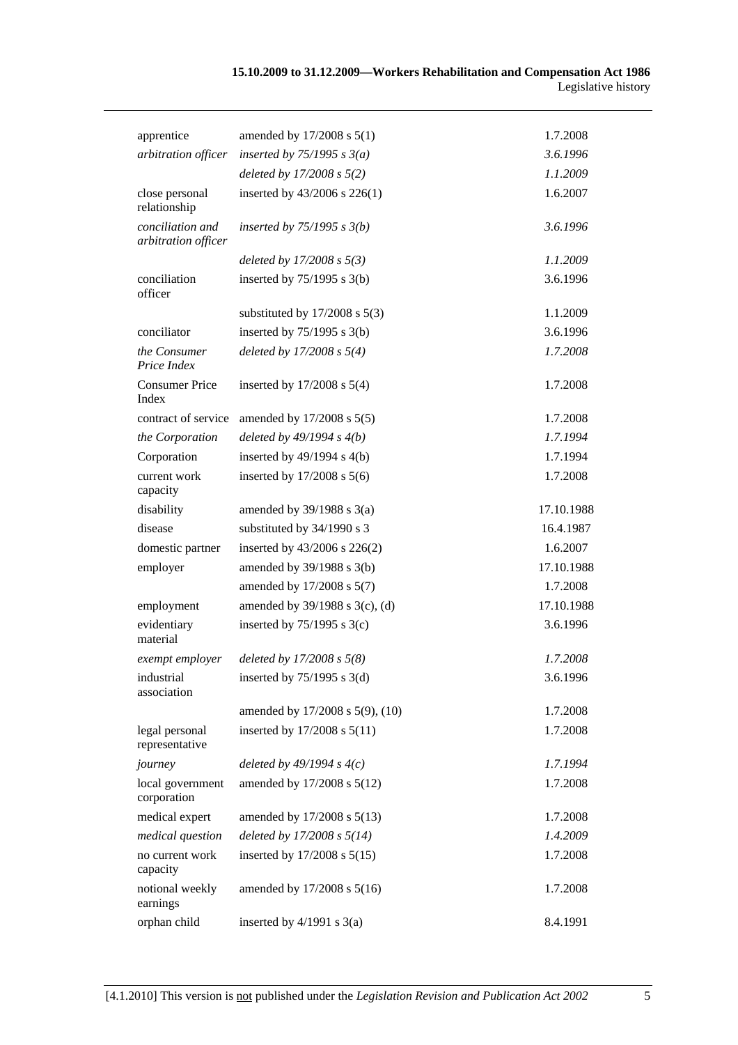| | | |
|---|---|---|
| apprentice | amended by 17/2008 s 5(1) | 1.7.2008 |
| *arbitration officer* | *inserted by 75/1995 s 3(a)* | *3.6.1996* |
| | *deleted by 17/2008 s 5(2)* | *1.1.2009* |
| close personal relationship | inserted by 43/2006 s 226(1) | 1.6.2007 |
| *conciliation and arbitration officer* | *inserted by 75/1995 s 3(b)* | *3.6.1996* |
| | *deleted by 17/2008 s 5(3)* | *1.1.2009* |
| conciliation officer | inserted by 75/1995 s 3(b) | 3.6.1996 |
| | substituted by 17/2008 s 5(3) | 1.1.2009 |
| conciliator | inserted by 75/1995 s 3(b) | 3.6.1996 |
| *the Consumer Price Index* | *deleted by 17/2008 s 5(4)* | *1.7.2008* |
| Consumer Price Index | inserted by 17/2008 s 5(4) | 1.7.2008 |
| contract of service | amended by 17/2008 s 5(5) | 1.7.2008 |
| *the Corporation* | *deleted by 49/1994 s 4(b)* | *1.7.1994* |
| Corporation | inserted by 49/1994 s 4(b) | 1.7.1994 |
| current work capacity | inserted by 17/2008 s 5(6) | 1.7.2008 |
| disability | amended by 39/1988 s 3(a) | 17.10.1988 |
| disease | substituted by 34/1990 s 3 | 16.4.1987 |
| domestic partner | inserted by 43/2006 s 226(2) | 1.6.2007 |
| employer | amended by 39/1988 s 3(b) | 17.10.1988 |
| | amended by 17/2008 s 5(7) | 1.7.2008 |
| employment | amended by 39/1988 s 3(c), (d) | 17.10.1988 |
| evidentiary material | inserted by 75/1995 s 3(c) | 3.6.1996 |
| *exempt employer* | *deleted by 17/2008 s 5(8)* | *1.7.2008* |
| industrial association | inserted by 75/1995 s 3(d) | 3.6.1996 |
| | amended by 17/2008 s 5(9), (10) | 1.7.2008 |
| legal personal representative | inserted by 17/2008 s 5(11) | 1.7.2008 |
| *journey* | *deleted by 49/1994 s 4(c)* | *1.7.1994* |
| local government corporation | amended by 17/2008 s 5(12) | 1.7.2008 |
| medical expert | amended by 17/2008 s 5(13) | 1.7.2008 |
| *medical question* | *deleted by 17/2008 s 5(14)* | *1.4.2009* |
| no current work capacity | inserted by 17/2008 s 5(15) | 1.7.2008 |
| notional weekly earnings | amended by 17/2008 s 5(16) | 1.7.2008 |
| orphan child | inserted by 4/1991 s 3(a) | 8.4.1991 |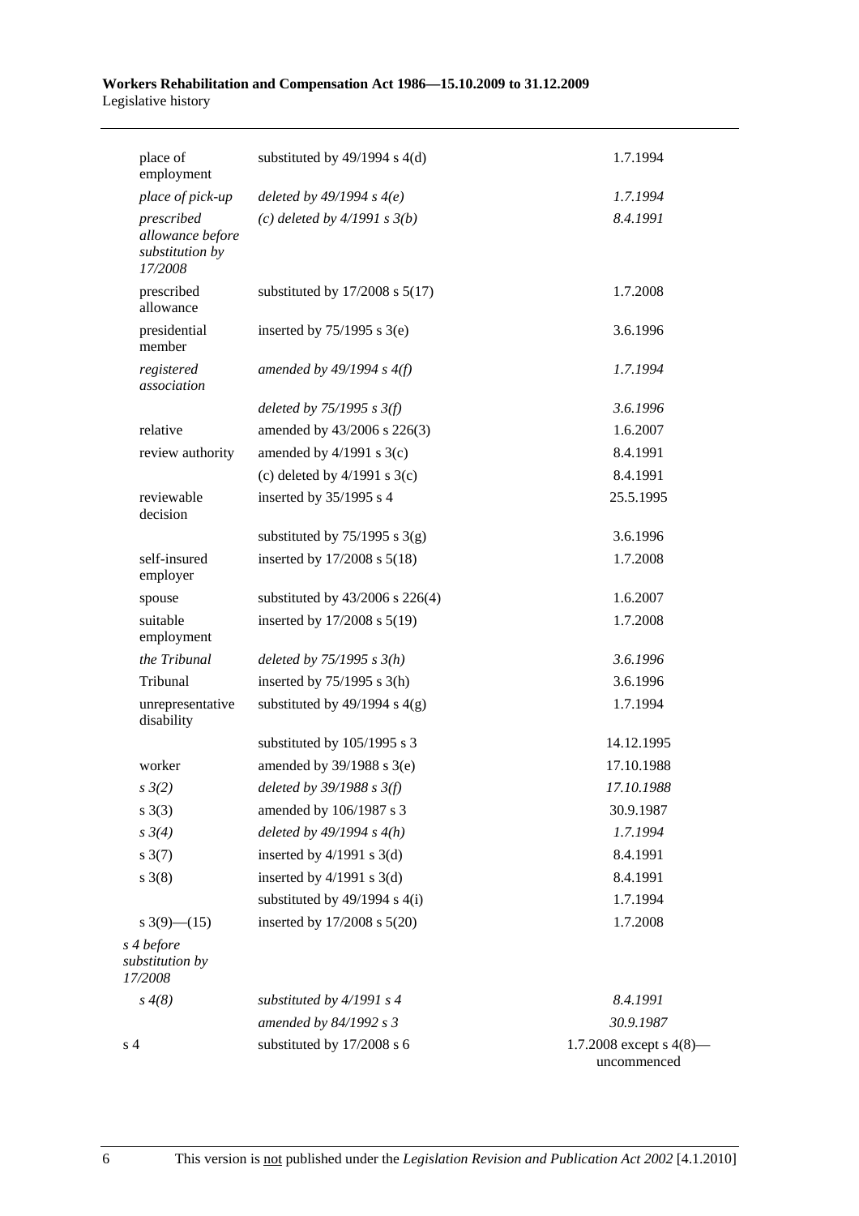| | | |
|---|---|---|
| place of employment | substituted by 49/1994 s 4(d) | 1.7.1994 |
| *place of pick-up* | *deleted by 49/1994 s 4(e)* | *1.7.1994* |
| *prescribed allowance before substitution by 17/2008* | *(c) deleted by 4/1991 s 3(b)* | *8.4.1991* |
| prescribed allowance | substituted by 17/2008 s 5(17) | 1.7.2008 |
| presidential member | inserted by 75/1995 s 3(e) | 3.6.1996 |
| *registered association* | *amended by 49/1994 s 4(f)* | *1.7.1994* |
| | *deleted by 75/1995 s 3(f)* | *3.6.1996* |
| relative | amended by 43/2006 s 226(3) | 1.6.2007 |
| review authority | amended by 4/1991 s 3(c) | 8.4.1991 |
| | (c) deleted by 4/1991 s 3(c) | 8.4.1991 |
| reviewable decision | inserted by 35/1995 s 4 | 25.5.1995 |
| | substituted by 75/1995 s 3(g) | 3.6.1996 |
| self-insured employer | inserted by 17/2008 s 5(18) | 1.7.2008 |
| spouse | substituted by 43/2006 s 226(4) | 1.6.2007 |
| suitable employment | inserted by 17/2008 s 5(19) | 1.7.2008 |
| *the Tribunal* | *deleted by 75/1995 s 3(h)* | *3.6.1996* |
| Tribunal | inserted by 75/1995 s 3(h) | 3.6.1996 |
| unrepresentative disability | substituted by 49/1994 s 4(g) | 1.7.1994 |
| | substituted by 105/1995 s 3 | 14.12.1995 |
| worker | amended by 39/1988 s 3(e) | 17.10.1988 |
| *s 3(2)* | *deleted by 39/1988 s 3(f)* | *17.10.1988* |
| s 3(3) | amended by 106/1987 s 3 | 30.9.1987 |
| *s 3(4)* | *deleted by 49/1994 s 4(h)* | *1.7.1994* |
| s 3(7) | inserted by 4/1991 s 3(d) | 8.4.1991 |
| s 3(8) | inserted by 4/1991 s 3(d) | 8.4.1991 |
| | substituted by 49/1994 s 4(i) | 1.7.1994 |
| s 3(9)—(15) | inserted by 17/2008 s 5(20) | 1.7.2008 |
| *s 4 before substitution by 17/2008* | | |
| *s 4(8)* | *substituted by 4/1991 s 4* | *8.4.1991* |
| | *amended by 84/1992 s 3* | *30.9.1987* |
| s 4 | substituted by 17/2008 s 6 | 1.7.2008 except s 4(8)—uncommenced |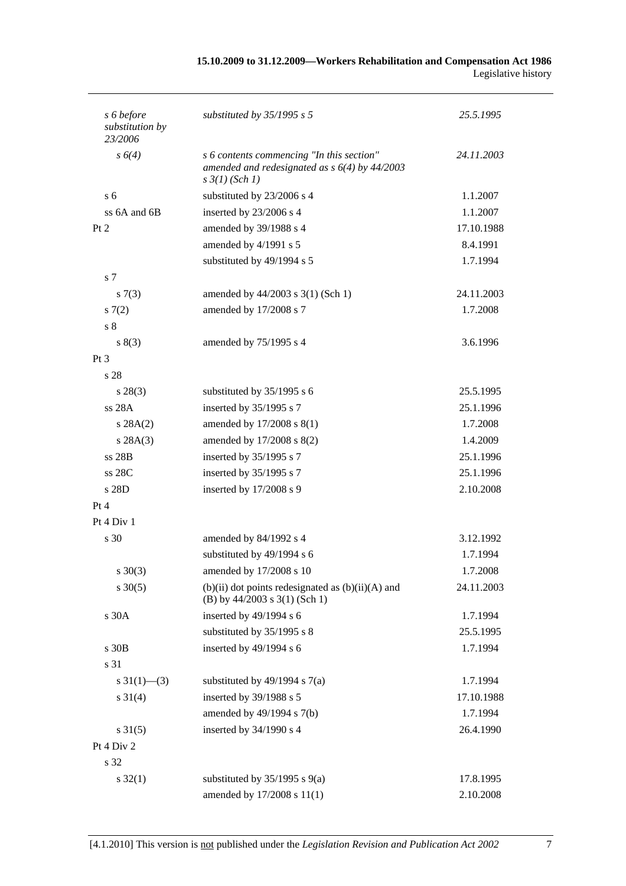| | | |
|---|---|---|
| *s 6 before substitution by 23/2006* | *substituted by 35/1995 s 5* | *25.5.1995* |
| *s 6(4)* | *s 6 contents commencing "In this section" amended and redesignated as s 6(4) by 44/2003 s 3(1) (Sch 1)* | *24.11.2003* |
| s 6 | substituted by 23/2006 s 4 | 1.1.2007 |
| ss 6A and 6B | inserted by 23/2006 s 4 | 1.1.2007 |
| Pt 2 | amended by 39/1988 s 4 | 17.10.1988 |
| | amended by 4/1991 s 5 | 8.4.1991 |
| | substituted by 49/1994 s 5 | 1.7.1994 |
| s 7 | | |
| s 7(3) | amended by 44/2003 s 3(1) (Sch 1) | 24.11.2003 |
| s 7(2) | amended by 17/2008 s 7 | 1.7.2008 |
| s 8 | | |
| s 8(3) | amended by 75/1995 s 4 | 3.6.1996 |
| Pt 3 | | |
| s 28 | | |
| s 28(3) | substituted by 35/1995 s 6 | 25.5.1995 |
| ss 28A | inserted by 35/1995 s 7 | 25.1.1996 |
| s 28A(2) | amended by 17/2008 s 8(1) | 1.7.2008 |
| s 28A(3) | amended by 17/2008 s 8(2) | 1.4.2009 |
| ss 28B | inserted by 35/1995 s 7 | 25.1.1996 |
| ss 28C | inserted by 35/1995 s 7 | 25.1.1996 |
| s 28D | inserted by 17/2008 s 9 | 2.10.2008 |
| Pt 4 | | |
| Pt 4 Div 1 | | |
| s 30 | amended by 84/1992 s 4 | 3.12.1992 |
| | substituted by 49/1994 s 6 | 1.7.1994 |
| s 30(3) | amended by 17/2008 s 10 | 1.7.2008 |
| s 30(5) | (b)(ii) dot points redesignated as (b)(ii)(A) and (B) by 44/2003 s 3(1) (Sch 1) | 24.11.2003 |
| s 30A | inserted by 49/1994 s 6 | 1.7.1994 |
| | substituted by 35/1995 s 8 | 25.5.1995 |
| s 30B | inserted by 49/1994 s 6 | 1.7.1994 |
| s 31 | | |
| s 31(1)—(3) | substituted by 49/1994 s 7(a) | 1.7.1994 |
| s 31(4) | inserted by 39/1988 s 5 | 17.10.1988 |
| | amended by 49/1994 s 7(b) | 1.7.1994 |
| s 31(5) | inserted by 34/1990 s 4 | 26.4.1990 |
| Pt 4 Div 2 | | |
| s 32 | | |
| s 32(1) | substituted by 35/1995 s 9(a) | 17.8.1995 |
| | amended by 17/2008 s 11(1) | 2.10.2008 |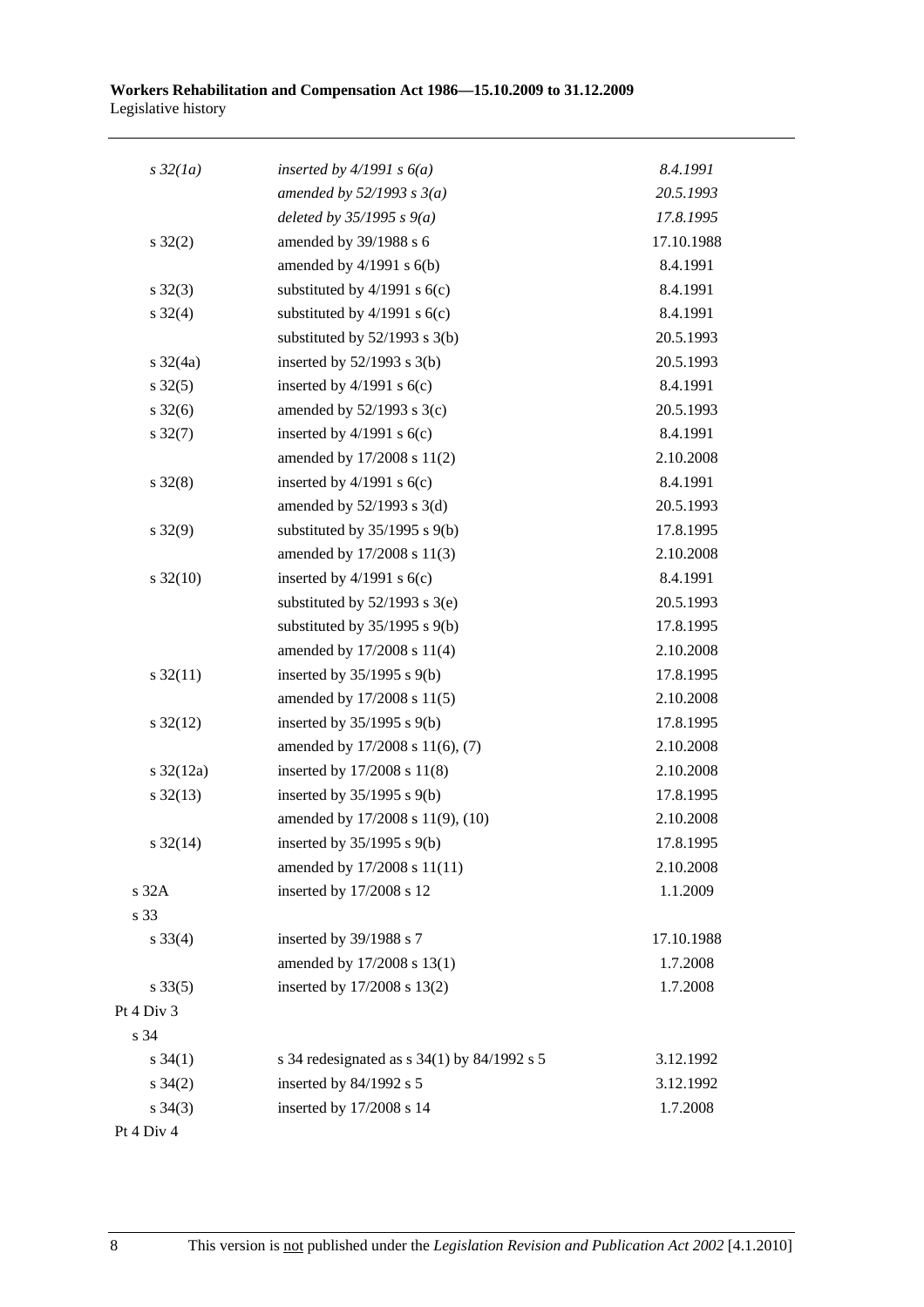| | | |
|---|---|---|
| *s 32(1a)* | *inserted by 4/1991 s 6(a)* | *8.4.1991* |
| | *amended by 52/1993 s 3(a)* | *20.5.1993* |
| | *deleted by 35/1995 s 9(a)* | *17.8.1995* |
| s 32(2) | amended by 39/1988 s 6 | 17.10.1988 |
| | amended by 4/1991 s 6(b) | 8.4.1991 |
| s 32(3) | substituted by 4/1991 s 6(c) | 8.4.1991 |
| s 32(4) | substituted by 4/1991 s 6(c) | 8.4.1991 |
| | substituted by 52/1993 s 3(b) | 20.5.1993 |
| s 32(4a) | inserted by 52/1993 s 3(b) | 20.5.1993 |
| s 32(5) | inserted by 4/1991 s 6(c) | 8.4.1991 |
| s 32(6) | amended by 52/1993 s 3(c) | 20.5.1993 |
| s 32(7) | inserted by 4/1991 s 6(c) | 8.4.1991 |
| | amended by 17/2008 s 11(2) | 2.10.2008 |
| s 32(8) | inserted by 4/1991 s 6(c) | 8.4.1991 |
| | amended by 52/1993 s 3(d) | 20.5.1993 |
| s 32(9) | substituted by 35/1995 s 9(b) | 17.8.1995 |
| | amended by 17/2008 s 11(3) | 2.10.2008 |
| s 32(10) | inserted by 4/1991 s 6(c) | 8.4.1991 |
| | substituted by 52/1993 s 3(e) | 20.5.1993 |
| | substituted by 35/1995 s 9(b) | 17.8.1995 |
| | amended by 17/2008 s 11(4) | 2.10.2008 |
| s 32(11) | inserted by 35/1995 s 9(b) | 17.8.1995 |
| | amended by 17/2008 s 11(5) | 2.10.2008 |
| s 32(12) | inserted by 35/1995 s 9(b) | 17.8.1995 |
| | amended by 17/2008 s 11(6), (7) | 2.10.2008 |
| s 32(12a) | inserted by 17/2008 s 11(8) | 2.10.2008 |
| s 32(13) | inserted by 35/1995 s 9(b) | 17.8.1995 |
| | amended by 17/2008 s 11(9), (10) | 2.10.2008 |
| s 32(14) | inserted by 35/1995 s 9(b) | 17.8.1995 |
| | amended by 17/2008 s 11(11) | 2.10.2008 |
| s 32A | inserted by 17/2008 s 12 | 1.1.2009 |
| s 33 | | |
| s 33(4) | inserted by 39/1988 s 7 | 17.10.1988 |
| | amended by 17/2008 s 13(1) | 1.7.2008 |
| s 33(5) | inserted by 17/2008 s 13(2) | 1.7.2008 |
| Pt 4 Div 3 | | |
| s 34 | | |
| s 34(1) | s 34 redesignated as s 34(1) by 84/1992 s 5 | 3.12.1992 |
| s 34(2) | inserted by 84/1992 s 5 | 3.12.1992 |
| s 34(3) | inserted by 17/2008 s 14 | 1.7.2008 |
| Pt 4 Div 4 | | |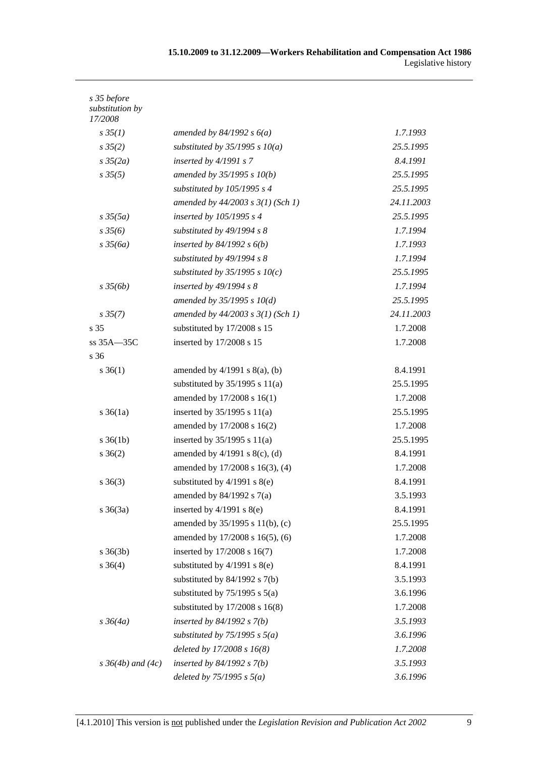| | | |
|---|---|---|
| *s 35 before substitution by 17/2008* | | |
| *s 35(1)* | *amended by 84/1992 s 6(a)* | *1.7.1993* |
| *s 35(2)* | *substituted by 35/1995 s 10(a)* | *25.5.1995* |
| *s 35(2a)* | *inserted by 4/1991 s 7* | *8.4.1991* |
| *s 35(5)* | *amended by 35/1995 s 10(b)* | *25.5.1995* |
| | *substituted by 105/1995 s 4* | *25.5.1995* |
| | *amended by 44/2003 s 3(1) (Sch 1)* | *24.11.2003* |
| *s 35(5a)* | *inserted by 105/1995 s 4* | *25.5.1995* |
| *s 35(6)* | *substituted by 49/1994 s 8* | *1.7.1994* |
| *s 35(6a)* | *inserted by 84/1992 s 6(b)* | *1.7.1993* |
| | *substituted by 49/1994 s 8* | *1.7.1994* |
| | *substituted by 35/1995 s 10(c)* | *25.5.1995* |
| *s 35(6b)* | *inserted by 49/1994 s 8* | *1.7.1994* |
| | *amended by 35/1995 s 10(d)* | *25.5.1995* |
| *s 35(7)* | *amended by 44/2003 s 3(1) (Sch 1)* | *24.11.2003* |
| s 35 | substituted by 17/2008 s 15 | 1.7.2008 |
| ss 35A—35C | inserted by 17/2008 s 15 | 1.7.2008 |
| s 36 | | |
| s 36(1) | amended by 4/1991 s 8(a), (b) | 8.4.1991 |
| | substituted by 35/1995 s 11(a) | 25.5.1995 |
| | amended by 17/2008 s 16(1) | 1.7.2008 |
| s 36(1a) | inserted by 35/1995 s 11(a) | 25.5.1995 |
| | amended by 17/2008 s 16(2) | 1.7.2008 |
| s 36(1b) | inserted by 35/1995 s 11(a) | 25.5.1995 |
| s 36(2) | amended by 4/1991 s 8(c), (d) | 8.4.1991 |
| | amended by 17/2008 s 16(3), (4) | 1.7.2008 |
| s 36(3) | substituted by 4/1991 s 8(e) | 8.4.1991 |
| | amended by 84/1992 s 7(a) | 3.5.1993 |
| s 36(3a) | inserted by 4/1991 s 8(e) | 8.4.1991 |
| | amended by 35/1995 s 11(b), (c) | 25.5.1995 |
| | amended by 17/2008 s 16(5), (6) | 1.7.2008 |
| s 36(3b) | inserted by 17/2008 s 16(7) | 1.7.2008 |
| s 36(4) | substituted by 4/1991 s 8(e) | 8.4.1991 |
| | substituted by 84/1992 s 7(b) | 3.5.1993 |
| | substituted by 75/1995 s 5(a) | 3.6.1996 |
| | substituted by 17/2008 s 16(8) | 1.7.2008 |
| *s 36(4a)* | *inserted by 84/1992 s 7(b)* | *3.5.1993* |
| | *substituted by 75/1995 s 5(a)* | *3.6.1996* |
| | *deleted by 17/2008 s 16(8)* | *1.7.2008* |
| *s 36(4b) and (4c)* | *inserted by 84/1992 s 7(b)* | *3.5.1993* |
| | *deleted by 75/1995 s 5(a)* | *3.6.1996* |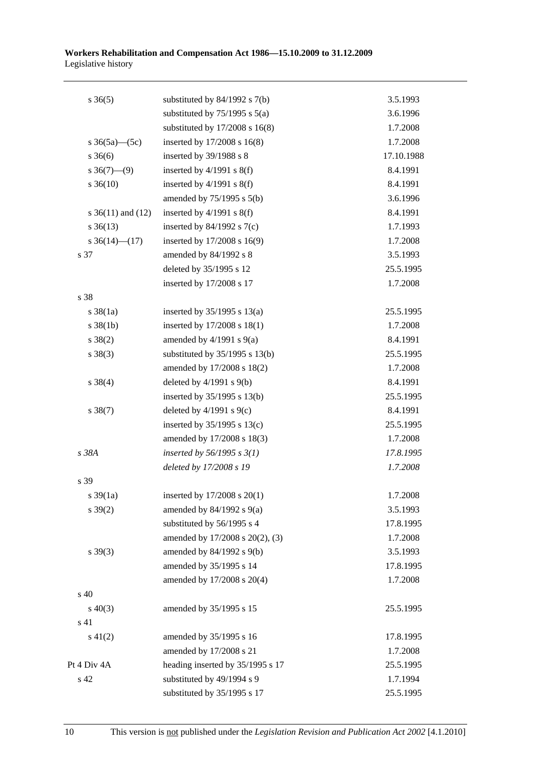| | | |
|---|---|---|
| s 36(5) | substituted by 84/1992 s 7(b) | 3.5.1993 |
| | substituted by 75/1995 s 5(a) | 3.6.1996 |
| | substituted by 17/2008 s 16(8) | 1.7.2008 |
| s 36(5a)—(5c) | inserted by 17/2008 s 16(8) | 1.7.2008 |
| s 36(6) | inserted by 39/1988 s 8 | 17.10.1988 |
| s 36(7)—(9) | inserted by 4/1991 s 8(f) | 8.4.1991 |
| s 36(10) | inserted by 4/1991 s 8(f) | 8.4.1991 |
| | amended by 75/1995 s 5(b) | 3.6.1996 |
| s 36(11) and (12) | inserted by 4/1991 s 8(f) | 8.4.1991 |
| s 36(13) | inserted by 84/1992 s 7(c) | 1.7.1993 |
| s 36(14)—(17) | inserted by 17/2008 s 16(9) | 1.7.2008 |
| s 37 | amended by 84/1992 s 8 | 3.5.1993 |
| | deleted by 35/1995 s 12 | 25.5.1995 |
| | inserted by 17/2008 s 17 | 1.7.2008 |
| s 38 | | |
| s 38(1a) | inserted by 35/1995 s 13(a) | 25.5.1995 |
| s 38(1b) | inserted by 17/2008 s 18(1) | 1.7.2008 |
| s 38(2) | amended by 4/1991 s 9(a) | 8.4.1991 |
| s 38(3) | substituted by 35/1995 s 13(b) | 25.5.1995 |
| | amended by 17/2008 s 18(2) | 1.7.2008 |
| s 38(4) | deleted by 4/1991 s 9(b) | 8.4.1991 |
| | inserted by 35/1995 s 13(b) | 25.5.1995 |
| s 38(7) | deleted by 4/1991 s 9(c) | 8.4.1991 |
| | inserted by 35/1995 s 13(c) | 25.5.1995 |
| | amended by 17/2008 s 18(3) | 1.7.2008 |
| *s 38A* | *inserted by 56/1995 s 3(1)* | *17.8.1995* |
| | *deleted by 17/2008 s 19* | *1.7.2008* |
| s 39 | | |
| s 39(1a) | inserted by 17/2008 s 20(1) | 1.7.2008 |
| s 39(2) | amended by 84/1992 s 9(a) | 3.5.1993 |
| | substituted by 56/1995 s 4 | 17.8.1995 |
| | amended by 17/2008 s 20(2), (3) | 1.7.2008 |
| s 39(3) | amended by 84/1992 s 9(b) | 3.5.1993 |
| | amended by 35/1995 s 14 | 17.8.1995 |
| | amended by 17/2008 s 20(4) | 1.7.2008 |
| s 40 | | |
| s 40(3) | amended by 35/1995 s 15 | 25.5.1995 |
| s 41 | | |
| s 41(2) | amended by 35/1995 s 16 | 17.8.1995 |
| | amended by 17/2008 s 21 | 1.7.2008 |
| Pt 4 Div 4A | heading inserted by 35/1995 s 17 | 25.5.1995 |
| s 42 | substituted by 49/1994 s 9 | 1.7.1994 |
| | substituted by 35/1995 s 17 | 25.5.1995 |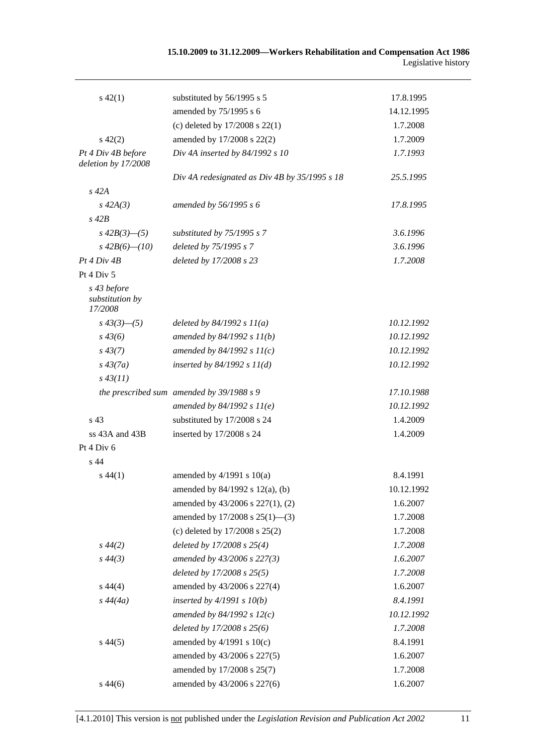| | | |
|---|---|---|
| s 42(1) | substituted by 56/1995 s 5 | 17.8.1995 |
| | amended by 75/1995 s 6 | 14.12.1995 |
| | (c) deleted by 17/2008 s 22(1) | 1.7.2008 |
| s 42(2) | amended by 17/2008 s 22(2) | 1.7.2009 |
| *Pt 4 Div 4B before deletion by 17/2008* | *Div 4A inserted by 84/1992 s 10* | *1.7.1993* |
| | *Div 4A redesignated as Div 4B by 35/1995 s 18* | *25.5.1995* |
| *s 42A* | | |
| *s 42A(3)* | *amended by 56/1995 s 6* | *17.8.1995* |
| *s 42B* | | |
| *s 42B(3)—(5)* | *substituted by 75/1995 s 7* | *3.6.1996* |
| *s 42B(6)—(10)* | *deleted by 75/1995 s 7* | *3.6.1996* |
| *Pt 4 Div 4B* | *deleted by 17/2008 s 23* | *1.7.2008* |
| Pt 4 Div 5 | | |
| *s 43 before substitution by 17/2008* | | |
| *s 43(3)—(5)* | *deleted by 84/1992 s 11(a)* | *10.12.1992* |
| *s 43(6)* | *amended by 84/1992 s 11(b)* | *10.12.1992* |
| *s 43(7)* | *amended by 84/1992 s 11(c)* | *10.12.1992* |
| *s 43(7a)* | *inserted by 84/1992 s 11(d)* | *10.12.1992* |
| *s 43(11)* | | |
| *the prescribed sum* | *amended by 39/1988 s 9* | *17.10.1988* |
| | *amended by 84/1992 s 11(e)* | *10.12.1992* |
| s 43 | substituted by 17/2008 s 24 | 1.4.2009 |
| ss 43A and 43B | inserted by 17/2008 s 24 | 1.4.2009 |
| Pt 4 Div 6 | | |
| s 44 | | |
| s 44(1) | amended by 4/1991 s 10(a) | 8.4.1991 |
| | amended by 84/1992 s 12(a), (b) | 10.12.1992 |
| | amended by 43/2006 s 227(1), (2) | 1.6.2007 |
| | amended by 17/2008 s 25(1)—(3) | 1.7.2008 |
| | (c) deleted by 17/2008 s 25(2) | 1.7.2008 |
| *s 44(2)* | *deleted by 17/2008 s 25(4)* | *1.7.2008* |
| *s 44(3)* | *amended by 43/2006 s 227(3)* | *1.6.2007* |
| | *deleted by 17/2008 s 25(5)* | *1.7.2008* |
| s 44(4) | amended by 43/2006 s 227(4) | 1.6.2007 |
| *s 44(4a)* | *inserted by 4/1991 s 10(b)* | *8.4.1991* |
| | *amended by 84/1992 s 12(c)* | *10.12.1992* |
| | *deleted by 17/2008 s 25(6)* | *1.7.2008* |
| s 44(5) | amended by 4/1991 s 10(c) | 8.4.1991 |
| | amended by 43/2006 s 227(5) | 1.6.2007 |
| | amended by 17/2008 s 25(7) | 1.7.2008 |
| s 44(6) | amended by 43/2006 s 227(6) | 1.6.2007 |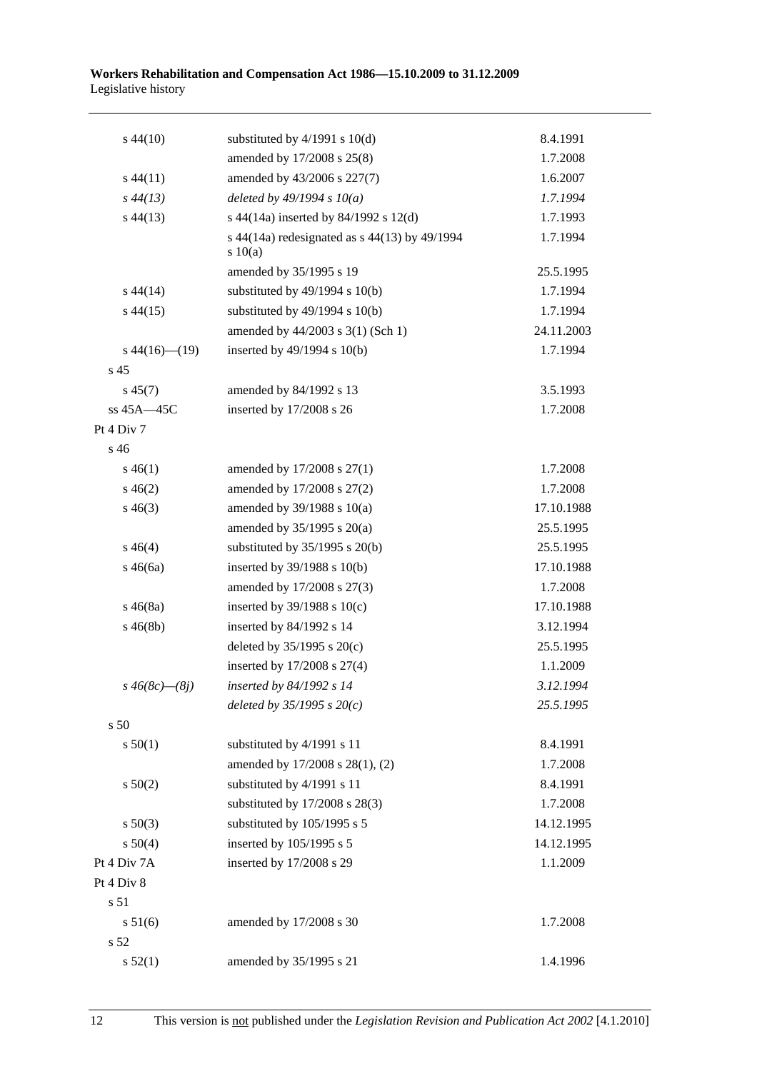| | | |
|---|---|---|
| s 44(10) | substituted by 4/1991 s 10(d) | 8.4.1991 |
| | amended by 17/2008 s 25(8) | 1.7.2008 |
| s 44(11) | amended by 43/2006 s 227(7) | 1.6.2007 |
| *s 44(13)* | *deleted by 49/1994 s 10(a)* | *1.7.1994* |
| s 44(13) | s 44(14a) inserted by 84/1992 s 12(d) | 1.7.1993 |
| | s 44(14a) redesignated as s 44(13) by 49/1994 s 10(a) | 1.7.1994 |
| | amended by 35/1995 s 19 | 25.5.1995 |
| s 44(14) | substituted by 49/1994 s 10(b) | 1.7.1994 |
| s 44(15) | substituted by 49/1994 s 10(b) | 1.7.1994 |
| | amended by 44/2003 s 3(1) (Sch 1) | 24.11.2003 |
| s 44(16)—(19) | inserted by 49/1994 s 10(b) | 1.7.1994 |
| s 45 | | |
| s 45(7) | amended by 84/1992 s 13 | 3.5.1993 |
| ss 45A—45C | inserted by 17/2008 s 26 | 1.7.2008 |
| Pt 4 Div 7 | | |
| s 46 | | |
| s 46(1) | amended by 17/2008 s 27(1) | 1.7.2008 |
| s 46(2) | amended by 17/2008 s 27(2) | 1.7.2008 |
| s 46(3) | amended by 39/1988 s 10(a) | 17.10.1988 |
| | amended by 35/1995 s 20(a) | 25.5.1995 |
| s 46(4) | substituted by 35/1995 s 20(b) | 25.5.1995 |
| s 46(6a) | inserted by 39/1988 s 10(b) | 17.10.1988 |
| | amended by 17/2008 s 27(3) | 1.7.2008 |
| s 46(8a) | inserted by 39/1988 s 10(c) | 17.10.1988 |
| s 46(8b) | inserted by 84/1992 s 14 | 3.12.1994 |
| | deleted by 35/1995 s 20(c) | 25.5.1995 |
| | inserted by 17/2008 s 27(4) | 1.1.2009 |
| *s 46(8c)—(8j)* | *inserted by 84/1992 s 14* | *3.12.1994* |
| | *deleted by 35/1995 s 20(c)* | *25.5.1995* |
| s 50 | | |
| s 50(1) | substituted by 4/1991 s 11 | 8.4.1991 |
| | amended by 17/2008 s 28(1), (2) | 1.7.2008 |
| s 50(2) | substituted by 4/1991 s 11 | 8.4.1991 |
| | substituted by 17/2008 s 28(3) | 1.7.2008 |
| s 50(3) | substituted by 105/1995 s 5 | 14.12.1995 |
| s 50(4) | inserted by 105/1995 s 5 | 14.12.1995 |
| Pt 4 Div 7A | inserted by 17/2008 s 29 | 1.1.2009 |
| Pt 4 Div 8 | | |
| s 51 | | |
| s 51(6) | amended by 17/2008 s 30 | 1.7.2008 |
| s 52 | | |
| s 52(1) | amended by 35/1995 s 21 | 1.4.1996 |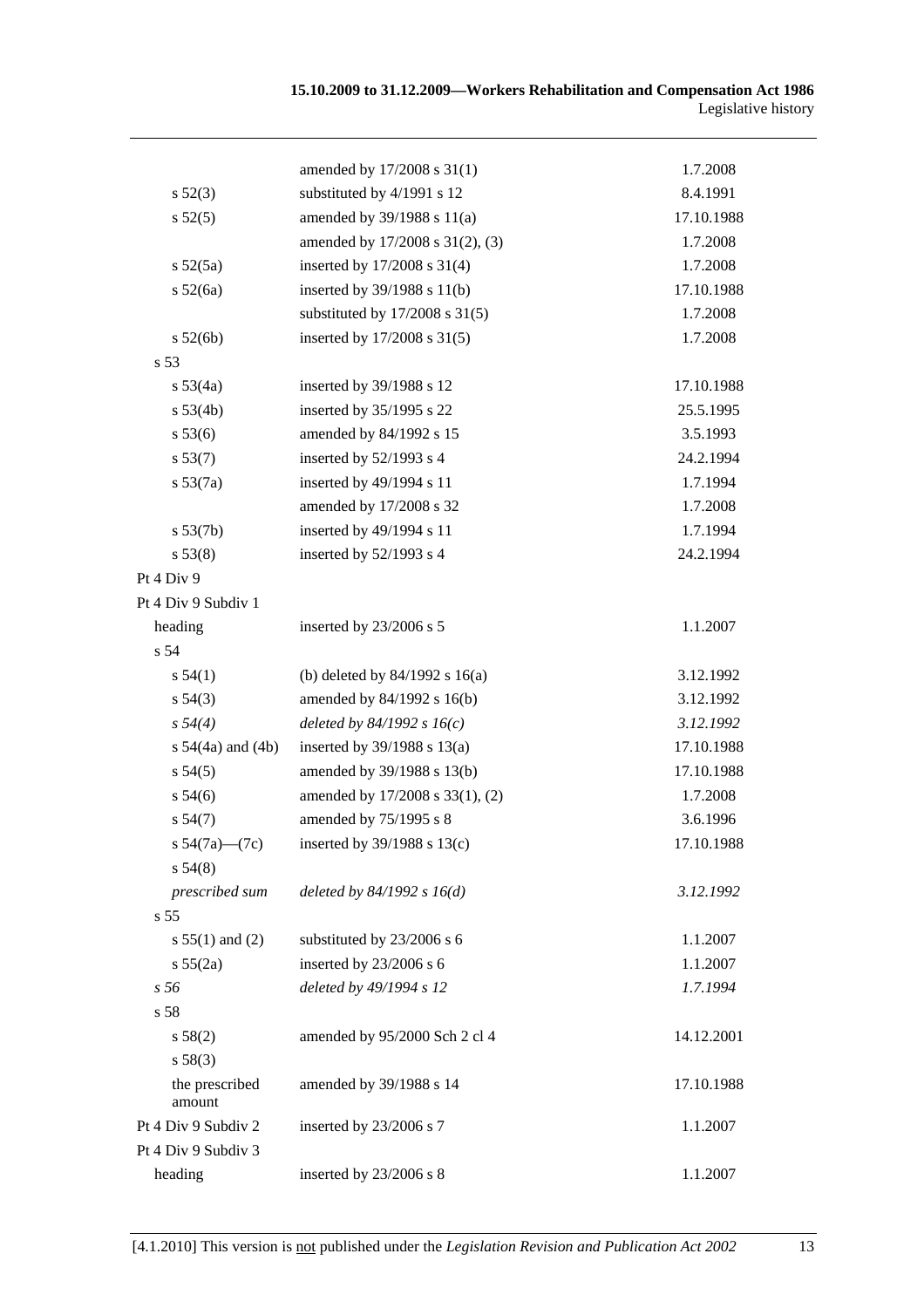| | | |
|---|---|---|
| | amended by 17/2008 s 31(1) | 1.7.2008 |
| s 52(3) | substituted by 4/1991 s 12 | 8.4.1991 |
| s 52(5) | amended by 39/1988 s 11(a) | 17.10.1988 |
| | amended by 17/2008 s 31(2), (3) | 1.7.2008 |
| s 52(5a) | inserted by 17/2008 s 31(4) | 1.7.2008 |
| s 52(6a) | inserted by 39/1988 s 11(b) | 17.10.1988 |
| | substituted by 17/2008 s 31(5) | 1.7.2008 |
| s 52(6b) | inserted by 17/2008 s 31(5) | 1.7.2008 |
| s 53 | | |
| s 53(4a) | inserted by 39/1988 s 12 | 17.10.1988 |
| s 53(4b) | inserted by 35/1995 s 22 | 25.5.1995 |
| s 53(6) | amended by 84/1992 s 15 | 3.5.1993 |
| s 53(7) | inserted by 52/1993 s 4 | 24.2.1994 |
| s 53(7a) | inserted by 49/1994 s 11 | 1.7.1994 |
| | amended by 17/2008 s 32 | 1.7.2008 |
| s 53(7b) | inserted by 49/1994 s 11 | 1.7.1994 |
| s 53(8) | inserted by 52/1993 s 4 | 24.2.1994 |
| Pt 4 Div 9 | | |
| Pt 4 Div 9 Subdiv 1 | | |
| heading | inserted by 23/2006 s 5 | 1.1.2007 |
| s 54 | | |
| s 54(1) | (b) deleted by 84/1992 s 16(a) | 3.12.1992 |
| s 54(3) | amended by 84/1992 s 16(b) | 3.12.1992 |
| *s 54(4)* | *deleted by 84/1992 s 16(c)* | *3.12.1992* |
| s 54(4a) and (4b) | inserted by 39/1988 s 13(a) | 17.10.1988 |
| s 54(5) | amended by 39/1988 s 13(b) | 17.10.1988 |
| s 54(6) | amended by 17/2008 s 33(1), (2) | 1.7.2008 |
| s 54(7) | amended by 75/1995 s 8 | 3.6.1996 |
| s 54(7a)—(7c) | inserted by 39/1988 s 13(c) | 17.10.1988 |
| s 54(8) | | |
| *prescribed sum* | *deleted by 84/1992 s 16(d)* | *3.12.1992* |
| s 55 | | |
| s 55(1) and (2) | substituted by 23/2006 s 6 | 1.1.2007 |
| s 55(2a) | inserted by 23/2006 s 6 | 1.1.2007 |
| *s 56* | *deleted by 49/1994 s 12* | *1.7.1994* |
| s 58 | | |
| s 58(2) | amended by 95/2000 Sch 2 cl 4 | 14.12.2001 |
| s 58(3) | | |
| the prescribed amount | amended by 39/1988 s 14 | 17.10.1988 |
| Pt 4 Div 9 Subdiv 2 | inserted by 23/2006 s 7 | 1.1.2007 |
| Pt 4 Div 9 Subdiv 3 | | |
| heading | inserted by 23/2006 s 8 | 1.1.2007 |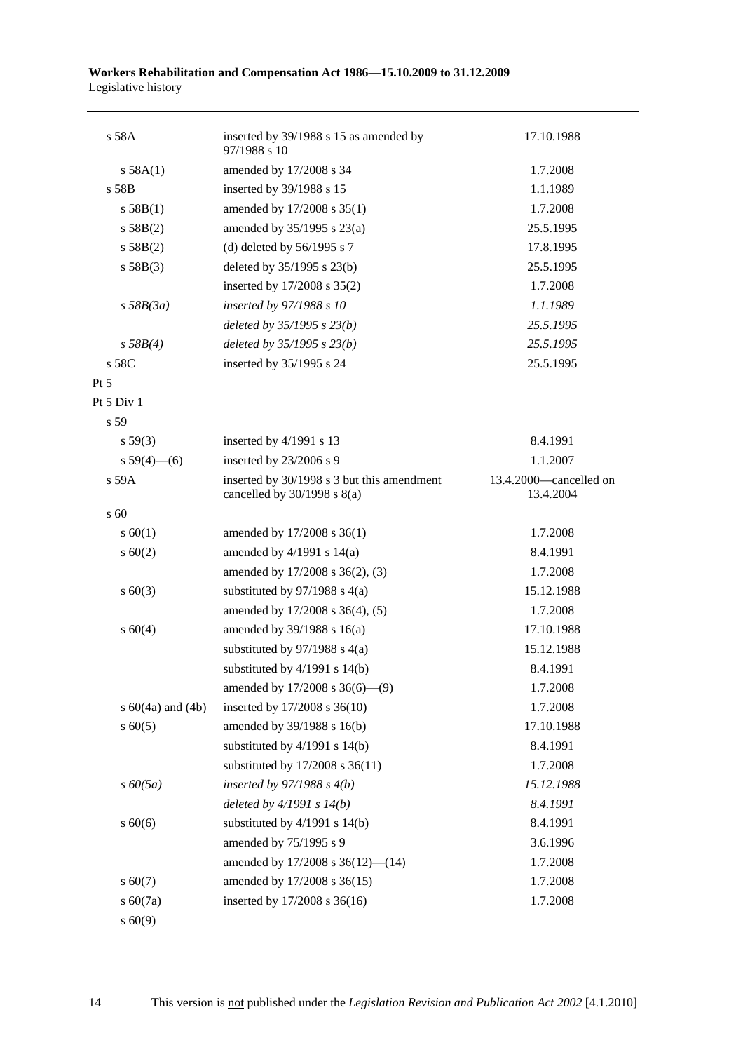| | | |
|---|---|---|
| s 58A | inserted by 39/1988 s 15 as amended by 97/1988 s 10 | 17.10.1988 |
| s 58A(1) | amended by 17/2008 s 34 | 1.7.2008 |
| s 58B | inserted by 39/1988 s 15 | 1.1.1989 |
| s 58B(1) | amended by 17/2008 s 35(1) | 1.7.2008 |
| s 58B(2) | amended by 35/1995 s 23(a) | 25.5.1995 |
| s 58B(2) | (d) deleted by 56/1995 s 7 | 17.8.1995 |
| s 58B(3) | deleted by 35/1995 s 23(b) | 25.5.1995 |
| | inserted by 17/2008 s 35(2) | 1.7.2008 |
| *s 58B(3a)* | *inserted by 97/1988 s 10* | *1.1.1989* |
| | *deleted by 35/1995 s 23(b)* | *25.5.1995* |
| *s 58B(4)* | *deleted by 35/1995 s 23(b)* | *25.5.1995* |
| s 58C | inserted by 35/1995 s 24 | 25.5.1995 |
| Pt 5 | | |
| Pt 5 Div 1 | | |
| s 59 | | |
| s 59(3) | inserted by 4/1991 s 13 | 8.4.1991 |
| s 59(4)—(6) | inserted by 23/2006 s 9 | 1.1.2007 |
| s 59A | inserted by 30/1998 s 3 but this amendment cancelled by 30/1998 s 8(a) | 13.4.2000—cancelled on 13.4.2004 |
| s 60 | | |
| s 60(1) | amended by 17/2008 s 36(1) | 1.7.2008 |
| s 60(2) | amended by 4/1991 s 14(a) | 8.4.1991 |
| | amended by 17/2008 s 36(2), (3) | 1.7.2008 |
| s 60(3) | substituted by 97/1988 s 4(a) | 15.12.1988 |
| | amended by 17/2008 s 36(4), (5) | 1.7.2008 |
| s 60(4) | amended by 39/1988 s 16(a) | 17.10.1988 |
| | substituted by 97/1988 s 4(a) | 15.12.1988 |
| | substituted by 4/1991 s 14(b) | 8.4.1991 |
| | amended by 17/2008 s 36(6)—(9) | 1.7.2008 |
| s 60(4a) and (4b) | inserted by 17/2008 s 36(10) | 1.7.2008 |
| s 60(5) | amended by 39/1988 s 16(b) | 17.10.1988 |
| | substituted by 4/1991 s 14(b) | 8.4.1991 |
| | substituted by 17/2008 s 36(11) | 1.7.2008 |
| *s 60(5a)* | *inserted by 97/1988 s 4(b)* | *15.12.1988* |
| | *deleted by 4/1991 s 14(b)* | *8.4.1991* |
| s 60(6) | substituted by 4/1991 s 14(b) | 8.4.1991 |
| | amended by 75/1995 s 9 | 3.6.1996 |
| | amended by 17/2008 s 36(12)—(14) | 1.7.2008 |
| s 60(7) | amended by 17/2008 s 36(15) | 1.7.2008 |
| s 60(7a) | inserted by 17/2008 s 36(16) | 1.7.2008 |
| s 60(9) | | |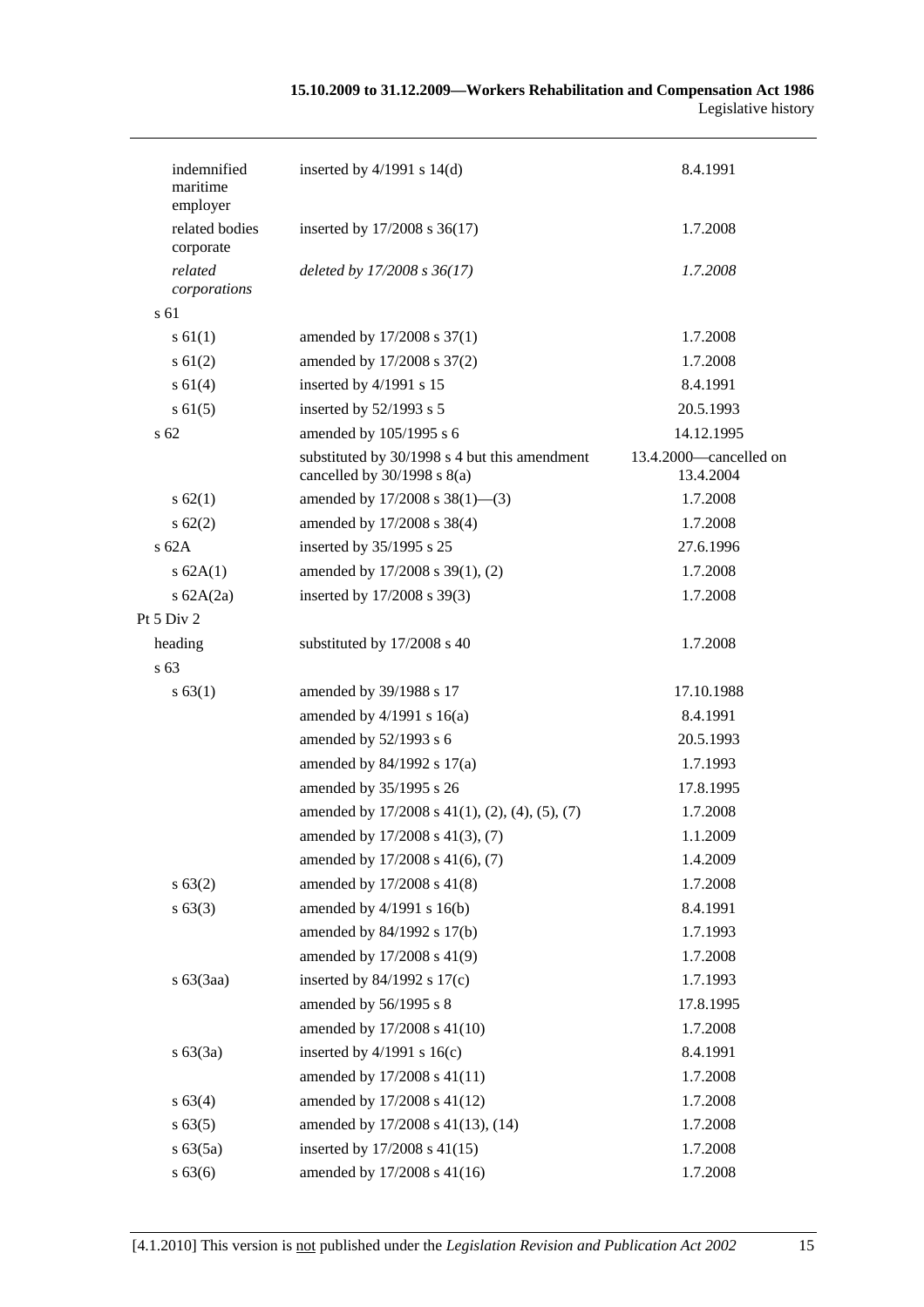| | | |
|---|---|---|
| indemnified maritime employer | inserted by 4/1991 s 14(d) | 8.4.1991 |
| related bodies corporate | inserted by 17/2008 s 36(17) | 1.7.2008 |
| *related corporations* | *deleted by 17/2008 s 36(17)* | *1.7.2008* |
| s 61 | | |
| s 61(1) | amended by 17/2008 s 37(1) | 1.7.2008 |
| s 61(2) | amended by 17/2008 s 37(2) | 1.7.2008 |
| s 61(4) | inserted by 4/1991 s 15 | 8.4.1991 |
| s 61(5) | inserted by 52/1993 s 5 | 20.5.1993 |
| s 62 | amended by 105/1995 s 6 | 14.12.1995 |
| | substituted by 30/1998 s 4 but this amendment cancelled by 30/1998 s 8(a) | 13.4.2000—cancelled on 13.4.2004 |
| s 62(1) | amended by 17/2008 s 38(1)—(3) | 1.7.2008 |
| s 62(2) | amended by 17/2008 s 38(4) | 1.7.2008 |
| s 62A | inserted by 35/1995 s 25 | 27.6.1996 |
| s 62A(1) | amended by 17/2008 s 39(1), (2) | 1.7.2008 |
| s 62A(2a) | inserted by 17/2008 s 39(3) | 1.7.2008 |
| Pt 5 Div 2 | | |
| heading | substituted by 17/2008 s 40 | 1.7.2008 |
| s 63 | | |
| s 63(1) | amended by 39/1988 s 17 | 17.10.1988 |
| | amended by 4/1991 s 16(a) | 8.4.1991 |
| | amended by 52/1993 s 6 | 20.5.1993 |
| | amended by 84/1992 s 17(a) | 1.7.1993 |
| | amended by 35/1995 s 26 | 17.8.1995 |
| | amended by 17/2008 s 41(1), (2), (4), (5), (7) | 1.7.2008 |
| | amended by 17/2008 s 41(3), (7) | 1.1.2009 |
| | amended by 17/2008 s 41(6), (7) | 1.4.2009 |
| s 63(2) | amended by 17/2008 s 41(8) | 1.7.2008 |
| s 63(3) | amended by 4/1991 s 16(b) | 8.4.1991 |
| | amended by 84/1992 s 17(b) | 1.7.1993 |
| | amended by 17/2008 s 41(9) | 1.7.2008 |
| s 63(3aa) | inserted by 84/1992 s 17(c) | 1.7.1993 |
| | amended by 56/1995 s 8 | 17.8.1995 |
| | amended by 17/2008 s 41(10) | 1.7.2008 |
| s 63(3a) | inserted by 4/1991 s 16(c) | 8.4.1991 |
| | amended by 17/2008 s 41(11) | 1.7.2008 |
| s 63(4) | amended by 17/2008 s 41(12) | 1.7.2008 |
| s 63(5) | amended by 17/2008 s 41(13), (14) | 1.7.2008 |
| s 63(5a) | inserted by 17/2008 s 41(15) | 1.7.2008 |
| s 63(6) | amended by 17/2008 s 41(16) | 1.7.2008 |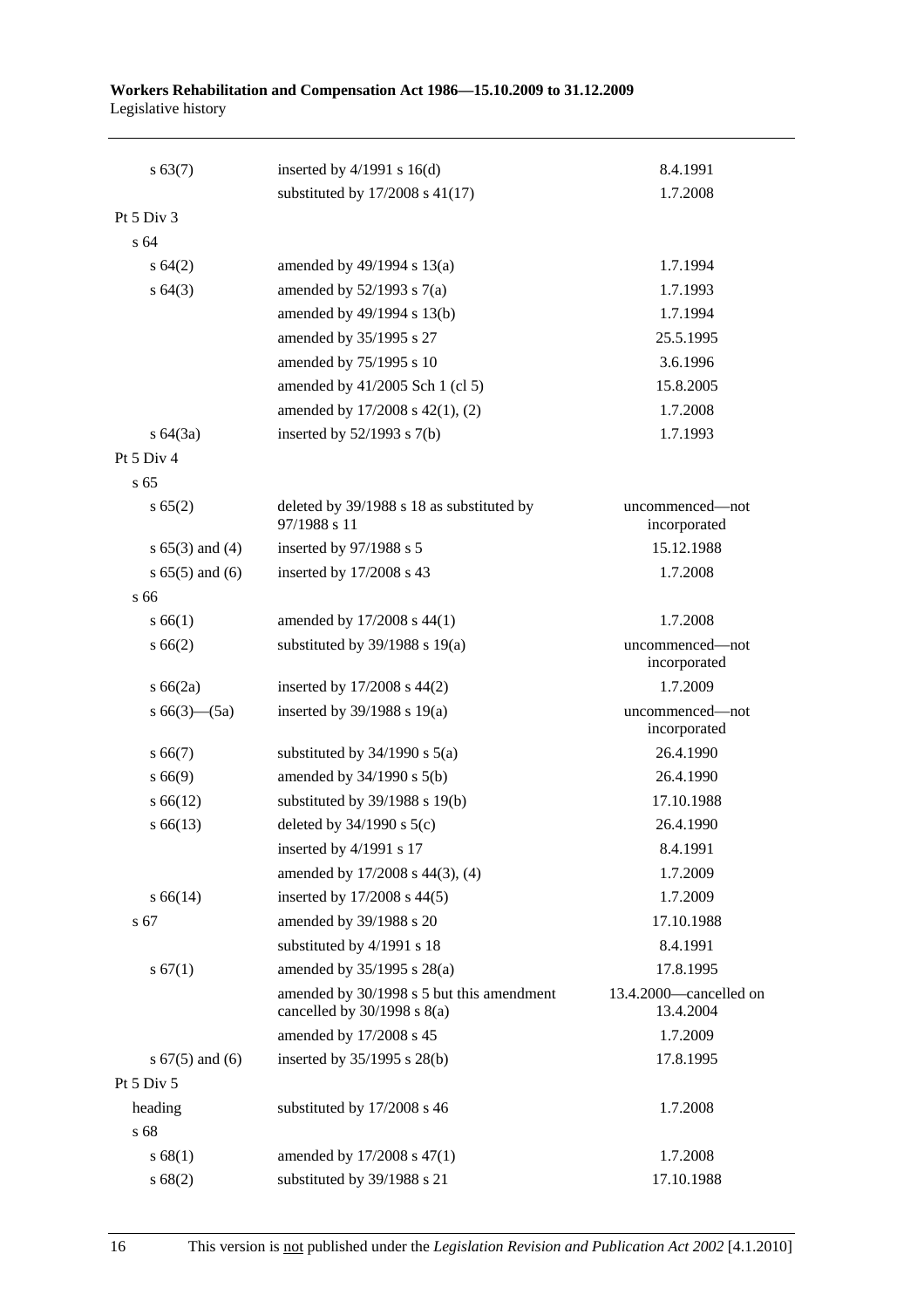| | | |
|---|---|---|
| s 63(7) | inserted by 4/1991 s 16(d) | 8.4.1991 |
| | substituted by 17/2008 s 41(17) | 1.7.2008 |
| Pt 5 Div 3 | | |
| s 64 | | |
| s 64(2) | amended by 49/1994 s 13(a) | 1.7.1994 |
| s 64(3) | amended by 52/1993 s 7(a) | 1.7.1993 |
| | amended by 49/1994 s 13(b) | 1.7.1994 |
| | amended by 35/1995 s 27 | 25.5.1995 |
| | amended by 75/1995 s 10 | 3.6.1996 |
| | amended by 41/2005 Sch 1 (cl 5) | 15.8.2005 |
| | amended by 17/2008 s 42(1), (2) | 1.7.2008 |
| s 64(3a) | inserted by 52/1993 s 7(b) | 1.7.1993 |
| Pt 5 Div 4 | | |
| s 65 | | |
| s 65(2) | deleted by 39/1988 s 18 as substituted by 97/1988 s 11 | uncommenced—not incorporated |
| s 65(3) and (4) | inserted by 97/1988 s 5 | 15.12.1988 |
| s 65(5) and (6) | inserted by 17/2008 s 43 | 1.7.2008 |
| s 66 | | |
| s 66(1) | amended by 17/2008 s 44(1) | 1.7.2008 |
| s 66(2) | substituted by 39/1988 s 19(a) | uncommenced—not incorporated |
| s 66(2a) | inserted by 17/2008 s 44(2) | 1.7.2009 |
| s 66(3)—(5a) | inserted by 39/1988 s 19(a) | uncommenced—not incorporated |
| s 66(7) | substituted by 34/1990 s 5(a) | 26.4.1990 |
| s 66(9) | amended by 34/1990 s 5(b) | 26.4.1990 |
| s 66(12) | substituted by 39/1988 s 19(b) | 17.10.1988 |
| s 66(13) | deleted by 34/1990 s 5(c) | 26.4.1990 |
| | inserted by 4/1991 s 17 | 8.4.1991 |
| | amended by 17/2008 s 44(3), (4) | 1.7.2009 |
| s 66(14) | inserted by 17/2008 s 44(5) | 1.7.2009 |
| s 67 | amended by 39/1988 s 20 | 17.10.1988 |
| | substituted by 4/1991 s 18 | 8.4.1991 |
| s 67(1) | amended by 35/1995 s 28(a) | 17.8.1995 |
| | amended by 30/1998 s 5 but this amendment cancelled by 30/1998 s 8(a) | 13.4.2000—cancelled on 13.4.2004 |
| | amended by 17/2008 s 45 | 1.7.2009 |
| s 67(5) and (6) | inserted by 35/1995 s 28(b) | 17.8.1995 |
| Pt 5 Div 5 | | |
| heading | substituted by 17/2008 s 46 | 1.7.2008 |
| s 68 | | |
| s 68(1) | amended by 17/2008 s 47(1) | 1.7.2008 |
| s 68(2) | substituted by 39/1988 s 21 | 17.10.1988 |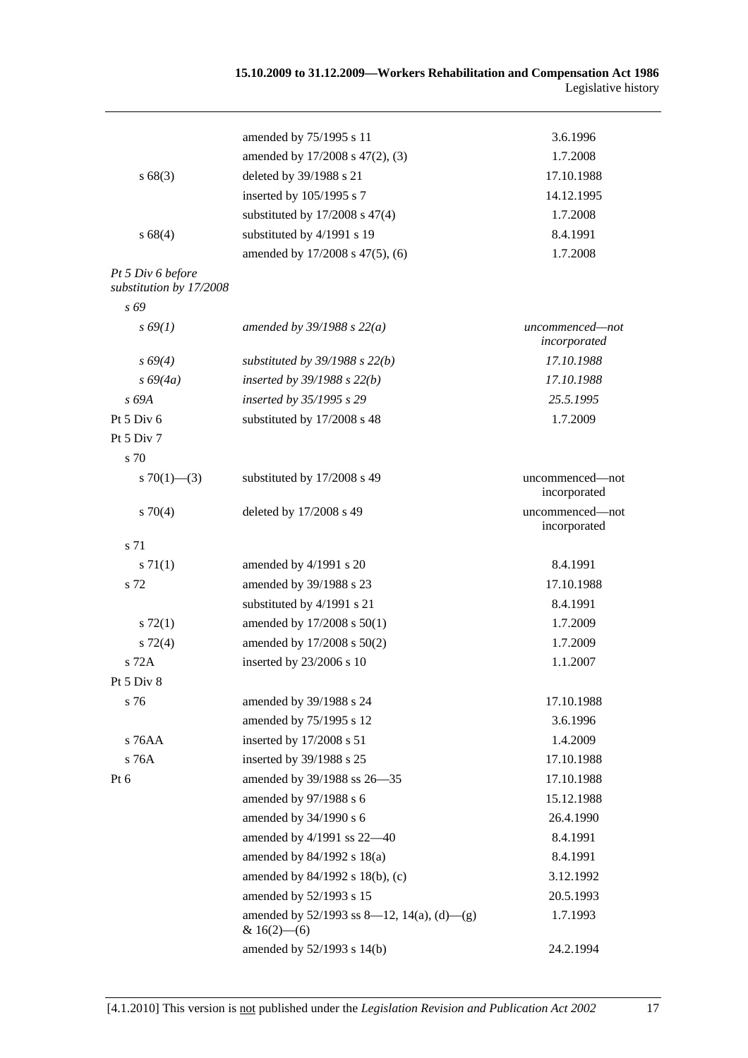| | | |
|---|---|---|
| | amended by 75/1995 s 11 | 3.6.1996 |
| | amended by 17/2008 s 47(2), (3) | 1.7.2008 |
| s 68(3) | deleted by 39/1988 s 21 | 17.10.1988 |
| | inserted by 105/1995 s 7 | 14.12.1995 |
| | substituted by 17/2008 s 47(4) | 1.7.2008 |
| s 68(4) | substituted by 4/1991 s 19 | 8.4.1991 |
| | amended by 17/2008 s 47(5), (6) | 1.7.2008 |
| *Pt 5 Div 6 before substitution by 17/2008* | | |
| *s 69* | | |
| *s 69(1)* | *amended by 39/1988 s 22(a)* | *uncommenced—not incorporated* |
| *s 69(4)* | *substituted by 39/1988 s 22(b)* | *17.10.1988* |
| *s 69(4a)* | *inserted by 39/1988 s 22(b)* | *17.10.1988* |
| *s 69A* | *inserted by 35/1995 s 29* | *25.5.1995* |
| Pt 5 Div 6 | substituted by 17/2008 s 48 | 1.7.2009 |
| Pt 5 Div 7 | | |
| s 70 | | |
| s 70(1)—(3) | substituted by 17/2008 s 49 | uncommenced—not incorporated |
| s 70(4) | deleted by 17/2008 s 49 | uncommenced—not incorporated |
| s 71 | | |
| s 71(1) | amended by 4/1991 s 20 | 8.4.1991 |
| s 72 | amended by 39/1988 s 23 | 17.10.1988 |
| | substituted by 4/1991 s 21 | 8.4.1991 |
| s 72(1) | amended by 17/2008 s 50(1) | 1.7.2009 |
| s 72(4) | amended by 17/2008 s 50(2) | 1.7.2009 |
| s 72A | inserted by 23/2006 s 10 | 1.1.2007 |
| Pt 5 Div 8 | | |
| s 76 | amended by 39/1988 s 24 | 17.10.1988 |
| | amended by 75/1995 s 12 | 3.6.1996 |
| s 76AA | inserted by 17/2008 s 51 | 1.4.2009 |
| s 76A | inserted by 39/1988 s 25 | 17.10.1988 |
| Pt 6 | amended by 39/1988 ss 26—35 | 17.10.1988 |
| | amended by 97/1988 s 6 | 15.12.1988 |
| | amended by 34/1990 s 6 | 26.4.1990 |
| | amended by 4/1991 ss 22—40 | 8.4.1991 |
| | amended by 84/1992 s 18(a) | 8.4.1991 |
| | amended by 84/1992 s 18(b), (c) | 3.12.1992 |
| | amended by 52/1993 s 15 | 20.5.1993 |
| | amended by 52/1993 ss 8—12, 14(a), (d)—(g) & 16(2)—(6) | 1.7.1993 |
| | amended by 52/1993 s 14(b) | 24.2.1994 |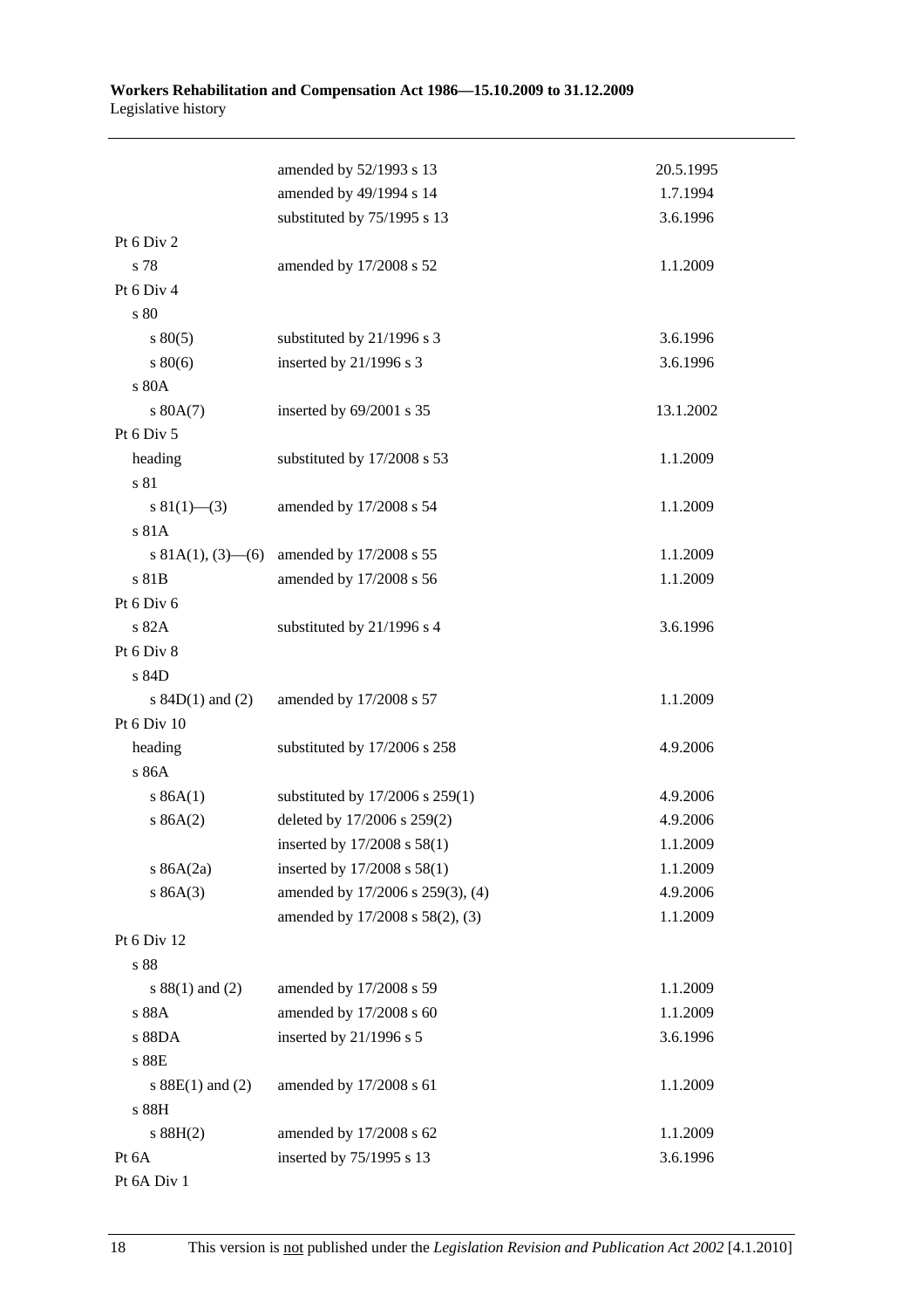| | | |
|---|---|---|
| | amended by 52/1993 s 13 | 20.5.1995 |
| | amended by 49/1994 s 14 | 1.7.1994 |
| | substituted by 75/1995 s 13 | 3.6.1996 |
| Pt 6 Div 2 | | |
| s 78 | amended by 17/2008 s 52 | 1.1.2009 |
| Pt 6 Div 4 | | |
| s 80 | | |
| s 80(5) | substituted by 21/1996 s 3 | 3.6.1996 |
| s 80(6) | inserted by 21/1996 s 3 | 3.6.1996 |
| s 80A | | |
| s 80A(7) | inserted by 69/2001 s 35 | 13.1.2002 |
| Pt 6 Div 5 | | |
| heading | substituted by 17/2008 s 53 | 1.1.2009 |
| s 81 | | |
| s 81(1)—(3) | amended by 17/2008 s 54 | 1.1.2009 |
| s 81A | | |
| s 81A(1), (3)—(6) | amended by 17/2008 s 55 | 1.1.2009 |
| s 81B | amended by 17/2008 s 56 | 1.1.2009 |
| Pt 6 Div 6 | | |
| s 82A | substituted by 21/1996 s 4 | 3.6.1996 |
| Pt 6 Div 8 | | |
| s 84D | | |
| s 84D(1) and (2) | amended by 17/2008 s 57 | 1.1.2009 |
| Pt 6 Div 10 | | |
| heading | substituted by 17/2006 s 258 | 4.9.2006 |
| s 86A | | |
| s 86A(1) | substituted by 17/2006 s 259(1) | 4.9.2006 |
| s 86A(2) | deleted by 17/2006 s 259(2) | 4.9.2006 |
| | inserted by 17/2008 s 58(1) | 1.1.2009 |
| s 86A(2a) | inserted by 17/2008 s 58(1) | 1.1.2009 |
| s 86A(3) | amended by 17/2006 s 259(3), (4) | 4.9.2006 |
| | amended by 17/2008 s 58(2), (3) | 1.1.2009 |
| Pt 6 Div 12 | | |
| s 88 | | |
| s 88(1) and (2) | amended by 17/2008 s 59 | 1.1.2009 |
| s 88A | amended by 17/2008 s 60 | 1.1.2009 |
| s 88DA | inserted by 21/1996 s 5 | 3.6.1996 |
| s 88E | | |
| s 88E(1) and (2) | amended by 17/2008 s 61 | 1.1.2009 |
| s 88H | | |
| s 88H(2) | amended by 17/2008 s 62 | 1.1.2009 |
| Pt 6A | inserted by 75/1995 s 13 | 3.6.1996 |
| Pt 6A Div 1 | | |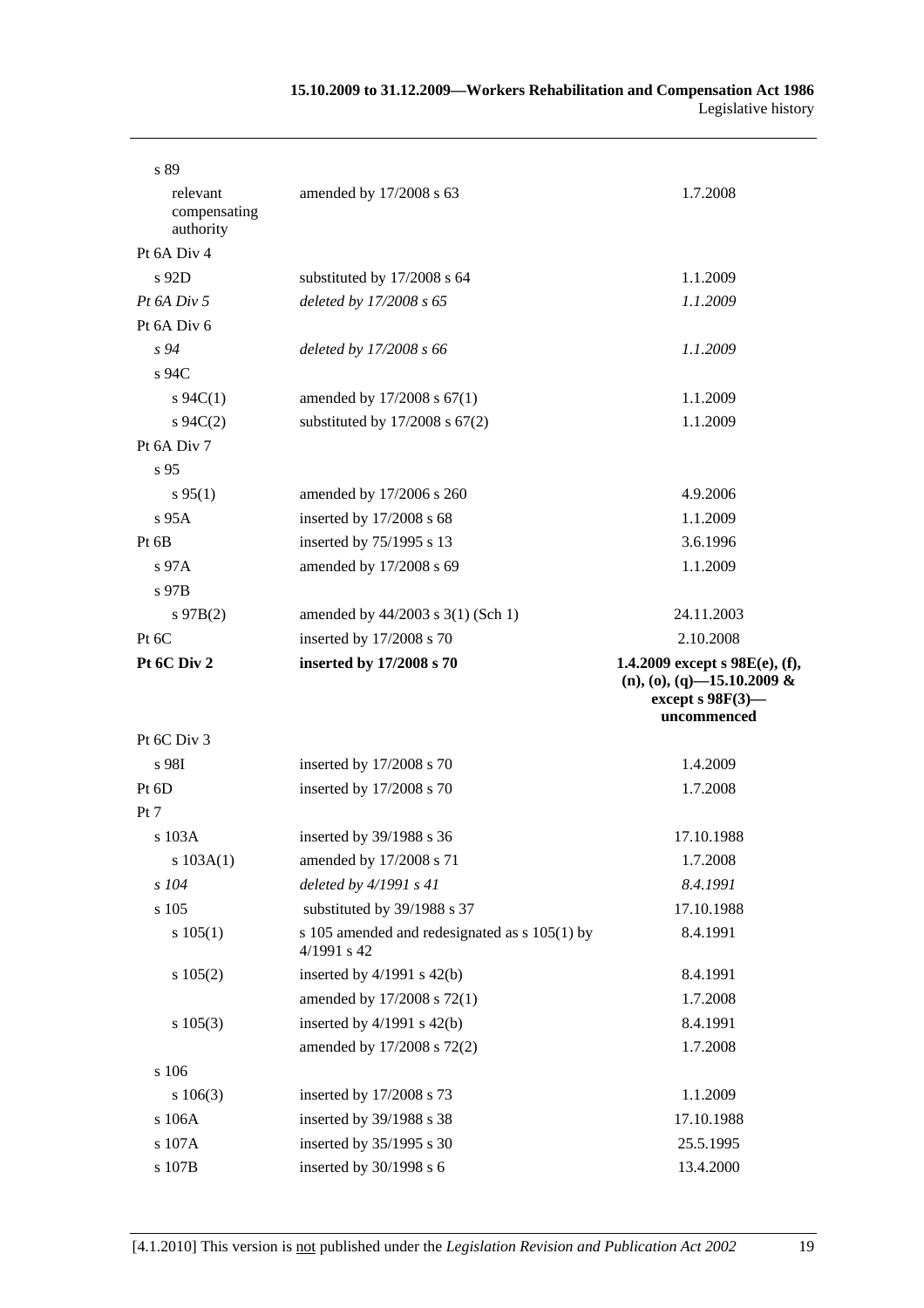| | | |
|---|---|---|
| s 89 | | |
| relevant compensating authority | amended by 17/2008 s 63 | 1.7.2008 |
| Pt 6A Div 4 | | |
| s 92D | substituted by 17/2008 s 64 | 1.1.2009 |
| *Pt 6A Div 5* | *deleted by 17/2008 s 65* | *1.1.2009* |
| Pt 6A Div 6 | | |
| *s 94* | *deleted by 17/2008 s 66* | *1.1.2009* |
| s 94C | | |
| s 94C(1) | amended by 17/2008 s 67(1) | 1.1.2009 |
| s 94C(2) | substituted by 17/2008 s 67(2) | 1.1.2009 |
| Pt 6A Div 7 | | |
| s 95 | | |
| s 95(1) | amended by 17/2006 s 260 | 4.9.2006 |
| s 95A | inserted by 17/2008 s 68 | 1.1.2009 |
| Pt 6B | inserted by 75/1995 s 13 | 3.6.1996 |
| s 97A | amended by 17/2008 s 69 | 1.1.2009 |
| s 97B | | |
| s 97B(2) | amended by 44/2003 s 3(1) (Sch 1) | 24.11.2003 |
| Pt 6C | inserted by 17/2008 s 70 | 2.10.2008 |
| **Pt 6C Div 2** | **inserted by 17/2008 s 70** | **1.4.2009 except s 98E(e), (f), (n), (o), (q)—15.10.2009 & except s 98F(3)—uncommenced** |
| Pt 6C Div 3 | | |
| s 98I | inserted by 17/2008 s 70 | 1.4.2009 |
| Pt 6D | inserted by 17/2008 s 70 | 1.7.2008 |
| Pt 7 | | |
| s 103A | inserted by 39/1988 s 36 | 17.10.1988 |
| s 103A(1) | amended by 17/2008 s 71 | 1.7.2008 |
| *s 104* | *deleted by 4/1991 s 41* | *8.4.1991* |
| s 105 | substituted by 39/1988 s 37 | 17.10.1988 |
| s 105(1) | s 105 amended and redesignated as s 105(1) by 4/1991 s 42 | 8.4.1991 |
| s 105(2) | inserted by 4/1991 s 42(b) | 8.4.1991 |
| | amended by 17/2008 s 72(1) | 1.7.2008 |
| s 105(3) | inserted by 4/1991 s 42(b) | 8.4.1991 |
| | amended by 17/2008 s 72(2) | 1.7.2008 |
| s 106 | | |
| s 106(3) | inserted by 17/2008 s 73 | 1.1.2009 |
| s 106A | inserted by 39/1988 s 38 | 17.10.1988 |
| s 107A | inserted by 35/1995 s 30 | 25.5.1995 |
| s 107B | inserted by 30/1998 s 6 | 13.4.2000 |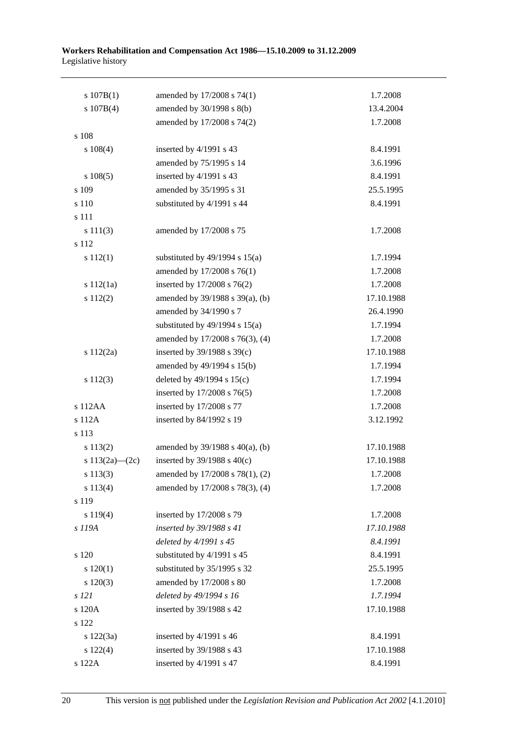| | | |
|---|---|---|
| s 107B(1) | amended by 17/2008 s 74(1) | 1.7.2008 |
| s 107B(4) | amended by 30/1998 s 8(b) | 13.4.2004 |
| | amended by 17/2008 s 74(2) | 1.7.2008 |
| s 108 | | |
| s 108(4) | inserted by 4/1991 s 43 | 8.4.1991 |
| | amended by 75/1995 s 14 | 3.6.1996 |
| s 108(5) | inserted by 4/1991 s 43 | 8.4.1991 |
| s 109 | amended by 35/1995 s 31 | 25.5.1995 |
| s 110 | substituted by 4/1991 s 44 | 8.4.1991 |
| s 111 | | |
| s 111(3) | amended by 17/2008 s 75 | 1.7.2008 |
| s 112 | | |
| s 112(1) | substituted by 49/1994 s 15(a) | 1.7.1994 |
| | amended by 17/2008 s 76(1) | 1.7.2008 |
| s 112(1a) | inserted by 17/2008 s 76(2) | 1.7.2008 |
| s 112(2) | amended by 39/1988 s 39(a), (b) | 17.10.1988 |
| | amended by 34/1990 s 7 | 26.4.1990 |
| | substituted by 49/1994 s 15(a) | 1.7.1994 |
| | amended by 17/2008 s 76(3), (4) | 1.7.2008 |
| s 112(2a) | inserted by 39/1988 s 39(c) | 17.10.1988 |
| | amended by 49/1994 s 15(b) | 1.7.1994 |
| s 112(3) | deleted by 49/1994 s 15(c) | 1.7.1994 |
| | inserted by 17/2008 s 76(5) | 1.7.2008 |
| s 112AA | inserted by 17/2008 s 77 | 1.7.2008 |
| s 112A | inserted by 84/1992 s 19 | 3.12.1992 |
| s 113 | | |
| s 113(2) | amended by 39/1988 s 40(a), (b) | 17.10.1988 |
| s 113(2a)—(2c) | inserted by 39/1988 s 40(c) | 17.10.1988 |
| s 113(3) | amended by 17/2008 s 78(1), (2) | 1.7.2008 |
| s 113(4) | amended by 17/2008 s 78(3), (4) | 1.7.2008 |
| s 119 | | |
| s 119(4) | inserted by 17/2008 s 79 | 1.7.2008 |
| *s 119A* | *inserted by 39/1988 s 41* | *17.10.1988* |
| | *deleted by 4/1991 s 45* | *8.4.1991* |
| s 120 | substituted by 4/1991 s 45 | 8.4.1991 |
| s 120(1) | substituted by 35/1995 s 32 | 25.5.1995 |
| s 120(3) | amended by 17/2008 s 80 | 1.7.2008 |
| *s 121* | *deleted by 49/1994 s 16* | *1.7.1994* |
| s 120A | inserted by 39/1988 s 42 | 17.10.1988 |
| s 122 | | |
| s 122(3a) | inserted by 4/1991 s 46 | 8.4.1991 |
| s 122(4) | inserted by 39/1988 s 43 | 17.10.1988 |
| s 122A | inserted by 4/1991 s 47 | 8.4.1991 |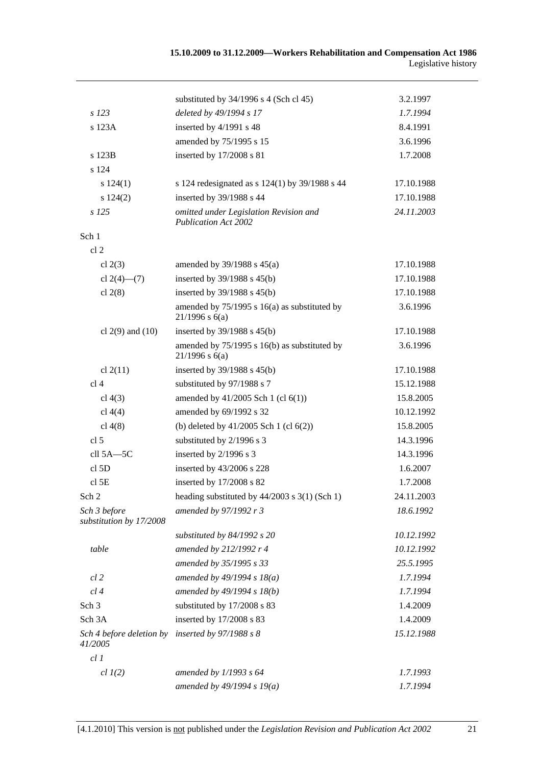| | | |
|---|---|---|
| | substituted by 34/1996 s 4 (Sch cl 45) | 3.2.1997 |
| *s 123* | *deleted by 49/1994 s 17* | *1.7.1994* |
| s 123A | inserted by 4/1991 s 48 | 8.4.1991 |
| | amended by 75/1995 s 15 | 3.6.1996 |
| s 123B | inserted by 17/2008 s 81 | 1.7.2008 |
| s 124 | | |
| s 124(1) | s 124 redesignated as s 124(1) by 39/1988 s 44 | 17.10.1988 |
| s 124(2) | inserted by 39/1988 s 44 | 17.10.1988 |
| *s 125* | *omitted under Legislation Revision and Publication Act 2002* | *24.11.2003* |
| Sch 1 | | |
| cl 2 | | |
| cl 2(3) | amended by 39/1988 s 45(a) | 17.10.1988 |
| cl 2(4)—(7) | inserted by 39/1988 s 45(b) | 17.10.1988 |
| cl 2(8) | inserted by 39/1988 s 45(b) | 17.10.1988 |
| | amended by 75/1995 s 16(a) as substituted by 21/1996 s 6(a) | 3.6.1996 |
| cl 2(9) and (10) | inserted by 39/1988 s 45(b) | 17.10.1988 |
| | amended by 75/1995 s 16(b) as substituted by 21/1996 s 6(a) | 3.6.1996 |
| cl 2(11) | inserted by 39/1988 s 45(b) | 17.10.1988 |
| cl 4 | substituted by 97/1988 s 7 | 15.12.1988 |
| cl 4(3) | amended by 41/2005 Sch 1 (cl 6(1)) | 15.8.2005 |
| cl 4(4) | amended by 69/1992 s 32 | 10.12.1992 |
| cl 4(8) | (b) deleted by 41/2005 Sch 1 (cl 6(2)) | 15.8.2005 |
| cl 5 | substituted by 2/1996 s 3 | 14.3.1996 |
| cll 5A—5C | inserted by 2/1996 s 3 | 14.3.1996 |
| cl 5D | inserted by 43/2006 s 228 | 1.6.2007 |
| cl 5E | inserted by 17/2008 s 82 | 1.7.2008 |
| Sch 2 | heading substituted by 44/2003 s 3(1) (Sch 1) | 24.11.2003 |
| *Sch 3 before substitution by 17/2008* | *amended by 97/1992 r 3* | *18.6.1992* |
| | *substituted by 84/1992 s 20* | *10.12.1992* |
| *table* | *amended by 212/1992 r 4* | *10.12.1992* |
| | *amended by 35/1995 s 33* | *25.5.1995* |
| *cl 2* | *amended by 49/1994 s 18(a)* | *1.7.1994* |
| *cl 4* | *amended by 49/1994 s 18(b)* | *1.7.1994* |
| Sch 3 | substituted by 17/2008 s 83 | 1.4.2009 |
| Sch 3A | inserted by 17/2008 s 83 | 1.4.2009 |
| *Sch 4 before deletion by 41/2005* | *inserted by 97/1988 s 8* | *15.12.1988* |
| *cl 1* | | |
| *cl 1(2)* | *amended by 1/1993 s 64* | *1.7.1993* |
| | *amended by 49/1994 s 19(a)* | *1.7.1994* |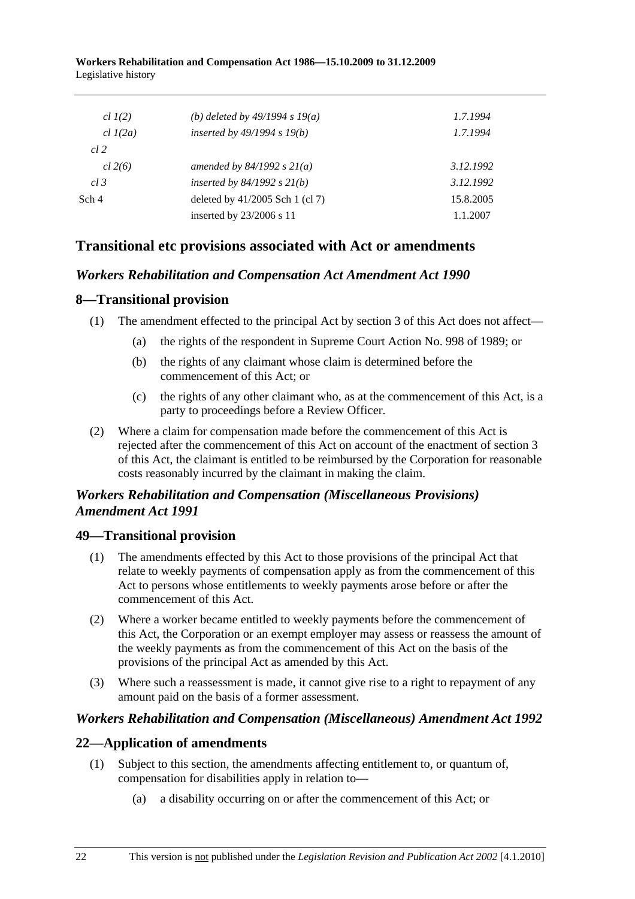| | | |
|---|---|---|
| *cl 1(2)* | *(b) deleted by 49/1994 s 19(a)* | *1.7.1994* |
| *cl 1(2a)* | *inserted by 49/1994 s 19(b)* | *1.7.1994* |
| *cl 2* | | |
| *cl 2(6)* | *amended by 84/1992 s 21(a)* | *3.12.1992* |
| *cl 3* | *inserted by 84/1992 s 21(b)* | *3.12.1992* |
| Sch 4 | deleted by 41/2005 Sch 1 (cl 7) | 15.8.2005 |
| | inserted by 23/2006 s 11 | 1.1.2007 |

## Transitional etc provisions associated with Act or amendments

### *Workers Rehabilitation and Compensation Act Amendment Act 1990*

### 8—Transitional provision

(1) The amendment effected to the principal Act by section 3 of this Act does not affect—

(a) the rights of the respondent in Supreme Court Action No. 998 of 1989; or

(b) the rights of any claimant whose claim is determined before the commencement of this Act; or

(c) the rights of any other claimant who, as at the commencement of this Act, is a party to proceedings before a Review Officer.

(2) Where a claim for compensation made before the commencement of this Act is rejected after the commencement of this Act on account of the enactment of section 3 of this Act, the claimant is entitled to be reimbursed by the Corporation for reasonable costs reasonably incurred by the claimant in making the claim.

### *Workers Rehabilitation and Compensation (Miscellaneous Provisions) Amendment Act 1991*

### 49—Transitional provision

(1) The amendments effected by this Act to those provisions of the principal Act that relate to weekly payments of compensation apply as from the commencement of this Act to persons whose entitlements to weekly payments arose before or after the commencement of this Act.

(2) Where a worker became entitled to weekly payments before the commencement of this Act, the Corporation or an exempt employer may assess or reassess the amount of the weekly payments as from the commencement of this Act on the basis of the provisions of the principal Act as amended by this Act.

(3) Where such a reassessment is made, it cannot give rise to a right to repayment of any amount paid on the basis of a former assessment.

### *Workers Rehabilitation and Compensation (Miscellaneous) Amendment Act 1992*

### 22—Application of amendments

(1) Subject to this section, the amendments affecting entitlement to, or quantum of, compensation for disabilities apply in relation to—

(a) a disability occurring on or after the commencement of this Act; or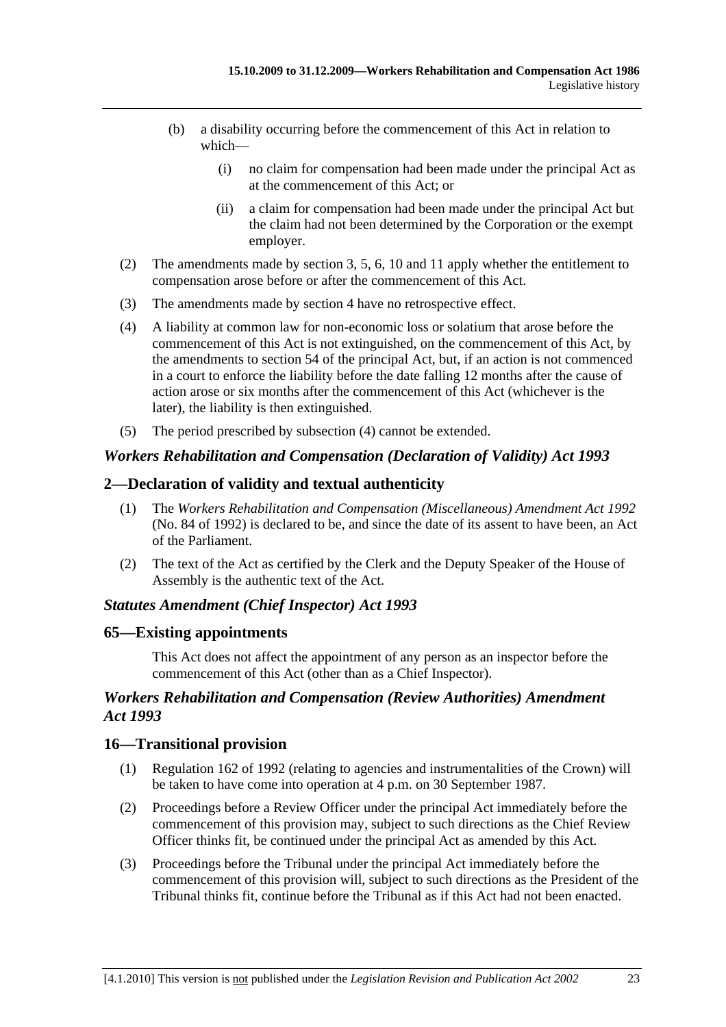(b) a disability occurring before the commencement of this Act in relation to which—

(i) no claim for compensation had been made under the principal Act as at the commencement of this Act; or

(ii) a claim for compensation had been made under the principal Act but the claim had not been determined by the Corporation or the exempt employer.

(2) The amendments made by section 3, 5, 6, 10 and 11 apply whether the entitlement to compensation arose before or after the commencement of this Act.

(3) The amendments made by section 4 have no retrospective effect.

(4) A liability at common law for non-economic loss or solatium that arose before the commencement of this Act is not extinguished, on the commencement of this Act, by the amendments to section 54 of the principal Act, but, if an action is not commenced in a court to enforce the liability before the date falling 12 months after the cause of action arose or six months after the commencement of this Act (whichever is the later), the liability is then extinguished.

(5) The period prescribed by subsection (4) cannot be extended.

## *Workers Rehabilitation and Compensation (Declaration of Validity) Act 1993*

### 2—Declaration of validity and textual authenticity

(1) The *Workers Rehabilitation and Compensation (Miscellaneous) Amendment Act 1992* (No. 84 of 1992) is declared to be, and since the date of its assent to have been, an Act of the Parliament.

(2) The text of the Act as certified by the Clerk and the Deputy Speaker of the House of Assembly is the authentic text of the Act.

## *Statutes Amendment (Chief Inspector) Act 1993*

### 65—Existing appointments

This Act does not affect the appointment of any person as an inspector before the commencement of this Act (other than as a Chief Inspector).

## *Workers Rehabilitation and Compensation (Review Authorities) Amendment Act 1993*

### 16—Transitional provision

(1) Regulation 162 of 1992 (relating to agencies and instrumentalities of the Crown) will be taken to have come into operation at 4 p.m. on 30 September 1987.

(2) Proceedings before a Review Officer under the principal Act immediately before the commencement of this provision may, subject to such directions as the Chief Review Officer thinks fit, be continued under the principal Act as amended by this Act.

(3) Proceedings before the Tribunal under the principal Act immediately before the commencement of this provision will, subject to such directions as the President of the Tribunal thinks fit, continue before the Tribunal as if this Act had not been enacted.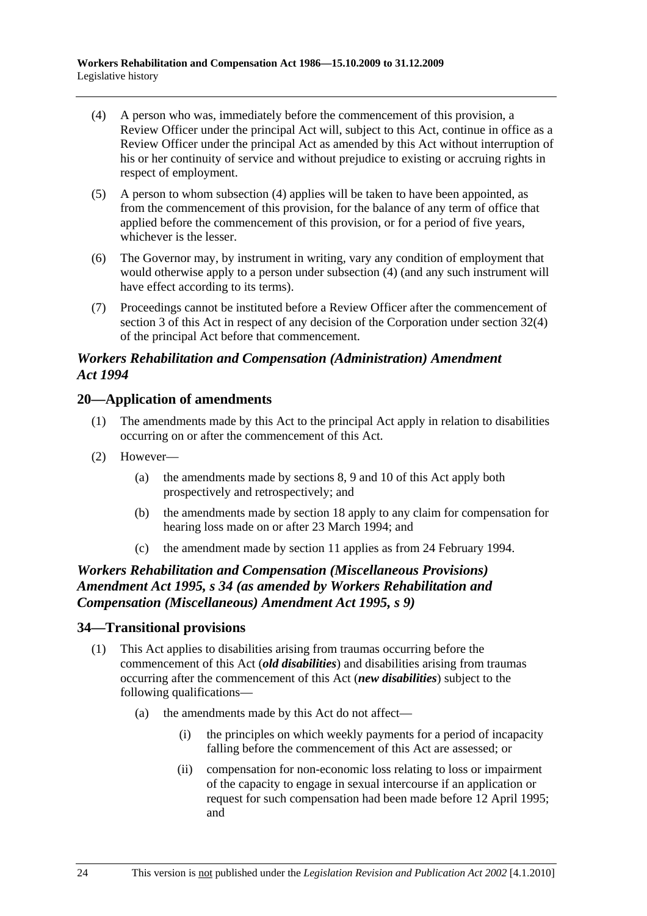(4) A person who was, immediately before the commencement of this provision, a Review Officer under the principal Act will, subject to this Act, continue in office as a Review Officer under the principal Act as amended by this Act without interruption of his or her continuity of service and without prejudice to existing or accruing rights in respect of employment.

(5) A person to whom subsection (4) applies will be taken to have been appointed, as from the commencement of this provision, for the balance of any term of office that applied before the commencement of this provision, or for a period of five years, whichever is the lesser.

(6) The Governor may, by instrument in writing, vary any condition of employment that would otherwise apply to a person under subsection (4) (and any such instrument will have effect according to its terms).

(7) Proceedings cannot be instituted before a Review Officer after the commencement of section 3 of this Act in respect of any decision of the Corporation under section 32(4) of the principal Act before that commencement.

### *Workers Rehabilitation and Compensation (Administration) Amendment Act 1994*

## 20—Application of amendments

(1) The amendments made by this Act to the principal Act apply in relation to disabilities occurring on or after the commencement of this Act.

(2) However—

- (a) the amendments made by sections 8, 9 and 10 of this Act apply both prospectively and retrospectively; and
- (b) the amendments made by section 18 apply to any claim for compensation for hearing loss made on or after 23 March 1994; and
- (c) the amendment made by section 11 applies as from 24 February 1994.

### *Workers Rehabilitation and Compensation (Miscellaneous Provisions) Amendment Act 1995, s 34 (as amended by Workers Rehabilitation and Compensation (Miscellaneous) Amendment Act 1995, s 9)*

## 34—Transitional provisions

(1) This Act applies to disabilities arising from traumas occurring before the commencement of this Act (***old disabilities***) and disabilities arising from traumas occurring after the commencement of this Act (***new disabilities***) subject to the following qualifications—

- (a) the amendments made by this Act do not affect—
  - (i) the principles on which weekly payments for a period of incapacity falling before the commencement of this Act are assessed; or
  - (ii) compensation for non-economic loss relating to loss or impairment of the capacity to engage in sexual intercourse if an application or request for such compensation had been made before 12 April 1995; and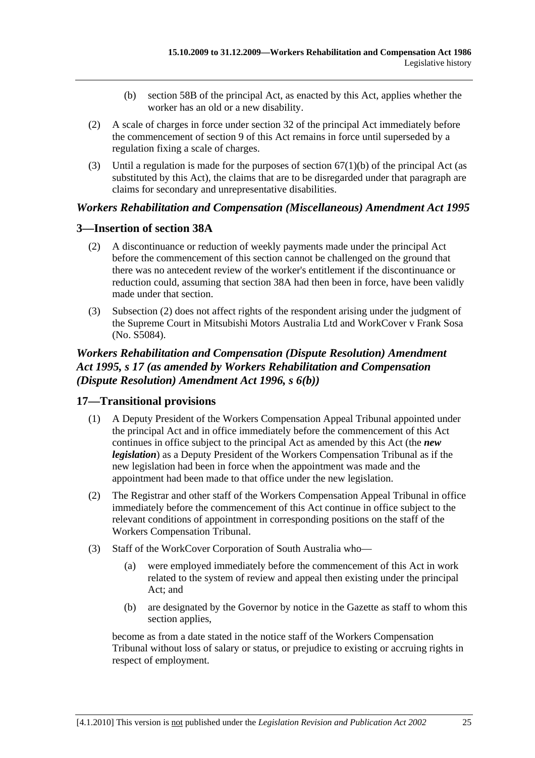(b) section 58B of the principal Act, as enacted by this Act, applies whether the worker has an old or a new disability.

(2) A scale of charges in force under section 32 of the principal Act immediately before the commencement of section 9 of this Act remains in force until superseded by a regulation fixing a scale of charges.

(3) Until a regulation is made for the purposes of section 67(1)(b) of the principal Act (as substituted by this Act), the claims that are to be disregarded under that paragraph are claims for secondary and unrepresentative disabilities.

### *Workers Rehabilitation and Compensation (Miscellaneous) Amendment Act 1995*

## 3—Insertion of section 38A

(2) A discontinuance or reduction of weekly payments made under the principal Act before the commencement of this section cannot be challenged on the ground that there was no antecedent review of the worker's entitlement if the discontinuance or reduction could, assuming that section 38A had then been in force, have been validly made under that section.

(3) Subsection (2) does not affect rights of the respondent arising under the judgment of the Supreme Court in Mitsubishi Motors Australia Ltd and WorkCover v Frank Sosa (No. S5084).

### *Workers Rehabilitation and Compensation (Dispute Resolution) Amendment Act 1995, s 17 (as amended by Workers Rehabilitation and Compensation (Dispute Resolution) Amendment Act 1996, s 6(b))*

## 17—Transitional provisions

(1) A Deputy President of the Workers Compensation Appeal Tribunal appointed under the principal Act and in office immediately before the commencement of this Act continues in office subject to the principal Act as amended by this Act (the ***new legislation***) as a Deputy President of the Workers Compensation Tribunal as if the new legislation had been in force when the appointment was made and the appointment had been made to that office under the new legislation.

(2) The Registrar and other staff of the Workers Compensation Appeal Tribunal in office immediately before the commencement of this Act continue in office subject to the relevant conditions of appointment in corresponding positions on the staff of the Workers Compensation Tribunal.

(3) Staff of the WorkCover Corporation of South Australia who—

(a) were employed immediately before the commencement of this Act in work related to the system of review and appeal then existing under the principal Act; and

(b) are designated by the Governor by notice in the Gazette as staff to whom this section applies,

become as from a date stated in the notice staff of the Workers Compensation Tribunal without loss of salary or status, or prejudice to existing or accruing rights in respect of employment.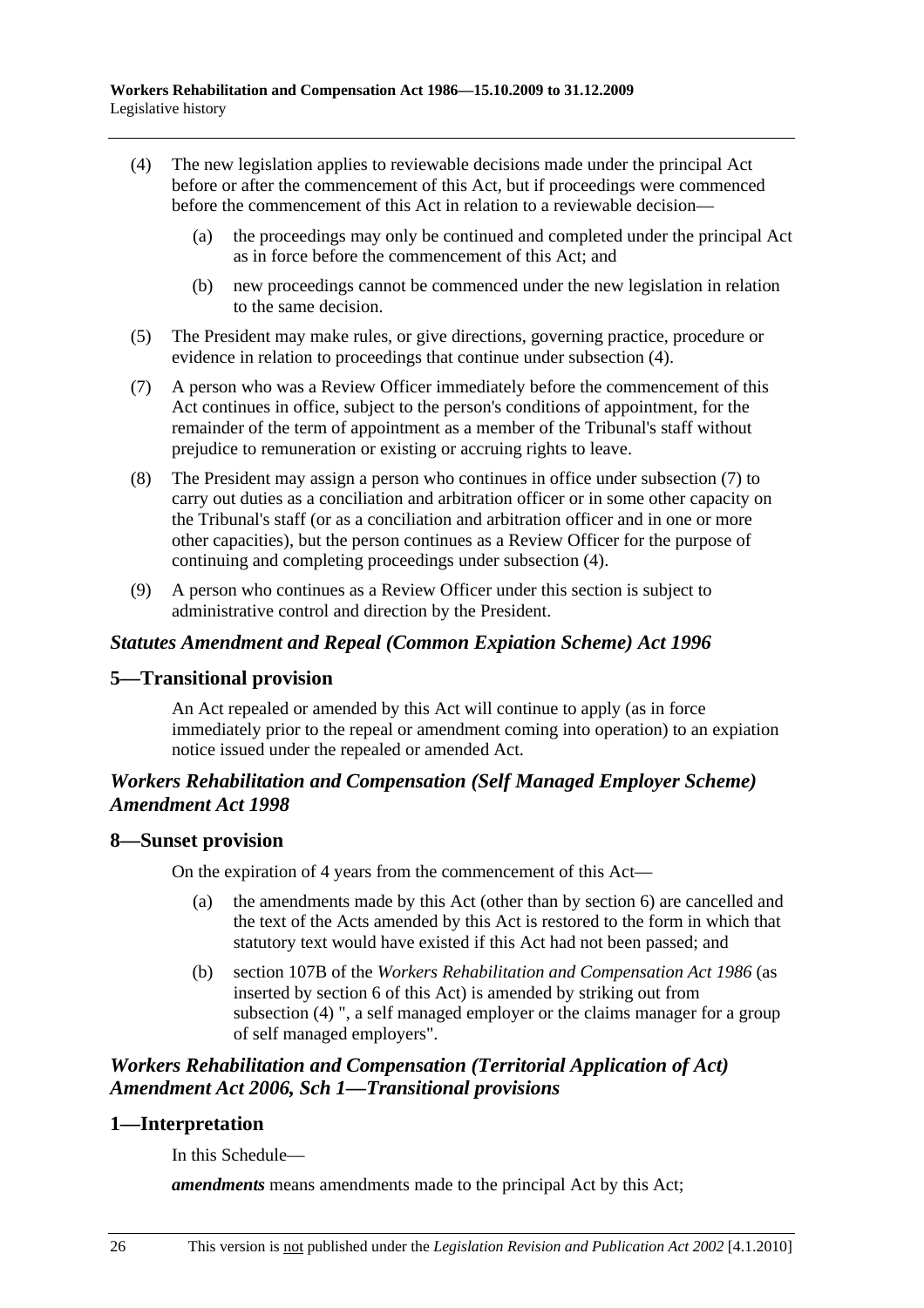(4) The new legislation applies to reviewable decisions made under the principal Act before or after the commencement of this Act, but if proceedings were commenced before the commencement of this Act in relation to a reviewable decision—

(a) the proceedings may only be continued and completed under the principal Act as in force before the commencement of this Act; and

(b) new proceedings cannot be commenced under the new legislation in relation to the same decision.

(5) The President may make rules, or give directions, governing practice, procedure or evidence in relation to proceedings that continue under subsection (4).

(7) A person who was a Review Officer immediately before the commencement of this Act continues in office, subject to the person's conditions of appointment, for the remainder of the term of appointment as a member of the Tribunal's staff without prejudice to remuneration or existing or accruing rights to leave.

(8) The President may assign a person who continues in office under subsection (7) to carry out duties as a conciliation and arbitration officer or in some other capacity on the Tribunal's staff (or as a conciliation and arbitration officer and in one or more other capacities), but the person continues as a Review Officer for the purpose of continuing and completing proceedings under subsection (4).

(9) A person who continues as a Review Officer under this section is subject to administrative control and direction by the President.

### *Statutes Amendment and Repeal (Common Expiation Scheme) Act 1996*

## 5—Transitional provision

An Act repealed or amended by this Act will continue to apply (as in force immediately prior to the repeal or amendment coming into operation) to an expiation notice issued under the repealed or amended Act.

### *Workers Rehabilitation and Compensation (Self Managed Employer Scheme) Amendment Act 1998*

## 8—Sunset provision

On the expiration of 4 years from the commencement of this Act—

(a) the amendments made by this Act (other than by section 6) are cancelled and the text of the Acts amended by this Act is restored to the form in which that statutory text would have existed if this Act had not been passed; and

(b) section 107B of the *Workers Rehabilitation and Compensation Act 1986* (as inserted by section 6 of this Act) is amended by striking out from subsection (4) ", a self managed employer or the claims manager for a group of self managed employers".

### *Workers Rehabilitation and Compensation (Territorial Application of Act) Amendment Act 2006, Sch 1—Transitional provisions*

## 1—Interpretation

In this Schedule—

***amendments*** means amendments made to the principal Act by this Act;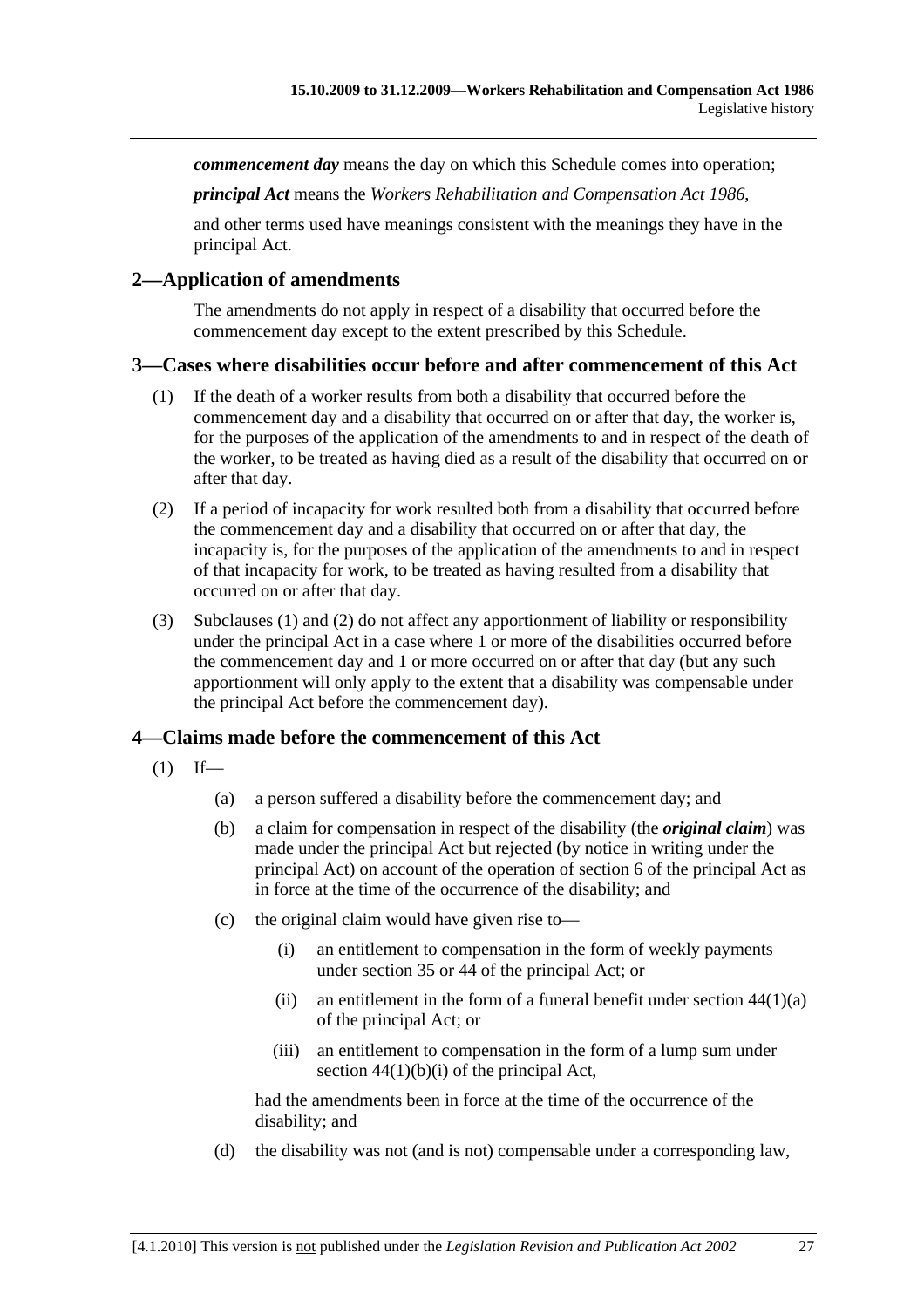***commencement day*** means the day on which this Schedule comes into operation;

***principal Act*** means the *Workers Rehabilitation and Compensation Act 1986*,

and other terms used have meanings consistent with the meanings they have in the principal Act.

## 2—Application of amendments

The amendments do not apply in respect of a disability that occurred before the commencement day except to the extent prescribed by this Schedule.

## 3—Cases where disabilities occur before and after commencement of this Act

(1) If the death of a worker results from both a disability that occurred before the commencement day and a disability that occurred on or after that day, the worker is, for the purposes of the application of the amendments to and in respect of the death of the worker, to be treated as having died as a result of the disability that occurred on or after that day.

(2) If a period of incapacity for work resulted both from a disability that occurred before the commencement day and a disability that occurred on or after that day, the incapacity is, for the purposes of the application of the amendments to and in respect of that incapacity for work, to be treated as having resulted from a disability that occurred on or after that day.

(3) Subclauses (1) and (2) do not affect any apportionment of liability or responsibility under the principal Act in a case where 1 or more of the disabilities occurred before the commencement day and 1 or more occurred on or after that day (but any such apportionment will only apply to the extent that a disability was compensable under the principal Act before the commencement day).

## 4—Claims made before the commencement of this Act

(1) If—

(a) a person suffered a disability before the commencement day; and

(b) a claim for compensation in respect of the disability (the ***original claim***) was made under the principal Act but rejected (by notice in writing under the principal Act) on account of the operation of section 6 of the principal Act as in force at the time of the occurrence of the disability; and

(c) the original claim would have given rise to—

(i) an entitlement to compensation in the form of weekly payments under section 35 or 44 of the principal Act; or

(ii) an entitlement in the form of a funeral benefit under section 44(1)(a) of the principal Act; or

(iii) an entitlement to compensation in the form of a lump sum under section 44(1)(b)(i) of the principal Act,

had the amendments been in force at the time of the occurrence of the disability; and

(d) the disability was not (and is not) compensable under a corresponding law,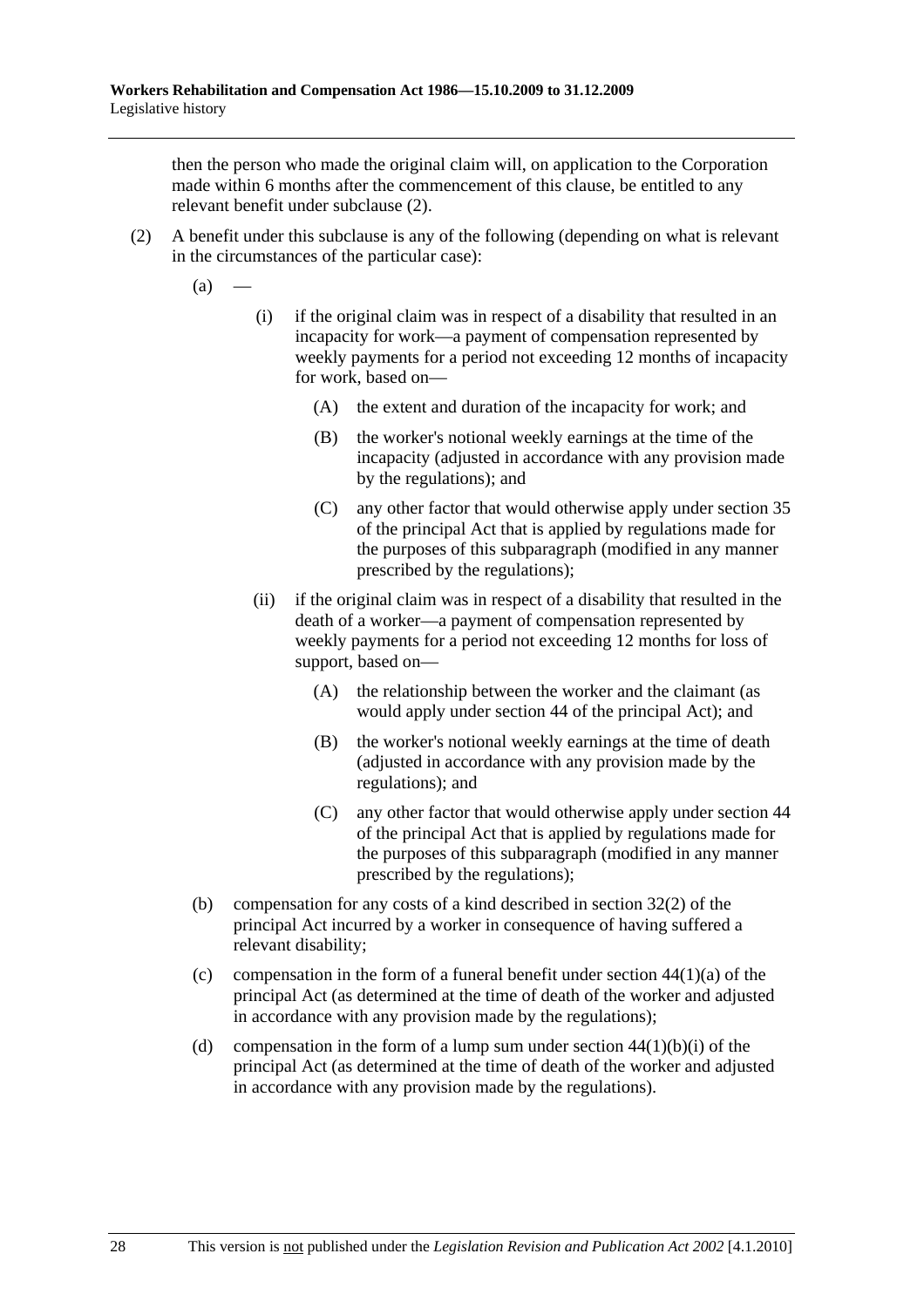then the person who made the original claim will, on application to the Corporation made within 6 months after the commencement of this clause, be entitled to any relevant benefit under subclause (2).

(2) A benefit under this subclause is any of the following (depending on what is relevant in the circumstances of the particular case):

- (a) —
  - (i) if the original claim was in respect of a disability that resulted in an incapacity for work—a payment of compensation represented by weekly payments for a period not exceeding 12 months of incapacity for work, based on—
    - (A) the extent and duration of the incapacity for work; and
    - (B) the worker's notional weekly earnings at the time of the incapacity (adjusted in accordance with any provision made by the regulations); and
    - (C) any other factor that would otherwise apply under section 35 of the principal Act that is applied by regulations made for the purposes of this subparagraph (modified in any manner prescribed by the regulations);
  - (ii) if the original claim was in respect of a disability that resulted in the death of a worker—a payment of compensation represented by weekly payments for a period not exceeding 12 months for loss of support, based on—
    - (A) the relationship between the worker and the claimant (as would apply under section 44 of the principal Act); and
    - (B) the worker's notional weekly earnings at the time of death (adjusted in accordance with any provision made by the regulations); and
    - (C) any other factor that would otherwise apply under section 44 of the principal Act that is applied by regulations made for the purposes of this subparagraph (modified in any manner prescribed by the regulations);
- (b) compensation for any costs of a kind described in section 32(2) of the principal Act incurred by a worker in consequence of having suffered a relevant disability;
- (c) compensation in the form of a funeral benefit under section 44(1)(a) of the principal Act (as determined at the time of death of the worker and adjusted in accordance with any provision made by the regulations);
- (d) compensation in the form of a lump sum under section 44(1)(b)(i) of the principal Act (as determined at the time of death of the worker and adjusted in accordance with any provision made by the regulations).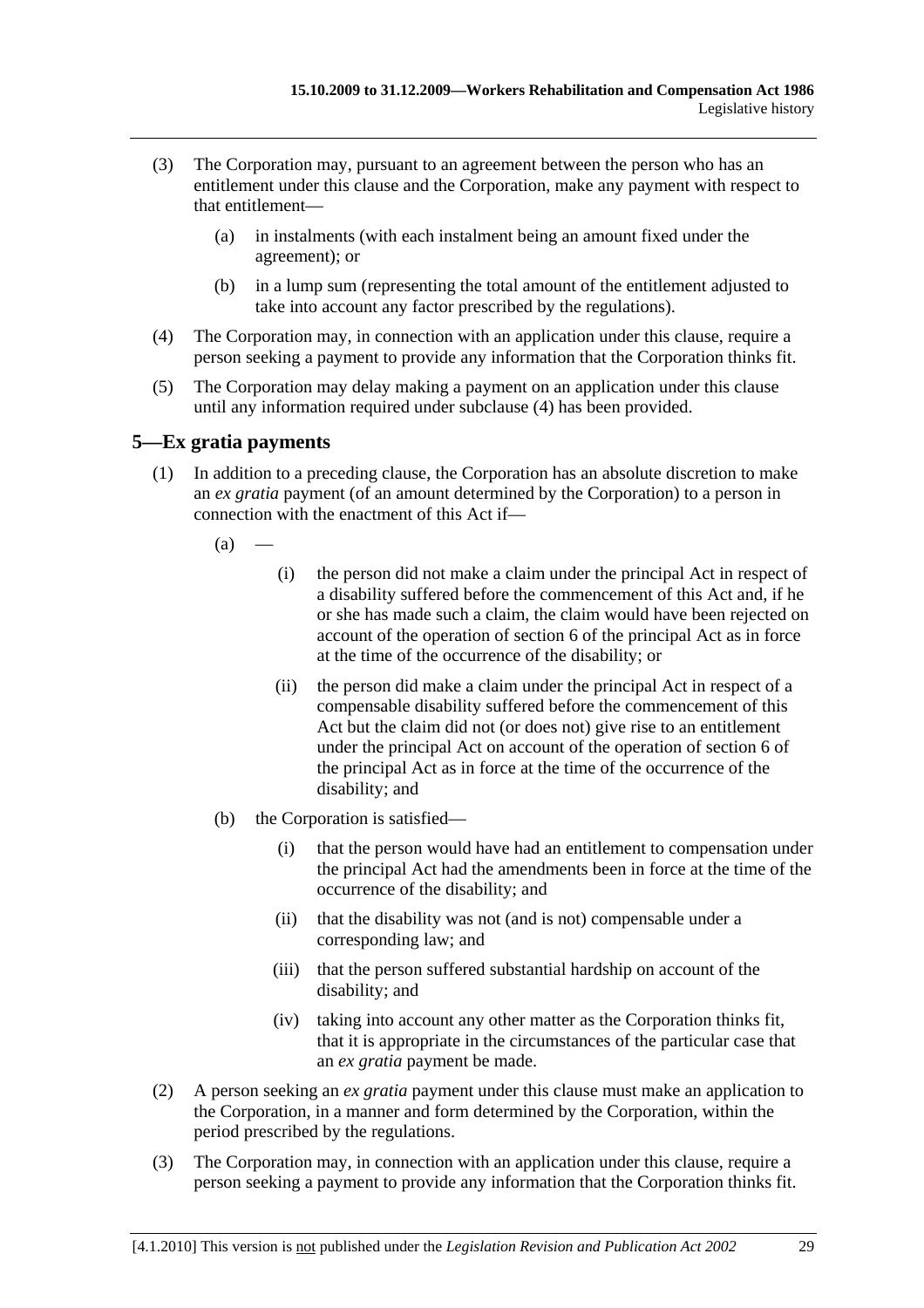(3) The Corporation may, pursuant to an agreement between the person who has an entitlement under this clause and the Corporation, make any payment with respect to that entitlement—

(a) in instalments (with each instalment being an amount fixed under the agreement); or

(b) in a lump sum (representing the total amount of the entitlement adjusted to take into account any factor prescribed by the regulations).

(4) The Corporation may, in connection with an application under this clause, require a person seeking a payment to provide any information that the Corporation thinks fit.

(5) The Corporation may delay making a payment on an application under this clause until any information required under subclause (4) has been provided.

## 5—Ex gratia payments

(1) In addition to a preceding clause, the Corporation has an absolute discretion to make an *ex gratia* payment (of an amount determined by the Corporation) to a person in connection with the enactment of this Act if—

(a) —

(i) the person did not make a claim under the principal Act in respect of a disability suffered before the commencement of this Act and, if he or she has made such a claim, the claim would have been rejected on account of the operation of section 6 of the principal Act as in force at the time of the occurrence of the disability; or

(ii) the person did make a claim under the principal Act in respect of a compensable disability suffered before the commencement of this Act but the claim did not (or does not) give rise to an entitlement under the principal Act on account of the operation of section 6 of the principal Act as in force at the time of the occurrence of the disability; and

(b) the Corporation is satisfied—

(i) that the person would have had an entitlement to compensation under the principal Act had the amendments been in force at the time of the occurrence of the disability; and

(ii) that the disability was not (and is not) compensable under a corresponding law; and

(iii) that the person suffered substantial hardship on account of the disability; and

(iv) taking into account any other matter as the Corporation thinks fit, that it is appropriate in the circumstances of the particular case that an *ex gratia* payment be made.

(2) A person seeking an *ex gratia* payment under this clause must make an application to the Corporation, in a manner and form determined by the Corporation, within the period prescribed by the regulations.

(3) The Corporation may, in connection with an application under this clause, require a person seeking a payment to provide any information that the Corporation thinks fit.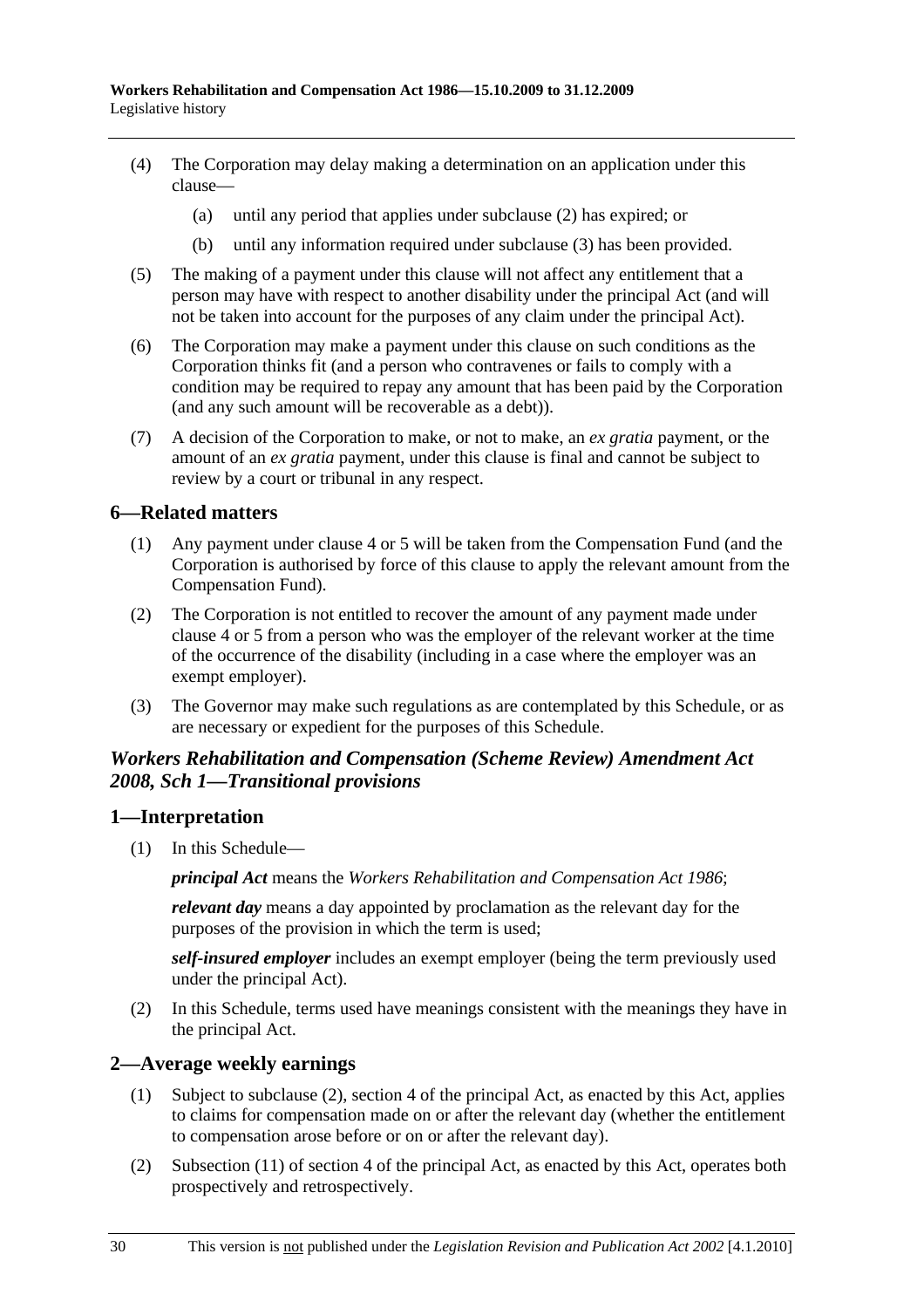(4) The Corporation may delay making a determination on an application under this clause—

(a) until any period that applies under subclause (2) has expired; or

(b) until any information required under subclause (3) has been provided.

(5) The making of a payment under this clause will not affect any entitlement that a person may have with respect to another disability under the principal Act (and will not be taken into account for the purposes of any claim under the principal Act).

(6) The Corporation may make a payment under this clause on such conditions as the Corporation thinks fit (and a person who contravenes or fails to comply with a condition may be required to repay any amount that has been paid by the Corporation (and any such amount will be recoverable as a debt)).

(7) A decision of the Corporation to make, or not to make, an *ex gratia* payment, or the amount of an *ex gratia* payment, under this clause is final and cannot be subject to review by a court or tribunal in any respect.

## 6—Related matters

(1) Any payment under clause 4 or 5 will be taken from the Compensation Fund (and the Corporation is authorised by force of this clause to apply the relevant amount from the Compensation Fund).

(2) The Corporation is not entitled to recover the amount of any payment made under clause 4 or 5 from a person who was the employer of the relevant worker at the time of the occurrence of the disability (including in a case where the employer was an exempt employer).

(3) The Governor may make such regulations as are contemplated by this Schedule, or as are necessary or expedient for the purposes of this Schedule.

## *Workers Rehabilitation and Compensation (Scheme Review) Amendment Act 2008, Sch 1—Transitional provisions*

## 1—Interpretation

(1) In this Schedule—

***principal Act*** means the *Workers Rehabilitation and Compensation Act 1986*;

***relevant day*** means a day appointed by proclamation as the relevant day for the purposes of the provision in which the term is used;

***self-insured employer*** includes an exempt employer (being the term previously used under the principal Act).

(2) In this Schedule, terms used have meanings consistent with the meanings they have in the principal Act.

## 2—Average weekly earnings

(1) Subject to subclause (2), section 4 of the principal Act, as enacted by this Act, applies to claims for compensation made on or after the relevant day (whether the entitlement to compensation arose before or on or after the relevant day).

(2) Subsection (11) of section 4 of the principal Act, as enacted by this Act, operates both prospectively and retrospectively.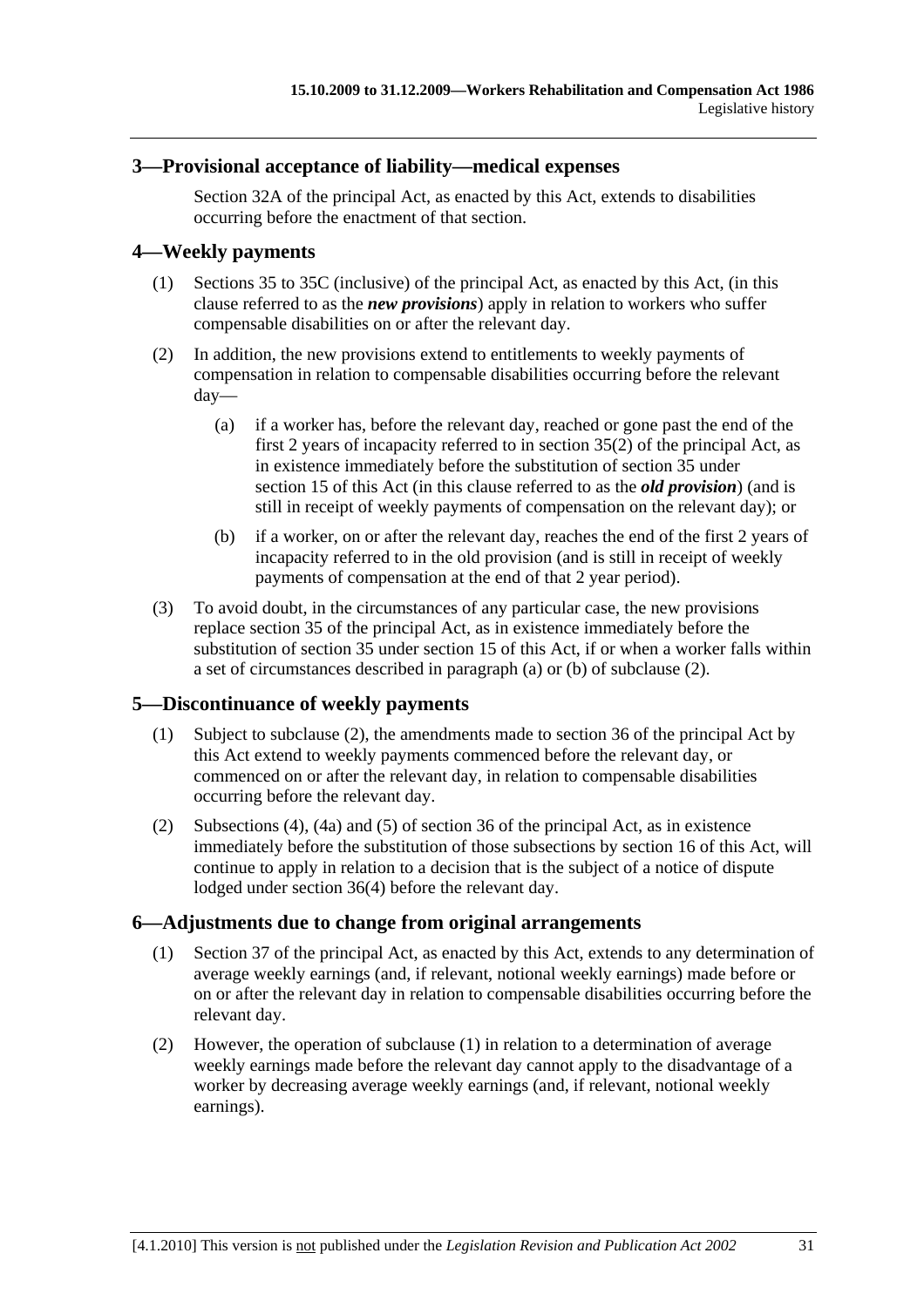## 3—Provisional acceptance of liability—medical expenses

Section 32A of the principal Act, as enacted by this Act, extends to disabilities occurring before the enactment of that section.

## 4—Weekly payments

(1) Sections 35 to 35C (inclusive) of the principal Act, as enacted by this Act, (in this clause referred to as the ***new provisions***) apply in relation to workers who suffer compensable disabilities on or after the relevant day.

(2) In addition, the new provisions extend to entitlements to weekly payments of compensation in relation to compensable disabilities occurring before the relevant day—

(a) if a worker has, before the relevant day, reached or gone past the end of the first 2 years of incapacity referred to in section 35(2) of the principal Act, as in existence immediately before the substitution of section 35 under section 15 of this Act (in this clause referred to as the ***old provision***) (and is still in receipt of weekly payments of compensation on the relevant day); or

(b) if a worker, on or after the relevant day, reaches the end of the first 2 years of incapacity referred to in the old provision (and is still in receipt of weekly payments of compensation at the end of that 2 year period).

(3) To avoid doubt, in the circumstances of any particular case, the new provisions replace section 35 of the principal Act, as in existence immediately before the substitution of section 35 under section 15 of this Act, if or when a worker falls within a set of circumstances described in paragraph (a) or (b) of subclause (2).

## 5—Discontinuance of weekly payments

(1) Subject to subclause (2), the amendments made to section 36 of the principal Act by this Act extend to weekly payments commenced before the relevant day, or commenced on or after the relevant day, in relation to compensable disabilities occurring before the relevant day.

(2) Subsections (4), (4a) and (5) of section 36 of the principal Act, as in existence immediately before the substitution of those subsections by section 16 of this Act, will continue to apply in relation to a decision that is the subject of a notice of dispute lodged under section 36(4) before the relevant day.

## 6—Adjustments due to change from original arrangements

(1) Section 37 of the principal Act, as enacted by this Act, extends to any determination of average weekly earnings (and, if relevant, notional weekly earnings) made before or on or after the relevant day in relation to compensable disabilities occurring before the relevant day.

(2) However, the operation of subclause (1) in relation to a determination of average weekly earnings made before the relevant day cannot apply to the disadvantage of a worker by decreasing average weekly earnings (and, if relevant, notional weekly earnings).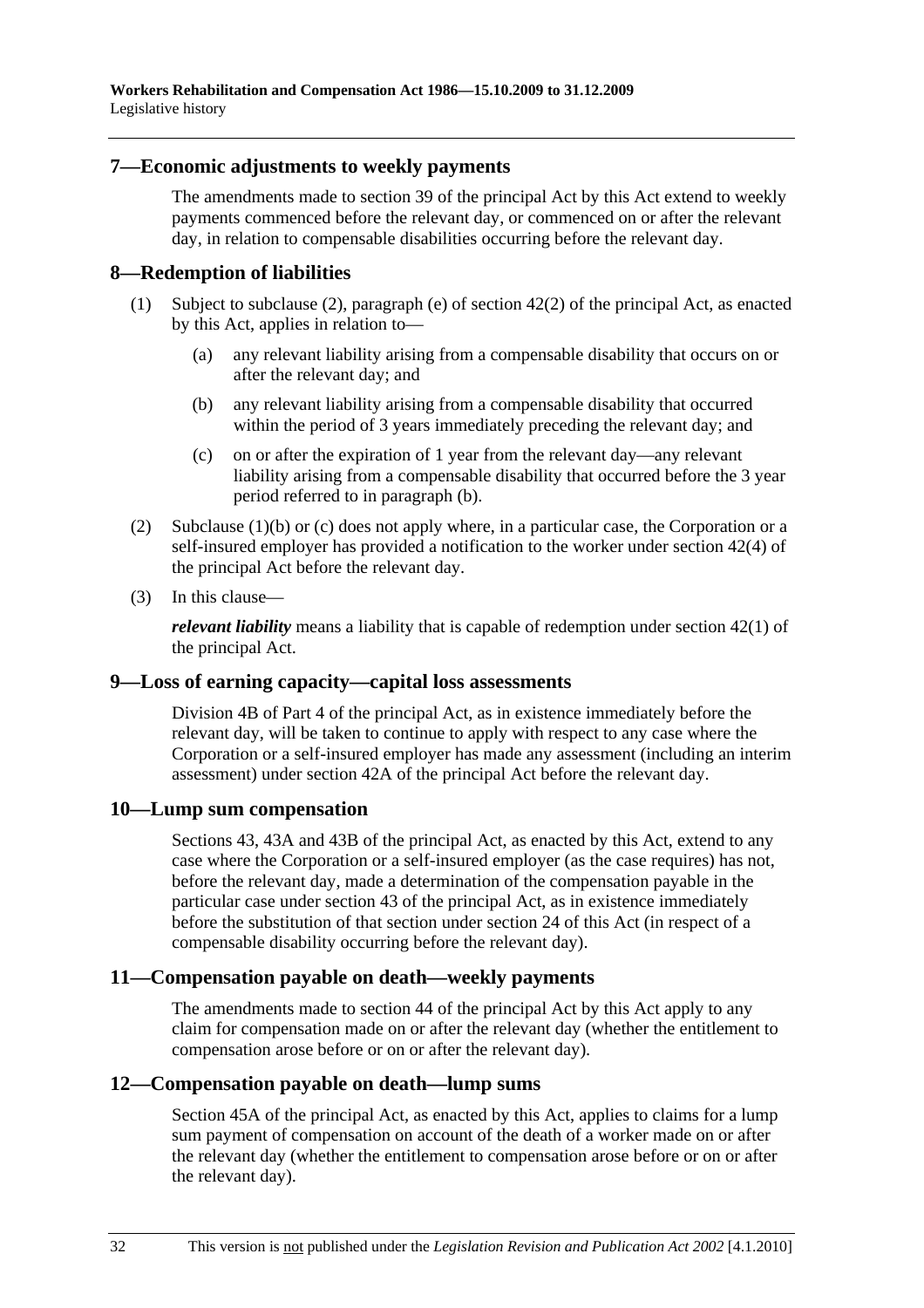## 7—Economic adjustments to weekly payments

The amendments made to section 39 of the principal Act by this Act extend to weekly payments commenced before the relevant day, or commenced on or after the relevant day, in relation to compensable disabilities occurring before the relevant day.

## 8—Redemption of liabilities

(1) Subject to subclause (2), paragraph (e) of section 42(2) of the principal Act, as enacted by this Act, applies in relation to—

(a) any relevant liability arising from a compensable disability that occurs on or after the relevant day; and

(b) any relevant liability arising from a compensable disability that occurred within the period of 3 years immediately preceding the relevant day; and

(c) on or after the expiration of 1 year from the relevant day—any relevant liability arising from a compensable disability that occurred before the 3 year period referred to in paragraph (b).

(2) Subclause (1)(b) or (c) does not apply where, in a particular case, the Corporation or a self-insured employer has provided a notification to the worker under section 42(4) of the principal Act before the relevant day.

(3) In this clause—

***relevant liability*** means a liability that is capable of redemption under section 42(1) of the principal Act.

## 9—Loss of earning capacity—capital loss assessments

Division 4B of Part 4 of the principal Act, as in existence immediately before the relevant day, will be taken to continue to apply with respect to any case where the Corporation or a self-insured employer has made any assessment (including an interim assessment) under section 42A of the principal Act before the relevant day.

## 10—Lump sum compensation

Sections 43, 43A and 43B of the principal Act, as enacted by this Act, extend to any case where the Corporation or a self-insured employer (as the case requires) has not, before the relevant day, made a determination of the compensation payable in the particular case under section 43 of the principal Act, as in existence immediately before the substitution of that section under section 24 of this Act (in respect of a compensable disability occurring before the relevant day).

## 11—Compensation payable on death—weekly payments

The amendments made to section 44 of the principal Act by this Act apply to any claim for compensation made on or after the relevant day (whether the entitlement to compensation arose before or on or after the relevant day).

## 12—Compensation payable on death—lump sums

Section 45A of the principal Act, as enacted by this Act, applies to claims for a lump sum payment of compensation on account of the death of a worker made on or after the relevant day (whether the entitlement to compensation arose before or on or after the relevant day).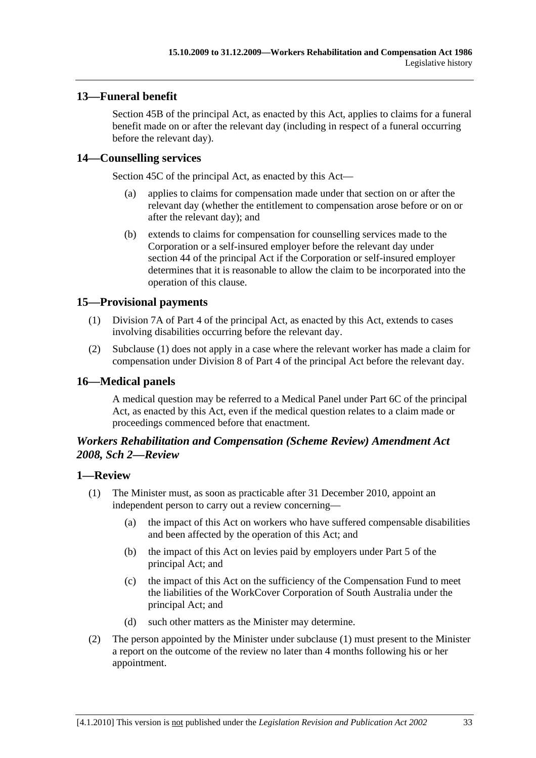## 13—Funeral benefit

Section 45B of the principal Act, as enacted by this Act, applies to claims for a funeral benefit made on or after the relevant day (including in respect of a funeral occurring before the relevant day).

## 14—Counselling services

Section 45C of the principal Act, as enacted by this Act—

- (a) applies to claims for compensation made under that section on or after the relevant day (whether the entitlement to compensation arose before or on or after the relevant day); and
- (b) extends to claims for compensation for counselling services made to the Corporation or a self-insured employer before the relevant day under section 44 of the principal Act if the Corporation or self-insured employer determines that it is reasonable to allow the claim to be incorporated into the operation of this clause.

## 15—Provisional payments

(1) Division 7A of Part 4 of the principal Act, as enacted by this Act, extends to cases involving disabilities occurring before the relevant day.

(2) Subclause (1) does not apply in a case where the relevant worker has made a claim for compensation under Division 8 of Part 4 of the principal Act before the relevant day.

## 16—Medical panels

A medical question may be referred to a Medical Panel under Part 6C of the principal Act, as enacted by this Act, even if the medical question relates to a claim made or proceedings commenced before that enactment.

### *Workers Rehabilitation and Compensation (Scheme Review) Amendment Act 2008, Sch 2—Review*

## 1—Review

(1) The Minister must, as soon as practicable after 31 December 2010, appoint an independent person to carry out a review concerning—

- (a) the impact of this Act on workers who have suffered compensable disabilities and been affected by the operation of this Act; and
- (b) the impact of this Act on levies paid by employers under Part 5 of the principal Act; and
- (c) the impact of this Act on the sufficiency of the Compensation Fund to meet the liabilities of the WorkCover Corporation of South Australia under the principal Act; and
- (d) such other matters as the Minister may determine.

(2) The person appointed by the Minister under subclause (1) must present to the Minister a report on the outcome of the review no later than 4 months following his or her appointment.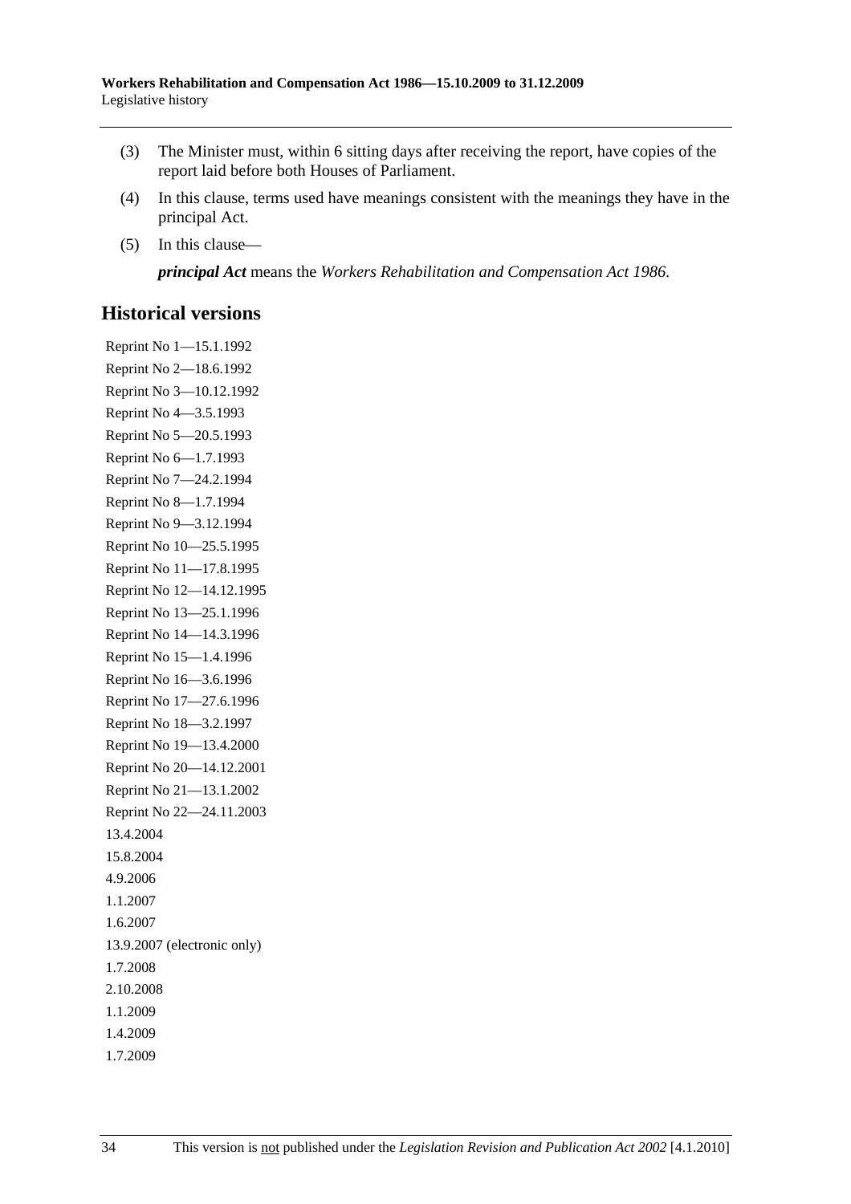(3) The Minister must, within 6 sitting days after receiving the report, have copies of the report laid before both Houses of Parliament.

(4) In this clause, terms used have meanings consistent with the meanings they have in the principal Act.

(5) In this clause—

***principal Act*** means the *Workers Rehabilitation and Compensation Act 1986*.

## Historical versions

Reprint No 1—15.1.1992
Reprint No 2—18.6.1992
Reprint No 3—10.12.1992
Reprint No 4—3.5.1993
Reprint No 5—20.5.1993
Reprint No 6—1.7.1993
Reprint No 7—24.2.1994
Reprint No 8—1.7.1994
Reprint No 9—3.12.1994
Reprint No 10—25.5.1995
Reprint No 11—17.8.1995
Reprint No 12—14.12.1995
Reprint No 13—25.1.1996
Reprint No 14—14.3.1996
Reprint No 15—1.4.1996
Reprint No 16—3.6.1996
Reprint No 17—27.6.1996
Reprint No 18—3.2.1997
Reprint No 19—13.4.2000
Reprint No 20—14.12.2001
Reprint No 21—13.1.2002
Reprint No 22—24.11.2003
13.4.2004
15.8.2004
4.9.2006
1.1.2007
1.6.2007
13.9.2007 (electronic only)
1.7.2008
2.10.2008
1.1.2009
1.4.2009
1.7.2009